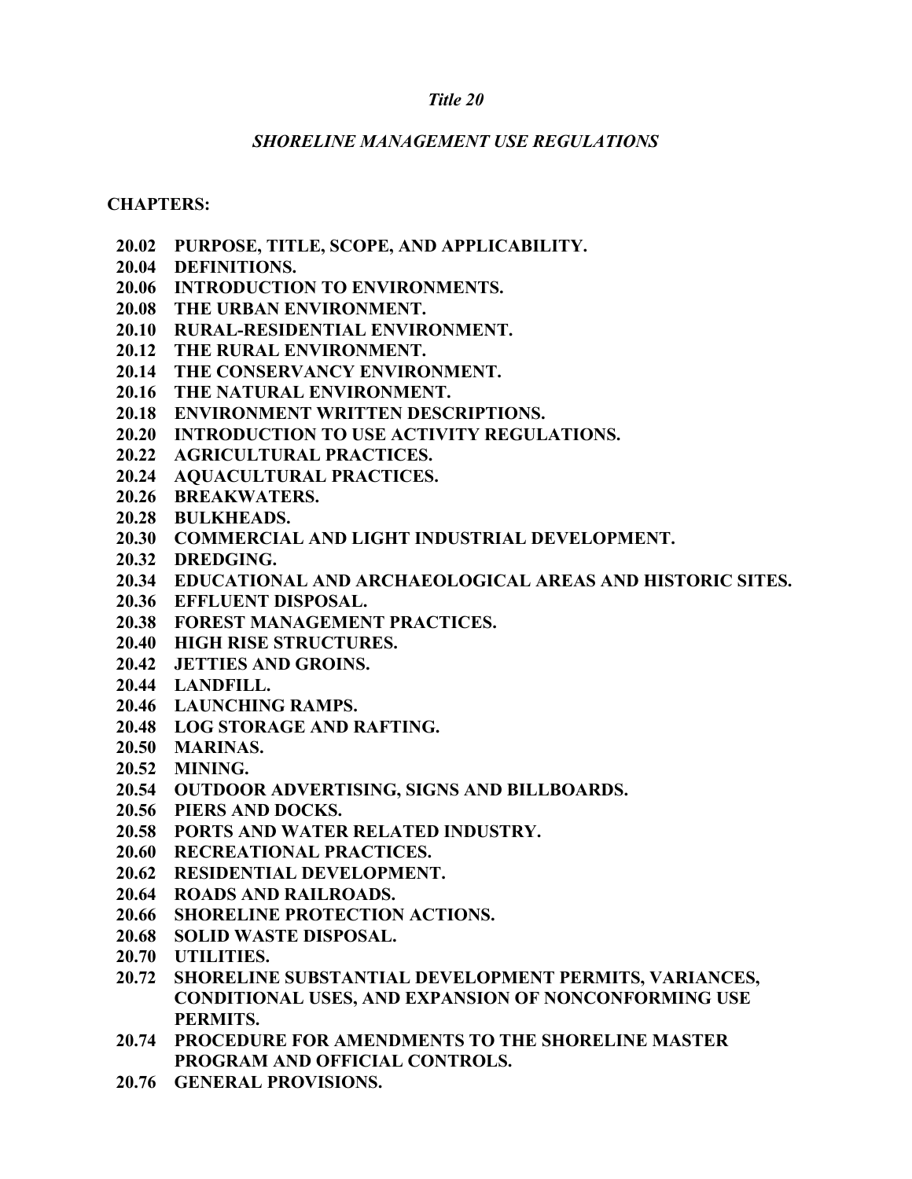# *Title 20*

## *SHORELINE MANAGEMENT USE REGULATIONS*

**CHAPTERS:**

**20.02 PURPOSE, TITLE, SCOPE, AND APPLICABILITY.**
**20.04 DEFINITIONS.**
**20.06 INTRODUCTION TO ENVIRONMENTS.**
**20.08 THE URBAN ENVIRONMENT.**
**20.10 RURAL-RESIDENTIAL ENVIRONMENT.**
**20.12 THE RURAL ENVIRONMENT.**
**20.14 THE CONSERVANCY ENVIRONMENT.**
**20.16 THE NATURAL ENVIRONMENT.**
**20.18 ENVIRONMENT WRITTEN DESCRIPTIONS.**
**20.20 INTRODUCTION TO USE ACTIVITY REGULATIONS.**
**20.22 AGRICULTURAL PRACTICES.**
**20.24 AQUACULTURAL PRACTICES.**
**20.26 BREAKWATERS.**
**20.28 BULKHEADS.**
**20.30 COMMERCIAL AND LIGHT INDUSTRIAL DEVELOPMENT.**
**20.32 DREDGING.**
**20.34 EDUCATIONAL AND ARCHAEOLOGICAL AREAS AND HISTORIC SITES.**
**20.36 EFFLUENT DISPOSAL.**
**20.38 FOREST MANAGEMENT PRACTICES.**
**20.40 HIGH RISE STRUCTURES.**
**20.42 JETTIES AND GROINS.**
**20.44 LANDFILL.**
**20.46 LAUNCHING RAMPS.**
**20.48 LOG STORAGE AND RAFTING.**
**20.50 MARINAS.**
**20.52 MINING.**
**20.54 OUTDOOR ADVERTISING, SIGNS AND BILLBOARDS.**
**20.56 PIERS AND DOCKS.**
**20.58 PORTS AND WATER RELATED INDUSTRY.**
**20.60 RECREATIONAL PRACTICES.**
**20.62 RESIDENTIAL DEVELOPMENT.**
**20.64 ROADS AND RAILROADS.**
**20.66 SHORELINE PROTECTION ACTIONS.**
**20.68 SOLID WASTE DISPOSAL.**
**20.70 UTILITIES.**
**20.72 SHORELINE SUBSTANTIAL DEVELOPMENT PERMITS, VARIANCES, CONDITIONAL USES, AND EXPANSION OF NONCONFORMING USE PERMITS.**
**20.74 PROCEDURE FOR AMENDMENTS TO THE SHORELINE MASTER PROGRAM AND OFFICIAL CONTROLS.**
**20.76 GENERAL PROVISIONS.**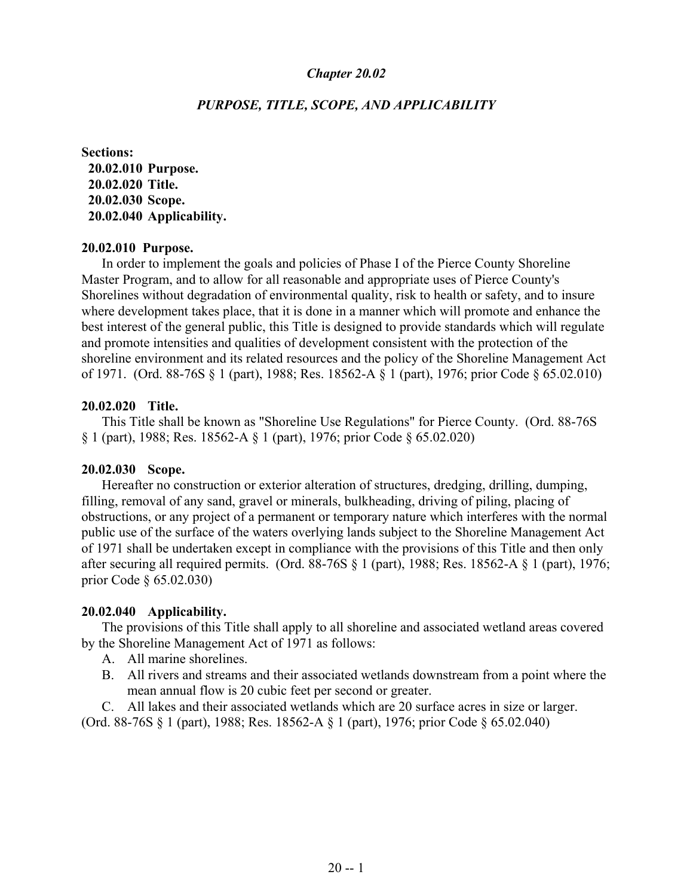## *Chapter 20.02*

## *PURPOSE, TITLE, SCOPE, AND APPLICABILITY*

**Sections:**
**20.02.010 Purpose.**
**20.02.020 Title.**
**20.02.030 Scope.**
**20.02.040 Applicability.**

**20.02.010 Purpose.**

In order to implement the goals and policies of Phase I of the Pierce County Shoreline Master Program, and to allow for all reasonable and appropriate uses of Pierce County's Shorelines without degradation of environmental quality, risk to health or safety, and to insure where development takes place, that it is done in a manner which will promote and enhance the best interest of the general public, this Title is designed to provide standards which will regulate and promote intensities and qualities of development consistent with the protection of the shoreline environment and its related resources and the policy of the Shoreline Management Act of 1971. (Ord. 88-76S § 1 (part), 1988; Res. 18562-A § 1 (part), 1976; prior Code § 65.02.010)

**20.02.020 Title.**

This Title shall be known as "Shoreline Use Regulations" for Pierce County. (Ord. 88-76S § 1 (part), 1988; Res. 18562-A § 1 (part), 1976; prior Code § 65.02.020)

**20.02.030 Scope.**

Hereafter no construction or exterior alteration of structures, dredging, drilling, dumping, filling, removal of any sand, gravel or minerals, bulkheading, driving of piling, placing of obstructions, or any project of a permanent or temporary nature which interferes with the normal public use of the surface of the waters overlying lands subject to the Shoreline Management Act of 1971 shall be undertaken except in compliance with the provisions of this Title and then only after securing all required permits. (Ord. 88-76S § 1 (part), 1988; Res. 18562-A § 1 (part), 1976; prior Code § 65.02.030)

**20.02.040 Applicability.**

The provisions of this Title shall apply to all shoreline and associated wetland areas covered by the Shoreline Management Act of 1971 as follows:

A. All marine shorelines.

B. All rivers and streams and their associated wetlands downstream from a point where the mean annual flow is 20 cubic feet per second or greater.

C. All lakes and their associated wetlands which are 20 surface acres in size or larger.

(Ord. 88-76S § 1 (part), 1988; Res. 18562-A § 1 (part), 1976; prior Code § 65.02.040)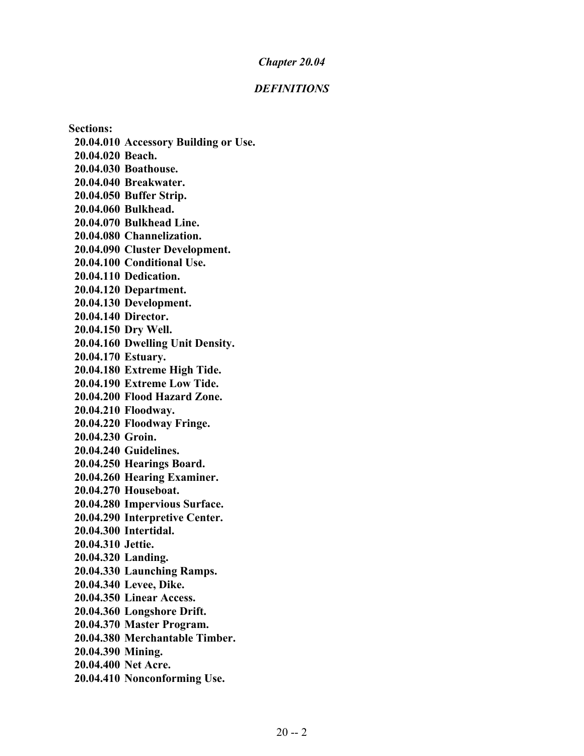# *Chapter 20.04*

## *DEFINITIONS*

**Sections:**

**20.04.010 Accessory Building or Use.**
**20.04.020 Beach.**
**20.04.030 Boathouse.**
**20.04.040 Breakwater.**
**20.04.050 Buffer Strip.**
**20.04.060 Bulkhead.**
**20.04.070 Bulkhead Line.**
**20.04.080 Channelization.**
**20.04.090 Cluster Development.**
**20.04.100 Conditional Use.**
**20.04.110 Dedication.**
**20.04.120 Department.**
**20.04.130 Development.**
**20.04.140 Director.**
**20.04.150 Dry Well.**
**20.04.160 Dwelling Unit Density.**
**20.04.170 Estuary.**
**20.04.180 Extreme High Tide.**
**20.04.190 Extreme Low Tide.**
**20.04.200 Flood Hazard Zone.**
**20.04.210 Floodway.**
**20.04.220 Floodway Fringe.**
**20.04.230 Groin.**
**20.04.240 Guidelines.**
**20.04.250 Hearings Board.**
**20.04.260 Hearing Examiner.**
**20.04.270 Houseboat.**
**20.04.280 Impervious Surface.**
**20.04.290 Interpretive Center.**
**20.04.300 Intertidal.**
**20.04.310 Jettie.**
**20.04.320 Landing.**
**20.04.330 Launching Ramps.**
**20.04.340 Levee, Dike.**
**20.04.350 Linear Access.**
**20.04.360 Longshore Drift.**
**20.04.370 Master Program.**
**20.04.380 Merchantable Timber.**
**20.04.390 Mining.**
**20.04.400 Net Acre.**
**20.04.410 Nonconforming Use.**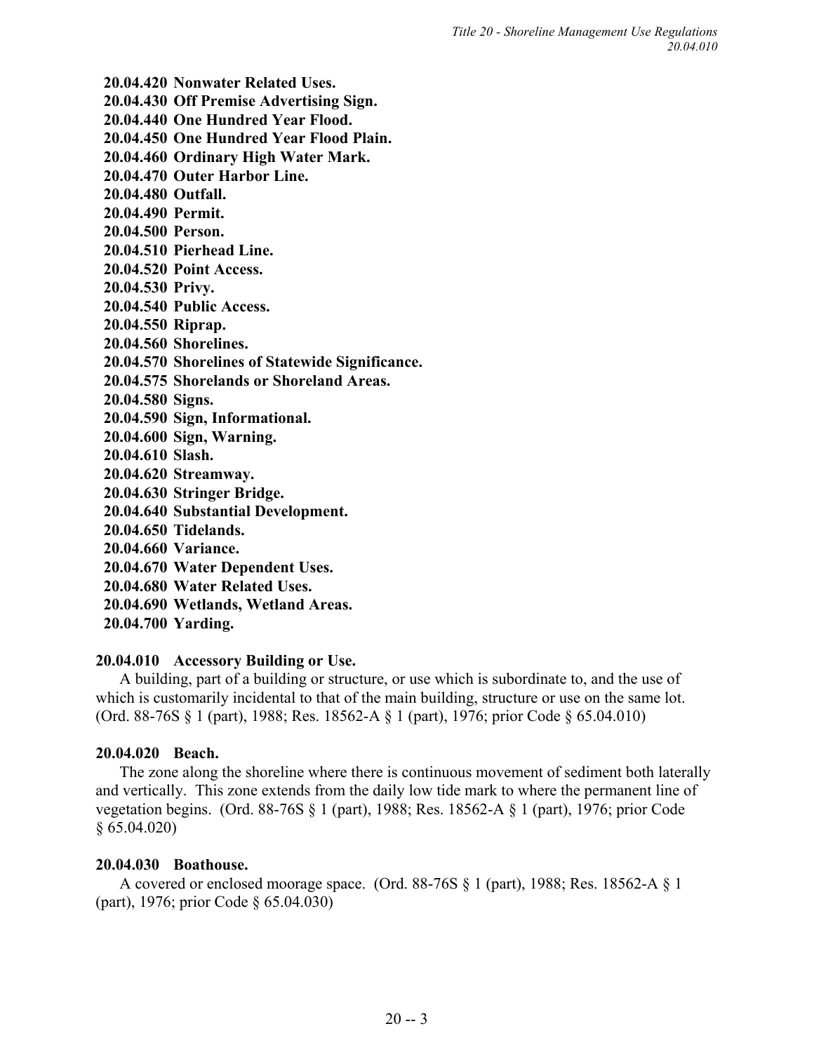**20.04.420 Nonwater Related Uses.**
**20.04.430 Off Premise Advertising Sign.**
**20.04.440 One Hundred Year Flood.**
**20.04.450 One Hundred Year Flood Plain.**
**20.04.460 Ordinary High Water Mark.**
**20.04.470 Outer Harbor Line.**
**20.04.480 Outfall.**
**20.04.490 Permit.**
**20.04.500 Person.**
**20.04.510 Pierhead Line.**
**20.04.520 Point Access.**
**20.04.530 Privy.**
**20.04.540 Public Access.**
**20.04.550 Riprap.**
**20.04.560 Shorelines.**
**20.04.570 Shorelines of Statewide Significance.**
**20.04.575 Shorelands or Shoreland Areas.**
**20.04.580 Signs.**
**20.04.590 Sign, Informational.**
**20.04.600 Sign, Warning.**
**20.04.610 Slash.**
**20.04.620 Streamway.**
**20.04.630 Stringer Bridge.**
**20.04.640 Substantial Development.**
**20.04.650 Tidelands.**
**20.04.660 Variance.**
**20.04.670 Water Dependent Uses.**
**20.04.680 Water Related Uses.**
**20.04.690 Wetlands, Wetland Areas.**
**20.04.700 Yarding.**

**20.04.010 Accessory Building or Use.**

A building, part of a building or structure, or use which is subordinate to, and the use of which is customarily incidental to that of the main building, structure or use on the same lot. (Ord. 88-76S § 1 (part), 1988; Res. 18562-A § 1 (part), 1976; prior Code § 65.04.010)

**20.04.020 Beach.**

The zone along the shoreline where there is continuous movement of sediment both laterally and vertically. This zone extends from the daily low tide mark to where the permanent line of vegetation begins. (Ord. 88-76S § 1 (part), 1988; Res. 18562-A § 1 (part), 1976; prior Code § 65.04.020)

**20.04.030 Boathouse.**

A covered or enclosed moorage space. (Ord. 88-76S § 1 (part), 1988; Res. 18562-A § 1 (part), 1976; prior Code § 65.04.030)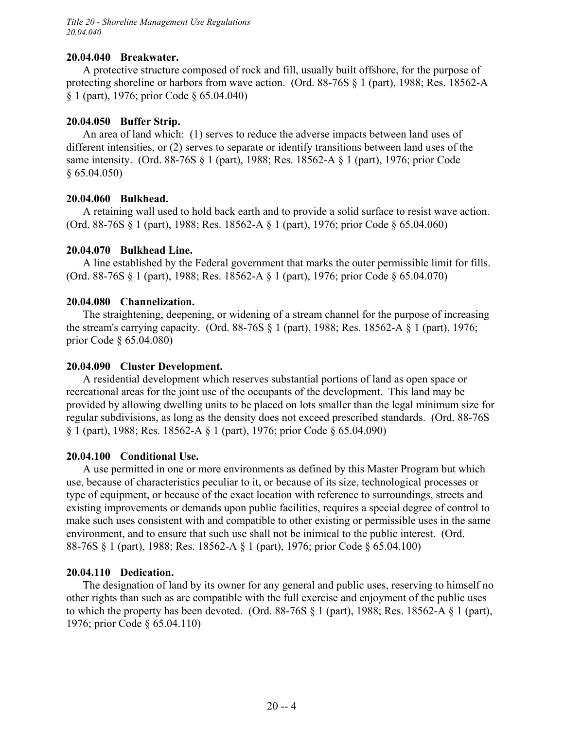### 20.04.040 Breakwater.

A protective structure composed of rock and fill, usually built offshore, for the purpose of protecting shoreline or harbors from wave action. (Ord. 88-76S § 1 (part), 1988; Res. 18562-A § 1 (part), 1976; prior Code § 65.04.040)

### 20.04.050 Buffer Strip.

An area of land which: (1) serves to reduce the adverse impacts between land uses of different intensities, or (2) serves to separate or identify transitions between land uses of the same intensity. (Ord. 88-76S § 1 (part), 1988; Res. 18562-A § 1 (part), 1976; prior Code § 65.04.050)

### 20.04.060 Bulkhead.

A retaining wall used to hold back earth and to provide a solid surface to resist wave action. (Ord. 88-76S § 1 (part), 1988; Res. 18562-A § 1 (part), 1976; prior Code § 65.04.060)

### 20.04.070 Bulkhead Line.

A line established by the Federal government that marks the outer permissible limit for fills. (Ord. 88-76S § 1 (part), 1988; Res. 18562-A § 1 (part), 1976; prior Code § 65.04.070)

### 20.04.080 Channelization.

The straightening, deepening, or widening of a stream channel for the purpose of increasing the stream's carrying capacity. (Ord. 88-76S § 1 (part), 1988; Res. 18562-A § 1 (part), 1976; prior Code § 65.04.080)

### 20.04.090 Cluster Development.

A residential development which reserves substantial portions of land as open space or recreational areas for the joint use of the occupants of the development. This land may be provided by allowing dwelling units to be placed on lots smaller than the legal minimum size for regular subdivisions, as long as the density does not exceed prescribed standards. (Ord. 88-76S § 1 (part), 1988; Res. 18562-A § 1 (part), 1976; prior Code § 65.04.090)

### 20.04.100 Conditional Use.

A use permitted in one or more environments as defined by this Master Program but which use, because of characteristics peculiar to it, or because of its size, technological processes or type of equipment, or because of the exact location with reference to surroundings, streets and existing improvements or demands upon public facilities, requires a special degree of control to make such uses consistent with and compatible to other existing or permissible uses in the same environment, and to ensure that such use shall not be inimical to the public interest. (Ord. 88-76S § 1 (part), 1988; Res. 18562-A § 1 (part), 1976; prior Code § 65.04.100)

### 20.04.110 Dedication.

The designation of land by its owner for any general and public uses, reserving to himself no other rights than such as are compatible with the full exercise and enjoyment of the public uses to which the property has been devoted. (Ord. 88-76S § 1 (part), 1988; Res. 18562-A § 1 (part), 1976; prior Code § 65.04.110)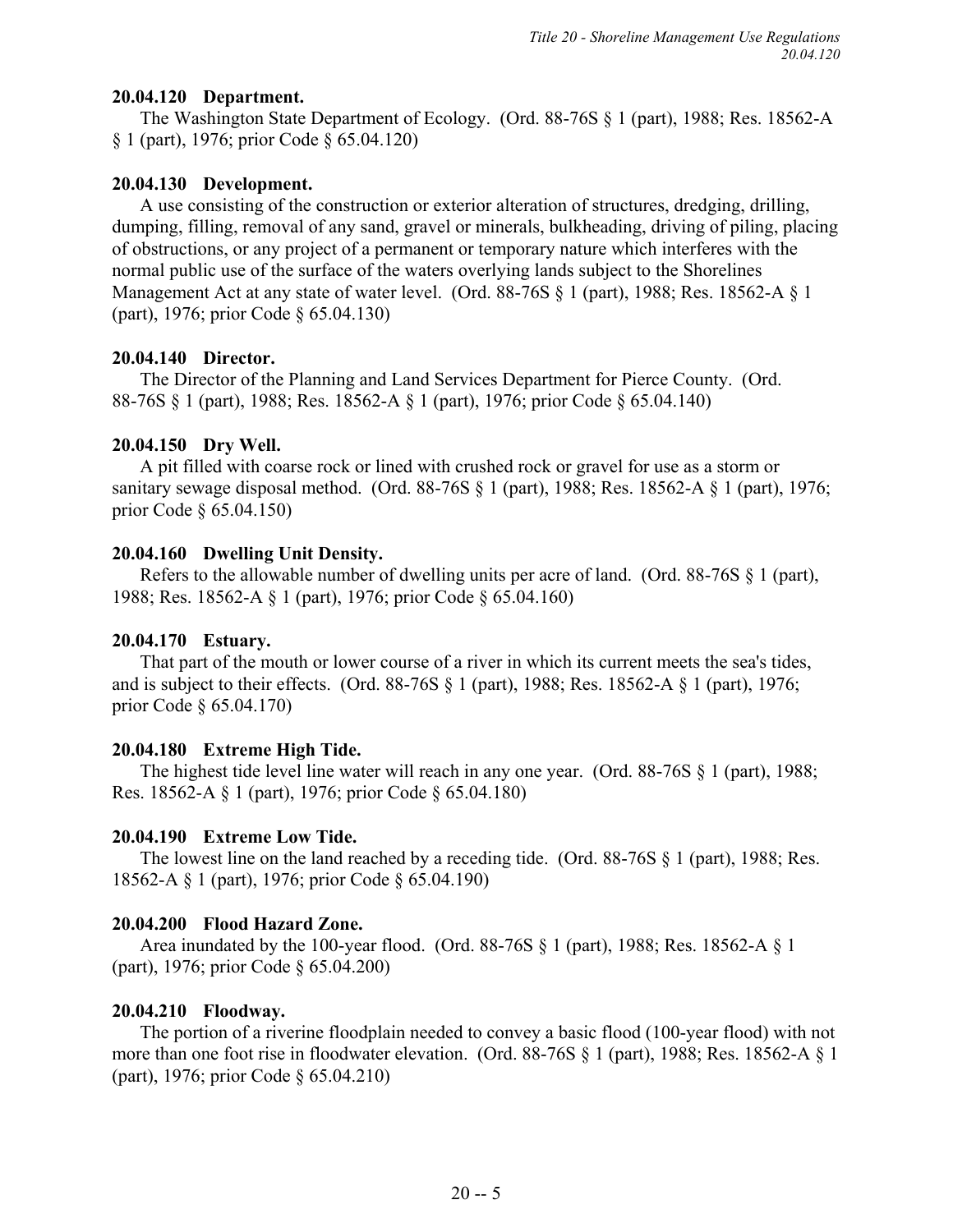**20.04.120 Department.**

The Washington State Department of Ecology. (Ord. 88-76S § 1 (part), 1988; Res. 18562-A § 1 (part), 1976; prior Code § 65.04.120)

**20.04.130 Development.**

A use consisting of the construction or exterior alteration of structures, dredging, drilling, dumping, filling, removal of any sand, gravel or minerals, bulkheading, driving of piling, placing of obstructions, or any project of a permanent or temporary nature which interferes with the normal public use of the surface of the waters overlying lands subject to the Shorelines Management Act at any state of water level. (Ord. 88-76S § 1 (part), 1988; Res. 18562-A § 1 (part), 1976; prior Code § 65.04.130)

**20.04.140 Director.**

The Director of the Planning and Land Services Department for Pierce County. (Ord. 88-76S § 1 (part), 1988; Res. 18562-A § 1 (part), 1976; prior Code § 65.04.140)

**20.04.150 Dry Well.**

A pit filled with coarse rock or lined with crushed rock or gravel for use as a storm or sanitary sewage disposal method. (Ord. 88-76S § 1 (part), 1988; Res. 18562-A § 1 (part), 1976; prior Code § 65.04.150)

**20.04.160 Dwelling Unit Density.**

Refers to the allowable number of dwelling units per acre of land. (Ord. 88-76S § 1 (part), 1988; Res. 18562-A § 1 (part), 1976; prior Code § 65.04.160)

**20.04.170 Estuary.**

That part of the mouth or lower course of a river in which its current meets the sea's tides, and is subject to their effects. (Ord. 88-76S § 1 (part), 1988; Res. 18562-A § 1 (part), 1976; prior Code § 65.04.170)

**20.04.180 Extreme High Tide.**

The highest tide level line water will reach in any one year. (Ord. 88-76S § 1 (part), 1988; Res. 18562-A § 1 (part), 1976; prior Code § 65.04.180)

**20.04.190 Extreme Low Tide.**

The lowest line on the land reached by a receding tide. (Ord. 88-76S § 1 (part), 1988; Res. 18562-A § 1 (part), 1976; prior Code § 65.04.190)

**20.04.200 Flood Hazard Zone.**

Area inundated by the 100-year flood. (Ord. 88-76S § 1 (part), 1988; Res. 18562-A § 1 (part), 1976; prior Code § 65.04.200)

**20.04.210 Floodway.**

The portion of a riverine floodplain needed to convey a basic flood (100-year flood) with not more than one foot rise in floodwater elevation. (Ord. 88-76S § 1 (part), 1988; Res. 18562-A § 1 (part), 1976; prior Code § 65.04.210)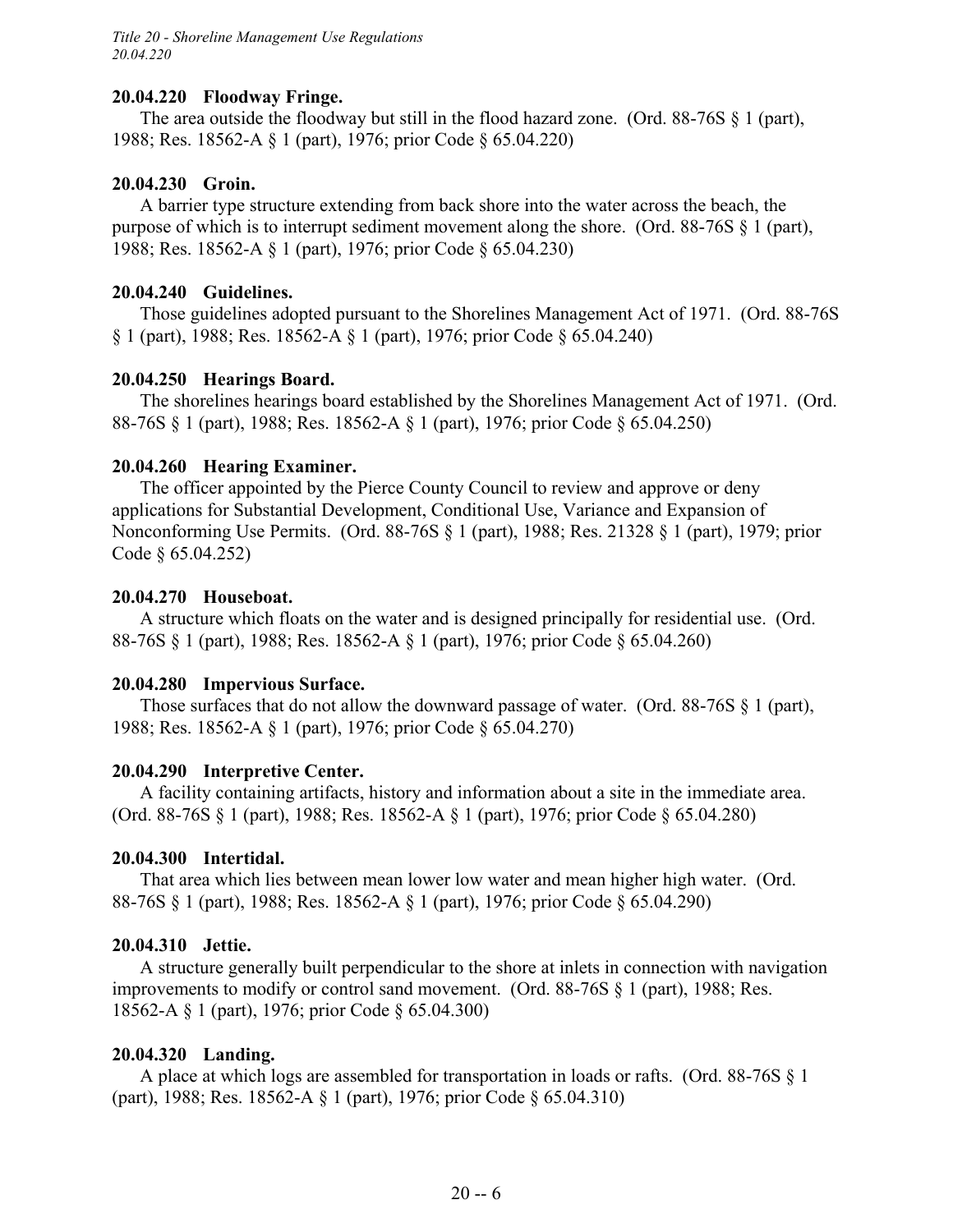### 20.04.220 Floodway Fringe.

The area outside the floodway but still in the flood hazard zone. (Ord. 88-76S § 1 (part), 1988; Res. 18562-A § 1 (part), 1976; prior Code § 65.04.220)

### 20.04.230 Groin.

A barrier type structure extending from back shore into the water across the beach, the purpose of which is to interrupt sediment movement along the shore. (Ord. 88-76S § 1 (part), 1988; Res. 18562-A § 1 (part), 1976; prior Code § 65.04.230)

### 20.04.240 Guidelines.

Those guidelines adopted pursuant to the Shorelines Management Act of 1971. (Ord. 88-76S § 1 (part), 1988; Res. 18562-A § 1 (part), 1976; prior Code § 65.04.240)

### 20.04.250 Hearings Board.

The shorelines hearings board established by the Shorelines Management Act of 1971. (Ord. 88-76S § 1 (part), 1988; Res. 18562-A § 1 (part), 1976; prior Code § 65.04.250)

### 20.04.260 Hearing Examiner.

The officer appointed by the Pierce County Council to review and approve or deny applications for Substantial Development, Conditional Use, Variance and Expansion of Nonconforming Use Permits. (Ord. 88-76S § 1 (part), 1988; Res. 21328 § 1 (part), 1979; prior Code § 65.04.252)

### 20.04.270 Houseboat.

A structure which floats on the water and is designed principally for residential use. (Ord. 88-76S § 1 (part), 1988; Res. 18562-A § 1 (part), 1976; prior Code § 65.04.260)

### 20.04.280 Impervious Surface.

Those surfaces that do not allow the downward passage of water. (Ord. 88-76S § 1 (part), 1988; Res. 18562-A § 1 (part), 1976; prior Code § 65.04.270)

### 20.04.290 Interpretive Center.

A facility containing artifacts, history and information about a site in the immediate area. (Ord. 88-76S § 1 (part), 1988; Res. 18562-A § 1 (part), 1976; prior Code § 65.04.280)

### 20.04.300 Intertidal.

That area which lies between mean lower low water and mean higher high water. (Ord. 88-76S § 1 (part), 1988; Res. 18562-A § 1 (part), 1976; prior Code § 65.04.290)

### 20.04.310 Jettie.

A structure generally built perpendicular to the shore at inlets in connection with navigation improvements to modify or control sand movement. (Ord. 88-76S § 1 (part), 1988; Res. 18562-A § 1 (part), 1976; prior Code § 65.04.300)

### 20.04.320 Landing.

A place at which logs are assembled for transportation in loads or rafts. (Ord. 88-76S § 1 (part), 1988; Res. 18562-A § 1 (part), 1976; prior Code § 65.04.310)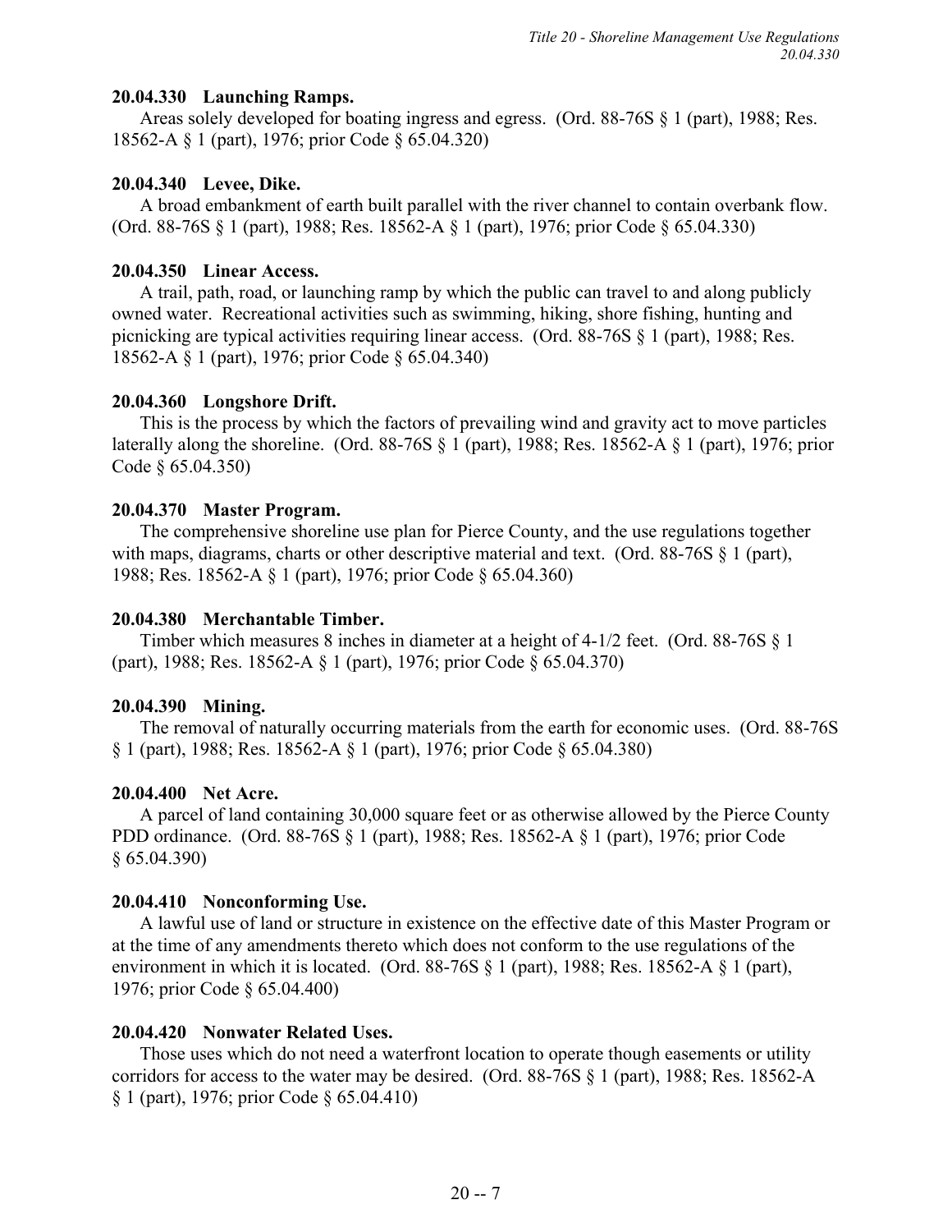**20.04.330 Launching Ramps.**

Areas solely developed for boating ingress and egress. (Ord. 88-76S § 1 (part), 1988; Res. 18562-A § 1 (part), 1976; prior Code § 65.04.320)

**20.04.340 Levee, Dike.**

A broad embankment of earth built parallel with the river channel to contain overbank flow. (Ord. 88-76S § 1 (part), 1988; Res. 18562-A § 1 (part), 1976; prior Code § 65.04.330)

**20.04.350 Linear Access.**

A trail, path, road, or launching ramp by which the public can travel to and along publicly owned water. Recreational activities such as swimming, hiking, shore fishing, hunting and picnicking are typical activities requiring linear access. (Ord. 88-76S § 1 (part), 1988; Res. 18562-A § 1 (part), 1976; prior Code § 65.04.340)

**20.04.360 Longshore Drift.**

This is the process by which the factors of prevailing wind and gravity act to move particles laterally along the shoreline. (Ord. 88-76S § 1 (part), 1988; Res. 18562-A § 1 (part), 1976; prior Code § 65.04.350)

**20.04.370 Master Program.**

The comprehensive shoreline use plan for Pierce County, and the use regulations together with maps, diagrams, charts or other descriptive material and text. (Ord. 88-76S § 1 (part), 1988; Res. 18562-A § 1 (part), 1976; prior Code § 65.04.360)

**20.04.380 Merchantable Timber.**

Timber which measures 8 inches in diameter at a height of 4-1/2 feet. (Ord. 88-76S § 1 (part), 1988; Res. 18562-A § 1 (part), 1976; prior Code § 65.04.370)

**20.04.390 Mining.**

The removal of naturally occurring materials from the earth for economic uses. (Ord. 88-76S § 1 (part), 1988; Res. 18562-A § 1 (part), 1976; prior Code § 65.04.380)

**20.04.400 Net Acre.**

A parcel of land containing 30,000 square feet or as otherwise allowed by the Pierce County PDD ordinance. (Ord. 88-76S § 1 (part), 1988; Res. 18562-A § 1 (part), 1976; prior Code § 65.04.390)

**20.04.410 Nonconforming Use.**

A lawful use of land or structure in existence on the effective date of this Master Program or at the time of any amendments thereto which does not conform to the use regulations of the environment in which it is located. (Ord. 88-76S § 1 (part), 1988; Res. 18562-A § 1 (part), 1976; prior Code § 65.04.400)

**20.04.420 Nonwater Related Uses.**

Those uses which do not need a waterfront location to operate though easements or utility corridors for access to the water may be desired. (Ord. 88-76S § 1 (part), 1988; Res. 18562-A § 1 (part), 1976; prior Code § 65.04.410)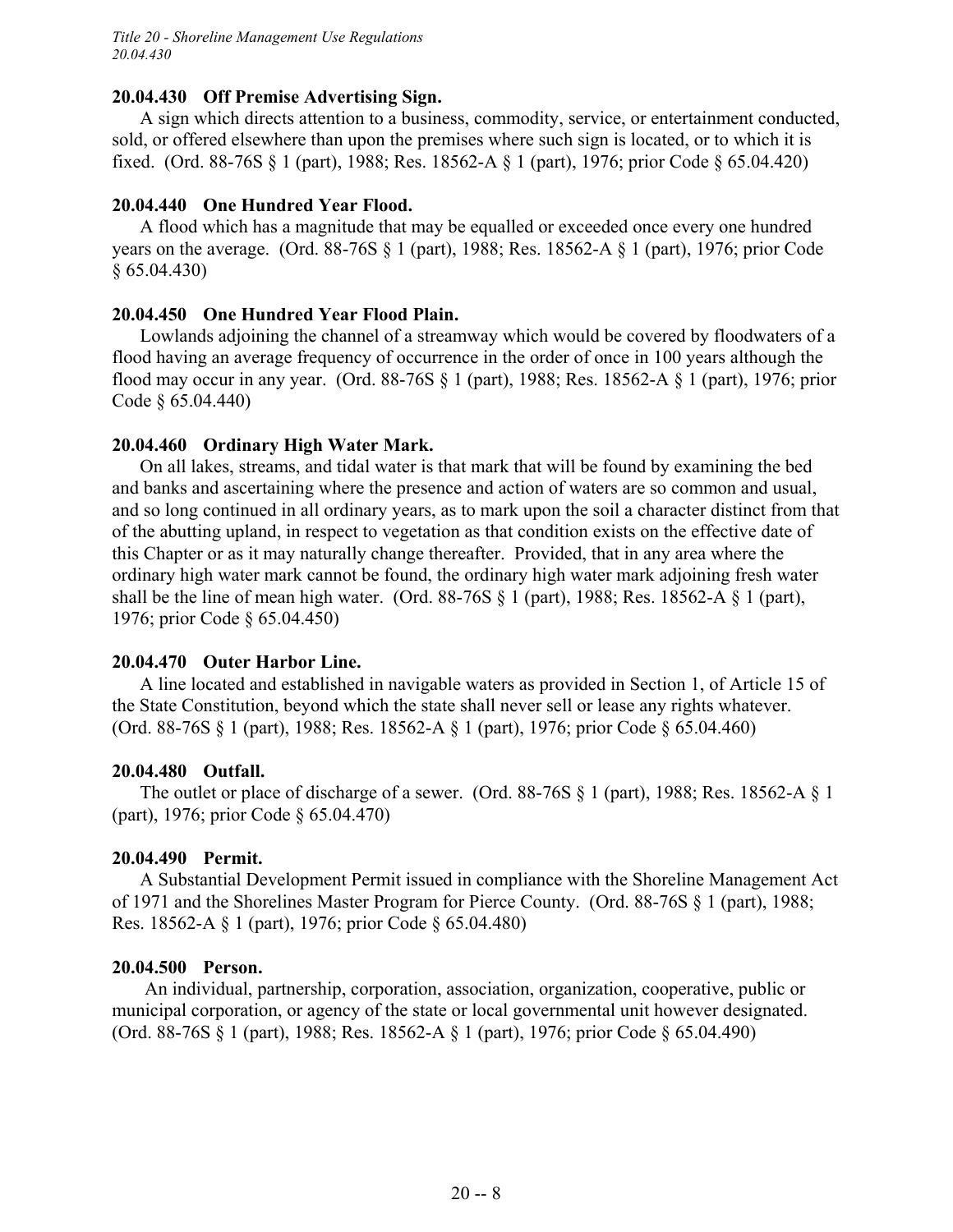### 20.04.430 Off Premise Advertising Sign.

A sign which directs attention to a business, commodity, service, or entertainment conducted, sold, or offered elsewhere than upon the premises where such sign is located, or to which it is fixed. (Ord. 88-76S § 1 (part), 1988; Res. 18562-A § 1 (part), 1976; prior Code § 65.04.420)

### 20.04.440 One Hundred Year Flood.

A flood which has a magnitude that may be equalled or exceeded once every one hundred years on the average. (Ord. 88-76S § 1 (part), 1988; Res. 18562-A § 1 (part), 1976; prior Code § 65.04.430)

### 20.04.450 One Hundred Year Flood Plain.

Lowlands adjoining the channel of a streamway which would be covered by floodwaters of a flood having an average frequency of occurrence in the order of once in 100 years although the flood may occur in any year. (Ord. 88-76S § 1 (part), 1988; Res. 18562-A § 1 (part), 1976; prior Code § 65.04.440)

### 20.04.460 Ordinary High Water Mark.

On all lakes, streams, and tidal water is that mark that will be found by examining the bed and banks and ascertaining where the presence and action of waters are so common and usual, and so long continued in all ordinary years, as to mark upon the soil a character distinct from that of the abutting upland, in respect to vegetation as that condition exists on the effective date of this Chapter or as it may naturally change thereafter. Provided, that in any area where the ordinary high water mark cannot be found, the ordinary high water mark adjoining fresh water shall be the line of mean high water. (Ord. 88-76S § 1 (part), 1988; Res. 18562-A § 1 (part), 1976; prior Code § 65.04.450)

### 20.04.470 Outer Harbor Line.

A line located and established in navigable waters as provided in Section 1, of Article 15 of the State Constitution, beyond which the state shall never sell or lease any rights whatever. (Ord. 88-76S § 1 (part), 1988; Res. 18562-A § 1 (part), 1976; prior Code § 65.04.460)

### 20.04.480 Outfall.

The outlet or place of discharge of a sewer. (Ord. 88-76S § 1 (part), 1988; Res. 18562-A § 1 (part), 1976; prior Code § 65.04.470)

### 20.04.490 Permit.

A Substantial Development Permit issued in compliance with the Shoreline Management Act of 1971 and the Shorelines Master Program for Pierce County. (Ord. 88-76S § 1 (part), 1988; Res. 18562-A § 1 (part), 1976; prior Code § 65.04.480)

### 20.04.500 Person.

An individual, partnership, corporation, association, organization, cooperative, public or municipal corporation, or agency of the state or local governmental unit however designated. (Ord. 88-76S § 1 (part), 1988; Res. 18562-A § 1 (part), 1976; prior Code § 65.04.490)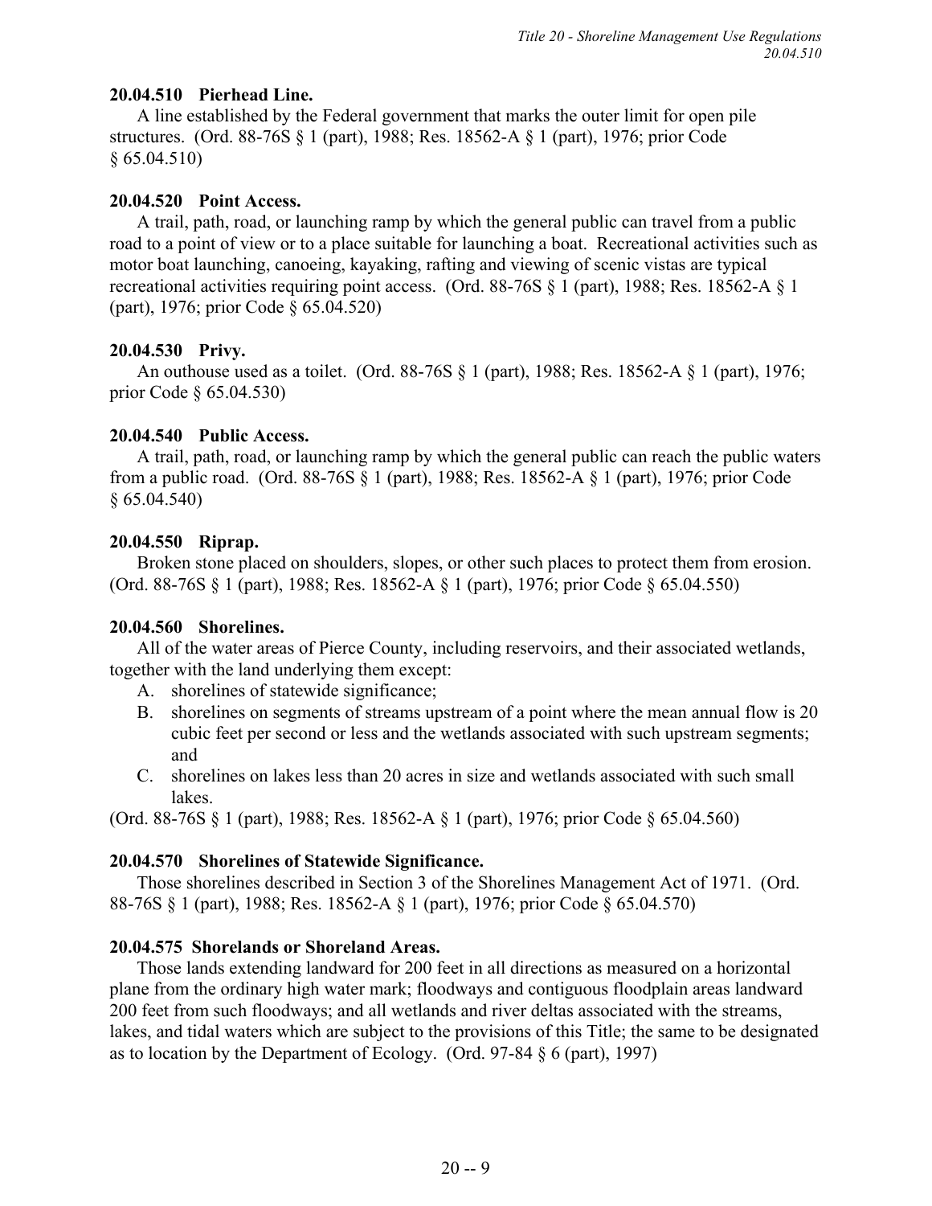### 20.04.510 Pierhead Line.

A line established by the Federal government that marks the outer limit for open pile structures. (Ord. 88-76S § 1 (part), 1988; Res. 18562-A § 1 (part), 1976; prior Code § 65.04.510)

### 20.04.520 Point Access.

A trail, path, road, or launching ramp by which the general public can travel from a public road to a point of view or to a place suitable for launching a boat. Recreational activities such as motor boat launching, canoeing, kayaking, rafting and viewing of scenic vistas are typical recreational activities requiring point access. (Ord. 88-76S § 1 (part), 1988; Res. 18562-A § 1 (part), 1976; prior Code § 65.04.520)

### 20.04.530 Privy.

An outhouse used as a toilet. (Ord. 88-76S § 1 (part), 1988; Res. 18562-A § 1 (part), 1976; prior Code § 65.04.530)

### 20.04.540 Public Access.

A trail, path, road, or launching ramp by which the general public can reach the public waters from a public road. (Ord. 88-76S § 1 (part), 1988; Res. 18562-A § 1 (part), 1976; prior Code § 65.04.540)

### 20.04.550 Riprap.

Broken stone placed on shoulders, slopes, or other such places to protect them from erosion. (Ord. 88-76S § 1 (part), 1988; Res. 18562-A § 1 (part), 1976; prior Code § 65.04.550)

### 20.04.560 Shorelines.

All of the water areas of Pierce County, including reservoirs, and their associated wetlands, together with the land underlying them except:

A. shorelines of statewide significance;
B. shorelines on segments of streams upstream of a point where the mean annual flow is 20 cubic feet per second or less and the wetlands associated with such upstream segments; and
C. shorelines on lakes less than 20 acres in size and wetlands associated with such small lakes.

(Ord. 88-76S § 1 (part), 1988; Res. 18562-A § 1 (part), 1976; prior Code § 65.04.560)

### 20.04.570 Shorelines of Statewide Significance.

Those shorelines described in Section 3 of the Shorelines Management Act of 1971. (Ord. 88-76S § 1 (part), 1988; Res. 18562-A § 1 (part), 1976; prior Code § 65.04.570)

### 20.04.575 Shorelands or Shoreland Areas.

Those lands extending landward for 200 feet in all directions as measured on a horizontal plane from the ordinary high water mark; floodways and contiguous floodplain areas landward 200 feet from such floodways; and all wetlands and river deltas associated with the streams, lakes, and tidal waters which are subject to the provisions of this Title; the same to be designated as to location by the Department of Ecology. (Ord. 97-84 § 6 (part), 1997)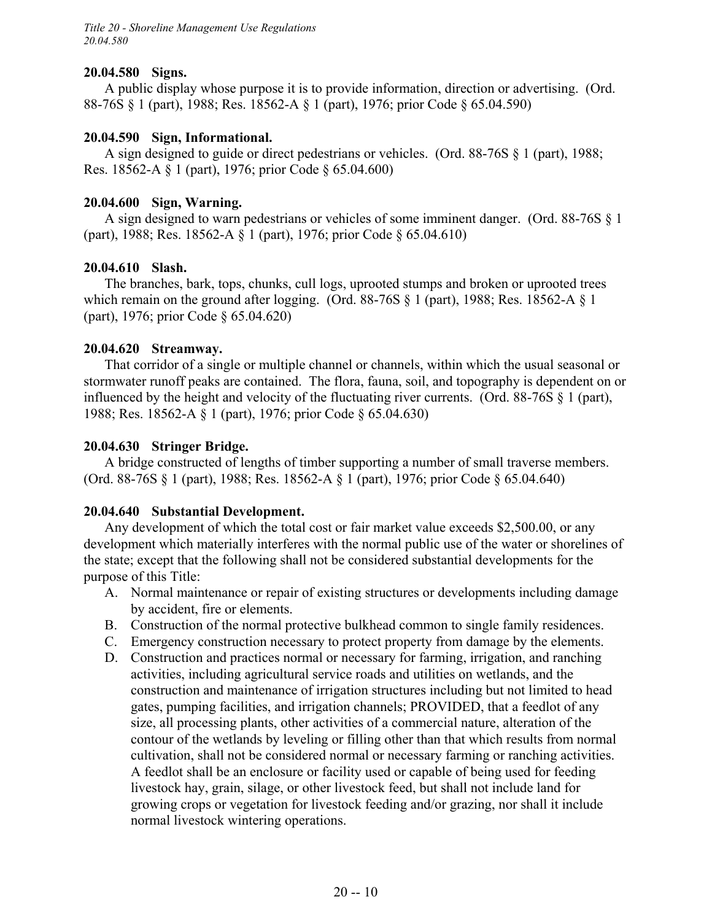#### 20.04.580 Signs.

A public display whose purpose it is to provide information, direction or advertising. (Ord. 88-76S § 1 (part), 1988; Res. 18562-A § 1 (part), 1976; prior Code § 65.04.590)

#### 20.04.590 Sign, Informational.

A sign designed to guide or direct pedestrians or vehicles. (Ord. 88-76S § 1 (part), 1988; Res. 18562-A § 1 (part), 1976; prior Code § 65.04.600)

#### 20.04.600 Sign, Warning.

A sign designed to warn pedestrians or vehicles of some imminent danger. (Ord. 88-76S § 1 (part), 1988; Res. 18562-A § 1 (part), 1976; prior Code § 65.04.610)

#### 20.04.610 Slash.

The branches, bark, tops, chunks, cull logs, uprooted stumps and broken or uprooted trees which remain on the ground after logging. (Ord. 88-76S § 1 (part), 1988; Res. 18562-A § 1 (part), 1976; prior Code § 65.04.620)

#### 20.04.620 Streamway.

That corridor of a single or multiple channel or channels, within which the usual seasonal or stormwater runoff peaks are contained. The flora, fauna, soil, and topography is dependent on or influenced by the height and velocity of the fluctuating river currents. (Ord. 88-76S § 1 (part), 1988; Res. 18562-A § 1 (part), 1976; prior Code § 65.04.630)

#### 20.04.630 Stringer Bridge.

A bridge constructed of lengths of timber supporting a number of small traverse members. (Ord. 88-76S § 1 (part), 1988; Res. 18562-A § 1 (part), 1976; prior Code § 65.04.640)

#### 20.04.640 Substantial Development.

Any development of which the total cost or fair market value exceeds $2,500.00, or any development which materially interferes with the normal public use of the water or shorelines of the state; except that the following shall not be considered substantial developments for the purpose of this Title:

A. Normal maintenance or repair of existing structures or developments including damage by accident, fire or elements.

B. Construction of the normal protective bulkhead common to single family residences.

C. Emergency construction necessary to protect property from damage by the elements.

D. Construction and practices normal or necessary for farming, irrigation, and ranching activities, including agricultural service roads and utilities on wetlands, and the construction and maintenance of irrigation structures including but not limited to head gates, pumping facilities, and irrigation channels; PROVIDED, that a feedlot of any size, all processing plants, other activities of a commercial nature, alteration of the contour of the wetlands by leveling or filling other than that which results from normal cultivation, shall not be considered normal or necessary farming or ranching activities. A feedlot shall be an enclosure or facility used or capable of being used for feeding livestock hay, grain, silage, or other livestock feed, but shall not include land for growing crops or vegetation for livestock feeding and/or grazing, nor shall it include normal livestock wintering operations.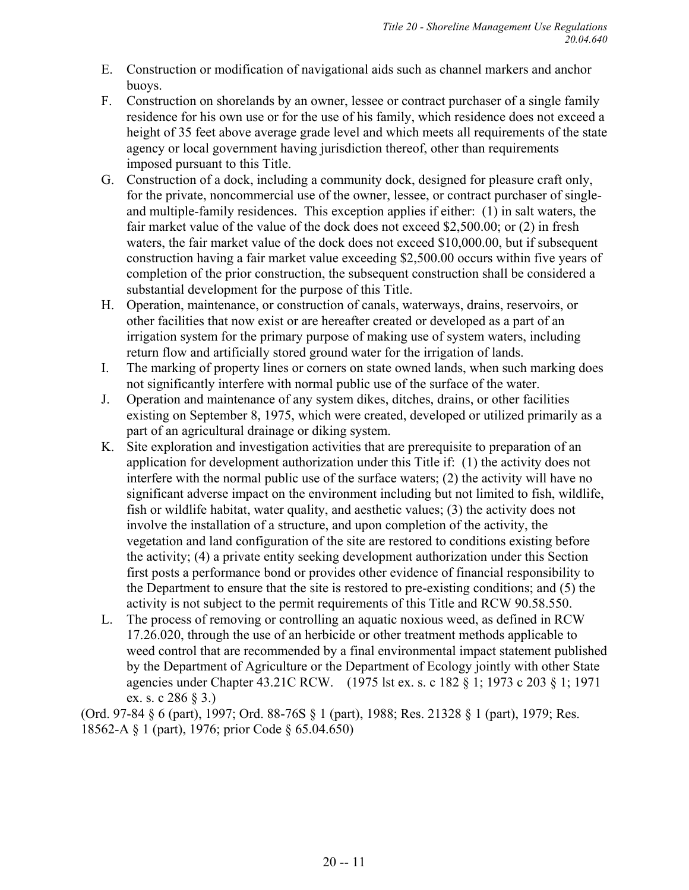E. Construction or modification of navigational aids such as channel markers and anchor buoys.

F. Construction on shorelands by an owner, lessee or contract purchaser of a single family residence for his own use or for the use of his family, which residence does not exceed a height of 35 feet above average grade level and which meets all requirements of the state agency or local government having jurisdiction thereof, other than requirements imposed pursuant to this Title.

G. Construction of a dock, including a community dock, designed for pleasure craft only, for the private, noncommercial use of the owner, lessee, or contract purchaser of single- and multiple-family residences. This exception applies if either: (1) in salt waters, the fair market value of the value of the dock does not exceed $2,500.00; or (2) in fresh waters, the fair market value of the dock does not exceed $10,000.00, but if subsequent construction having a fair market value exceeding $2,500.00 occurs within five years of completion of the prior construction, the subsequent construction shall be considered a substantial development for the purpose of this Title.

H. Operation, maintenance, or construction of canals, waterways, drains, reservoirs, or other facilities that now exist or are hereafter created or developed as a part of an irrigation system for the primary purpose of making use of system waters, including return flow and artificially stored ground water for the irrigation of lands.

I. The marking of property lines or corners on state owned lands, when such marking does not significantly interfere with normal public use of the surface of the water.

J. Operation and maintenance of any system dikes, ditches, drains, or other facilities existing on September 8, 1975, which were created, developed or utilized primarily as a part of an agricultural drainage or diking system.

K. Site exploration and investigation activities that are prerequisite to preparation of an application for development authorization under this Title if: (1) the activity does not interfere with the normal public use of the surface waters; (2) the activity will have no significant adverse impact on the environment including but not limited to fish, wildlife, fish or wildlife habitat, water quality, and aesthetic values; (3) the activity does not involve the installation of a structure, and upon completion of the activity, the vegetation and land configuration of the site are restored to conditions existing before the activity; (4) a private entity seeking development authorization under this Section first posts a performance bond or provides other evidence of financial responsibility to the Department to ensure that the site is restored to pre-existing conditions; and (5) the activity is not subject to the permit requirements of this Title and RCW 90.58.550.

L. The process of removing or controlling an aquatic noxious weed, as defined in RCW 17.26.020, through the use of an herbicide or other treatment methods applicable to weed control that are recommended by a final environmental impact statement published by the Department of Agriculture or the Department of Ecology jointly with other State agencies under Chapter 43.21C RCW. (1975 lst ex. s. c 182 § 1; 1973 c 203 § 1; 1971 ex. s. c 286 § 3.)

(Ord. 97-84 § 6 (part), 1997; Ord. 88-76S § 1 (part), 1988; Res. 21328 § 1 (part), 1979; Res. 18562-A § 1 (part), 1976; prior Code § 65.04.650)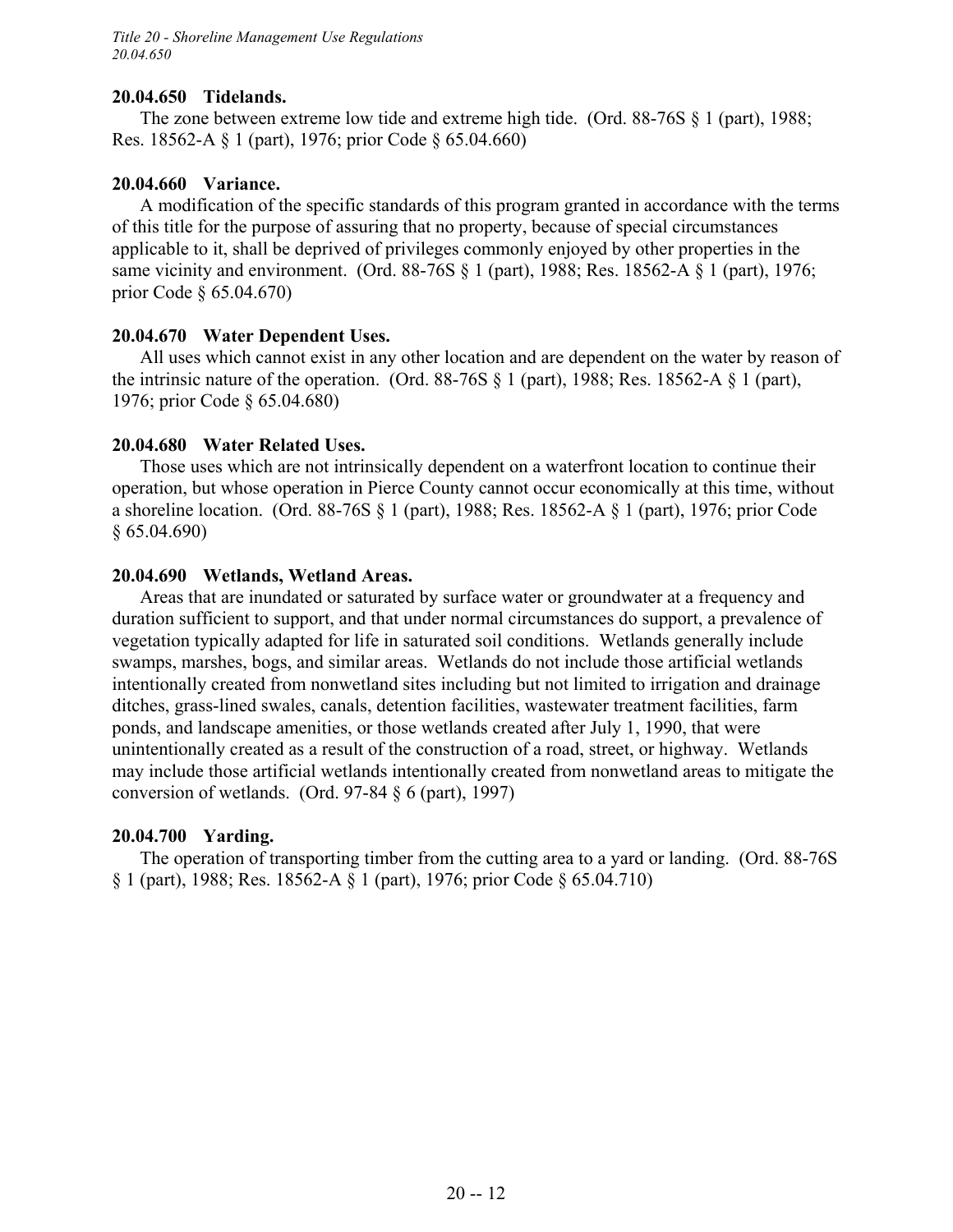### 20.04.650 Tidelands.

The zone between extreme low tide and extreme high tide. (Ord. 88-76S § 1 (part), 1988; Res. 18562-A § 1 (part), 1976; prior Code § 65.04.660)

### 20.04.660 Variance.

A modification of the specific standards of this program granted in accordance with the terms of this title for the purpose of assuring that no property, because of special circumstances applicable to it, shall be deprived of privileges commonly enjoyed by other properties in the same vicinity and environment. (Ord. 88-76S § 1 (part), 1988; Res. 18562-A § 1 (part), 1976; prior Code § 65.04.670)

### 20.04.670 Water Dependent Uses.

All uses which cannot exist in any other location and are dependent on the water by reason of the intrinsic nature of the operation. (Ord. 88-76S § 1 (part), 1988; Res. 18562-A § 1 (part), 1976; prior Code § 65.04.680)

### 20.04.680 Water Related Uses.

Those uses which are not intrinsically dependent on a waterfront location to continue their operation, but whose operation in Pierce County cannot occur economically at this time, without a shoreline location. (Ord. 88-76S § 1 (part), 1988; Res. 18562-A § 1 (part), 1976; prior Code § 65.04.690)

### 20.04.690 Wetlands, Wetland Areas.

Areas that are inundated or saturated by surface water or groundwater at a frequency and duration sufficient to support, and that under normal circumstances do support, a prevalence of vegetation typically adapted for life in saturated soil conditions. Wetlands generally include swamps, marshes, bogs, and similar areas. Wetlands do not include those artificial wetlands intentionally created from nonwetland sites including but not limited to irrigation and drainage ditches, grass-lined swales, canals, detention facilities, wastewater treatment facilities, farm ponds, and landscape amenities, or those wetlands created after July 1, 1990, that were unintentionally created as a result of the construction of a road, street, or highway. Wetlands may include those artificial wetlands intentionally created from nonwetland areas to mitigate the conversion of wetlands. (Ord. 97-84 § 6 (part), 1997)

### 20.04.700 Yarding.

The operation of transporting timber from the cutting area to a yard or landing. (Ord. 88-76S § 1 (part), 1988; Res. 18562-A § 1 (part), 1976; prior Code § 65.04.710)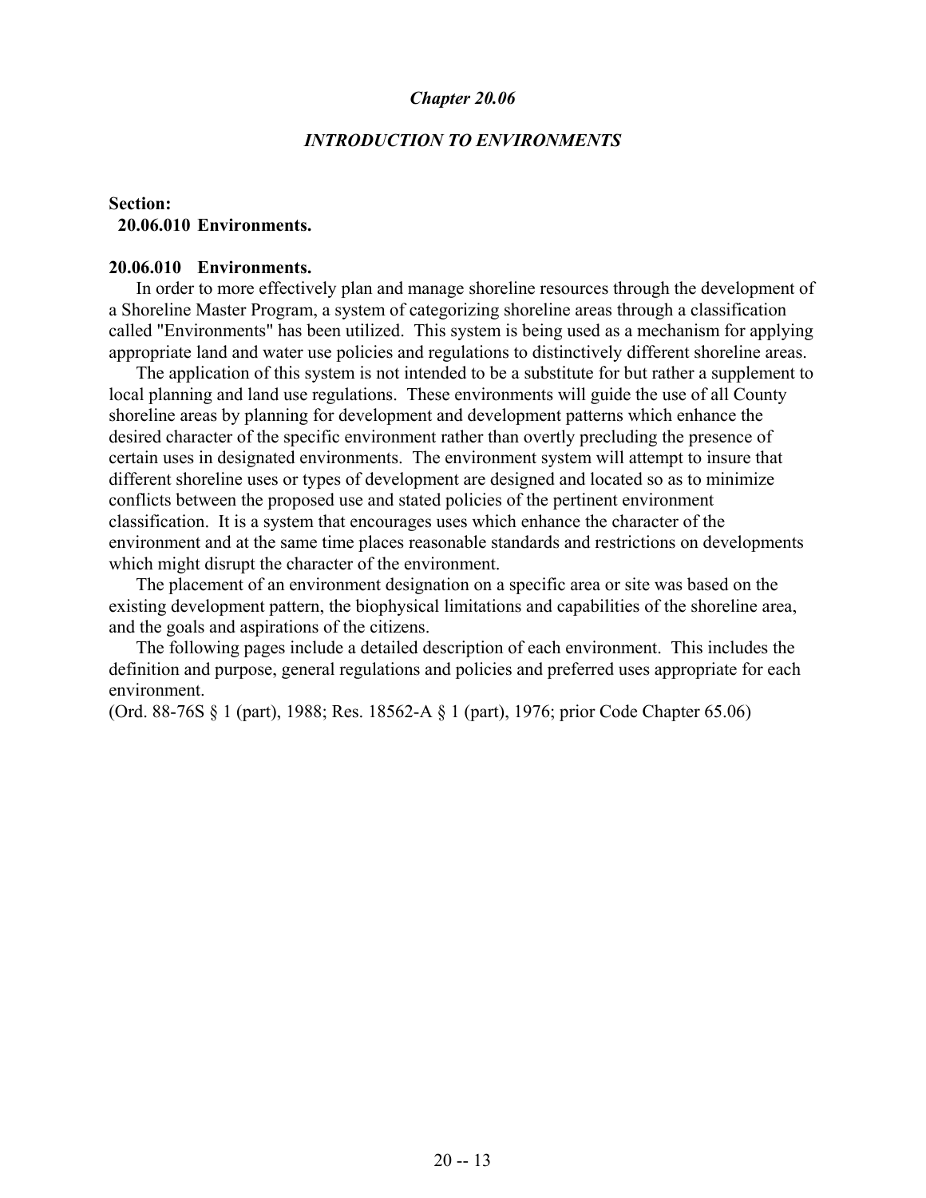# *Chapter 20.06*

## *INTRODUCTION TO ENVIRONMENTS*

**Section:**
**20.06.010 Environments.**

### 20.06.010 Environments.

In order to more effectively plan and manage shoreline resources through the development of a Shoreline Master Program, a system of categorizing shoreline areas through a classification called "Environments" has been utilized. This system is being used as a mechanism for applying appropriate land and water use policies and regulations to distinctively different shoreline areas.

The application of this system is not intended to be a substitute for but rather a supplement to local planning and land use regulations. These environments will guide the use of all County shoreline areas by planning for development and development patterns which enhance the desired character of the specific environment rather than overtly precluding the presence of certain uses in designated environments. The environment system will attempt to insure that different shoreline uses or types of development are designed and located so as to minimize conflicts between the proposed use and stated policies of the pertinent environment classification. It is a system that encourages uses which enhance the character of the environment and at the same time places reasonable standards and restrictions on developments which might disrupt the character of the environment.

The placement of an environment designation on a specific area or site was based on the existing development pattern, the biophysical limitations and capabilities of the shoreline area, and the goals and aspirations of the citizens.

The following pages include a detailed description of each environment. This includes the definition and purpose, general regulations and policies and preferred uses appropriate for each environment.

(Ord. 88-76S § 1 (part), 1988; Res. 18562-A § 1 (part), 1976; prior Code Chapter 65.06)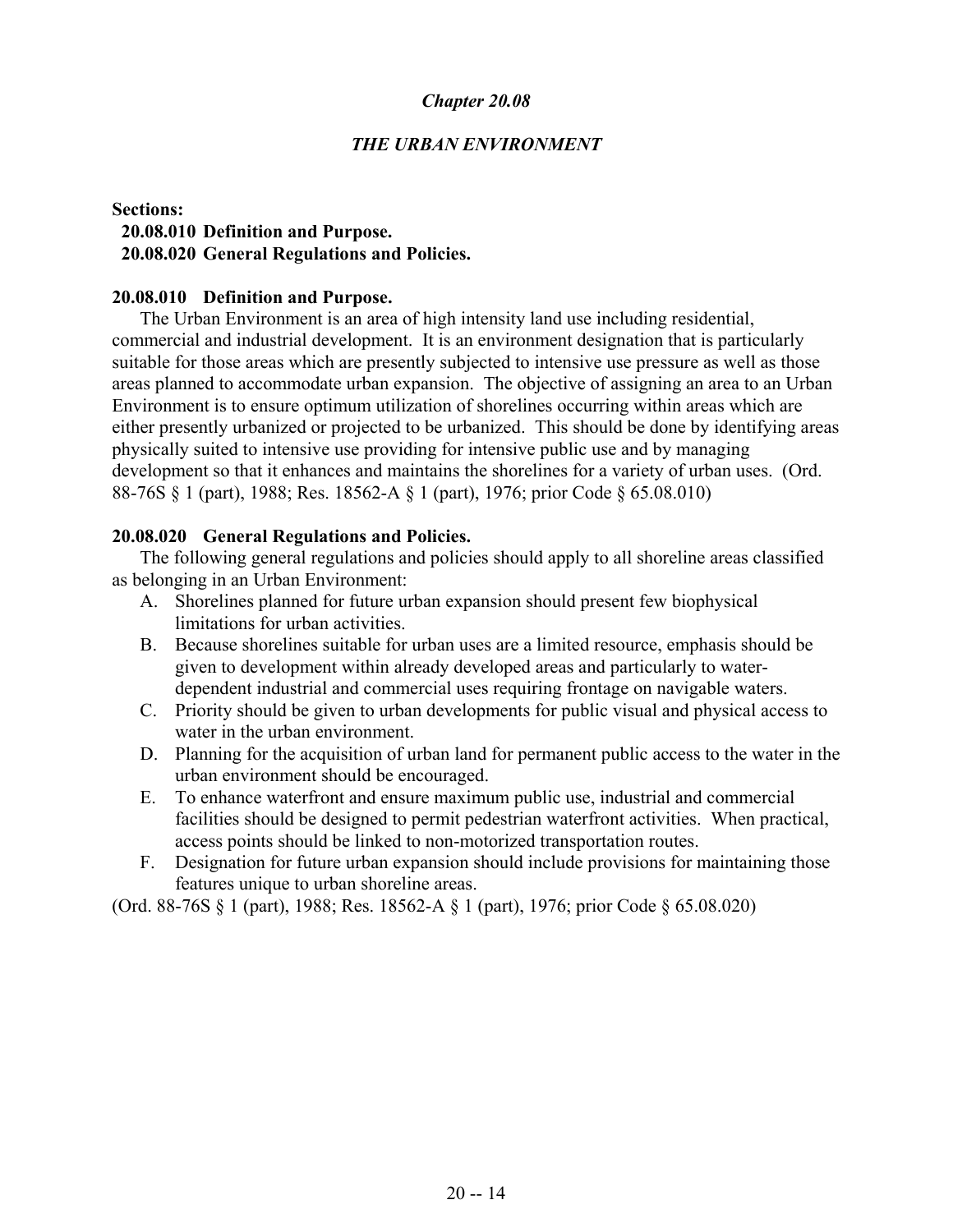# *Chapter 20.08*

## *THE URBAN ENVIRONMENT*

**Sections:**

**20.08.010 Definition and Purpose.**
**20.08.020 General Regulations and Policies.**

### 20.08.010 Definition and Purpose.

The Urban Environment is an area of high intensity land use including residential, commercial and industrial development. It is an environment designation that is particularly suitable for those areas which are presently subjected to intensive use pressure as well as those areas planned to accommodate urban expansion. The objective of assigning an area to an Urban Environment is to ensure optimum utilization of shorelines occurring within areas which are either presently urbanized or projected to be urbanized. This should be done by identifying areas physically suited to intensive use providing for intensive public use and by managing development so that it enhances and maintains the shorelines for a variety of urban uses. (Ord. 88-76S § 1 (part), 1988; Res. 18562-A § 1 (part), 1976; prior Code § 65.08.010)

### 20.08.020 General Regulations and Policies.

The following general regulations and policies should apply to all shoreline areas classified as belonging in an Urban Environment:

A. Shorelines planned for future urban expansion should present few biophysical limitations for urban activities.
B. Because shorelines suitable for urban uses are a limited resource, emphasis should be given to development within already developed areas and particularly to water-dependent industrial and commercial uses requiring frontage on navigable waters.
C. Priority should be given to urban developments for public visual and physical access to water in the urban environment.
D. Planning for the acquisition of urban land for permanent public access to the water in the urban environment should be encouraged.
E. To enhance waterfront and ensure maximum public use, industrial and commercial facilities should be designed to permit pedestrian waterfront activities. When practical, access points should be linked to non-motorized transportation routes.
F. Designation for future urban expansion should include provisions for maintaining those features unique to urban shoreline areas.

(Ord. 88-76S § 1 (part), 1988; Res. 18562-A § 1 (part), 1976; prior Code § 65.08.020)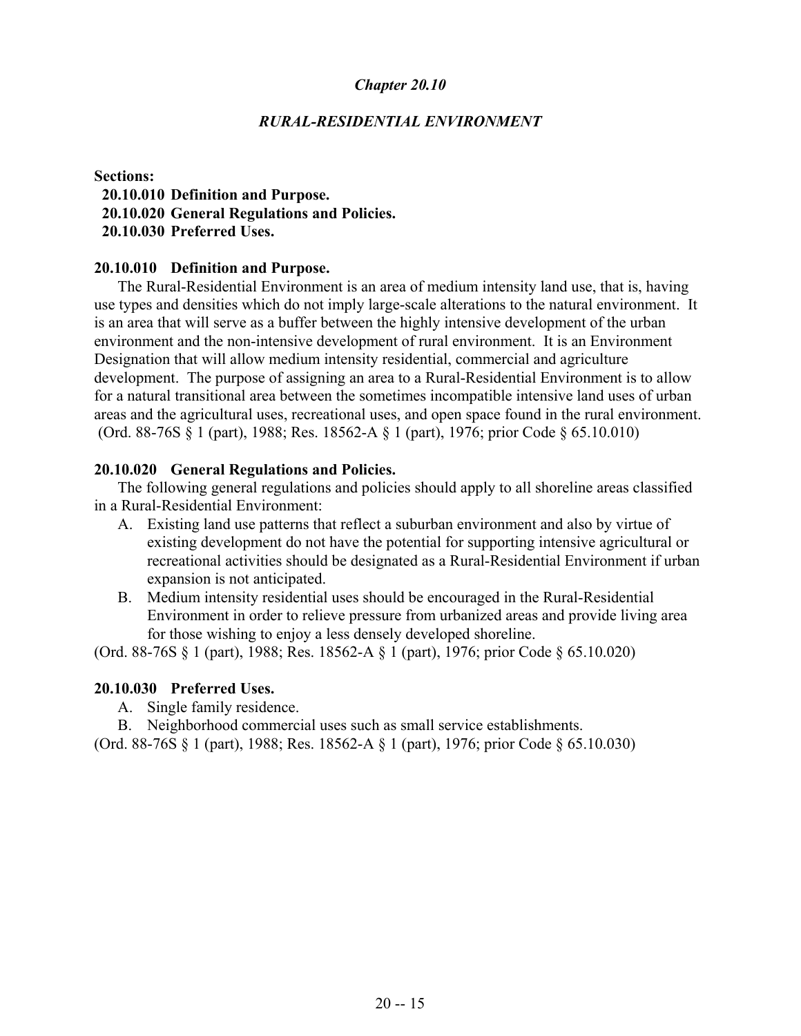## *Chapter 20.10*

## *RURAL-RESIDENTIAL ENVIRONMENT*

**Sections:**

**20.10.010 Definition and Purpose.**
**20.10.020 General Regulations and Policies.**
**20.10.030 Preferred Uses.**

### 20.10.010 Definition and Purpose.

The Rural-Residential Environment is an area of medium intensity land use, that is, having use types and densities which do not imply large-scale alterations to the natural environment. It is an area that will serve as a buffer between the highly intensive development of the urban environment and the non-intensive development of rural environment. It is an Environment Designation that will allow medium intensity residential, commercial and agriculture development. The purpose of assigning an area to a Rural-Residential Environment is to allow for a natural transitional area between the sometimes incompatible intensive land uses of urban areas and the agricultural uses, recreational uses, and open space found in the rural environment. (Ord. 88-76S § 1 (part), 1988; Res. 18562-A § 1 (part), 1976; prior Code § 65.10.010)

### 20.10.020 General Regulations and Policies.

The following general regulations and policies should apply to all shoreline areas classified in a Rural-Residential Environment:

A. Existing land use patterns that reflect a suburban environment and also by virtue of existing development do not have the potential for supporting intensive agricultural or recreational activities should be designated as a Rural-Residential Environment if urban expansion is not anticipated.

B. Medium intensity residential uses should be encouraged in the Rural-Residential Environment in order to relieve pressure from urbanized areas and provide living area for those wishing to enjoy a less densely developed shoreline.

(Ord. 88-76S § 1 (part), 1988; Res. 18562-A § 1 (part), 1976; prior Code § 65.10.020)

### 20.10.030 Preferred Uses.

A. Single family residence.

B. Neighborhood commercial uses such as small service establishments.

(Ord. 88-76S § 1 (part), 1988; Res. 18562-A § 1 (part), 1976; prior Code § 65.10.030)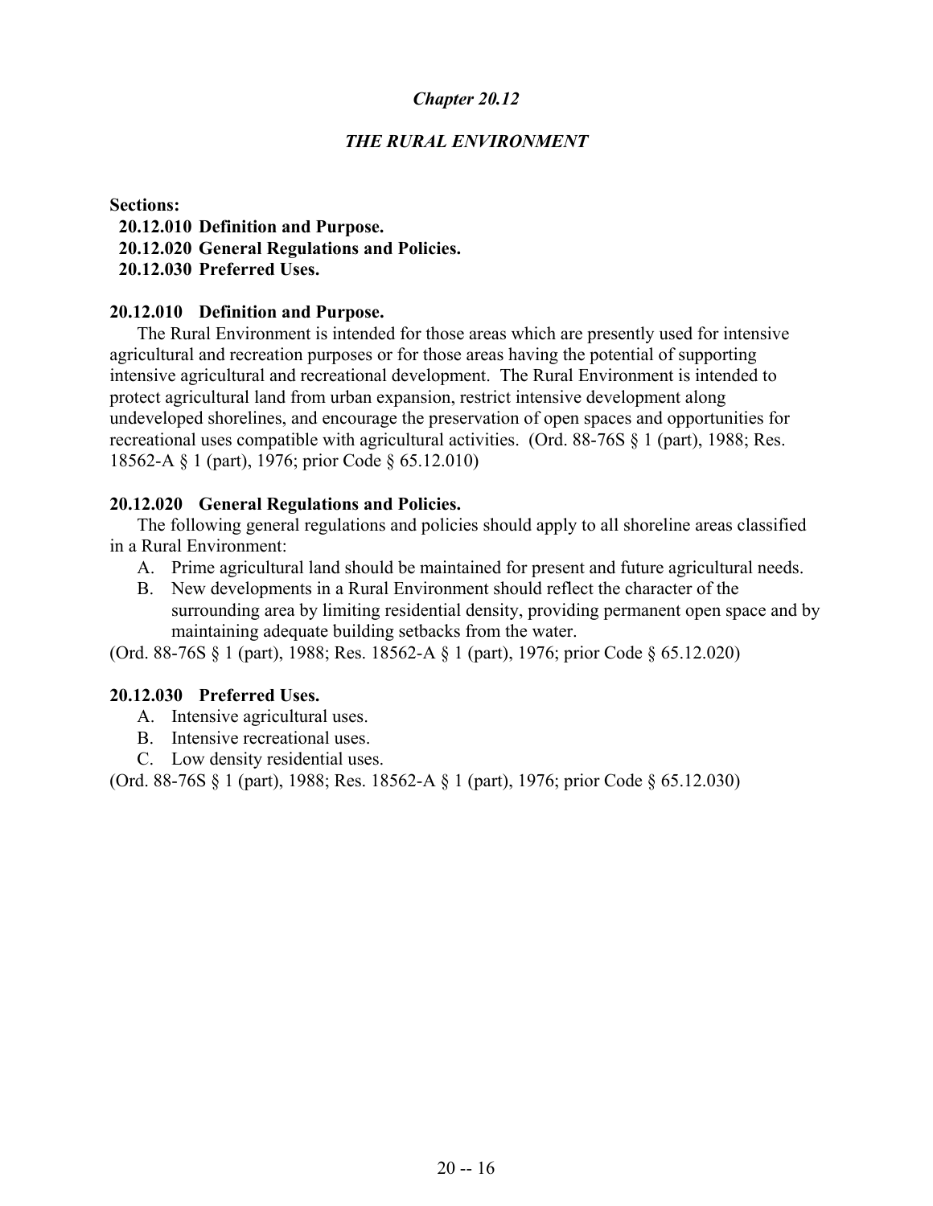## *Chapter 20.12*

## *THE RURAL ENVIRONMENT*

**Sections:**

**20.12.010 Definition and Purpose.**
**20.12.020 General Regulations and Policies.**
**20.12.030 Preferred Uses.**

### 20.12.010 Definition and Purpose.

The Rural Environment is intended for those areas which are presently used for intensive agricultural and recreation purposes or for those areas having the potential of supporting intensive agricultural and recreational development. The Rural Environment is intended to protect agricultural land from urban expansion, restrict intensive development along undeveloped shorelines, and encourage the preservation of open spaces and opportunities for recreational uses compatible with agricultural activities. (Ord. 88-76S § 1 (part), 1988; Res. 18562-A § 1 (part), 1976; prior Code § 65.12.010)

### 20.12.020 General Regulations and Policies.

The following general regulations and policies should apply to all shoreline areas classified in a Rural Environment:

A. Prime agricultural land should be maintained for present and future agricultural needs.
B. New developments in a Rural Environment should reflect the character of the surrounding area by limiting residential density, providing permanent open space and by maintaining adequate building setbacks from the water.

(Ord. 88-76S § 1 (part), 1988; Res. 18562-A § 1 (part), 1976; prior Code § 65.12.020)

### 20.12.030 Preferred Uses.

A. Intensive agricultural uses.
B. Intensive recreational uses.
C. Low density residential uses.

(Ord. 88-76S § 1 (part), 1988; Res. 18562-A § 1 (part), 1976; prior Code § 65.12.030)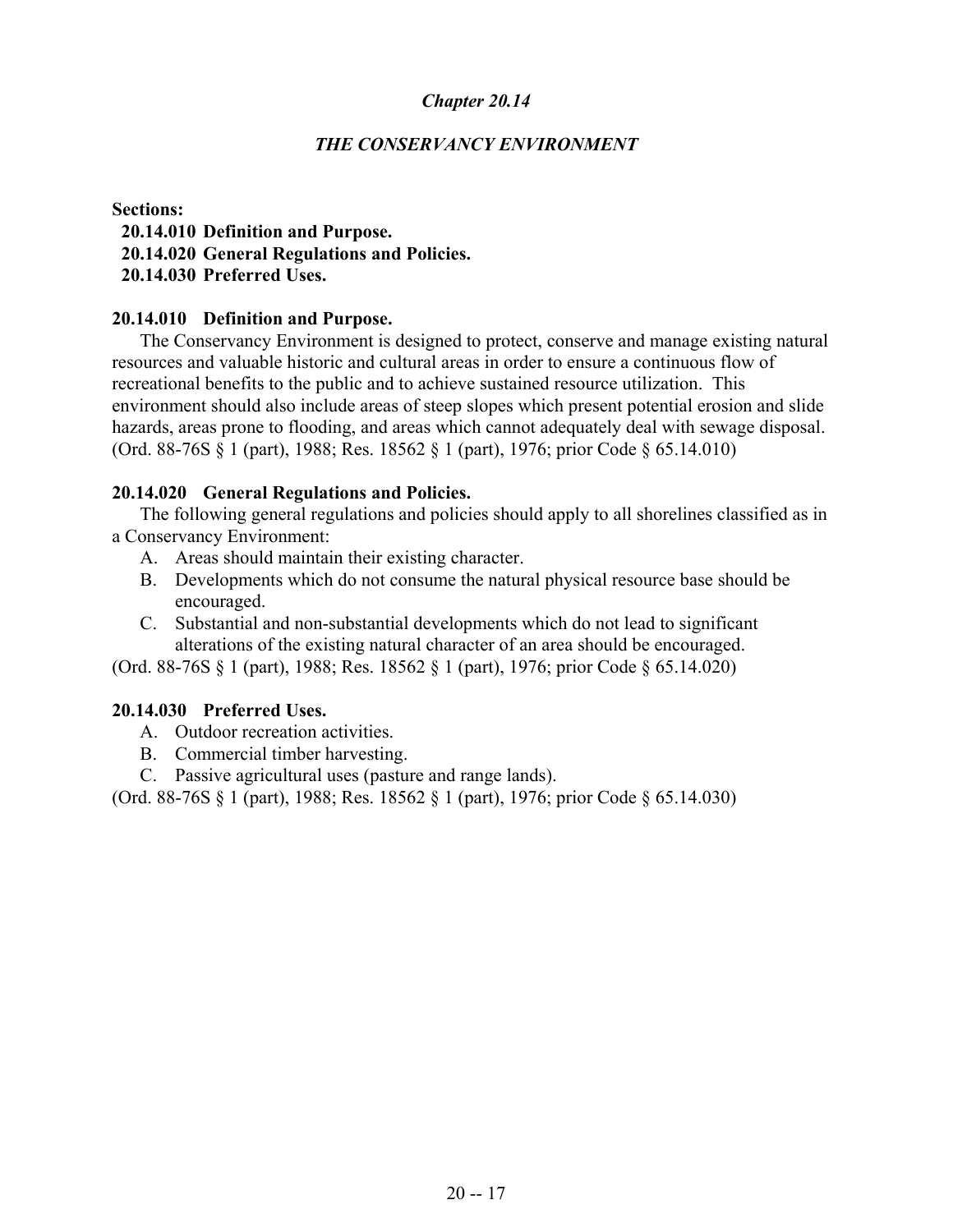## *Chapter 20.14*

## *THE CONSERVANCY ENVIRONMENT*

**Sections:**
**20.14.010 Definition and Purpose.**
**20.14.020 General Regulations and Policies.**
**20.14.030 Preferred Uses.**

### 20.14.010 Definition and Purpose.

The Conservancy Environment is designed to protect, conserve and manage existing natural resources and valuable historic and cultural areas in order to ensure a continuous flow of recreational benefits to the public and to achieve sustained resource utilization. This environment should also include areas of steep slopes which present potential erosion and slide hazards, areas prone to flooding, and areas which cannot adequately deal with sewage disposal. (Ord. 88-76S § 1 (part), 1988; Res. 18562 § 1 (part), 1976; prior Code § 65.14.010)

### 20.14.020 General Regulations and Policies.

The following general regulations and policies should apply to all shorelines classified as in a Conservancy Environment:

A. Areas should maintain their existing character.
B. Developments which do not consume the natural physical resource base should be encouraged.
C. Substantial and non-substantial developments which do not lead to significant alterations of the existing natural character of an area should be encouraged.

(Ord. 88-76S § 1 (part), 1988; Res. 18562 § 1 (part), 1976; prior Code § 65.14.020)

### 20.14.030 Preferred Uses.

A. Outdoor recreation activities.
B. Commercial timber harvesting.
C. Passive agricultural uses (pasture and range lands).

(Ord. 88-76S § 1 (part), 1988; Res. 18562 § 1 (part), 1976; prior Code § 65.14.030)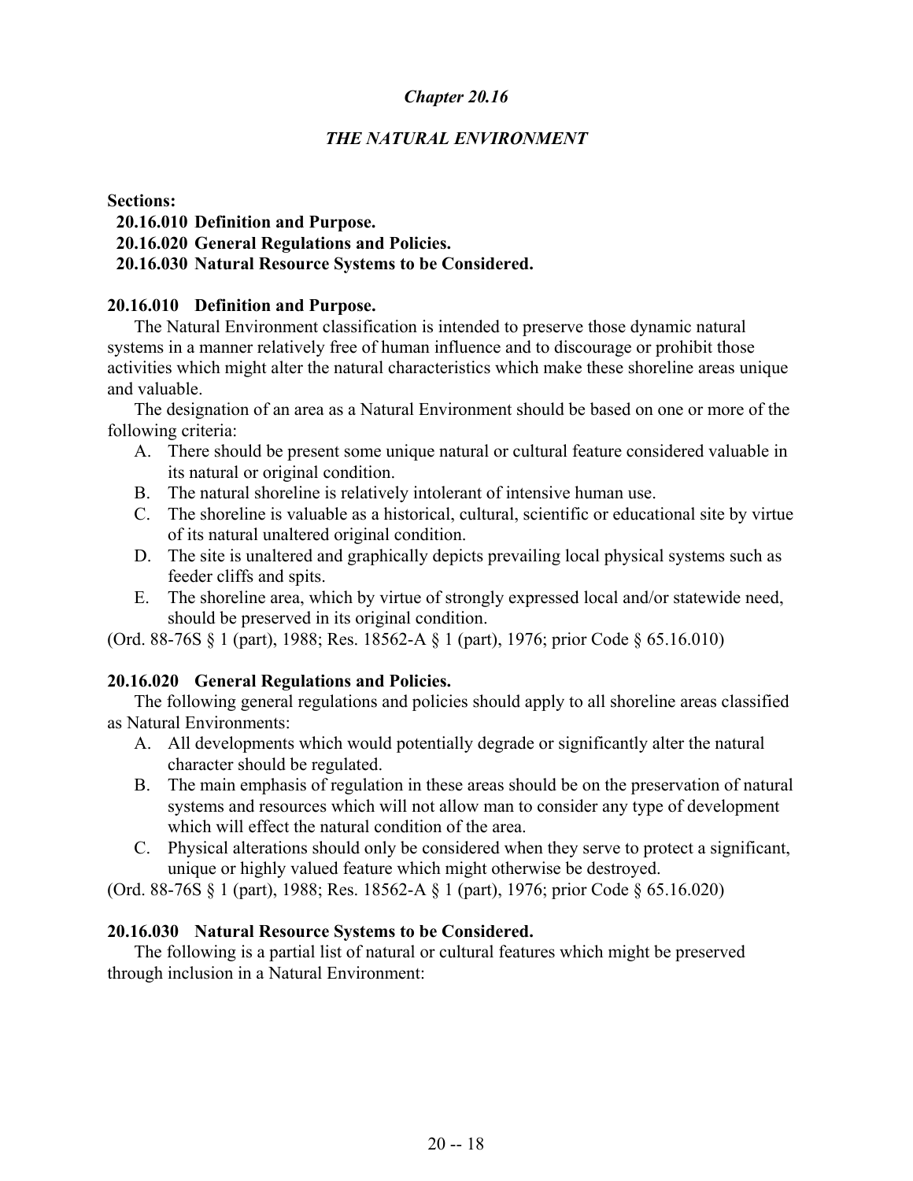# *Chapter 20.16*

## *THE NATURAL ENVIRONMENT*

**Sections:**

**20.16.010 Definition and Purpose.**
**20.16.020 General Regulations and Policies.**
**20.16.030 Natural Resource Systems to be Considered.**

### 20.16.010 Definition and Purpose.

The Natural Environment classification is intended to preserve those dynamic natural systems in a manner relatively free of human influence and to discourage or prohibit those activities which might alter the natural characteristics which make these shoreline areas unique and valuable.

The designation of an area as a Natural Environment should be based on one or more of the following criteria:

A. There should be present some unique natural or cultural feature considered valuable in its natural or original condition.
B. The natural shoreline is relatively intolerant of intensive human use.
C. The shoreline is valuable as a historical, cultural, scientific or educational site by virtue of its natural unaltered original condition.
D. The site is unaltered and graphically depicts prevailing local physical systems such as feeder cliffs and spits.
E. The shoreline area, which by virtue of strongly expressed local and/or statewide need, should be preserved in its original condition.

(Ord. 88-76S § 1 (part), 1988; Res. 18562-A § 1 (part), 1976; prior Code § 65.16.010)

### 20.16.020 General Regulations and Policies.

The following general regulations and policies should apply to all shoreline areas classified as Natural Environments:

A. All developments which would potentially degrade or significantly alter the natural character should be regulated.
B. The main emphasis of regulation in these areas should be on the preservation of natural systems and resources which will not allow man to consider any type of development which will effect the natural condition of the area.
C. Physical alterations should only be considered when they serve to protect a significant, unique or highly valued feature which might otherwise be destroyed.

(Ord. 88-76S § 1 (part), 1988; Res. 18562-A § 1 (part), 1976; prior Code § 65.16.020)

### 20.16.030 Natural Resource Systems to be Considered.

The following is a partial list of natural or cultural features which might be preserved through inclusion in a Natural Environment: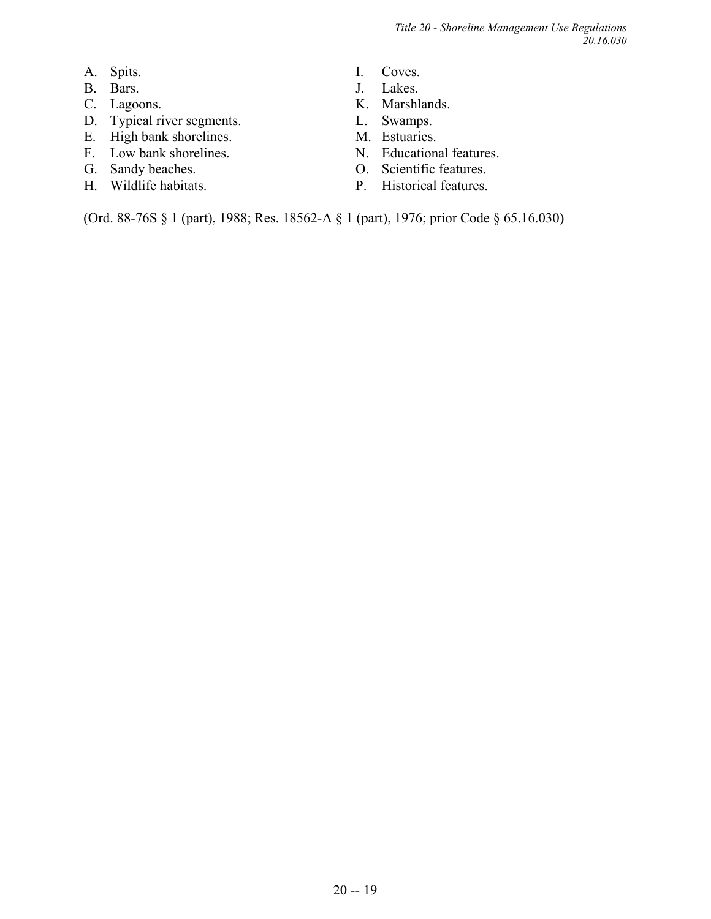A. Spits.
B. Bars.
C. Lagoons.
D. Typical river segments.
E. High bank shorelines.
F. Low bank shorelines.
G. Sandy beaches.
H. Wildlife habitats.
I. Coves.
J. Lakes.
K. Marshlands.
L. Swamps.
M. Estuaries.
N. Educational features.
O. Scientific features.
P. Historical features.

(Ord. 88-76S § 1 (part), 1988; Res. 18562-A § 1 (part), 1976; prior Code § 65.16.030)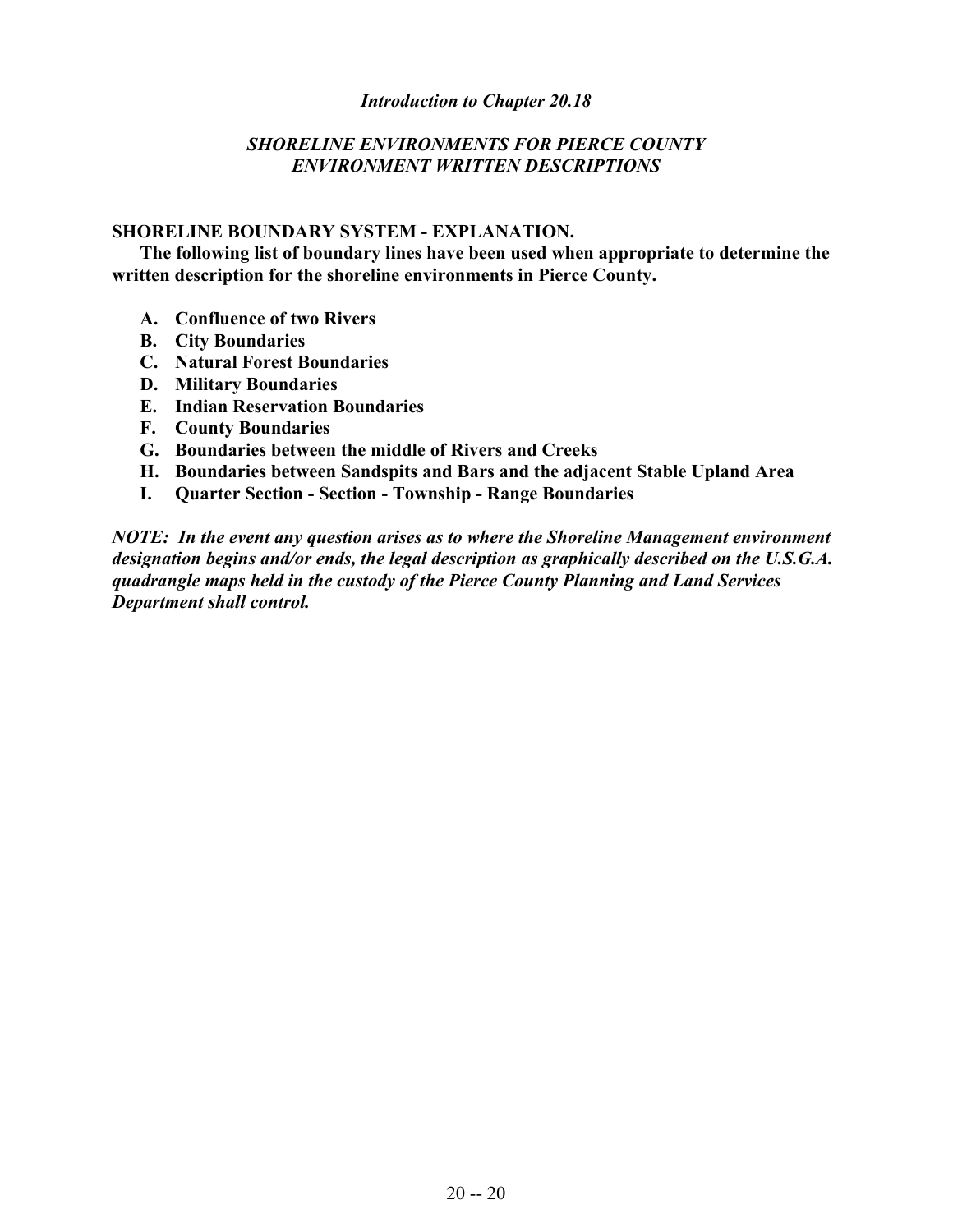*Introduction to Chapter 20.18*

*SHORELINE ENVIRONMENTS FOR PIERCE COUNTY*
*ENVIRONMENT WRITTEN DESCRIPTIONS*

**SHORELINE BOUNDARY SYSTEM - EXPLANATION.**

**The following list of boundary lines have been used when appropriate to determine the written description for the shoreline environments in Pierce County.**

- **A. Confluence of two Rivers**
- **B. City Boundaries**
- **C. Natural Forest Boundaries**
- **D. Military Boundaries**
- **E. Indian Reservation Boundaries**
- **F. County Boundaries**
- **G. Boundaries between the middle of Rivers and Creeks**
- **H. Boundaries between Sandspits and Bars and the adjacent Stable Upland Area**
- **I. Quarter Section - Section - Township - Range Boundaries**

***NOTE: In the event any question arises as to where the Shoreline Management environment designation begins and/or ends, the legal description as graphically described on the U.S.G.A. quadrangle maps held in the custody of the Pierce County Planning and Land Services Department shall control.***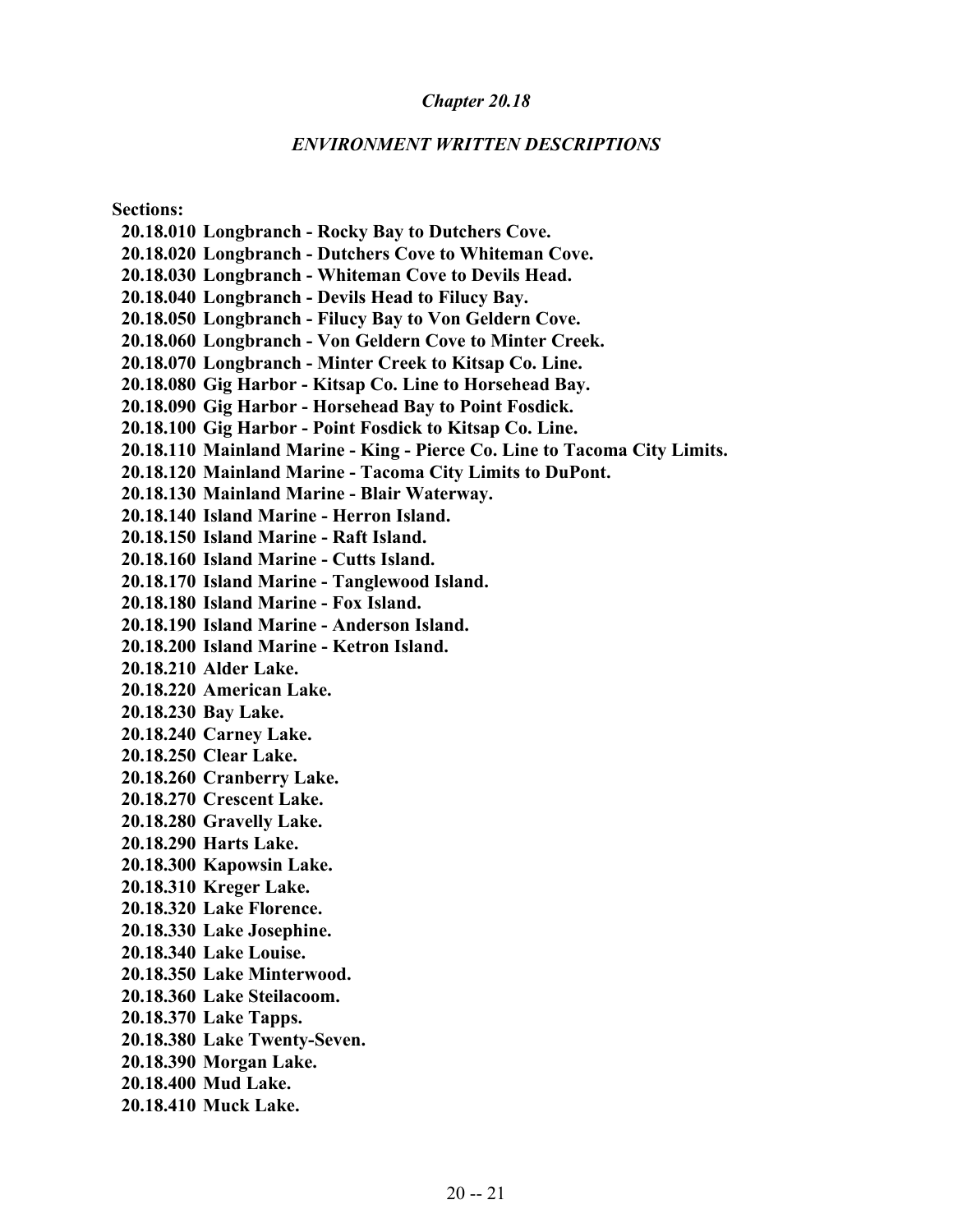## *Chapter 20.18*

## *ENVIRONMENT WRITTEN DESCRIPTIONS*

**Sections:**

**20.18.010 Longbranch - Rocky Bay to Dutchers Cove.**
**20.18.020 Longbranch - Dutchers Cove to Whiteman Cove.**
**20.18.030 Longbranch - Whiteman Cove to Devils Head.**
**20.18.040 Longbranch - Devils Head to Filucy Bay.**
**20.18.050 Longbranch - Filucy Bay to Von Geldern Cove.**
**20.18.060 Longbranch - Von Geldern Cove to Minter Creek.**
**20.18.070 Longbranch - Minter Creek to Kitsap Co. Line.**
**20.18.080 Gig Harbor - Kitsap Co. Line to Horsehead Bay.**
**20.18.090 Gig Harbor - Horsehead Bay to Point Fosdick.**
**20.18.100 Gig Harbor - Point Fosdick to Kitsap Co. Line.**
**20.18.110 Mainland Marine - King - Pierce Co. Line to Tacoma City Limits.**
**20.18.120 Mainland Marine - Tacoma City Limits to DuPont.**
**20.18.130 Mainland Marine - Blair Waterway.**
**20.18.140 Island Marine - Herron Island.**
**20.18.150 Island Marine - Raft Island.**
**20.18.160 Island Marine - Cutts Island.**
**20.18.170 Island Marine - Tanglewood Island.**
**20.18.180 Island Marine - Fox Island.**
**20.18.190 Island Marine - Anderson Island.**
**20.18.200 Island Marine - Ketron Island.**
**20.18.210 Alder Lake.**
**20.18.220 American Lake.**
**20.18.230 Bay Lake.**
**20.18.240 Carney Lake.**
**20.18.250 Clear Lake.**
**20.18.260 Cranberry Lake.**
**20.18.270 Crescent Lake.**
**20.18.280 Gravelly Lake.**
**20.18.290 Harts Lake.**
**20.18.300 Kapowsin Lake.**
**20.18.310 Kreger Lake.**
**20.18.320 Lake Florence.**
**20.18.330 Lake Josephine.**
**20.18.340 Lake Louise.**
**20.18.350 Lake Minterwood.**
**20.18.360 Lake Steilacoom.**
**20.18.370 Lake Tapps.**
**20.18.380 Lake Twenty-Seven.**
**20.18.390 Morgan Lake.**
**20.18.400 Mud Lake.**
**20.18.410 Muck Lake.**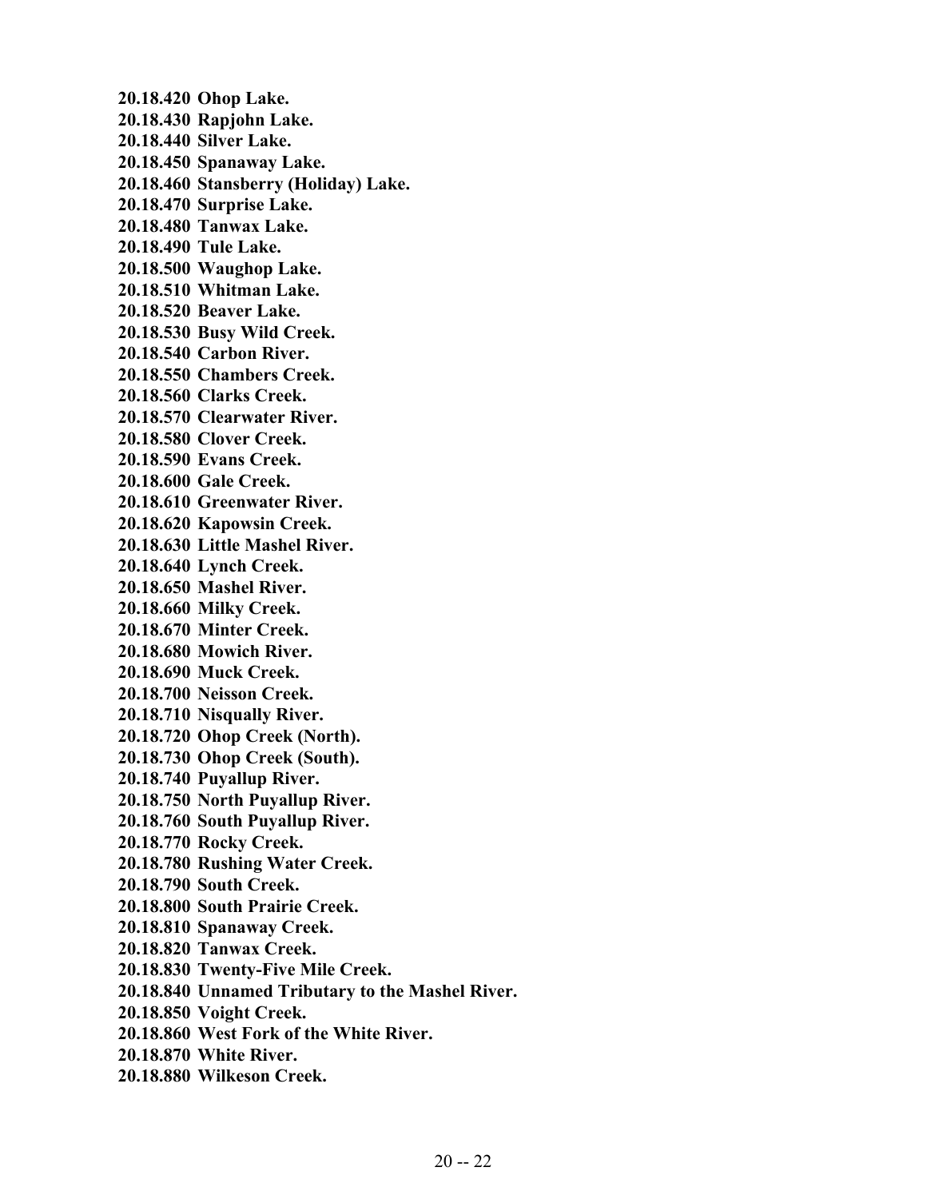**20.18.420 Ohop Lake.**
**20.18.430 Rapjohn Lake.**
**20.18.440 Silver Lake.**
**20.18.450 Spanaway Lake.**
**20.18.460 Stansberry (Holiday) Lake.**
**20.18.470 Surprise Lake.**
**20.18.480 Tanwax Lake.**
**20.18.490 Tule Lake.**
**20.18.500 Waughop Lake.**
**20.18.510 Whitman Lake.**
**20.18.520 Beaver Lake.**
**20.18.530 Busy Wild Creek.**
**20.18.540 Carbon River.**
**20.18.550 Chambers Creek.**
**20.18.560 Clarks Creek.**
**20.18.570 Clearwater River.**
**20.18.580 Clover Creek.**
**20.18.590 Evans Creek.**
**20.18.600 Gale Creek.**
**20.18.610 Greenwater River.**
**20.18.620 Kapowsin Creek.**
**20.18.630 Little Mashel River.**
**20.18.640 Lynch Creek.**
**20.18.650 Mashel River.**
**20.18.660 Milky Creek.**
**20.18.670 Minter Creek.**
**20.18.680 Mowich River.**
**20.18.690 Muck Creek.**
**20.18.700 Neisson Creek.**
**20.18.710 Nisqually River.**
**20.18.720 Ohop Creek (North).**
**20.18.730 Ohop Creek (South).**
**20.18.740 Puyallup River.**
**20.18.750 North Puyallup River.**
**20.18.760 South Puyallup River.**
**20.18.770 Rocky Creek.**
**20.18.780 Rushing Water Creek.**
**20.18.790 South Creek.**
**20.18.800 South Prairie Creek.**
**20.18.810 Spanaway Creek.**
**20.18.820 Tanwax Creek.**
**20.18.830 Twenty-Five Mile Creek.**
**20.18.840 Unnamed Tributary to the Mashel River.**
**20.18.850 Voight Creek.**
**20.18.860 West Fork of the White River.**
**20.18.870 White River.**
**20.18.880 Wilkeson Creek.**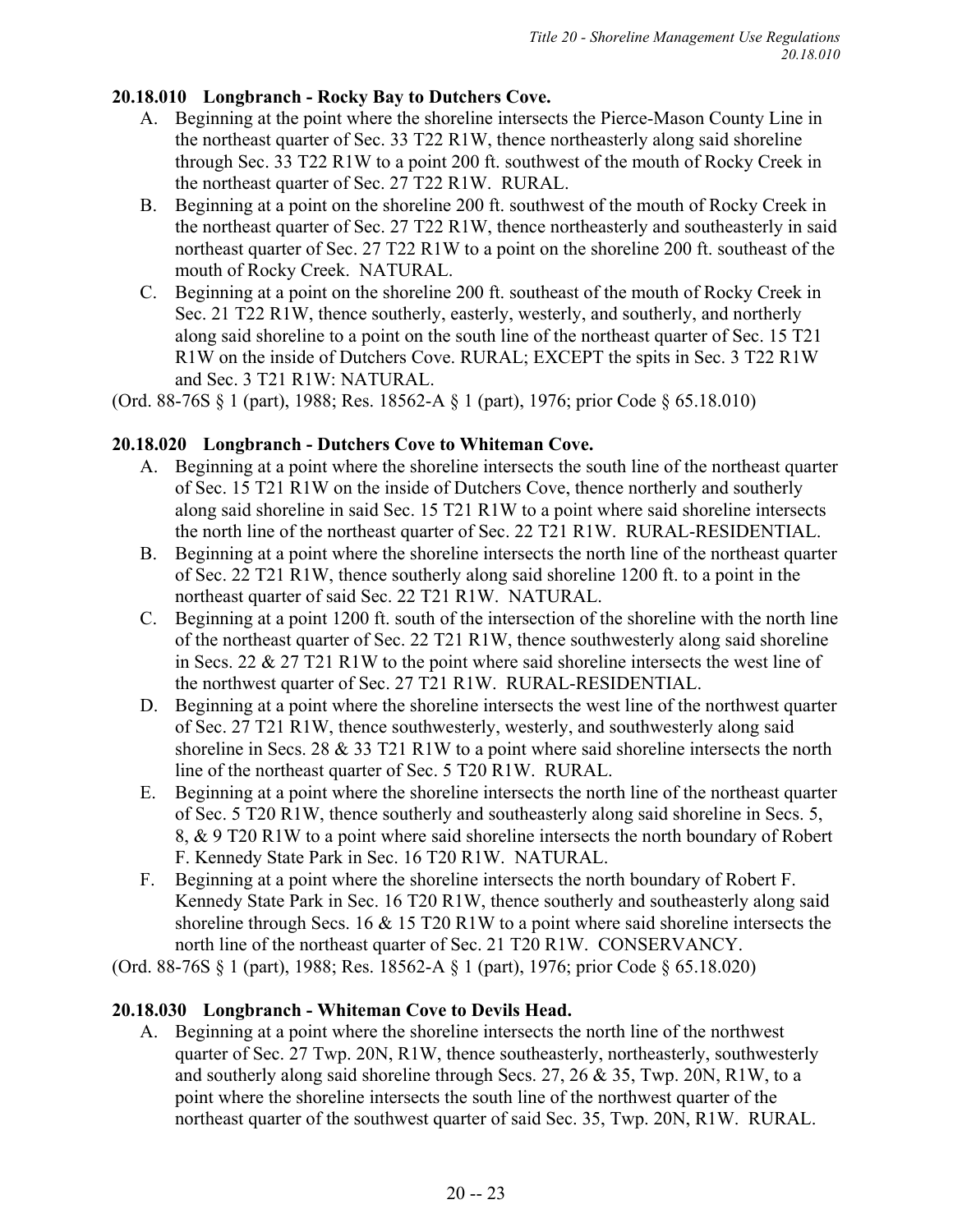### 20.18.010 Longbranch - Rocky Bay to Dutchers Cove.

A. Beginning at the point where the shoreline intersects the Pierce-Mason County Line in the northeast quarter of Sec. 33 T22 R1W, thence northeasterly along said shoreline through Sec. 33 T22 R1W to a point 200 ft. southwest of the mouth of Rocky Creek in the northeast quarter of Sec. 27 T22 R1W. RURAL.

B. Beginning at a point on the shoreline 200 ft. southwest of the mouth of Rocky Creek in the northeast quarter of Sec. 27 T22 R1W, thence northeasterly and southeasterly in said northeast quarter of Sec. 27 T22 R1W to a point on the shoreline 200 ft. southeast of the mouth of Rocky Creek. NATURAL.

C. Beginning at a point on the shoreline 200 ft. southeast of the mouth of Rocky Creek in Sec. 21 T22 R1W, thence southerly, easterly, westerly, and southerly, and northerly along said shoreline to a point on the south line of the northeast quarter of Sec. 15 T21 R1W on the inside of Dutchers Cove. RURAL; EXCEPT the spits in Sec. 3 T22 R1W and Sec. 3 T21 R1W: NATURAL.

(Ord. 88-76S § 1 (part), 1988; Res. 18562-A § 1 (part), 1976; prior Code § 65.18.010)

### 20.18.020 Longbranch - Dutchers Cove to Whiteman Cove.

A. Beginning at a point where the shoreline intersects the south line of the northeast quarter of Sec. 15 T21 R1W on the inside of Dutchers Cove, thence northerly and southerly along said shoreline in said Sec. 15 T21 R1W to a point where said shoreline intersects the north line of the northeast quarter of Sec. 22 T21 R1W. RURAL-RESIDENTIAL.

B. Beginning at a point where the shoreline intersects the north line of the northeast quarter of Sec. 22 T21 R1W, thence southerly along said shoreline 1200 ft. to a point in the northeast quarter of said Sec. 22 T21 R1W. NATURAL.

C. Beginning at a point 1200 ft. south of the intersection of the shoreline with the north line of the northeast quarter of Sec. 22 T21 R1W, thence southwesterly along said shoreline in Secs. 22 & 27 T21 R1W to the point where said shoreline intersects the west line of the northwest quarter of Sec. 27 T21 R1W. RURAL-RESIDENTIAL.

D. Beginning at a point where the shoreline intersects the west line of the northwest quarter of Sec. 27 T21 R1W, thence southwesterly, westerly, and southwesterly along said shoreline in Secs. 28 & 33 T21 R1W to a point where said shoreline intersects the north line of the northeast quarter of Sec. 5 T20 R1W. RURAL.

E. Beginning at a point where the shoreline intersects the north line of the northeast quarter of Sec. 5 T20 R1W, thence southerly and southeasterly along said shoreline in Secs. 5, 8, & 9 T20 R1W to a point where said shoreline intersects the north boundary of Robert F. Kennedy State Park in Sec. 16 T20 R1W. NATURAL.

F. Beginning at a point where the shoreline intersects the north boundary of Robert F. Kennedy State Park in Sec. 16 T20 R1W, thence southerly and southeasterly along said shoreline through Secs. 16 & 15 T20 R1W to a point where said shoreline intersects the north line of the northeast quarter of Sec. 21 T20 R1W. CONSERVANCY.

(Ord. 88-76S § 1 (part), 1988; Res. 18562-A § 1 (part), 1976; prior Code § 65.18.020)

### 20.18.030 Longbranch - Whiteman Cove to Devils Head.

A. Beginning at a point where the shoreline intersects the north line of the northwest quarter of Sec. 27 Twp. 20N, R1W, thence southeasterly, northeasterly, southwesterly and southerly along said shoreline through Secs. 27, 26 & 35, Twp. 20N, R1W, to a point where the shoreline intersects the south line of the northwest quarter of the northeast quarter of the southwest quarter of said Sec. 35, Twp. 20N, R1W. RURAL.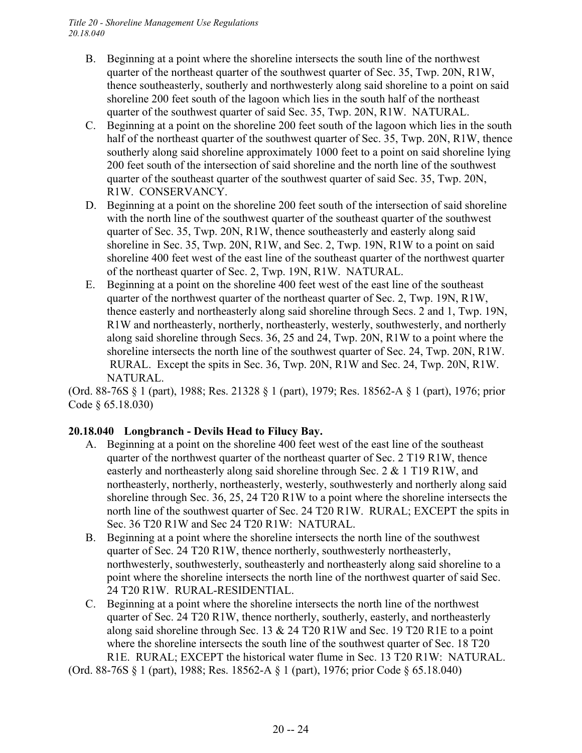B. Beginning at a point where the shoreline intersects the south line of the northwest quarter of the northeast quarter of the southwest quarter of Sec. 35, Twp. 20N, R1W, thence southeasterly, southerly and northwesterly along said shoreline to a point on said shoreline 200 feet south of the lagoon which lies in the south half of the northeast quarter of the southwest quarter of said Sec. 35, Twp. 20N, R1W. NATURAL.

C. Beginning at a point on the shoreline 200 feet south of the lagoon which lies in the south half of the northeast quarter of the southwest quarter of Sec. 35, Twp. 20N, R1W, thence southerly along said shoreline approximately 1000 feet to a point on said shoreline lying 200 feet south of the intersection of said shoreline and the north line of the southwest quarter of the southeast quarter of the southwest quarter of said Sec. 35, Twp. 20N, R1W. CONSERVANCY.

D. Beginning at a point on the shoreline 200 feet south of the intersection of said shoreline with the north line of the southwest quarter of the southeast quarter of the southwest quarter of Sec. 35, Twp. 20N, R1W, thence southeasterly and easterly along said shoreline in Sec. 35, Twp. 20N, R1W, and Sec. 2, Twp. 19N, R1W to a point on said shoreline 400 feet west of the east line of the southeast quarter of the northwest quarter of the northeast quarter of Sec. 2, Twp. 19N, R1W. NATURAL.

E. Beginning at a point on the shoreline 400 feet west of the east line of the southeast quarter of the northwest quarter of the northeast quarter of Sec. 2, Twp. 19N, R1W, thence easterly and northeasterly along said shoreline through Secs. 2 and 1, Twp. 19N, R1W and northeasterly, northerly, northeasterly, westerly, southwesterly, and northerly along said shoreline through Secs. 36, 25 and 24, Twp. 20N, R1W to a point where the shoreline intersects the north line of the southwest quarter of Sec. 24, Twp. 20N, R1W. RURAL. Except the spits in Sec. 36, Twp. 20N, R1W and Sec. 24, Twp. 20N, R1W. NATURAL.

(Ord. 88-76S § 1 (part), 1988; Res. 21328 § 1 (part), 1979; Res. 18562-A § 1 (part), 1976; prior Code § 65.18.030)

### 20.18.040 Longbranch - Devils Head to Filucy Bay.

A. Beginning at a point on the shoreline 400 feet west of the east line of the southeast quarter of the northwest quarter of the northeast quarter of Sec. 2 T19 R1W, thence easterly and northeasterly along said shoreline through Sec. 2 & 1 T19 R1W, and northeasterly, northerly, northeasterly, westerly, southwesterly and northerly along said shoreline through Sec. 36, 25, 24 T20 R1W to a point where the shoreline intersects the north line of the southwest quarter of Sec. 24 T20 R1W. RURAL; EXCEPT the spits in Sec. 36 T20 R1W and Sec 24 T20 R1W: NATURAL.

B. Beginning at a point where the shoreline intersects the north line of the southwest quarter of Sec. 24 T20 R1W, thence northerly, southwesterly northeasterly, northwesterly, southwesterly, southeasterly and northeasterly along said shoreline to a point where the shoreline intersects the north line of the northwest quarter of said Sec. 24 T20 R1W. RURAL-RESIDENTIAL.

C. Beginning at a point where the shoreline intersects the north line of the northwest quarter of Sec. 24 T20 R1W, thence northerly, southerly, easterly, and northeasterly along said shoreline through Sec. 13 & 24 T20 R1W and Sec. 19 T20 R1E to a point where the shoreline intersects the south line of the southwest quarter of Sec. 18 T20 R1E. RURAL; EXCEPT the historical water flume in Sec. 13 T20 R1W: NATURAL.

(Ord. 88-76S § 1 (part), 1988; Res. 18562-A § 1 (part), 1976; prior Code § 65.18.040)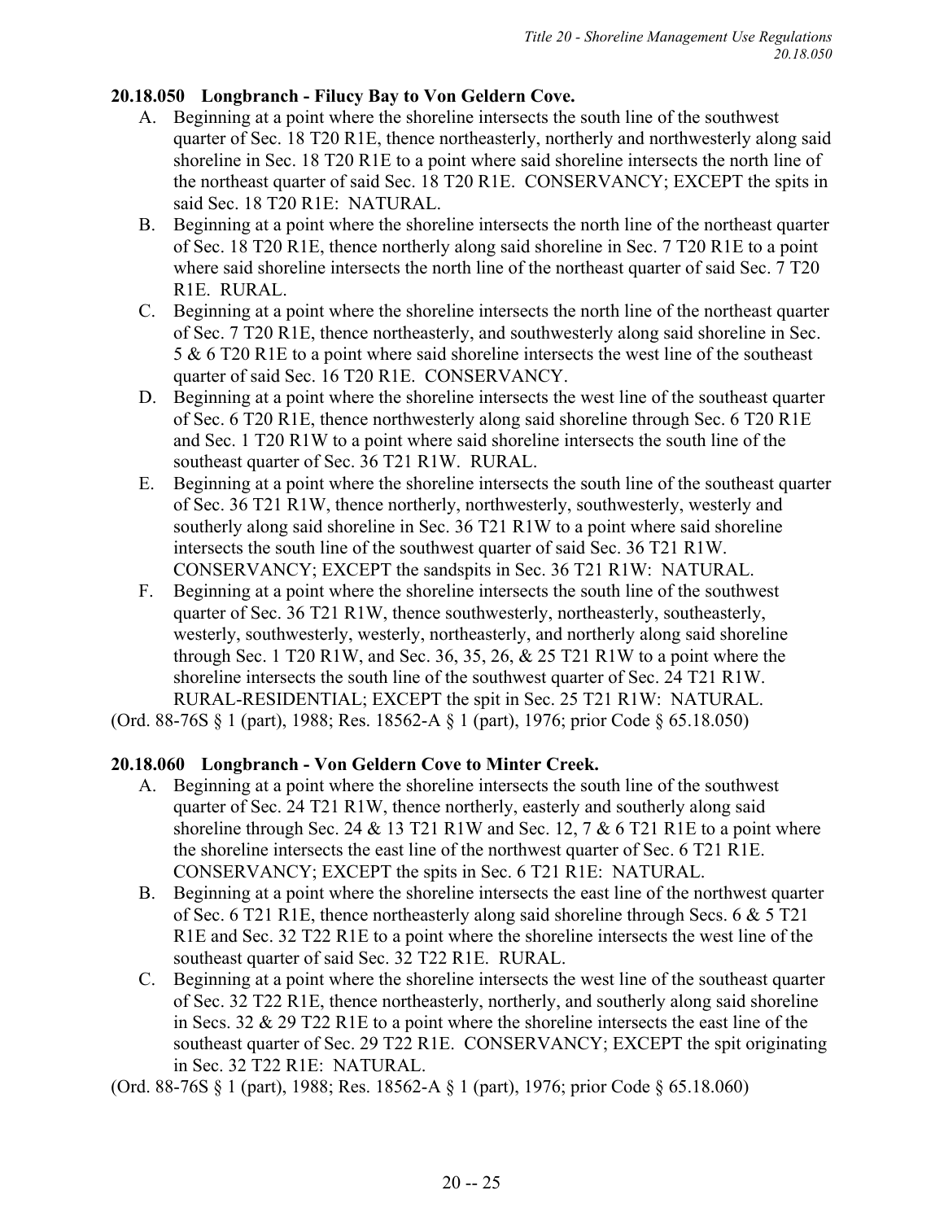### 20.18.050 Longbranch - Filucy Bay to Von Geldern Cove.

A. Beginning at a point where the shoreline intersects the south line of the southwest quarter of Sec. 18 T20 R1E, thence northeasterly, northerly and northwesterly along said shoreline in Sec. 18 T20 R1E to a point where said shoreline intersects the north line of the northeast quarter of said Sec. 18 T20 R1E. CONSERVANCY; EXCEPT the spits in said Sec. 18 T20 R1E: NATURAL.

B. Beginning at a point where the shoreline intersects the north line of the northeast quarter of Sec. 18 T20 R1E, thence northerly along said shoreline in Sec. 7 T20 R1E to a point where said shoreline intersects the north line of the northeast quarter of said Sec. 7 T20 R1E. RURAL.

C. Beginning at a point where the shoreline intersects the north line of the northeast quarter of Sec. 7 T20 R1E, thence northeasterly, and southwesterly along said shoreline in Sec. 5 & 6 T20 R1E to a point where said shoreline intersects the west line of the southeast quarter of said Sec. 16 T20 R1E. CONSERVANCY.

D. Beginning at a point where the shoreline intersects the west line of the southeast quarter of Sec. 6 T20 R1E, thence northwesterly along said shoreline through Sec. 6 T20 R1E and Sec. 1 T20 R1W to a point where said shoreline intersects the south line of the southeast quarter of Sec. 36 T21 R1W. RURAL.

E. Beginning at a point where the shoreline intersects the south line of the southeast quarter of Sec. 36 T21 R1W, thence northerly, northwesterly, southwesterly, westerly and southerly along said shoreline in Sec. 36 T21 R1W to a point where said shoreline intersects the south line of the southwest quarter of said Sec. 36 T21 R1W. CONSERVANCY; EXCEPT the sandspits in Sec. 36 T21 R1W: NATURAL.

F. Beginning at a point where the shoreline intersects the south line of the southwest quarter of Sec. 36 T21 R1W, thence southwesterly, northeasterly, southeasterly, westerly, southwesterly, westerly, northeasterly, and northerly along said shoreline through Sec. 1 T20 R1W, and Sec. 36, 35, 26, & 25 T21 R1W to a point where the shoreline intersects the south line of the southwest quarter of Sec. 24 T21 R1W. RURAL-RESIDENTIAL; EXCEPT the spit in Sec. 25 T21 R1W: NATURAL.

(Ord. 88-76S § 1 (part), 1988; Res. 18562-A § 1 (part), 1976; prior Code § 65.18.050)

### 20.18.060 Longbranch - Von Geldern Cove to Minter Creek.

A. Beginning at a point where the shoreline intersects the south line of the southwest quarter of Sec. 24 T21 R1W, thence northerly, easterly and southerly along said shoreline through Sec. 24 & 13 T21 R1W and Sec. 12, 7 & 6 T21 R1E to a point where the shoreline intersects the east line of the northwest quarter of Sec. 6 T21 R1E. CONSERVANCY; EXCEPT the spits in Sec. 6 T21 R1E: NATURAL.

B. Beginning at a point where the shoreline intersects the east line of the northwest quarter of Sec. 6 T21 R1E, thence northeasterly along said shoreline through Secs. 6 & 5 T21 R1E and Sec. 32 T22 R1E to a point where the shoreline intersects the west line of the southeast quarter of said Sec. 32 T22 R1E. RURAL.

C. Beginning at a point where the shoreline intersects the west line of the southeast quarter of Sec. 32 T22 R1E, thence northeasterly, northerly, and southerly along said shoreline in Secs. 32 & 29 T22 R1E to a point where the shoreline intersects the east line of the southeast quarter of Sec. 29 T22 R1E. CONSERVANCY; EXCEPT the spit originating in Sec. 32 T22 R1E: NATURAL.

(Ord. 88-76S § 1 (part), 1988; Res. 18562-A § 1 (part), 1976; prior Code § 65.18.060)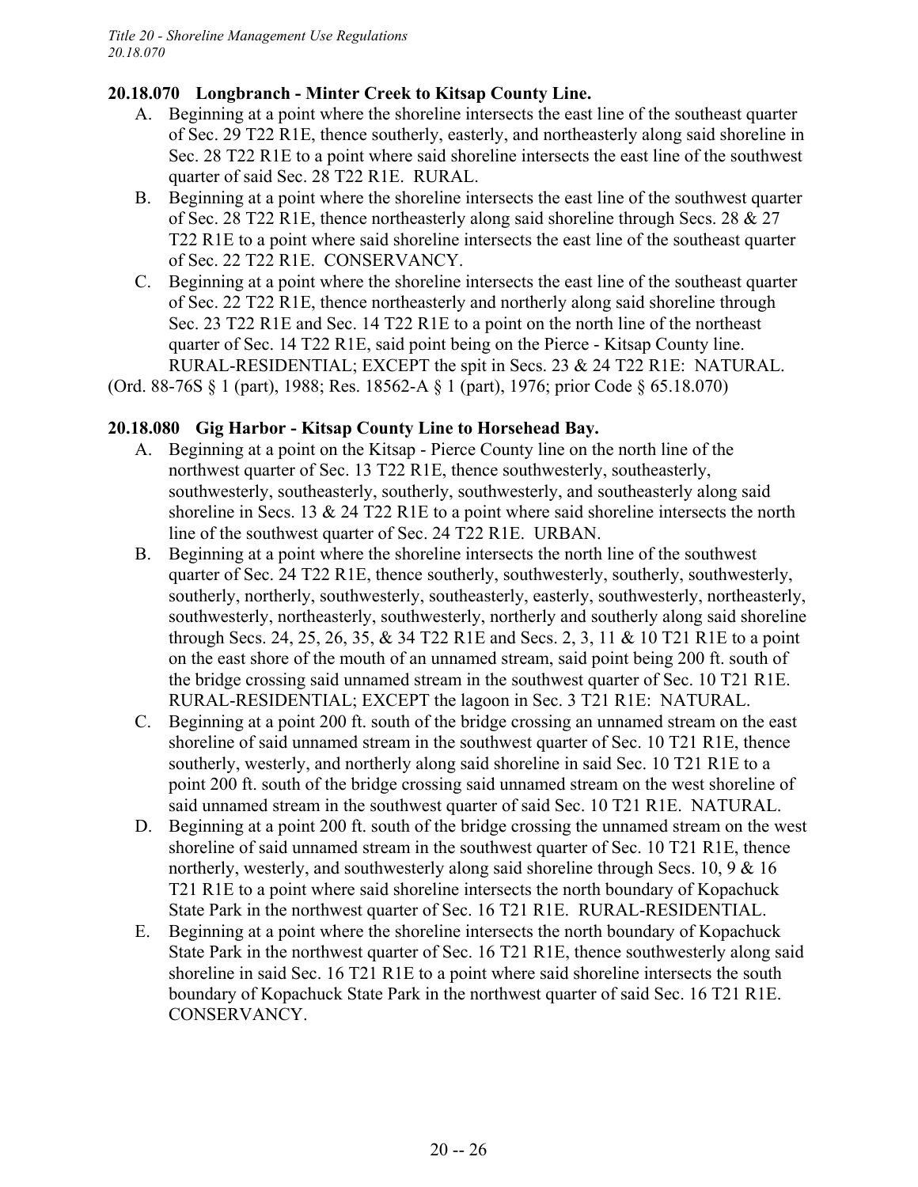#### 20.18.070 Longbranch - Minter Creek to Kitsap County Line.

A. Beginning at a point where the shoreline intersects the east line of the southeast quarter of Sec. 29 T22 R1E, thence southerly, easterly, and northeasterly along said shoreline in Sec. 28 T22 R1E to a point where said shoreline intersects the east line of the southwest quarter of said Sec. 28 T22 R1E. RURAL.

B. Beginning at a point where the shoreline intersects the east line of the southwest quarter of Sec. 28 T22 R1E, thence northeasterly along said shoreline through Secs. 28 & 27 T22 R1E to a point where said shoreline intersects the east line of the southeast quarter of Sec. 22 T22 R1E. CONSERVANCY.

C. Beginning at a point where the shoreline intersects the east line of the southeast quarter of Sec. 22 T22 R1E, thence northeasterly and northerly along said shoreline through Sec. 23 T22 R1E and Sec. 14 T22 R1E to a point on the north line of the northeast quarter of Sec. 14 T22 R1E, said point being on the Pierce - Kitsap County line. RURAL-RESIDENTIAL; EXCEPT the spit in Secs. 23 & 24 T22 R1E: NATURAL.

(Ord. 88-76S § 1 (part), 1988; Res. 18562-A § 1 (part), 1976; prior Code § 65.18.070)

#### 20.18.080 Gig Harbor - Kitsap County Line to Horsehead Bay.

A. Beginning at a point on the Kitsap - Pierce County line on the north line of the northwest quarter of Sec. 13 T22 R1E, thence southwesterly, southeasterly, southwesterly, southeasterly, southerly, southwesterly, and southeasterly along said shoreline in Secs. 13 & 24 T22 R1E to a point where said shoreline intersects the north line of the southwest quarter of Sec. 24 T22 R1E. URBAN.

B. Beginning at a point where the shoreline intersects the north line of the southwest quarter of Sec. 24 T22 R1E, thence southerly, southwesterly, southerly, southwesterly, southerly, northerly, southwesterly, southeasterly, easterly, southwesterly, northeasterly, southwesterly, northeasterly, southwesterly, northerly and southerly along said shoreline through Secs. 24, 25, 26, 35, & 34 T22 R1E and Secs. 2, 3, 11 & 10 T21 R1E to a point on the east shore of the mouth of an unnamed stream, said point being 200 ft. south of the bridge crossing said unnamed stream in the southwest quarter of Sec. 10 T21 R1E. RURAL-RESIDENTIAL; EXCEPT the lagoon in Sec. 3 T21 R1E: NATURAL.

C. Beginning at a point 200 ft. south of the bridge crossing an unnamed stream on the east shoreline of said unnamed stream in the southwest quarter of Sec. 10 T21 R1E, thence southerly, westerly, and northerly along said shoreline in said Sec. 10 T21 R1E to a point 200 ft. south of the bridge crossing said unnamed stream on the west shoreline of said unnamed stream in the southwest quarter of said Sec. 10 T21 R1E. NATURAL.

D. Beginning at a point 200 ft. south of the bridge crossing the unnamed stream on the west shoreline of said unnamed stream in the southwest quarter of Sec. 10 T21 R1E, thence northerly, westerly, and southwesterly along said shoreline through Secs. 10, 9 & 16 T21 R1E to a point where said shoreline intersects the north boundary of Kopachuck State Park in the northwest quarter of Sec. 16 T21 R1E. RURAL-RESIDENTIAL.

E. Beginning at a point where the shoreline intersects the north boundary of Kopachuck State Park in the northwest quarter of Sec. 16 T21 R1E, thence southwesterly along said shoreline in said Sec. 16 T21 R1E to a point where said shoreline intersects the south boundary of Kopachuck State Park in the northwest quarter of said Sec. 16 T21 R1E. CONSERVANCY.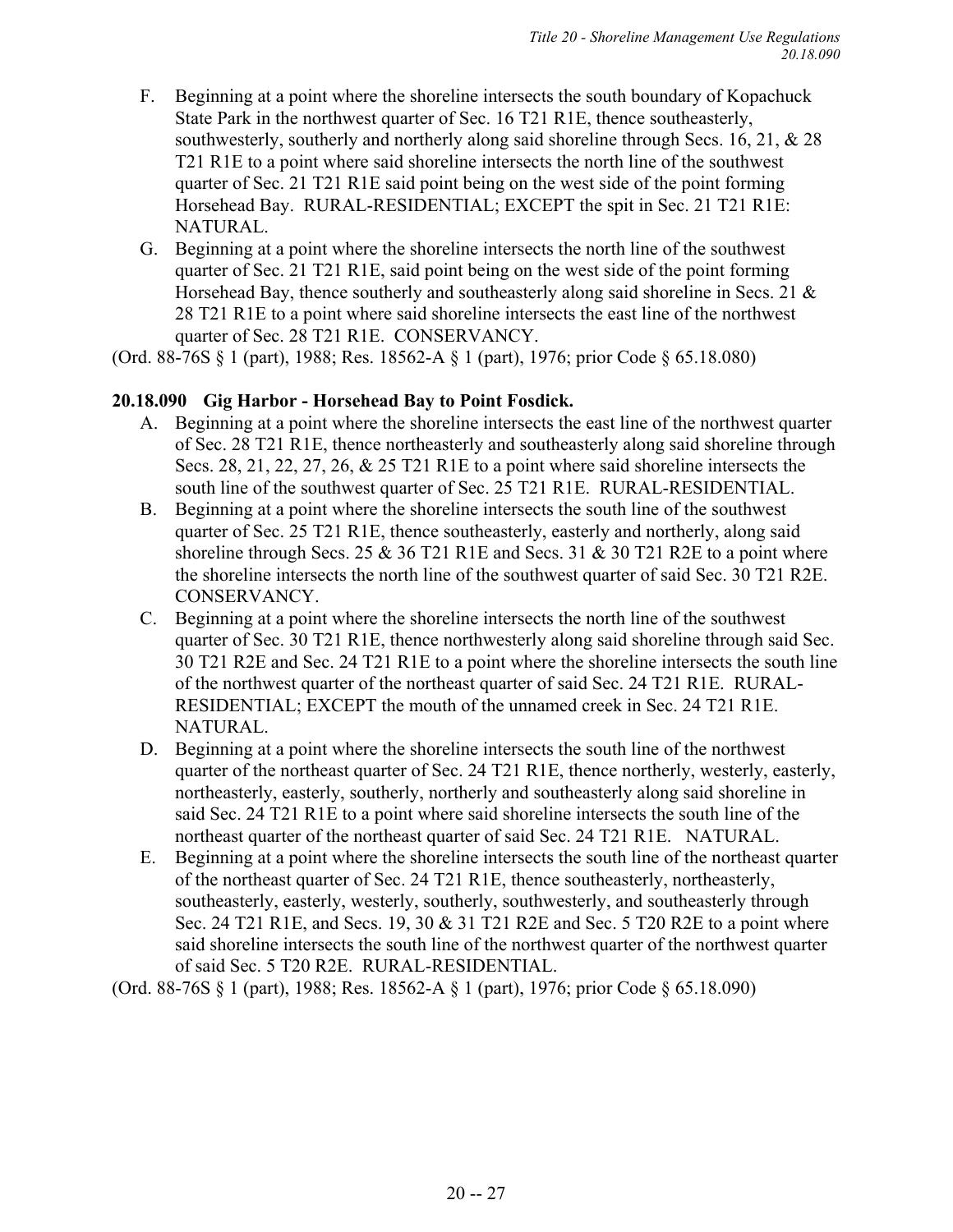F. Beginning at a point where the shoreline intersects the south boundary of Kopachuck State Park in the northwest quarter of Sec. 16 T21 R1E, thence southeasterly, southwesterly, southerly and northerly along said shoreline through Secs. 16, 21, & 28 T21 R1E to a point where said shoreline intersects the north line of the southwest quarter of Sec. 21 T21 R1E said point being on the west side of the point forming Horsehead Bay. RURAL-RESIDENTIAL; EXCEPT the spit in Sec. 21 T21 R1E: NATURAL.

G. Beginning at a point where the shoreline intersects the north line of the southwest quarter of Sec. 21 T21 R1E, said point being on the west side of the point forming Horsehead Bay, thence southerly and southeasterly along said shoreline in Secs. 21 & 28 T21 R1E to a point where said shoreline intersects the east line of the northwest quarter of Sec. 28 T21 R1E. CONSERVANCY.

(Ord. 88-76S § 1 (part), 1988; Res. 18562-A § 1 (part), 1976; prior Code § 65.18.080)

**20.18.090 Gig Harbor - Horsehead Bay to Point Fosdick.**

A. Beginning at a point where the shoreline intersects the east line of the northwest quarter of Sec. 28 T21 R1E, thence northeasterly and southeasterly along said shoreline through Secs. 28, 21, 22, 27, 26, & 25 T21 R1E to a point where said shoreline intersects the south line of the southwest quarter of Sec. 25 T21 R1E. RURAL-RESIDENTIAL.

B. Beginning at a point where the shoreline intersects the south line of the southwest quarter of Sec. 25 T21 R1E, thence southeasterly, easterly and northerly, along said shoreline through Secs. 25 & 36 T21 R1E and Secs. 31 & 30 T21 R2E to a point where the shoreline intersects the north line of the southwest quarter of said Sec. 30 T21 R2E. CONSERVANCY.

C. Beginning at a point where the shoreline intersects the north line of the southwest quarter of Sec. 30 T21 R1E, thence northwesterly along said shoreline through said Sec. 30 T21 R2E and Sec. 24 T21 R1E to a point where the shoreline intersects the south line of the northwest quarter of the northeast quarter of said Sec. 24 T21 R1E. RURAL-RESIDENTIAL; EXCEPT the mouth of the unnamed creek in Sec. 24 T21 R1E. NATURAL.

D. Beginning at a point where the shoreline intersects the south line of the northwest quarter of the northeast quarter of Sec. 24 T21 R1E, thence northerly, westerly, easterly, northeasterly, easterly, southerly, northerly and southeasterly along said shoreline in said Sec. 24 T21 R1E to a point where said shoreline intersects the south line of the northeast quarter of the northeast quarter of said Sec. 24 T21 R1E. NATURAL.

E. Beginning at a point where the shoreline intersects the south line of the northeast quarter of the northeast quarter of Sec. 24 T21 R1E, thence southeasterly, northeasterly, southeasterly, easterly, westerly, southerly, southwesterly, and southeasterly through Sec. 24 T21 R1E, and Secs. 19, 30 & 31 T21 R2E and Sec. 5 T20 R2E to a point where said shoreline intersects the south line of the northwest quarter of the northwest quarter of said Sec. 5 T20 R2E. RURAL-RESIDENTIAL.

(Ord. 88-76S § 1 (part), 1988; Res. 18562-A § 1 (part), 1976; prior Code § 65.18.090)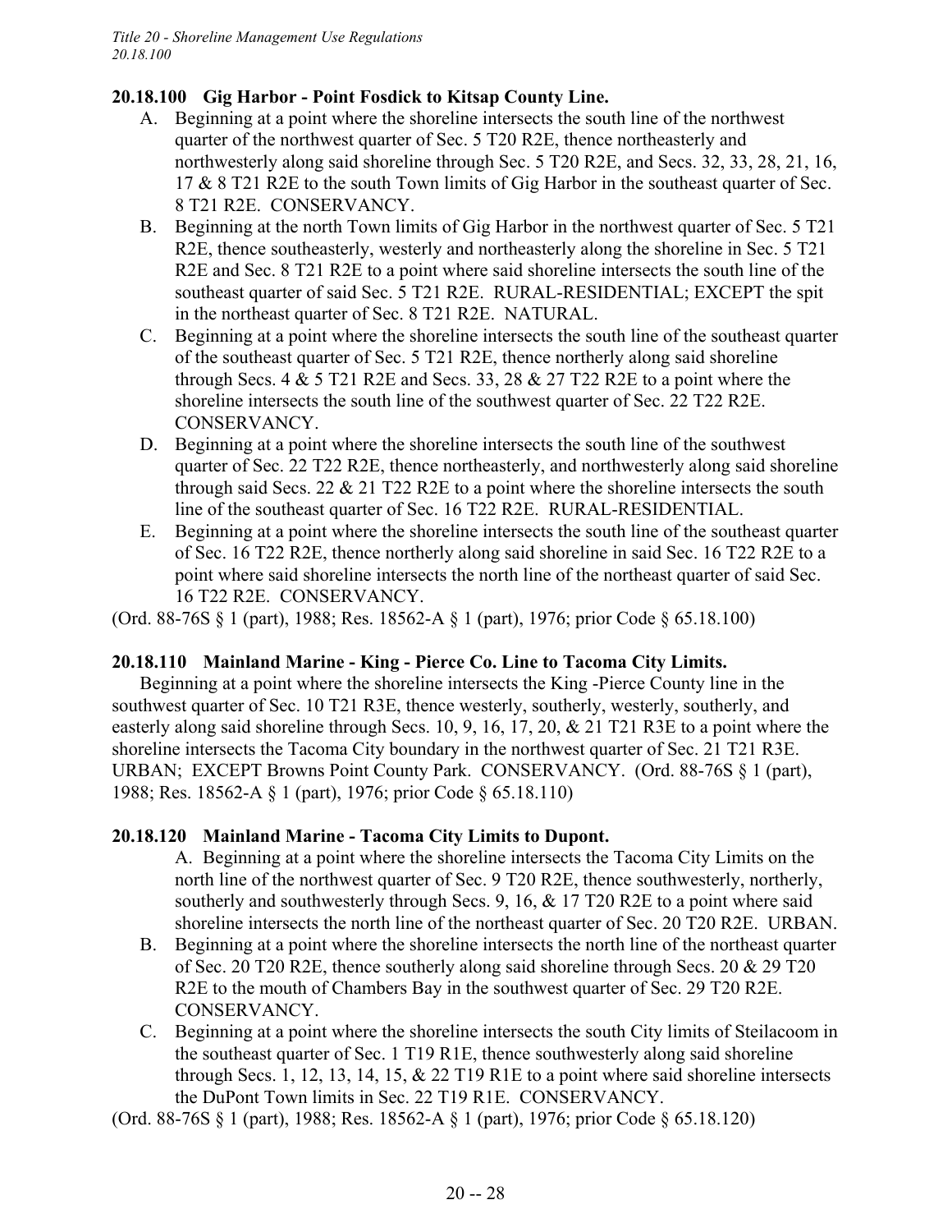**20.18.100 Gig Harbor - Point Fosdick to Kitsap County Line.**

A. Beginning at a point where the shoreline intersects the south line of the northwest quarter of the northwest quarter of Sec. 5 T20 R2E, thence northeasterly and northwesterly along said shoreline through Sec. 5 T20 R2E, and Secs. 32, 33, 28, 21, 16, 17 & 8 T21 R2E to the south Town limits of Gig Harbor in the southeast quarter of Sec. 8 T21 R2E. CONSERVANCY.

B. Beginning at the north Town limits of Gig Harbor in the northwest quarter of Sec. 5 T21 R2E, thence southeasterly, westerly and northeasterly along the shoreline in Sec. 5 T21 R2E and Sec. 8 T21 R2E to a point where said shoreline intersects the south line of the southeast quarter of said Sec. 5 T21 R2E. RURAL-RESIDENTIAL; EXCEPT the spit in the northeast quarter of Sec. 8 T21 R2E. NATURAL.

C. Beginning at a point where the shoreline intersects the south line of the southeast quarter of the southeast quarter of Sec. 5 T21 R2E, thence northerly along said shoreline through Secs. 4 & 5 T21 R2E and Secs. 33, 28 & 27 T22 R2E to a point where the shoreline intersects the south line of the southwest quarter of Sec. 22 T22 R2E. CONSERVANCY.

D. Beginning at a point where the shoreline intersects the south line of the southwest quarter of Sec. 22 T22 R2E, thence northeasterly, and northwesterly along said shoreline through said Secs. 22 & 21 T22 R2E to a point where the shoreline intersects the south line of the southeast quarter of Sec. 16 T22 R2E. RURAL-RESIDENTIAL.

E. Beginning at a point where the shoreline intersects the south line of the southeast quarter of Sec. 16 T22 R2E, thence northerly along said shoreline in said Sec. 16 T22 R2E to a point where said shoreline intersects the north line of the northeast quarter of said Sec. 16 T22 R2E. CONSERVANCY.

(Ord. 88-76S § 1 (part), 1988; Res. 18562-A § 1 (part), 1976; prior Code § 65.18.100)

**20.18.110 Mainland Marine - King - Pierce Co. Line to Tacoma City Limits.**

Beginning at a point where the shoreline intersects the King -Pierce County line in the southwest quarter of Sec. 10 T21 R3E, thence westerly, southerly, westerly, southerly, and easterly along said shoreline through Secs. 10, 9, 16, 17, 20, & 21 T21 R3E to a point where the shoreline intersects the Tacoma City boundary in the northwest quarter of Sec. 21 T21 R3E. URBAN; EXCEPT Browns Point County Park. CONSERVANCY. (Ord. 88-76S § 1 (part), 1988; Res. 18562-A § 1 (part), 1976; prior Code § 65.18.110)

**20.18.120 Mainland Marine - Tacoma City Limits to Dupont.**

A. Beginning at a point where the shoreline intersects the Tacoma City Limits on the north line of the northwest quarter of Sec. 9 T20 R2E, thence southwesterly, northerly, southerly and southwesterly through Secs. 9, 16, & 17 T20 R2E to a point where said shoreline intersects the north line of the northeast quarter of Sec. 20 T20 R2E. URBAN.

B. Beginning at a point where the shoreline intersects the north line of the northeast quarter of Sec. 20 T20 R2E, thence southerly along said shoreline through Secs. 20 & 29 T20 R2E to the mouth of Chambers Bay in the southwest quarter of Sec. 29 T20 R2E. CONSERVANCY.

C. Beginning at a point where the shoreline intersects the south City limits of Steilacoom in the southeast quarter of Sec. 1 T19 R1E, thence southwesterly along said shoreline through Secs. 1, 12, 13, 14, 15, & 22 T19 R1E to a point where said shoreline intersects the DuPont Town limits in Sec. 22 T19 R1E. CONSERVANCY.

(Ord. 88-76S § 1 (part), 1988; Res. 18562-A § 1 (part), 1976; prior Code § 65.18.120)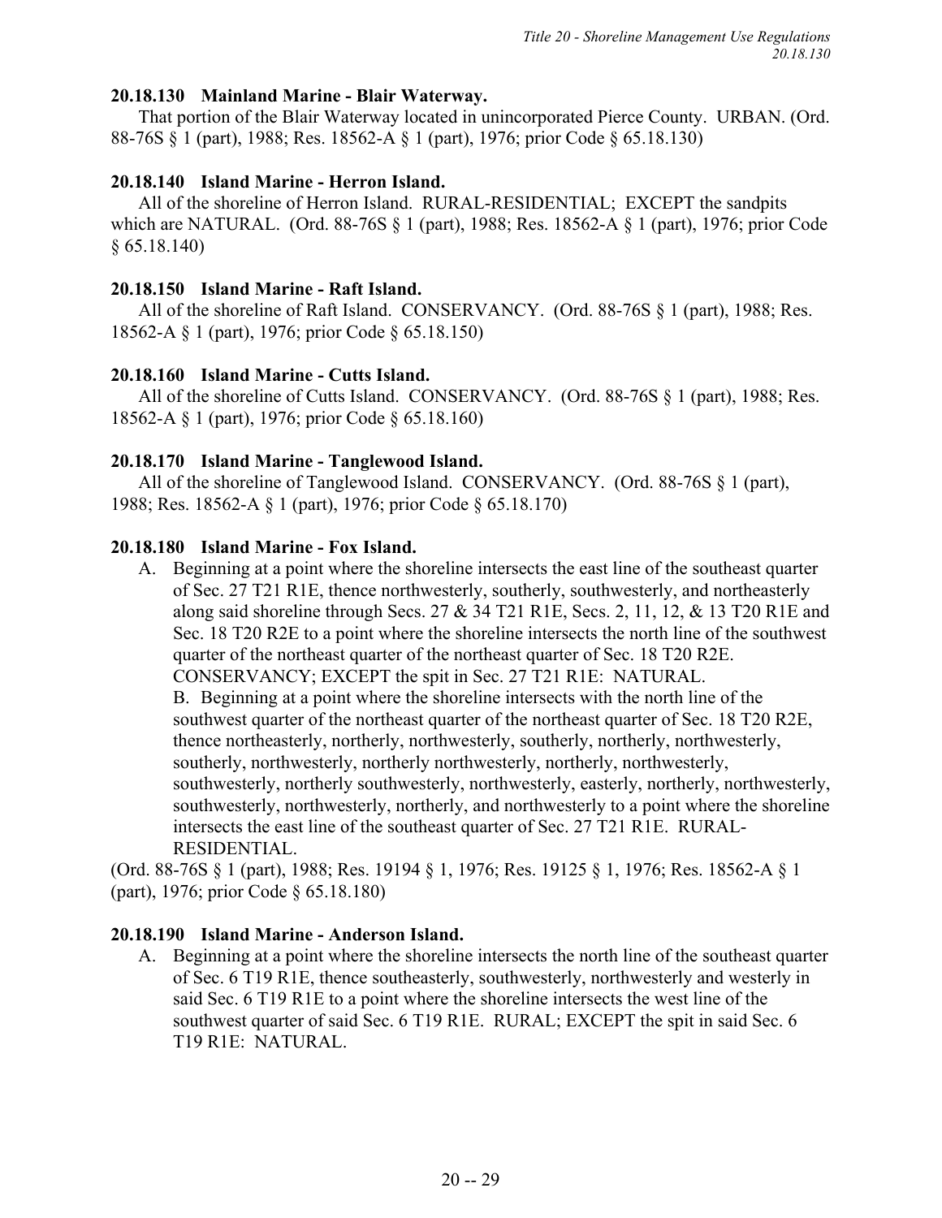### 20.18.130 Mainland Marine - Blair Waterway.

That portion of the Blair Waterway located in unincorporated Pierce County. URBAN. (Ord. 88-76S § 1 (part), 1988; Res. 18562-A § 1 (part), 1976; prior Code § 65.18.130)

### 20.18.140 Island Marine - Herron Island.

All of the shoreline of Herron Island. RURAL-RESIDENTIAL; EXCEPT the sandpits which are NATURAL. (Ord. 88-76S § 1 (part), 1988; Res. 18562-A § 1 (part), 1976; prior Code § 65.18.140)

### 20.18.150 Island Marine - Raft Island.

All of the shoreline of Raft Island. CONSERVANCY. (Ord. 88-76S § 1 (part), 1988; Res. 18562-A § 1 (part), 1976; prior Code § 65.18.150)

### 20.18.160 Island Marine - Cutts Island.

All of the shoreline of Cutts Island. CONSERVANCY. (Ord. 88-76S § 1 (part), 1988; Res. 18562-A § 1 (part), 1976; prior Code § 65.18.160)

### 20.18.170 Island Marine - Tanglewood Island.

All of the shoreline of Tanglewood Island. CONSERVANCY. (Ord. 88-76S § 1 (part), 1988; Res. 18562-A § 1 (part), 1976; prior Code § 65.18.170)

### 20.18.180 Island Marine - Fox Island.

A. Beginning at a point where the shoreline intersects the east line of the southeast quarter of Sec. 27 T21 R1E, thence northwesterly, southerly, southwesterly, and northeasterly along said shoreline through Secs. 27 & 34 T21 R1E, Secs. 2, 11, 12, & 13 T20 R1E and Sec. 18 T20 R2E to a point where the shoreline intersects the north line of the southwest quarter of the northeast quarter of the northeast quarter of Sec. 18 T20 R2E. CONSERVANCY; EXCEPT the spit in Sec. 27 T21 R1E: NATURAL.

B. Beginning at a point where the shoreline intersects with the north line of the southwest quarter of the northeast quarter of the northeast quarter of Sec. 18 T20 R2E, thence northeasterly, northerly, northwesterly, southerly, northerly, northwesterly, southerly, northwesterly, northerly northwesterly, northerly, northwesterly, southwesterly, northerly southwesterly, northwesterly, easterly, northerly, northwesterly, southwesterly, northwesterly, northerly, and northwesterly to a point where the shoreline intersects the east line of the southeast quarter of Sec. 27 T21 R1E. RURAL-RESIDENTIAL.

(Ord. 88-76S § 1 (part), 1988; Res. 19194 § 1, 1976; Res. 19125 § 1, 1976; Res. 18562-A § 1 (part), 1976; prior Code § 65.18.180)

### 20.18.190 Island Marine - Anderson Island.

A. Beginning at a point where the shoreline intersects the north line of the southeast quarter of Sec. 6 T19 R1E, thence southeasterly, southwesterly, northwesterly and westerly in said Sec. 6 T19 R1E to a point where the shoreline intersects the west line of the southwest quarter of said Sec. 6 T19 R1E. RURAL; EXCEPT the spit in said Sec. 6 T19 R1E: NATURAL.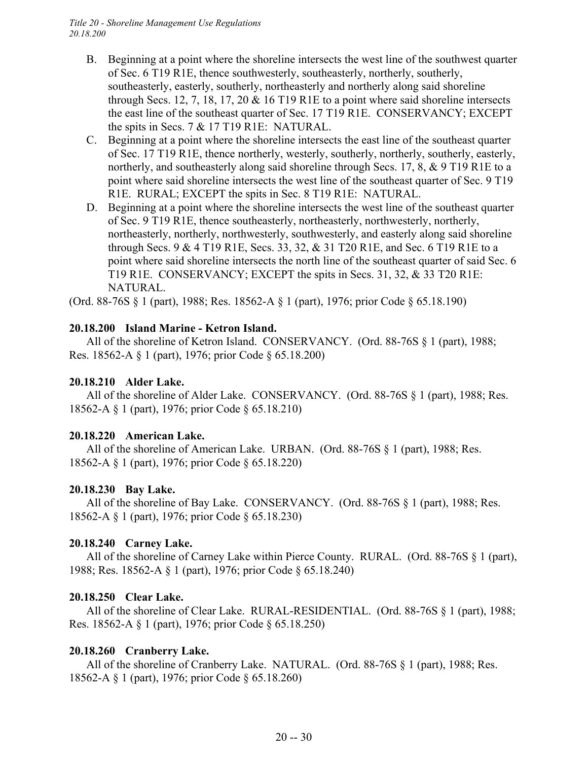B. Beginning at a point where the shoreline intersects the west line of the southwest quarter of Sec. 6 T19 R1E, thence southwesterly, southeasterly, northerly, southerly, southeasterly, easterly, southerly, northeasterly and northerly along said shoreline through Secs. 12, 7, 18, 17, 20 & 16 T19 R1E to a point where said shoreline intersects the east line of the southeast quarter of Sec. 17 T19 R1E. CONSERVANCY; EXCEPT the spits in Secs. 7 & 17 T19 R1E: NATURAL.

C. Beginning at a point where the shoreline intersects the east line of the southeast quarter of Sec. 17 T19 R1E, thence northerly, westerly, southerly, northerly, southerly, easterly, northerly, and southeasterly along said shoreline through Secs. 17, 8, & 9 T19 R1E to a point where said shoreline intersects the west line of the southeast quarter of Sec. 9 T19 R1E. RURAL; EXCEPT the spits in Sec. 8 T19 R1E: NATURAL.

D. Beginning at a point where the shoreline intersects the west line of the southeast quarter of Sec. 9 T19 R1E, thence southeasterly, northeasterly, northwesterly, northerly, northeasterly, northerly, northwesterly, southwesterly, and easterly along said shoreline through Secs. 9 & 4 T19 R1E, Secs. 33, 32, & 31 T20 R1E, and Sec. 6 T19 R1E to a point where said shoreline intersects the north line of the southeast quarter of said Sec. 6 T19 R1E. CONSERVANCY; EXCEPT the spits in Secs. 31, 32, & 33 T20 R1E: NATURAL.

(Ord. 88-76S § 1 (part), 1988; Res. 18562-A § 1 (part), 1976; prior Code § 65.18.190)

**20.18.200 Island Marine - Ketron Island.**

All of the shoreline of Ketron Island. CONSERVANCY. (Ord. 88-76S § 1 (part), 1988; Res. 18562-A § 1 (part), 1976; prior Code § 65.18.200)

**20.18.210 Alder Lake.**

All of the shoreline of Alder Lake. CONSERVANCY. (Ord. 88-76S § 1 (part), 1988; Res. 18562-A § 1 (part), 1976; prior Code § 65.18.210)

**20.18.220 American Lake.**

All of the shoreline of American Lake. URBAN. (Ord. 88-76S § 1 (part), 1988; Res. 18562-A § 1 (part), 1976; prior Code § 65.18.220)

**20.18.230 Bay Lake.**

All of the shoreline of Bay Lake. CONSERVANCY. (Ord. 88-76S § 1 (part), 1988; Res. 18562-A § 1 (part), 1976; prior Code § 65.18.230)

**20.18.240 Carney Lake.**

All of the shoreline of Carney Lake within Pierce County. RURAL. (Ord. 88-76S § 1 (part), 1988; Res. 18562-A § 1 (part), 1976; prior Code § 65.18.240)

**20.18.250 Clear Lake.**

All of the shoreline of Clear Lake. RURAL-RESIDENTIAL. (Ord. 88-76S § 1 (part), 1988; Res. 18562-A § 1 (part), 1976; prior Code § 65.18.250)

**20.18.260 Cranberry Lake.**

All of the shoreline of Cranberry Lake. NATURAL. (Ord. 88-76S § 1 (part), 1988; Res. 18562-A § 1 (part), 1976; prior Code § 65.18.260)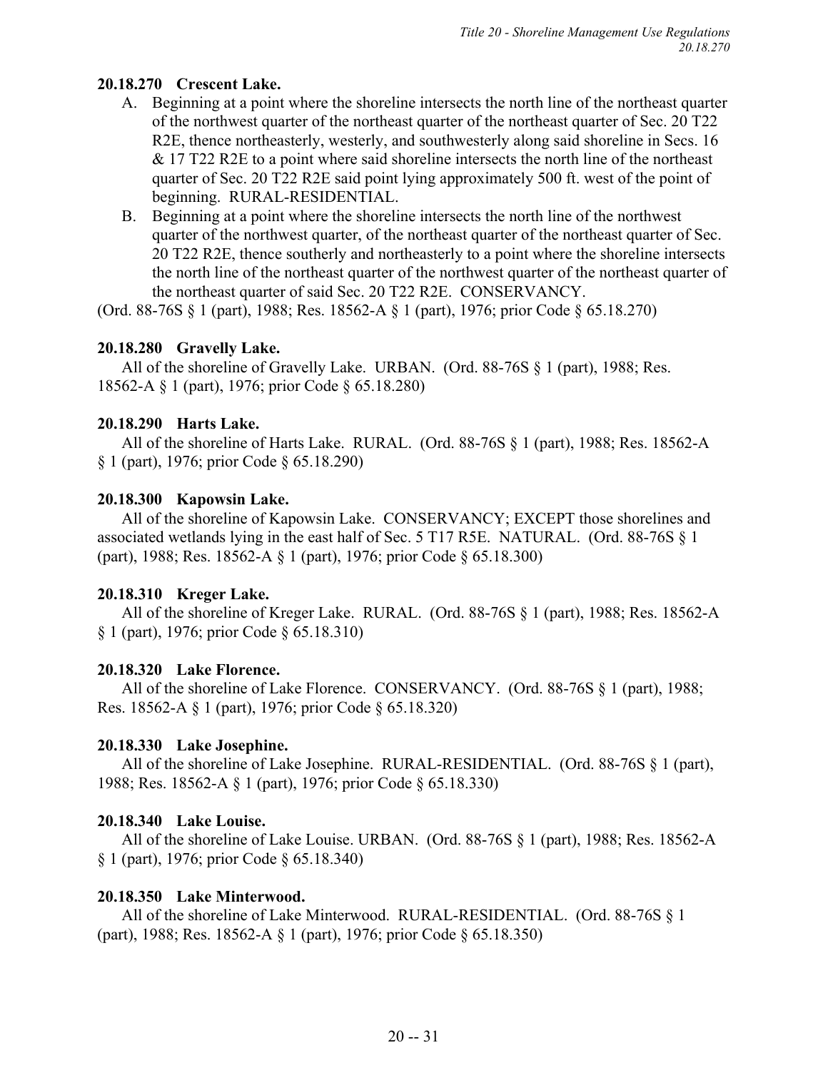### 20.18.270 Crescent Lake.

A. Beginning at a point where the shoreline intersects the north line of the northeast quarter of the northwest quarter of the northeast quarter of the northeast quarter of Sec. 20 T22 R2E, thence northeasterly, westerly, and southwesterly along said shoreline in Secs. 16 & 17 T22 R2E to a point where said shoreline intersects the north line of the northeast quarter of Sec. 20 T22 R2E said point lying approximately 500 ft. west of the point of beginning. RURAL-RESIDENTIAL.

B. Beginning at a point where the shoreline intersects the north line of the northwest quarter of the northwest quarter, of the northeast quarter of the northeast quarter of Sec. 20 T22 R2E, thence southerly and northeasterly to a point where the shoreline intersects the north line of the northeast quarter of the northwest quarter of the northeast quarter of the northeast quarter of said Sec. 20 T22 R2E. CONSERVANCY.

(Ord. 88-76S § 1 (part), 1988; Res. 18562-A § 1 (part), 1976; prior Code § 65.18.270)

### 20.18.280 Gravelly Lake.

All of the shoreline of Gravelly Lake. URBAN. (Ord. 88-76S § 1 (part), 1988; Res. 18562-A § 1 (part), 1976; prior Code § 65.18.280)

### 20.18.290 Harts Lake.

All of the shoreline of Harts Lake. RURAL. (Ord. 88-76S § 1 (part), 1988; Res. 18562-A § 1 (part), 1976; prior Code § 65.18.290)

### 20.18.300 Kapowsin Lake.

All of the shoreline of Kapowsin Lake. CONSERVANCY; EXCEPT those shorelines and associated wetlands lying in the east half of Sec. 5 T17 R5E. NATURAL. (Ord. 88-76S § 1 (part), 1988; Res. 18562-A § 1 (part), 1976; prior Code § 65.18.300)

### 20.18.310 Kreger Lake.

All of the shoreline of Kreger Lake. RURAL. (Ord. 88-76S § 1 (part), 1988; Res. 18562-A § 1 (part), 1976; prior Code § 65.18.310)

### 20.18.320 Lake Florence.

All of the shoreline of Lake Florence. CONSERVANCY. (Ord. 88-76S § 1 (part), 1988; Res. 18562-A § 1 (part), 1976; prior Code § 65.18.320)

### 20.18.330 Lake Josephine.

All of the shoreline of Lake Josephine. RURAL-RESIDENTIAL. (Ord. 88-76S § 1 (part), 1988; Res. 18562-A § 1 (part), 1976; prior Code § 65.18.330)

### 20.18.340 Lake Louise.

All of the shoreline of Lake Louise. URBAN. (Ord. 88-76S § 1 (part), 1988; Res. 18562-A § 1 (part), 1976; prior Code § 65.18.340)

### 20.18.350 Lake Minterwood.

All of the shoreline of Lake Minterwood. RURAL-RESIDENTIAL. (Ord. 88-76S § 1 (part), 1988; Res. 18562-A § 1 (part), 1976; prior Code § 65.18.350)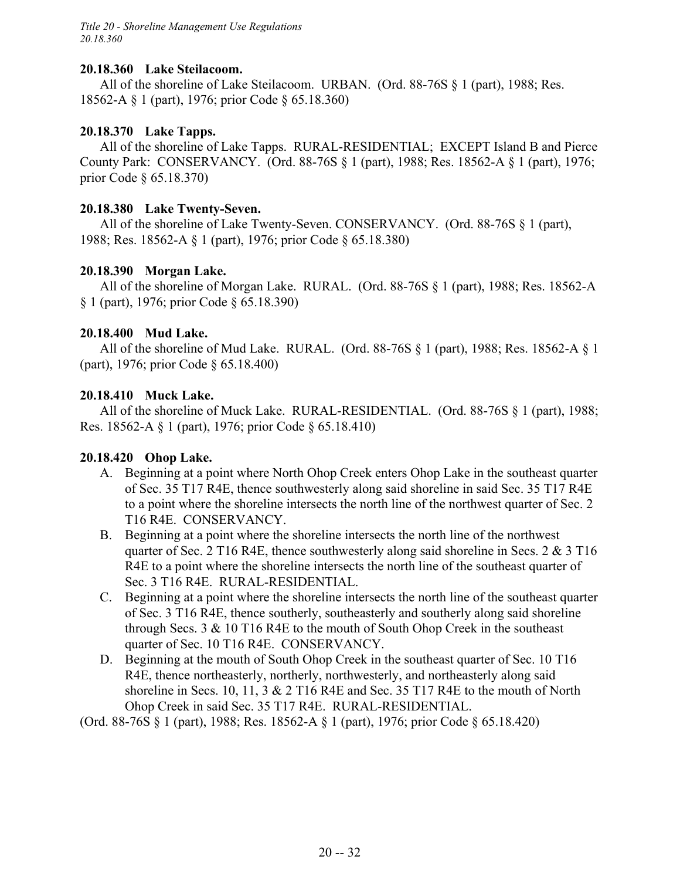### 20.18.360 Lake Steilacoom.

All of the shoreline of Lake Steilacoom. URBAN. (Ord. 88-76S § 1 (part), 1988; Res. 18562-A § 1 (part), 1976; prior Code § 65.18.360)

### 20.18.370 Lake Tapps.

All of the shoreline of Lake Tapps. RURAL-RESIDENTIAL; EXCEPT Island B and Pierce County Park: CONSERVANCY. (Ord. 88-76S § 1 (part), 1988; Res. 18562-A § 1 (part), 1976; prior Code § 65.18.370)

### 20.18.380 Lake Twenty-Seven.

All of the shoreline of Lake Twenty-Seven. CONSERVANCY. (Ord. 88-76S § 1 (part), 1988; Res. 18562-A § 1 (part), 1976; prior Code § 65.18.380)

### 20.18.390 Morgan Lake.

All of the shoreline of Morgan Lake. RURAL. (Ord. 88-76S § 1 (part), 1988; Res. 18562-A § 1 (part), 1976; prior Code § 65.18.390)

### 20.18.400 Mud Lake.

All of the shoreline of Mud Lake. RURAL. (Ord. 88-76S § 1 (part), 1988; Res. 18562-A § 1 (part), 1976; prior Code § 65.18.400)

### 20.18.410 Muck Lake.

All of the shoreline of Muck Lake. RURAL-RESIDENTIAL. (Ord. 88-76S § 1 (part), 1988; Res. 18562-A § 1 (part), 1976; prior Code § 65.18.410)

### 20.18.420 Ohop Lake.

A. Beginning at a point where North Ohop Creek enters Ohop Lake in the southeast quarter of Sec. 35 T17 R4E, thence southwesterly along said shoreline in said Sec. 35 T17 R4E to a point where the shoreline intersects the north line of the northwest quarter of Sec. 2 T16 R4E. CONSERVANCY.
B. Beginning at a point where the shoreline intersects the north line of the northwest quarter of Sec. 2 T16 R4E, thence southwesterly along said shoreline in Secs. 2 & 3 T16 R4E to a point where the shoreline intersects the north line of the southeast quarter of Sec. 3 T16 R4E. RURAL-RESIDENTIAL.
C. Beginning at a point where the shoreline intersects the north line of the southeast quarter of Sec. 3 T16 R4E, thence southerly, southeasterly and southerly along said shoreline through Secs. 3 & 10 T16 R4E to the mouth of South Ohop Creek in the southeast quarter of Sec. 10 T16 R4E. CONSERVANCY.
D. Beginning at the mouth of South Ohop Creek in the southeast quarter of Sec. 10 T16 R4E, thence northeasterly, northerly, northwesterly, and northeasterly along said shoreline in Secs. 10, 11, 3 & 2 T16 R4E and Sec. 35 T17 R4E to the mouth of North Ohop Creek in said Sec. 35 T17 R4E. RURAL-RESIDENTIAL.

(Ord. 88-76S § 1 (part), 1988; Res. 18562-A § 1 (part), 1976; prior Code § 65.18.420)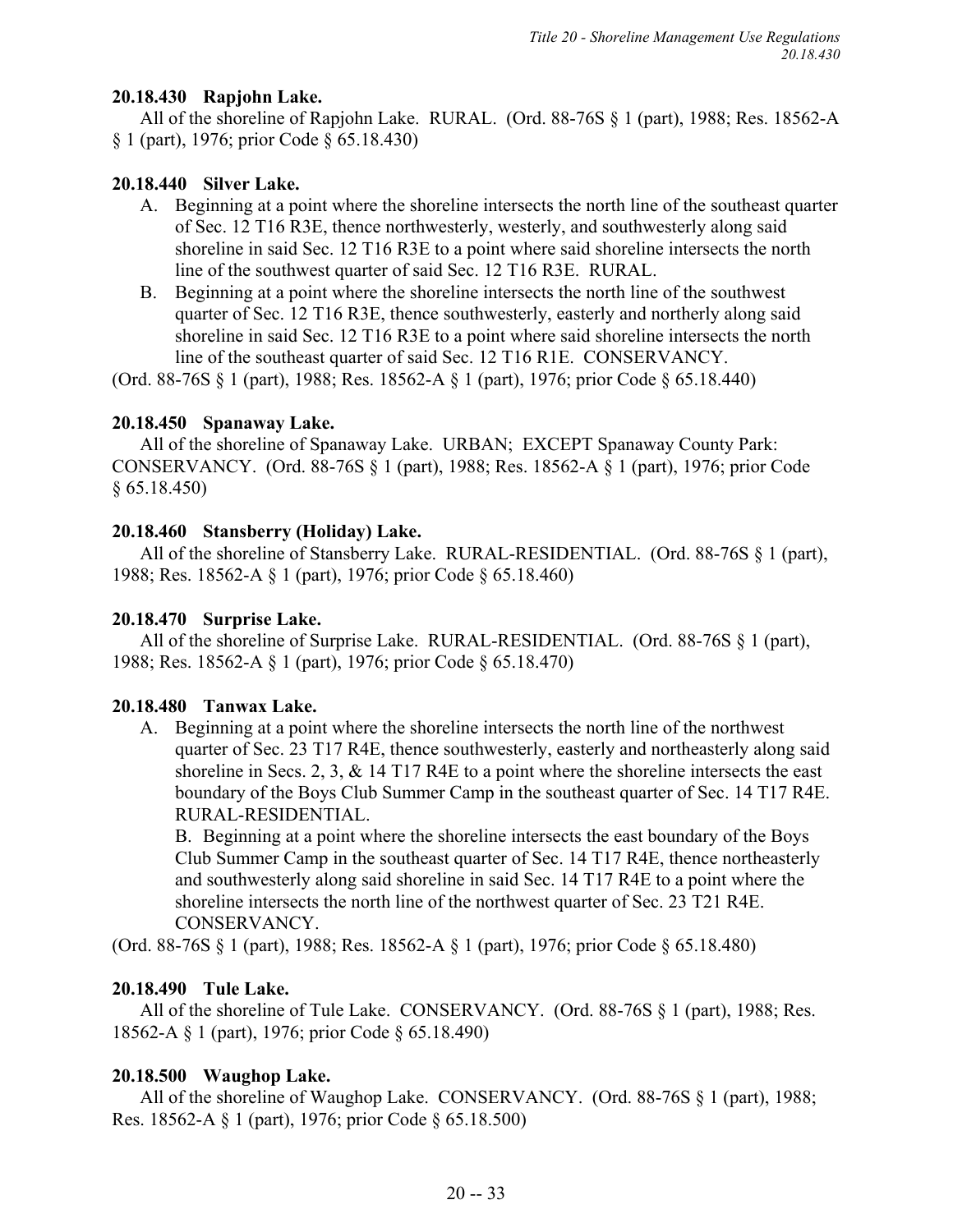### 20.18.430 Rapjohn Lake.

All of the shoreline of Rapjohn Lake. RURAL. (Ord. 88-76S § 1 (part), 1988; Res. 18562-A § 1 (part), 1976; prior Code § 65.18.430)

### 20.18.440 Silver Lake.

A. Beginning at a point where the shoreline intersects the north line of the southeast quarter of Sec. 12 T16 R3E, thence northwesterly, westerly, and southwesterly along said shoreline in said Sec. 12 T16 R3E to a point where said shoreline intersects the north line of the southwest quarter of said Sec. 12 T16 R3E. RURAL.

B. Beginning at a point where the shoreline intersects the north line of the southwest quarter of Sec. 12 T16 R3E, thence southwesterly, easterly and northerly along said shoreline in said Sec. 12 T16 R3E to a point where said shoreline intersects the north line of the southeast quarter of said Sec. 12 T16 R1E. CONSERVANCY.

(Ord. 88-76S § 1 (part), 1988; Res. 18562-A § 1 (part), 1976; prior Code § 65.18.440)

### 20.18.450 Spanaway Lake.

All of the shoreline of Spanaway Lake. URBAN; EXCEPT Spanaway County Park: CONSERVANCY. (Ord. 88-76S § 1 (part), 1988; Res. 18562-A § 1 (part), 1976; prior Code § 65.18.450)

### 20.18.460 Stansberry (Holiday) Lake.

All of the shoreline of Stansberry Lake. RURAL-RESIDENTIAL. (Ord. 88-76S § 1 (part), 1988; Res. 18562-A § 1 (part), 1976; prior Code § 65.18.460)

### 20.18.470 Surprise Lake.

All of the shoreline of Surprise Lake. RURAL-RESIDENTIAL. (Ord. 88-76S § 1 (part), 1988; Res. 18562-A § 1 (part), 1976; prior Code § 65.18.470)

### 20.18.480 Tanwax Lake.

A. Beginning at a point where the shoreline intersects the north line of the northwest quarter of Sec. 23 T17 R4E, thence southwesterly, easterly and northeasterly along said shoreline in Secs. 2, 3, & 14 T17 R4E to a point where the shoreline intersects the east boundary of the Boys Club Summer Camp in the southeast quarter of Sec. 14 T17 R4E. RURAL-RESIDENTIAL.

B. Beginning at a point where the shoreline intersects the east boundary of the Boys Club Summer Camp in the southeast quarter of Sec. 14 T17 R4E, thence northeasterly and southwesterly along said shoreline in said Sec. 14 T17 R4E to a point where the shoreline intersects the north line of the northwest quarter of Sec. 23 T21 R4E. CONSERVANCY.

(Ord. 88-76S § 1 (part), 1988; Res. 18562-A § 1 (part), 1976; prior Code § 65.18.480)

### 20.18.490 Tule Lake.

All of the shoreline of Tule Lake. CONSERVANCY. (Ord. 88-76S § 1 (part), 1988; Res. 18562-A § 1 (part), 1976; prior Code § 65.18.490)

### 20.18.500 Waughop Lake.

All of the shoreline of Waughop Lake. CONSERVANCY. (Ord. 88-76S § 1 (part), 1988; Res. 18562-A § 1 (part), 1976; prior Code § 65.18.500)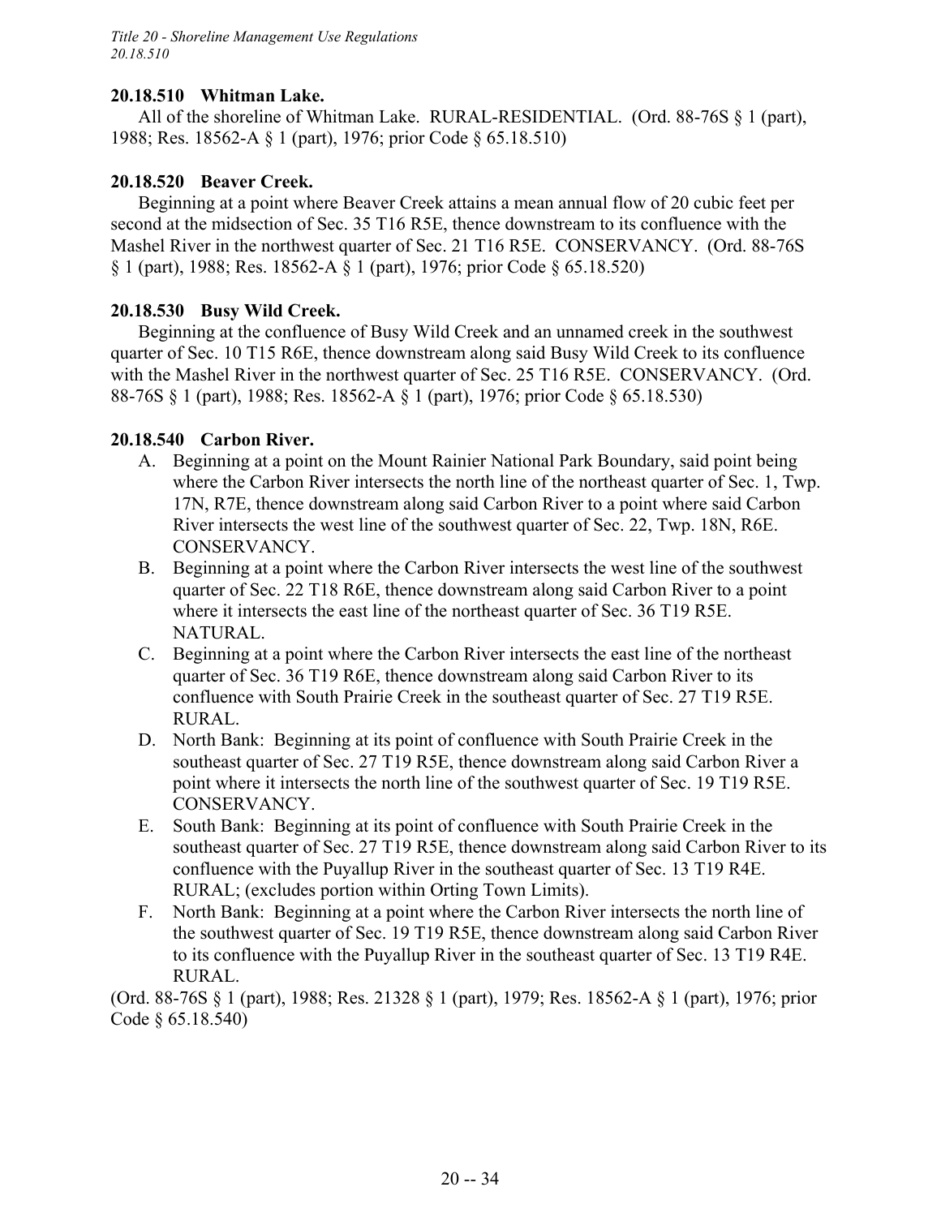### 20.18.510 Whitman Lake.

All of the shoreline of Whitman Lake. RURAL-RESIDENTIAL. (Ord. 88-76S § 1 (part), 1988; Res. 18562-A § 1 (part), 1976; prior Code § 65.18.510)

### 20.18.520 Beaver Creek.

Beginning at a point where Beaver Creek attains a mean annual flow of 20 cubic feet per second at the midsection of Sec. 35 T16 R5E, thence downstream to its confluence with the Mashel River in the northwest quarter of Sec. 21 T16 R5E. CONSERVANCY. (Ord. 88-76S § 1 (part), 1988; Res. 18562-A § 1 (part), 1976; prior Code § 65.18.520)

### 20.18.530 Busy Wild Creek.

Beginning at the confluence of Busy Wild Creek and an unnamed creek in the southwest quarter of Sec. 10 T15 R6E, thence downstream along said Busy Wild Creek to its confluence with the Mashel River in the northwest quarter of Sec. 25 T16 R5E. CONSERVANCY. (Ord. 88-76S § 1 (part), 1988; Res. 18562-A § 1 (part), 1976; prior Code § 65.18.530)

### 20.18.540 Carbon River.

A. Beginning at a point on the Mount Rainier National Park Boundary, said point being where the Carbon River intersects the north line of the northeast quarter of Sec. 1, Twp. 17N, R7E, thence downstream along said Carbon River to a point where said Carbon River intersects the west line of the southwest quarter of Sec. 22, Twp. 18N, R6E. CONSERVANCY.

B. Beginning at a point where the Carbon River intersects the west line of the southwest quarter of Sec. 22 T18 R6E, thence downstream along said Carbon River to a point where it intersects the east line of the northeast quarter of Sec. 36 T19 R5E. NATURAL.

C. Beginning at a point where the Carbon River intersects the east line of the northeast quarter of Sec. 36 T19 R6E, thence downstream along said Carbon River to its confluence with South Prairie Creek in the southeast quarter of Sec. 27 T19 R5E. RURAL.

D. North Bank: Beginning at its point of confluence with South Prairie Creek in the southeast quarter of Sec. 27 T19 R5E, thence downstream along said Carbon River a point where it intersects the north line of the southwest quarter of Sec. 19 T19 R5E. CONSERVANCY.

E. South Bank: Beginning at its point of confluence with South Prairie Creek in the southeast quarter of Sec. 27 T19 R5E, thence downstream along said Carbon River to its confluence with the Puyallup River in the southeast quarter of Sec. 13 T19 R4E. RURAL; (excludes portion within Orting Town Limits).

F. North Bank: Beginning at a point where the Carbon River intersects the north line of the southwest quarter of Sec. 19 T19 R5E, thence downstream along said Carbon River to its confluence with the Puyallup River in the southeast quarter of Sec. 13 T19 R4E. RURAL.

(Ord. 88-76S § 1 (part), 1988; Res. 21328 § 1 (part), 1979; Res. 18562-A § 1 (part), 1976; prior Code § 65.18.540)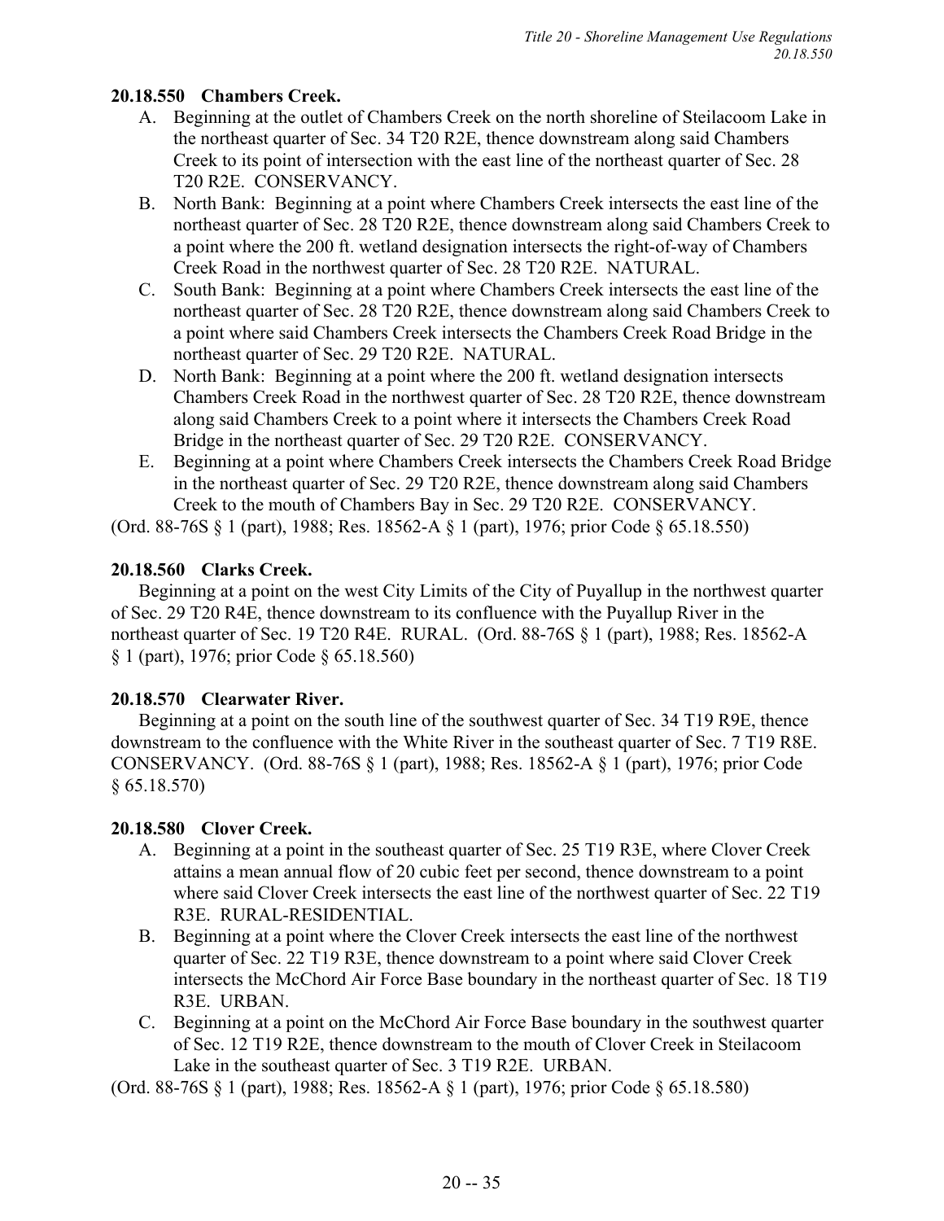**20.18.550 Chambers Creek.**

A. Beginning at the outlet of Chambers Creek on the north shoreline of Steilacoom Lake in the northeast quarter of Sec. 34 T20 R2E, thence downstream along said Chambers Creek to its point of intersection with the east line of the northeast quarter of Sec. 28 T20 R2E. CONSERVANCY.

B. North Bank: Beginning at a point where Chambers Creek intersects the east line of the northeast quarter of Sec. 28 T20 R2E, thence downstream along said Chambers Creek to a point where the 200 ft. wetland designation intersects the right-of-way of Chambers Creek Road in the northwest quarter of Sec. 28 T20 R2E. NATURAL.

C. South Bank: Beginning at a point where Chambers Creek intersects the east line of the northeast quarter of Sec. 28 T20 R2E, thence downstream along said Chambers Creek to a point where said Chambers Creek intersects the Chambers Creek Road Bridge in the northeast quarter of Sec. 29 T20 R2E. NATURAL.

D. North Bank: Beginning at a point where the 200 ft. wetland designation intersects Chambers Creek Road in the northwest quarter of Sec. 28 T20 R2E, thence downstream along said Chambers Creek to a point where it intersects the Chambers Creek Road Bridge in the northeast quarter of Sec. 29 T20 R2E. CONSERVANCY.

E. Beginning at a point where Chambers Creek intersects the Chambers Creek Road Bridge in the northeast quarter of Sec. 29 T20 R2E, thence downstream along said Chambers Creek to the mouth of Chambers Bay in Sec. 29 T20 R2E. CONSERVANCY.

(Ord. 88-76S § 1 (part), 1988; Res. 18562-A § 1 (part), 1976; prior Code § 65.18.550)

**20.18.560 Clarks Creek.**

Beginning at a point on the west City Limits of the City of Puyallup in the northwest quarter of Sec. 29 T20 R4E, thence downstream to its confluence with the Puyallup River in the northeast quarter of Sec. 19 T20 R4E. RURAL. (Ord. 88-76S § 1 (part), 1988; Res. 18562-A § 1 (part), 1976; prior Code § 65.18.560)

**20.18.570 Clearwater River.**

Beginning at a point on the south line of the southwest quarter of Sec. 34 T19 R9E, thence downstream to the confluence with the White River in the southeast quarter of Sec. 7 T19 R8E. CONSERVANCY. (Ord. 88-76S § 1 (part), 1988; Res. 18562-A § 1 (part), 1976; prior Code § 65.18.570)

**20.18.580 Clover Creek.**

A. Beginning at a point in the southeast quarter of Sec. 25 T19 R3E, where Clover Creek attains a mean annual flow of 20 cubic feet per second, thence downstream to a point where said Clover Creek intersects the east line of the northwest quarter of Sec. 22 T19 R3E. RURAL-RESIDENTIAL.

B. Beginning at a point where the Clover Creek intersects the east line of the northwest quarter of Sec. 22 T19 R3E, thence downstream to a point where said Clover Creek intersects the McChord Air Force Base boundary in the northeast quarter of Sec. 18 T19 R3E. URBAN.

C. Beginning at a point on the McChord Air Force Base boundary in the southwest quarter of Sec. 12 T19 R2E, thence downstream to the mouth of Clover Creek in Steilacoom Lake in the southeast quarter of Sec. 3 T19 R2E. URBAN.

(Ord. 88-76S § 1 (part), 1988; Res. 18562-A § 1 (part), 1976; prior Code § 65.18.580)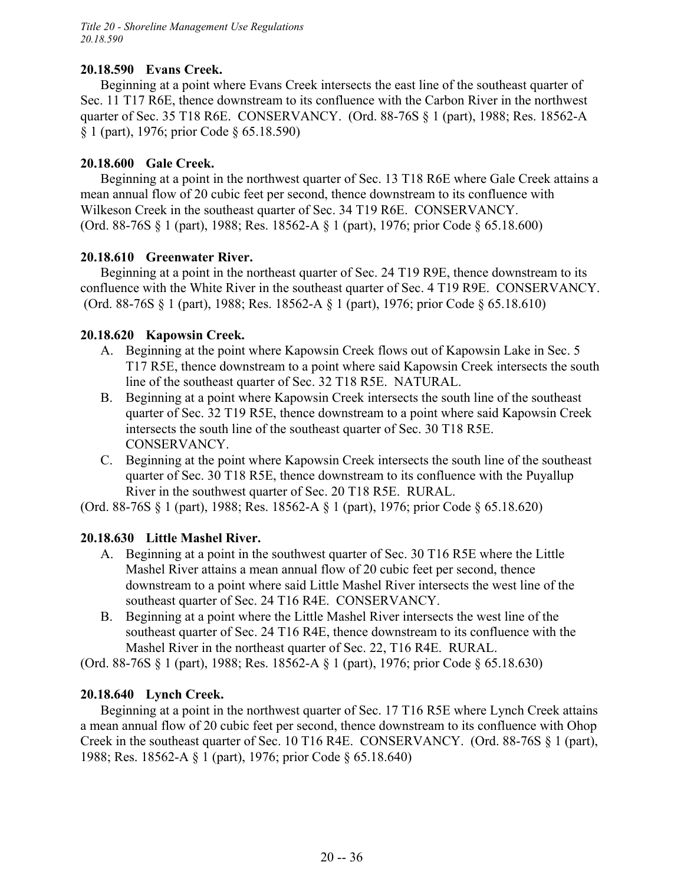### 20.18.590 Evans Creek.

Beginning at a point where Evans Creek intersects the east line of the southeast quarter of Sec. 11 T17 R6E, thence downstream to its confluence with the Carbon River in the northwest quarter of Sec. 35 T18 R6E. CONSERVANCY. (Ord. 88-76S § 1 (part), 1988; Res. 18562-A § 1 (part), 1976; prior Code § 65.18.590)

### 20.18.600 Gale Creek.

Beginning at a point in the northwest quarter of Sec. 13 T18 R6E where Gale Creek attains a mean annual flow of 20 cubic feet per second, thence downstream to its confluence with Wilkeson Creek in the southeast quarter of Sec. 34 T19 R6E. CONSERVANCY. (Ord. 88-76S § 1 (part), 1988; Res. 18562-A § 1 (part), 1976; prior Code § 65.18.600)

### 20.18.610 Greenwater River.

Beginning at a point in the northeast quarter of Sec. 24 T19 R9E, thence downstream to its confluence with the White River in the southeast quarter of Sec. 4 T19 R9E. CONSERVANCY. (Ord. 88-76S § 1 (part), 1988; Res. 18562-A § 1 (part), 1976; prior Code § 65.18.610)

### 20.18.620 Kapowsin Creek.

A. Beginning at the point where Kapowsin Creek flows out of Kapowsin Lake in Sec. 5 T17 R5E, thence downstream to a point where said Kapowsin Creek intersects the south line of the southeast quarter of Sec. 32 T18 R5E. NATURAL.
B. Beginning at a point where Kapowsin Creek intersects the south line of the southeast quarter of Sec. 32 T19 R5E, thence downstream to a point where said Kapowsin Creek intersects the south line of the southeast quarter of Sec. 30 T18 R5E. CONSERVANCY.
C. Beginning at the point where Kapowsin Creek intersects the south line of the southeast quarter of Sec. 30 T18 R5E, thence downstream to its confluence with the Puyallup River in the southwest quarter of Sec. 20 T18 R5E. RURAL.

(Ord. 88-76S § 1 (part), 1988; Res. 18562-A § 1 (part), 1976; prior Code § 65.18.620)

### 20.18.630 Little Mashel River.

A. Beginning at a point in the southwest quarter of Sec. 30 T16 R5E where the Little Mashel River attains a mean annual flow of 20 cubic feet per second, thence downstream to a point where said Little Mashel River intersects the west line of the southeast quarter of Sec. 24 T16 R4E. CONSERVANCY.
B. Beginning at a point where the Little Mashel River intersects the west line of the southeast quarter of Sec. 24 T16 R4E, thence downstream to its confluence with the Mashel River in the northeast quarter of Sec. 22, T16 R4E. RURAL.

(Ord. 88-76S § 1 (part), 1988; Res. 18562-A § 1 (part), 1976; prior Code § 65.18.630)

### 20.18.640 Lynch Creek.

Beginning at a point in the northwest quarter of Sec. 17 T16 R5E where Lynch Creek attains a mean annual flow of 20 cubic feet per second, thence downstream to its confluence with Ohop Creek in the southeast quarter of Sec. 10 T16 R4E. CONSERVANCY. (Ord. 88-76S § 1 (part), 1988; Res. 18562-A § 1 (part), 1976; prior Code § 65.18.640)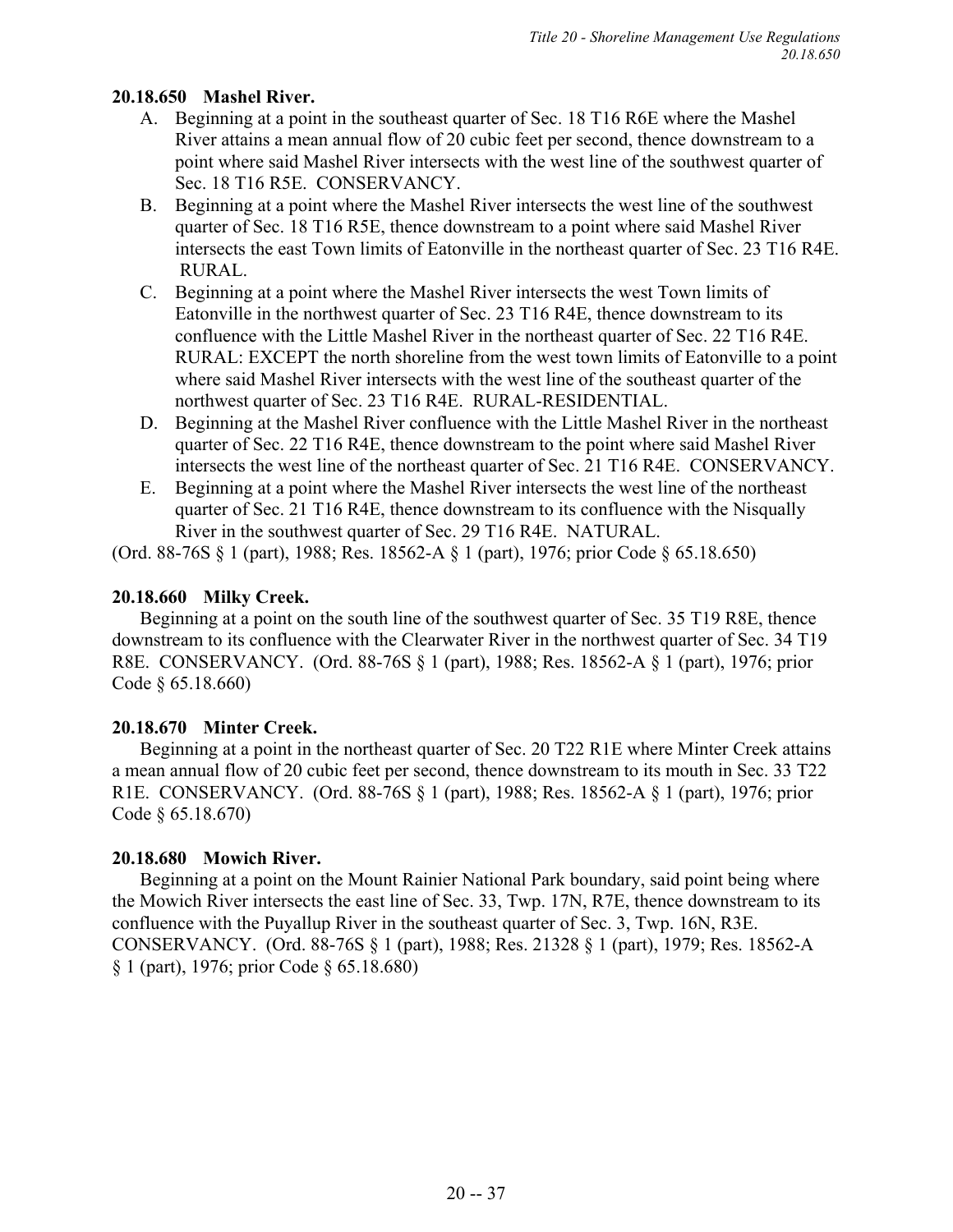### 20.18.650 Mashel River.

A. Beginning at a point in the southeast quarter of Sec. 18 T16 R6E where the Mashel River attains a mean annual flow of 20 cubic feet per second, thence downstream to a point where said Mashel River intersects with the west line of the southwest quarter of Sec. 18 T16 R5E. CONSERVANCY.

B. Beginning at a point where the Mashel River intersects the west line of the southwest quarter of Sec. 18 T16 R5E, thence downstream to a point where said Mashel River intersects the east Town limits of Eatonville in the northeast quarter of Sec. 23 T16 R4E. RURAL.

C. Beginning at a point where the Mashel River intersects the west Town limits of Eatonville in the northwest quarter of Sec. 23 T16 R4E, thence downstream to its confluence with the Little Mashel River in the northeast quarter of Sec. 22 T16 R4E. RURAL: EXCEPT the north shoreline from the west town limits of Eatonville to a point where said Mashel River intersects with the west line of the southeast quarter of the northwest quarter of Sec. 23 T16 R4E. RURAL-RESIDENTIAL.

D. Beginning at the Mashel River confluence with the Little Mashel River in the northeast quarter of Sec. 22 T16 R4E, thence downstream to the point where said Mashel River intersects the west line of the northeast quarter of Sec. 21 T16 R4E. CONSERVANCY.

E. Beginning at a point where the Mashel River intersects the west line of the northeast quarter of Sec. 21 T16 R4E, thence downstream to its confluence with the Nisqually River in the southwest quarter of Sec. 29 T16 R4E. NATURAL.

(Ord. 88-76S § 1 (part), 1988; Res. 18562-A § 1 (part), 1976; prior Code § 65.18.650)

### 20.18.660 Milky Creek.

Beginning at a point on the south line of the southwest quarter of Sec. 35 T19 R8E, thence downstream to its confluence with the Clearwater River in the northwest quarter of Sec. 34 T19 R8E. CONSERVANCY. (Ord. 88-76S § 1 (part), 1988; Res. 18562-A § 1 (part), 1976; prior Code § 65.18.660)

### 20.18.670 Minter Creek.

Beginning at a point in the northeast quarter of Sec. 20 T22 R1E where Minter Creek attains a mean annual flow of 20 cubic feet per second, thence downstream to its mouth in Sec. 33 T22 R1E. CONSERVANCY. (Ord. 88-76S § 1 (part), 1988; Res. 18562-A § 1 (part), 1976; prior Code § 65.18.670)

### 20.18.680 Mowich River.

Beginning at a point on the Mount Rainier National Park boundary, said point being where the Mowich River intersects the east line of Sec. 33, Twp. 17N, R7E, thence downstream to its confluence with the Puyallup River in the southeast quarter of Sec. 3, Twp. 16N, R3E. CONSERVANCY. (Ord. 88-76S § 1 (part), 1988; Res. 21328 § 1 (part), 1979; Res. 18562-A § 1 (part), 1976; prior Code § 65.18.680)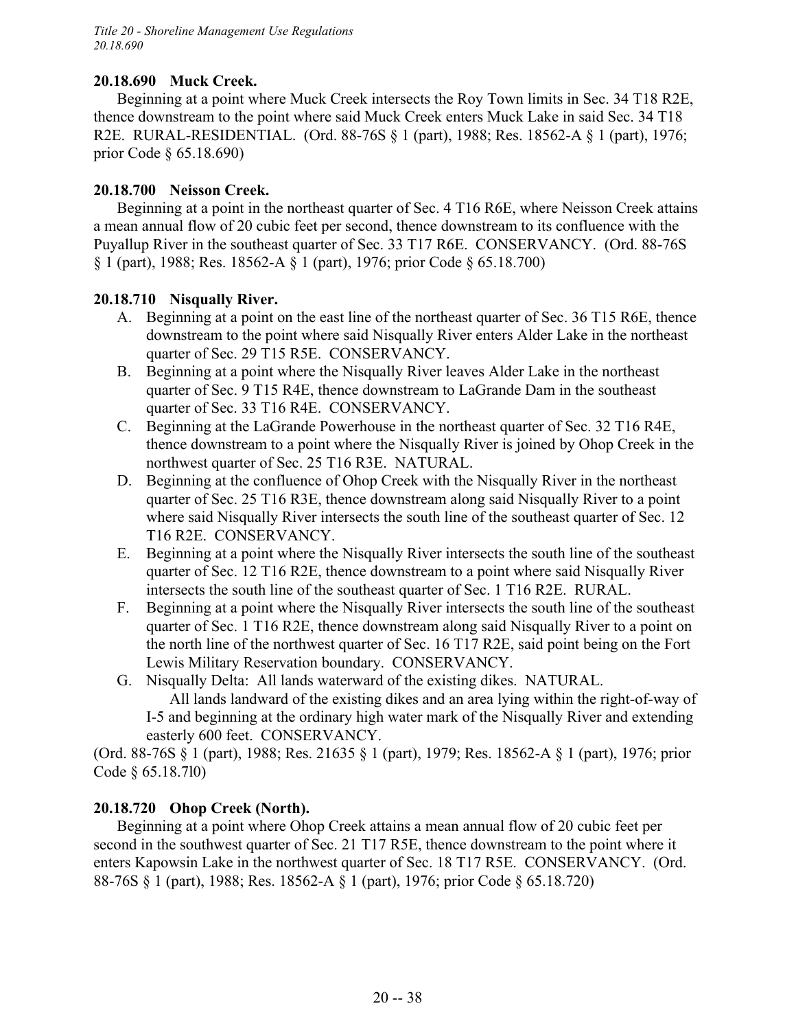### 20.18.690 Muck Creek.

Beginning at a point where Muck Creek intersects the Roy Town limits in Sec. 34 T18 R2E, thence downstream to the point where said Muck Creek enters Muck Lake in said Sec. 34 T18 R2E. RURAL-RESIDENTIAL. (Ord. 88-76S § 1 (part), 1988; Res. 18562-A § 1 (part), 1976; prior Code § 65.18.690)

### 20.18.700 Neisson Creek.

Beginning at a point in the northeast quarter of Sec. 4 T16 R6E, where Neisson Creek attains a mean annual flow of 20 cubic feet per second, thence downstream to its confluence with the Puyallup River in the southeast quarter of Sec. 33 T17 R6E. CONSERVANCY. (Ord. 88-76S § 1 (part), 1988; Res. 18562-A § 1 (part), 1976; prior Code § 65.18.700)

### 20.18.710 Nisqually River.

A. Beginning at a point on the east line of the northeast quarter of Sec. 36 T15 R6E, thence downstream to the point where said Nisqually River enters Alder Lake in the northeast quarter of Sec. 29 T15 R5E. CONSERVANCY.
B. Beginning at a point where the Nisqually River leaves Alder Lake in the northeast quarter of Sec. 9 T15 R4E, thence downstream to LaGrande Dam in the southeast quarter of Sec. 33 T16 R4E. CONSERVANCY.
C. Beginning at the LaGrande Powerhouse in the northeast quarter of Sec. 32 T16 R4E, thence downstream to a point where the Nisqually River is joined by Ohop Creek in the northwest quarter of Sec. 25 T16 R3E. NATURAL.
D. Beginning at the confluence of Ohop Creek with the Nisqually River in the northeast quarter of Sec. 25 T16 R3E, thence downstream along said Nisqually River to a point where said Nisqually River intersects the south line of the southeast quarter of Sec. 12 T16 R2E. CONSERVANCY.
E. Beginning at a point where the Nisqually River intersects the south line of the southeast quarter of Sec. 12 T16 R2E, thence downstream to a point where said Nisqually River intersects the south line of the southeast quarter of Sec. 1 T16 R2E. RURAL.
F. Beginning at a point where the Nisqually River intersects the south line of the southeast quarter of Sec. 1 T16 R2E, thence downstream along said Nisqually River to a point on the north line of the northwest quarter of Sec. 16 T17 R2E, said point being on the Fort Lewis Military Reservation boundary. CONSERVANCY.
G. Nisqually Delta: All lands waterward of the existing dikes. NATURAL.

   All lands landward of the existing dikes and an area lying within the right-of-way of I-5 and beginning at the ordinary high water mark of the Nisqually River and extending easterly 600 feet. CONSERVANCY.

(Ord. 88-76S § 1 (part), 1988; Res. 21635 § 1 (part), 1979; Res. 18562-A § 1 (part), 1976; prior Code § 65.18.7l0)

### 20.18.720 Ohop Creek (North).

Beginning at a point where Ohop Creek attains a mean annual flow of 20 cubic feet per second in the southwest quarter of Sec. 21 T17 R5E, thence downstream to the point where it enters Kapowsin Lake in the northwest quarter of Sec. 18 T17 R5E. CONSERVANCY. (Ord. 88-76S § 1 (part), 1988; Res. 18562-A § 1 (part), 1976; prior Code § 65.18.720)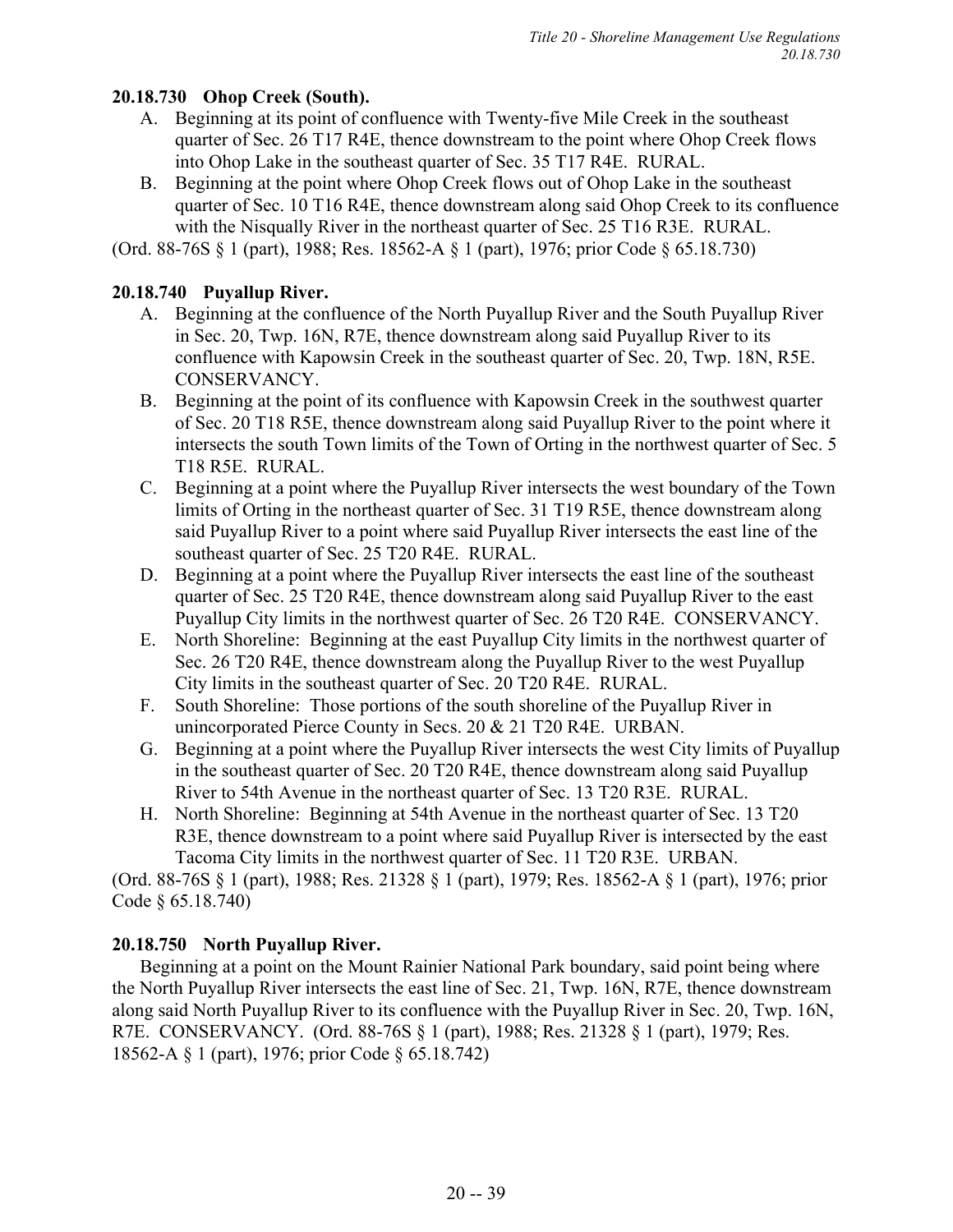### 20.18.730 Ohop Creek (South).

A. Beginning at its point of confluence with Twenty-five Mile Creek in the southeast quarter of Sec. 26 T17 R4E, thence downstream to the point where Ohop Creek flows into Ohop Lake in the southeast quarter of Sec. 35 T17 R4E. RURAL.

B. Beginning at the point where Ohop Creek flows out of Ohop Lake in the southeast quarter of Sec. 10 T16 R4E, thence downstream along said Ohop Creek to its confluence with the Nisqually River in the northeast quarter of Sec. 25 T16 R3E. RURAL.

(Ord. 88-76S § 1 (part), 1988; Res. 18562-A § 1 (part), 1976; prior Code § 65.18.730)

### 20.18.740 Puyallup River.

A. Beginning at the confluence of the North Puyallup River and the South Puyallup River in Sec. 20, Twp. 16N, R7E, thence downstream along said Puyallup River to its confluence with Kapowsin Creek in the southeast quarter of Sec. 20, Twp. 18N, R5E. CONSERVANCY.

B. Beginning at the point of its confluence with Kapowsin Creek in the southwest quarter of Sec. 20 T18 R5E, thence downstream along said Puyallup River to the point where it intersects the south Town limits of the Town of Orting in the northwest quarter of Sec. 5 T18 R5E. RURAL.

C. Beginning at a point where the Puyallup River intersects the west boundary of the Town limits of Orting in the northeast quarter of Sec. 31 T19 R5E, thence downstream along said Puyallup River to a point where said Puyallup River intersects the east line of the southeast quarter of Sec. 25 T20 R4E. RURAL.

D. Beginning at a point where the Puyallup River intersects the east line of the southeast quarter of Sec. 25 T20 R4E, thence downstream along said Puyallup River to the east Puyallup City limits in the northwest quarter of Sec. 26 T20 R4E. CONSERVANCY.

E. North Shoreline: Beginning at the east Puyallup City limits in the northwest quarter of Sec. 26 T20 R4E, thence downstream along the Puyallup River to the west Puyallup City limits in the southeast quarter of Sec. 20 T20 R4E. RURAL.

F. South Shoreline: Those portions of the south shoreline of the Puyallup River in unincorporated Pierce County in Secs. 20 & 21 T20 R4E. URBAN.

G. Beginning at a point where the Puyallup River intersects the west City limits of Puyallup in the southeast quarter of Sec. 20 T20 R4E, thence downstream along said Puyallup River to 54th Avenue in the northeast quarter of Sec. 13 T20 R3E. RURAL.

H. North Shoreline: Beginning at 54th Avenue in the northeast quarter of Sec. 13 T20 R3E, thence downstream to a point where said Puyallup River is intersected by the east Tacoma City limits in the northwest quarter of Sec. 11 T20 R3E. URBAN.

(Ord. 88-76S § 1 (part), 1988; Res. 21328 § 1 (part), 1979; Res. 18562-A § 1 (part), 1976; prior Code § 65.18.740)

### 20.18.750 North Puyallup River.

Beginning at a point on the Mount Rainier National Park boundary, said point being where the North Puyallup River intersects the east line of Sec. 21, Twp. 16N, R7E, thence downstream along said North Puyallup River to its confluence with the Puyallup River in Sec. 20, Twp. 16N, R7E. CONSERVANCY. (Ord. 88-76S § 1 (part), 1988; Res. 21328 § 1 (part), 1979; Res. 18562-A § 1 (part), 1976; prior Code § 65.18.742)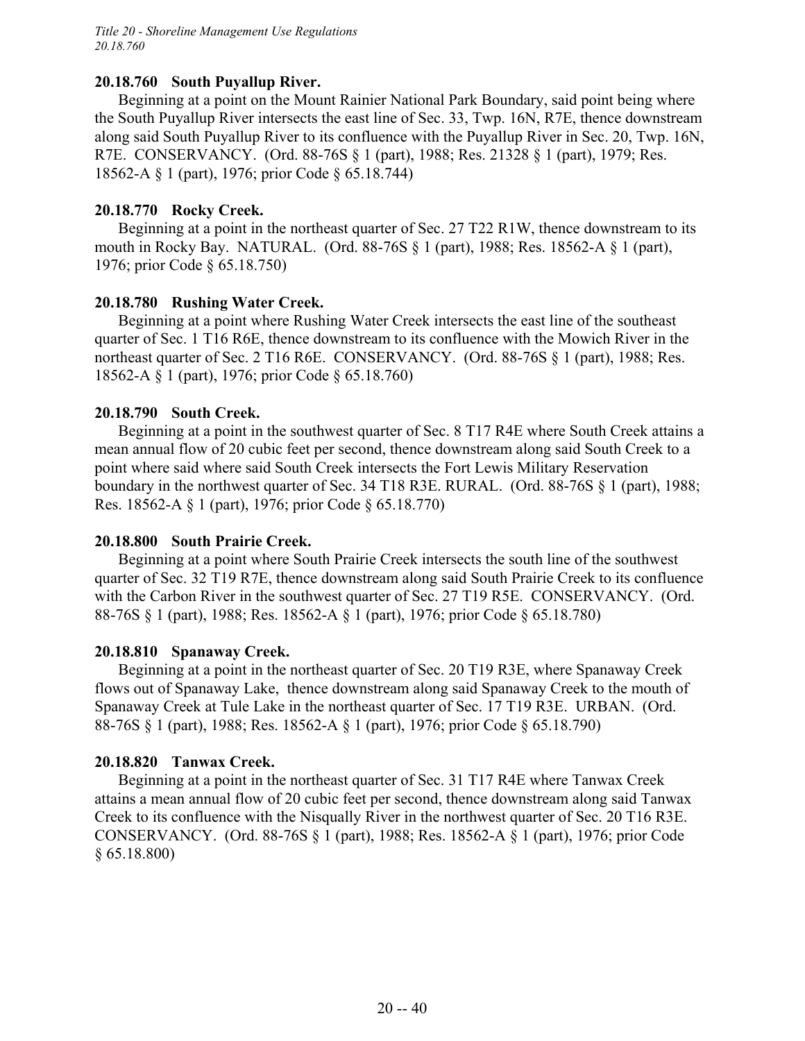#### 20.18.760 South Puyallup River.

Beginning at a point on the Mount Rainier National Park Boundary, said point being where the South Puyallup River intersects the east line of Sec. 33, Twp. 16N, R7E, thence downstream along said South Puyallup River to its confluence with the Puyallup River in Sec. 20, Twp. 16N, R7E. CONSERVANCY. (Ord. 88-76S § 1 (part), 1988; Res. 21328 § 1 (part), 1979; Res. 18562-A § 1 (part), 1976; prior Code § 65.18.744)

#### 20.18.770 Rocky Creek.

Beginning at a point in the northeast quarter of Sec. 27 T22 R1W, thence downstream to its mouth in Rocky Bay. NATURAL. (Ord. 88-76S § 1 (part), 1988; Res. 18562-A § 1 (part), 1976; prior Code § 65.18.750)

#### 20.18.780 Rushing Water Creek.

Beginning at a point where Rushing Water Creek intersects the east line of the southeast quarter of Sec. 1 T16 R6E, thence downstream to its confluence with the Mowich River in the northeast quarter of Sec. 2 T16 R6E. CONSERVANCY. (Ord. 88-76S § 1 (part), 1988; Res. 18562-A § 1 (part), 1976; prior Code § 65.18.760)

#### 20.18.790 South Creek.

Beginning at a point in the southwest quarter of Sec. 8 T17 R4E where South Creek attains a mean annual flow of 20 cubic feet per second, thence downstream along said South Creek to a point where said where said South Creek intersects the Fort Lewis Military Reservation boundary in the northwest quarter of Sec. 34 T18 R3E. RURAL. (Ord. 88-76S § 1 (part), 1988; Res. 18562-A § 1 (part), 1976; prior Code § 65.18.770)

#### 20.18.800 South Prairie Creek.

Beginning at a point where South Prairie Creek intersects the south line of the southwest quarter of Sec. 32 T19 R7E, thence downstream along said South Prairie Creek to its confluence with the Carbon River in the southwest quarter of Sec. 27 T19 R5E. CONSERVANCY. (Ord. 88-76S § 1 (part), 1988; Res. 18562-A § 1 (part), 1976; prior Code § 65.18.780)

#### 20.18.810 Spanaway Creek.

Beginning at a point in the northeast quarter of Sec. 20 T19 R3E, where Spanaway Creek flows out of Spanaway Lake, thence downstream along said Spanaway Creek to the mouth of Spanaway Creek at Tule Lake in the northeast quarter of Sec. 17 T19 R3E. URBAN. (Ord. 88-76S § 1 (part), 1988; Res. 18562-A § 1 (part), 1976; prior Code § 65.18.790)

#### 20.18.820 Tanwax Creek.

Beginning at a point in the northeast quarter of Sec. 31 T17 R4E where Tanwax Creek attains a mean annual flow of 20 cubic feet per second, thence downstream along said Tanwax Creek to its confluence with the Nisqually River in the northwest quarter of Sec. 20 T16 R3E. CONSERVANCY. (Ord. 88-76S § 1 (part), 1988; Res. 18562-A § 1 (part), 1976; prior Code § 65.18.800)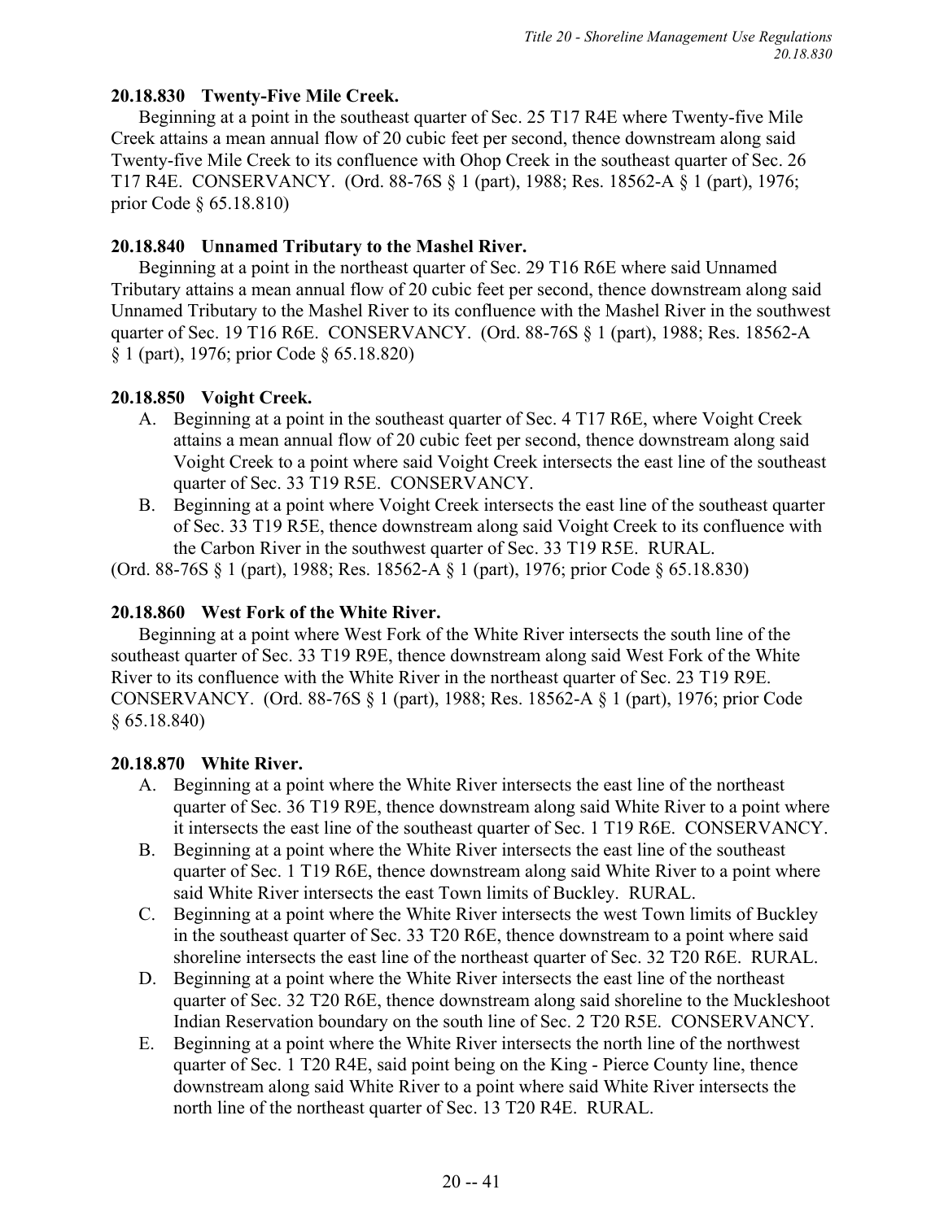**20.18.830 Twenty-Five Mile Creek.**

Beginning at a point in the southeast quarter of Sec. 25 T17 R4E where Twenty-five Mile Creek attains a mean annual flow of 20 cubic feet per second, thence downstream along said Twenty-five Mile Creek to its confluence with Ohop Creek in the southeast quarter of Sec. 26 T17 R4E. CONSERVANCY. (Ord. 88-76S § 1 (part), 1988; Res. 18562-A § 1 (part), 1976; prior Code § 65.18.810)

**20.18.840 Unnamed Tributary to the Mashel River.**

Beginning at a point in the northeast quarter of Sec. 29 T16 R6E where said Unnamed Tributary attains a mean annual flow of 20 cubic feet per second, thence downstream along said Unnamed Tributary to the Mashel River to its confluence with the Mashel River in the southwest quarter of Sec. 19 T16 R6E. CONSERVANCY. (Ord. 88-76S § 1 (part), 1988; Res. 18562-A § 1 (part), 1976; prior Code § 65.18.820)

**20.18.850 Voight Creek.**

A. Beginning at a point in the southeast quarter of Sec. 4 T17 R6E, where Voight Creek attains a mean annual flow of 20 cubic feet per second, thence downstream along said Voight Creek to a point where said Voight Creek intersects the east line of the southeast quarter of Sec. 33 T19 R5E. CONSERVANCY.
B. Beginning at a point where Voight Creek intersects the east line of the southeast quarter of Sec. 33 T19 R5E, thence downstream along said Voight Creek to its confluence with the Carbon River in the southwest quarter of Sec. 33 T19 R5E. RURAL.

(Ord. 88-76S § 1 (part), 1988; Res. 18562-A § 1 (part), 1976; prior Code § 65.18.830)

**20.18.860 West Fork of the White River.**

Beginning at a point where West Fork of the White River intersects the south line of the southeast quarter of Sec. 33 T19 R9E, thence downstream along said West Fork of the White River to its confluence with the White River in the northeast quarter of Sec. 23 T19 R9E. CONSERVANCY. (Ord. 88-76S § 1 (part), 1988; Res. 18562-A § 1 (part), 1976; prior Code § 65.18.840)

**20.18.870 White River.**

A. Beginning at a point where the White River intersects the east line of the northeast quarter of Sec. 36 T19 R9E, thence downstream along said White River to a point where it intersects the east line of the southeast quarter of Sec. 1 T19 R6E. CONSERVANCY.
B. Beginning at a point where the White River intersects the east line of the southeast quarter of Sec. 1 T19 R6E, thence downstream along said White River to a point where said White River intersects the east Town limits of Buckley. RURAL.
C. Beginning at a point where the White River intersects the west Town limits of Buckley in the southeast quarter of Sec. 33 T20 R6E, thence downstream to a point where said shoreline intersects the east line of the northeast quarter of Sec. 32 T20 R6E. RURAL.
D. Beginning at a point where the White River intersects the east line of the northeast quarter of Sec. 32 T20 R6E, thence downstream along said shoreline to the Muckleshoot Indian Reservation boundary on the south line of Sec. 2 T20 R5E. CONSERVANCY.
E. Beginning at a point where the White River intersects the north line of the northwest quarter of Sec. 1 T20 R4E, said point being on the King - Pierce County line, thence downstream along said White River to a point where said White River intersects the north line of the northeast quarter of Sec. 13 T20 R4E. RURAL.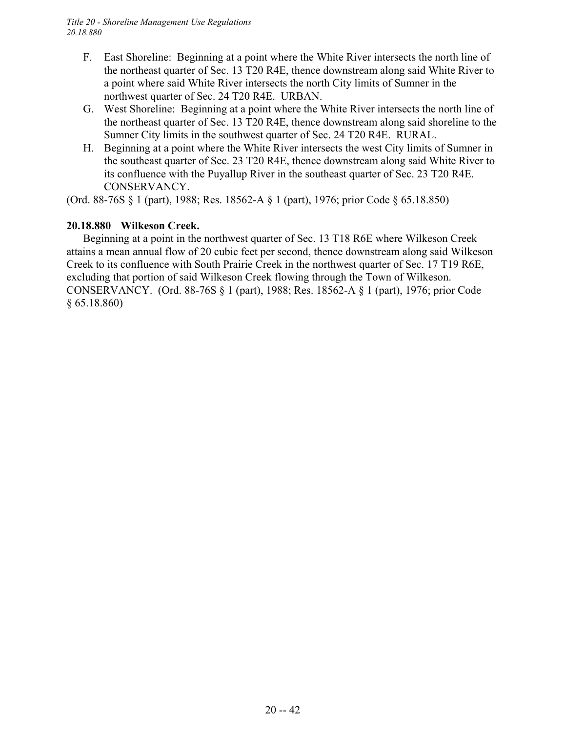F. East Shoreline: Beginning at a point where the White River intersects the north line of the northeast quarter of Sec. 13 T20 R4E, thence downstream along said White River to a point where said White River intersects the north City limits of Sumner in the northwest quarter of Sec. 24 T20 R4E. URBAN.
G. West Shoreline: Beginning at a point where the White River intersects the north line of the northeast quarter of Sec. 13 T20 R4E, thence downstream along said shoreline to the Sumner City limits in the southwest quarter of Sec. 24 T20 R4E. RURAL.
H. Beginning at a point where the White River intersects the west City limits of Sumner in the southeast quarter of Sec. 23 T20 R4E, thence downstream along said White River to its confluence with the Puyallup River in the southeast quarter of Sec. 23 T20 R4E. CONSERVANCY.

(Ord. 88-76S § 1 (part), 1988; Res. 18562-A § 1 (part), 1976; prior Code § 65.18.850)

### 20.18.880 Wilkeson Creek.

Beginning at a point in the northwest quarter of Sec. 13 T18 R6E where Wilkeson Creek attains a mean annual flow of 20 cubic feet per second, thence downstream along said Wilkeson Creek to its confluence with South Prairie Creek in the northwest quarter of Sec. 17 T19 R6E, excluding that portion of said Wilkeson Creek flowing through the Town of Wilkeson. CONSERVANCY. (Ord. 88-76S § 1 (part), 1988; Res. 18562-A § 1 (part), 1976; prior Code § 65.18.860)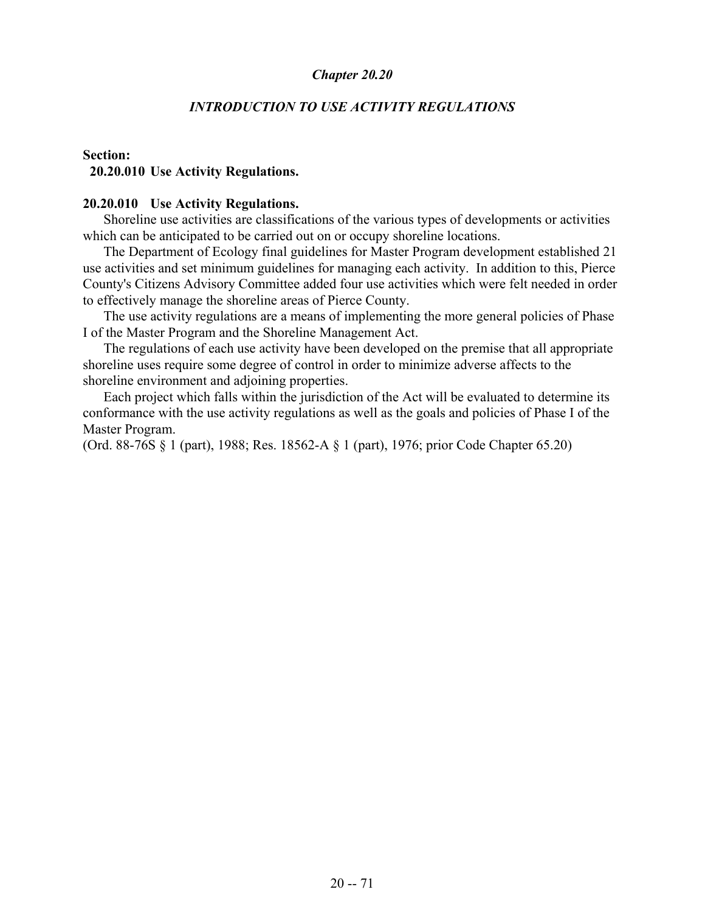# *Chapter 20.20*

## *INTRODUCTION TO USE ACTIVITY REGULATIONS*

**Section:**

**20.20.010 Use Activity Regulations.**

### 20.20.010 Use Activity Regulations.

Shoreline use activities are classifications of the various types of developments or activities which can be anticipated to be carried out on or occupy shoreline locations.

The Department of Ecology final guidelines for Master Program development established 21 use activities and set minimum guidelines for managing each activity. In addition to this, Pierce County's Citizens Advisory Committee added four use activities which were felt needed in order to effectively manage the shoreline areas of Pierce County.

The use activity regulations are a means of implementing the more general policies of Phase I of the Master Program and the Shoreline Management Act.

The regulations of each use activity have been developed on the premise that all appropriate shoreline uses require some degree of control in order to minimize adverse affects to the shoreline environment and adjoining properties.

Each project which falls within the jurisdiction of the Act will be evaluated to determine its conformance with the use activity regulations as well as the goals and policies of Phase I of the Master Program.

(Ord. 88-76S § 1 (part), 1988; Res. 18562-A § 1 (part), 1976; prior Code Chapter 65.20)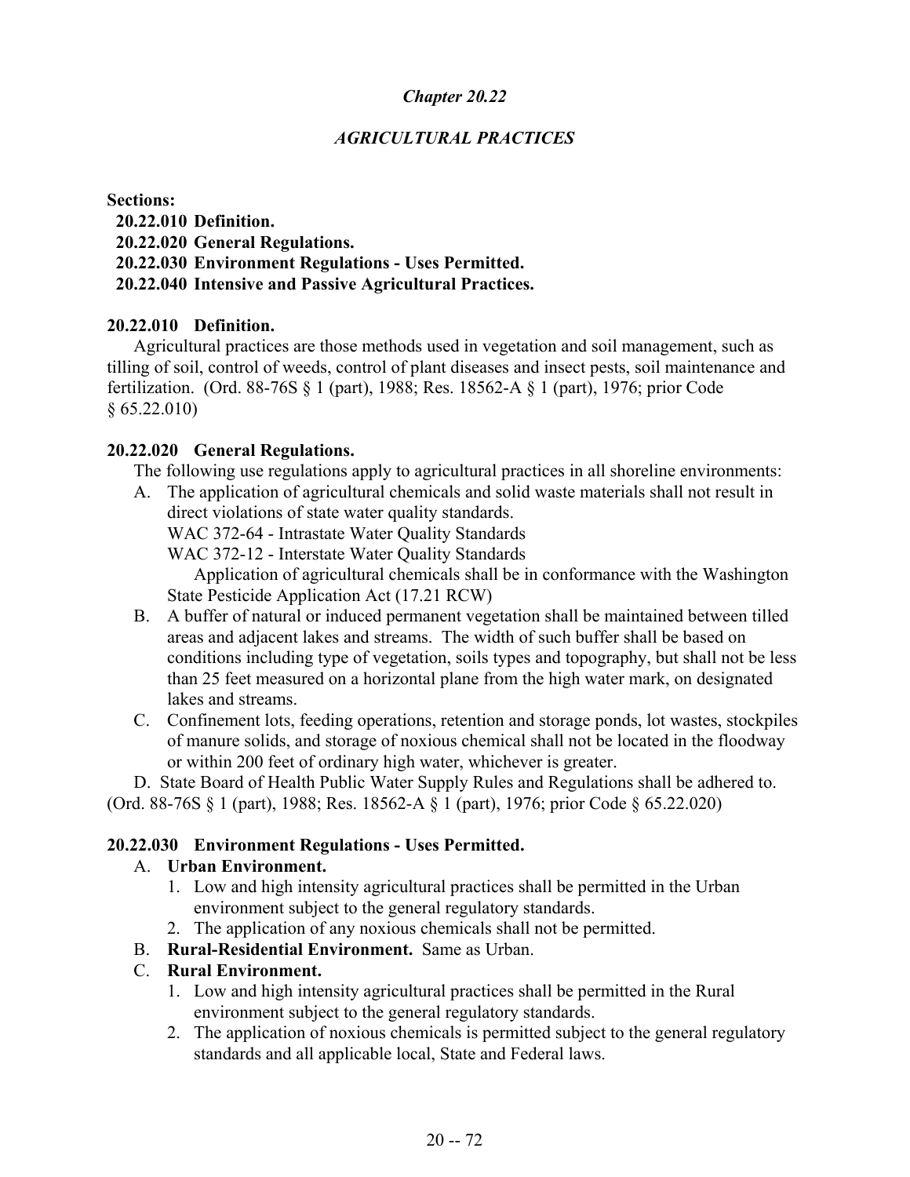# *Chapter 20.22*

## *AGRICULTURAL PRACTICES*

**Sections:**

**20.22.010 Definition.**
**20.22.020 General Regulations.**
**20.22.030 Environment Regulations - Uses Permitted.**
**20.22.040 Intensive and Passive Agricultural Practices.**

### 20.22.010 Definition.

Agricultural practices are those methods used in vegetation and soil management, such as tilling of soil, control of weeds, control of plant diseases and insect pests, soil maintenance and fertilization. (Ord. 88-76S § 1 (part), 1988; Res. 18562-A § 1 (part), 1976; prior Code § 65.22.010)

### 20.22.020 General Regulations.

The following use regulations apply to agricultural practices in all shoreline environments:

A. The application of agricultural chemicals and solid waste materials shall not result in direct violations of state water quality standards.
WAC 372-64 - Intrastate Water Quality Standards
WAC 372-12 - Interstate Water Quality Standards
Application of agricultural chemicals shall be in conformance with the Washington State Pesticide Application Act (17.21 RCW)

B. A buffer of natural or induced permanent vegetation shall be maintained between tilled areas and adjacent lakes and streams. The width of such buffer shall be based on conditions including type of vegetation, soils types and topography, but shall not be less than 25 feet measured on a horizontal plane from the high water mark, on designated lakes and streams.

C. Confinement lots, feeding operations, retention and storage ponds, lot wastes, stockpiles of manure solids, and storage of noxious chemical shall not be located in the floodway or within 200 feet of ordinary high water, whichever is greater.

D. State Board of Health Public Water Supply Rules and Regulations shall be adhered to.

(Ord. 88-76S § 1 (part), 1988; Res. 18562-A § 1 (part), 1976; prior Code § 65.22.020)

### 20.22.030 Environment Regulations - Uses Permitted.

A. **Urban Environment.**
1. Low and high intensity agricultural practices shall be permitted in the Urban environment subject to the general regulatory standards.
2. The application of any noxious chemicals shall not be permitted.

B. **Rural-Residential Environment.** Same as Urban.

C. **Rural Environment.**
1. Low and high intensity agricultural practices shall be permitted in the Rural environment subject to the general regulatory standards.
2. The application of noxious chemicals is permitted subject to the general regulatory standards and all applicable local, State and Federal laws.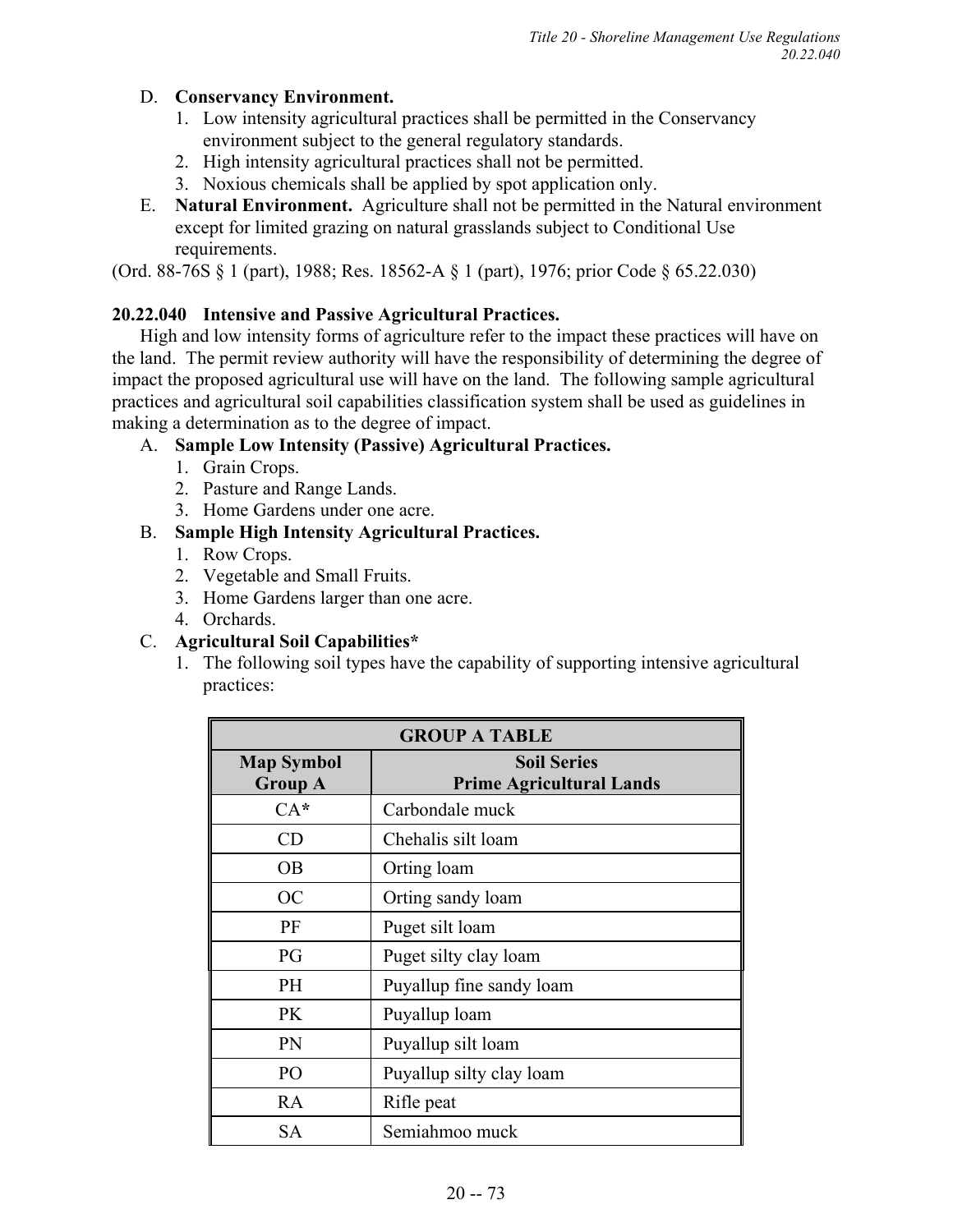D. **Conservancy Environment.**
   1. Low intensity agricultural practices shall be permitted in the Conservancy environment subject to the general regulatory standards.
   2. High intensity agricultural practices shall not be permitted.
   3. Noxious chemicals shall be applied by spot application only.

E. **Natural Environment.** Agriculture shall not be permitted in the Natural environment except for limited grazing on natural grasslands subject to Conditional Use requirements.

(Ord. 88-76S § 1 (part), 1988; Res. 18562-A § 1 (part), 1976; prior Code § 65.22.030)

**20.22.040 Intensive and Passive Agricultural Practices.**

High and low intensity forms of agriculture refer to the impact these practices will have on the land. The permit review authority will have the responsibility of determining the degree of impact the proposed agricultural use will have on the land. The following sample agricultural practices and agricultural soil capabilities classification system shall be used as guidelines in making a determination as to the degree of impact.

A. **Sample Low Intensity (Passive) Agricultural Practices.**
   1. Grain Crops.
   2. Pasture and Range Lands.
   3. Home Gardens under one acre.

B. **Sample High Intensity Agricultural Practices.**
   1. Row Crops.
   2. Vegetable and Small Fruits.
   3. Home Gardens larger than one acre.
   4. Orchards.

C. **Agricultural Soil Capabilities***
   1. The following soil types have the capability of supporting intensive agricultural practices:

| GROUP A TABLE | |
|---|---|
| **Map Symbol Group A** | **Soil Series Prime Agricultural Lands** |
| CA* | Carbondale muck |
| CD | Chehalis silt loam |
| OB | Orting loam |
| OC | Orting sandy loam |
| PF | Puget silt loam |
| PG | Puget silty clay loam |
| PH | Puyallup fine sandy loam |
| PK | Puyallup loam |
| PN | Puyallup silt loam |
| PO | Puyallup silty clay loam |
| RA | Rifle peat |
| SA | Semiahmoo muck |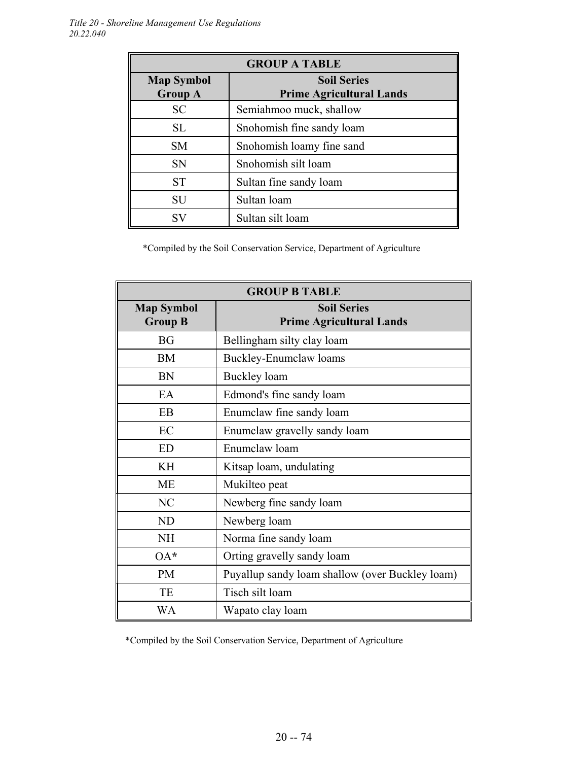| GROUP A TABLE | |
|---|---|
| **Map Symbol Group A** | **Soil Series Prime Agricultural Lands** |
| SC | Semiahmoo muck, shallow |
| SL | Snohomish fine sandy loam |
| SM | Snohomish loamy fine sand |
| SN | Snohomish silt loam |
| ST | Sultan fine sandy loam |
| SU | Sultan loam |
| SV | Sultan silt loam |

*Compiled by the Soil Conservation Service, Department of Agriculture

| GROUP B TABLE | |
|---|---|
| **Map Symbol Group B** | **Soil Series Prime Agricultural Lands** |
| BG | Bellingham silty clay loam |
| BM | Buckley-Enumclaw loams |
| BN | Buckley loam |
| EA | Edmond's fine sandy loam |
| EB | Enumclaw fine sandy loam |
| EC | Enumclaw gravelly sandy loam |
| ED | Enumclaw loam |
| KH | Kitsap loam, undulating |
| ME | Mukilteo peat |
| NC | Newberg fine sandy loam |
| ND | Newberg loam |
| NH | Norma fine sandy loam |
| OA* | Orting gravelly sandy loam |
| PM | Puyallup sandy loam shallow (over Buckley loam) |
| TE | Tisch silt loam |
| WA | Wapato clay loam |

*Compiled by the Soil Conservation Service, Department of Agriculture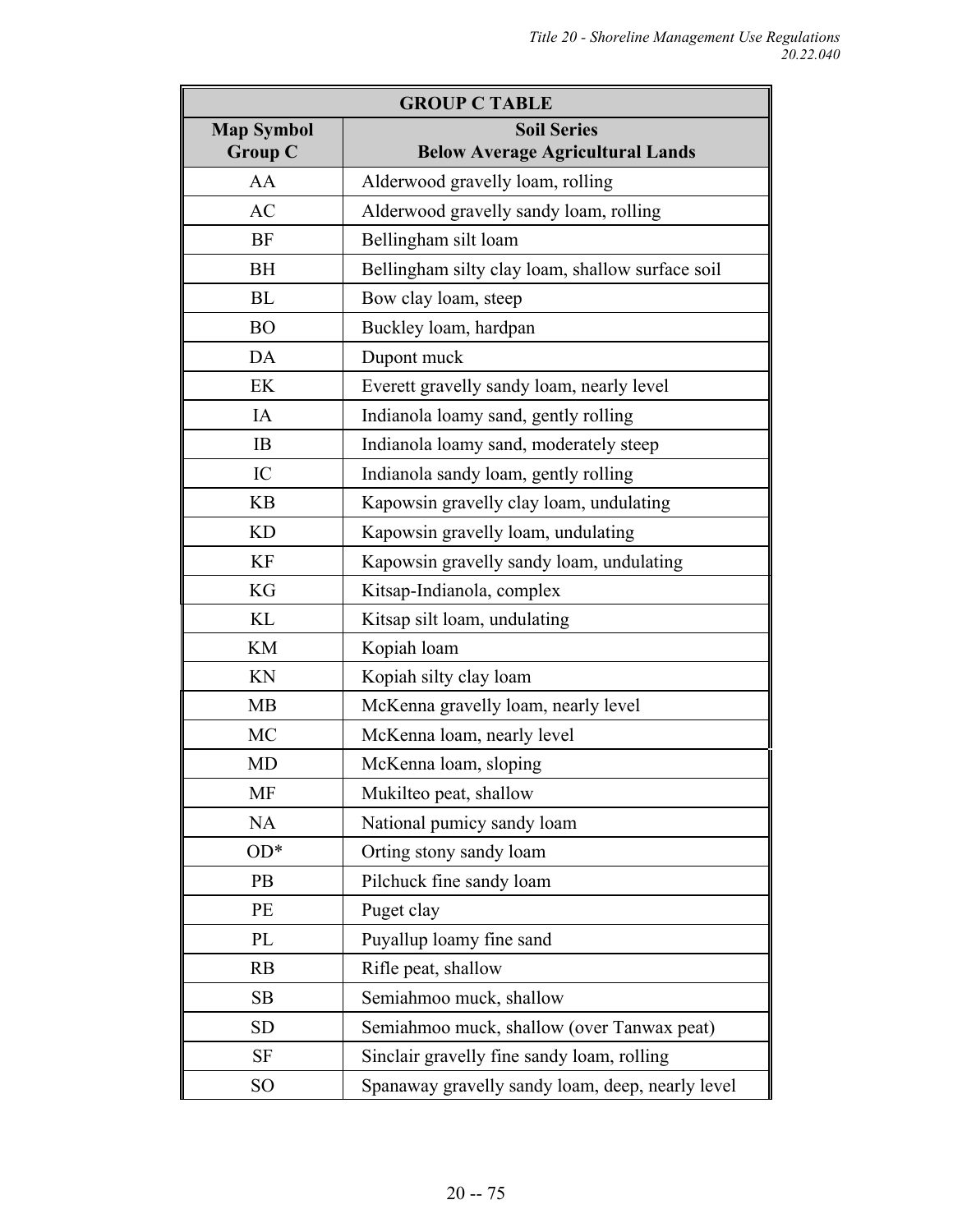| GROUP C TABLE | |
|---|---|
| Map Symbol Group C | Soil Series Below Average Agricultural Lands |
| AA | Alderwood gravelly loam, rolling |
| AC | Alderwood gravelly sandy loam, rolling |
| BF | Bellingham silt loam |
| BH | Bellingham silty clay loam, shallow surface soil |
| BL | Bow clay loam, steep |
| BO | Buckley loam, hardpan |
| DA | Dupont muck |
| EK | Everett gravelly sandy loam, nearly level |
| IA | Indianola loamy sand, gently rolling |
| IB | Indianola loamy sand, moderately steep |
| IC | Indianola sandy loam, gently rolling |
| KB | Kapowsin gravelly clay loam, undulating |
| KD | Kapowsin gravelly loam, undulating |
| KF | Kapowsin gravelly sandy loam, undulating |
| KG | Kitsap-Indianola, complex |
| KL | Kitsap silt loam, undulating |
| KM | Kopiah loam |
| KN | Kopiah silty clay loam |
| MB | McKenna gravelly loam, nearly level |
| MC | McKenna loam, nearly level |
| MD | McKenna loam, sloping |
| MF | Mukilteo peat, shallow |
| NA | National pumicy sandy loam |
| OD* | Orting stony sandy loam |
| PB | Pilchuck fine sandy loam |
| PE | Puget clay |
| PL | Puyallup loamy fine sand |
| RB | Rifle peat, shallow |
| SB | Semiahmoo muck, shallow |
| SD | Semiahmoo muck, shallow (over Tanwax peat) |
| SF | Sinclair gravelly fine sandy loam, rolling |
| SO | Spanaway gravelly sandy loam, deep, nearly level |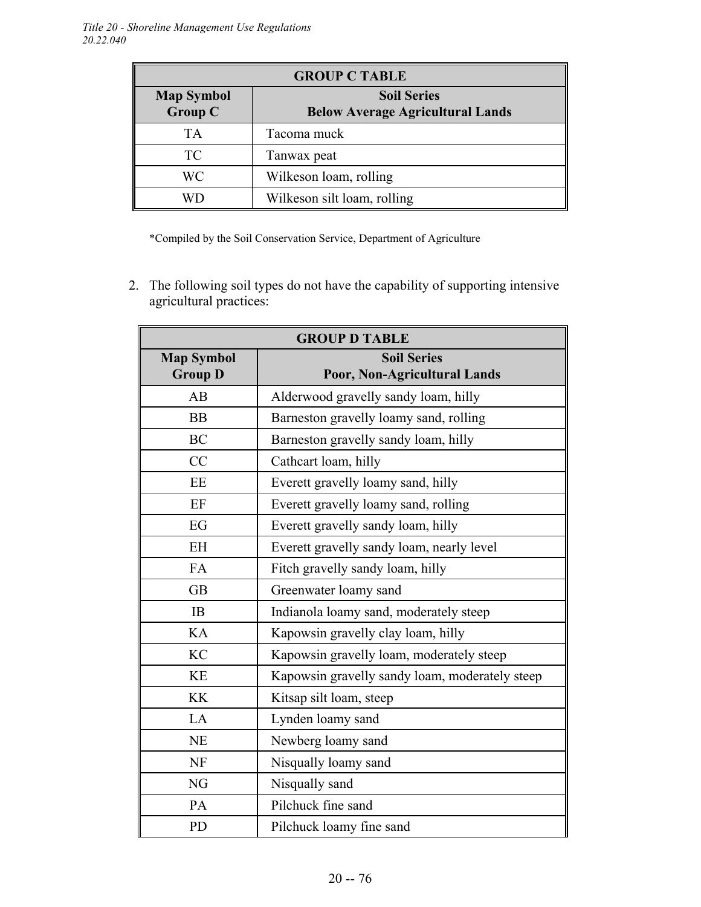| GROUP C TABLE | |
|---|---|
| **Map Symbol Group C** | **Soil Series Below Average Agricultural Lands** |
| TA | Tacoma muck |
| TC | Tanwax peat |
| WC | Wilkeson loam, rolling |
| WD | Wilkeson silt loam, rolling |

*Compiled by the Soil Conservation Service, Department of Agriculture

2. The following soil types do not have the capability of supporting intensive agricultural practices:

| GROUP D TABLE | |
|---|---|
| **Map Symbol Group D** | **Soil Series Poor, Non-Agricultural Lands** |
| AB | Alderwood gravelly sandy loam, hilly |
| BB | Barneston gravelly loamy sand, rolling |
| BC | Barneston gravelly sandy loam, hilly |
| CC | Cathcart loam, hilly |
| EE | Everett gravelly loamy sand, hilly |
| EF | Everett gravelly loamy sand, rolling |
| EG | Everett gravelly sandy loam, hilly |
| EH | Everett gravelly sandy loam, nearly level |
| FA | Fitch gravelly sandy loam, hilly |
| GB | Greenwater loamy sand |
| IB | Indianola loamy sand, moderately steep |
| KA | Kapowsin gravelly clay loam, hilly |
| KC | Kapowsin gravelly loam, moderately steep |
| KE | Kapowsin gravelly sandy loam, moderately steep |
| KK | Kitsap silt loam, steep |
| LA | Lynden loamy sand |
| NE | Newberg loamy sand |
| NF | Nisqually loamy sand |
| NG | Nisqually sand |
| PA | Pilchuck fine sand |
| PD | Pilchuck loamy fine sand |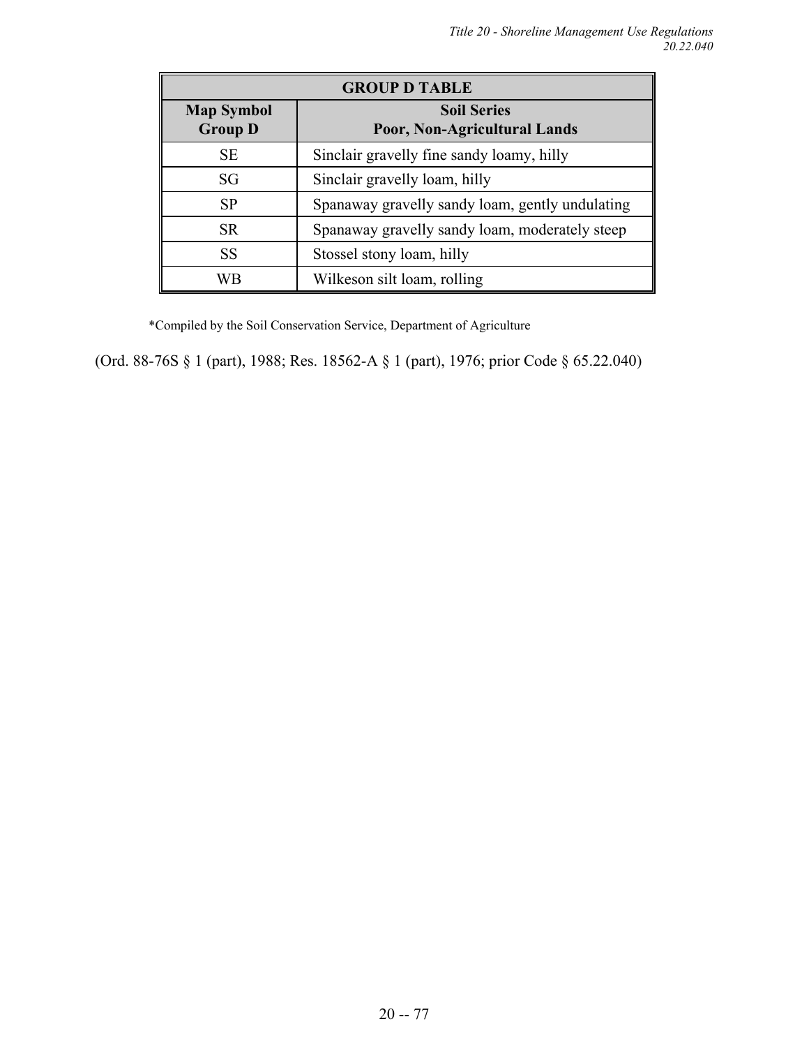| GROUP D TABLE | |
|---|---|
| **Map Symbol Group D** | **Soil Series Poor, Non-Agricultural Lands** |
| SE | Sinclair gravelly fine sandy loamy, hilly |
| SG | Sinclair gravelly loam, hilly |
| SP | Spanaway gravelly sandy loam, gently undulating |
| SR | Spanaway gravelly sandy loam, moderately steep |
| SS | Stossel stony loam, hilly |
| WB | Wilkeson silt loam, rolling |

*Compiled by the Soil Conservation Service, Department of Agriculture

(Ord. 88-76S § 1 (part), 1988; Res. 18562-A § 1 (part), 1976; prior Code § 65.22.040)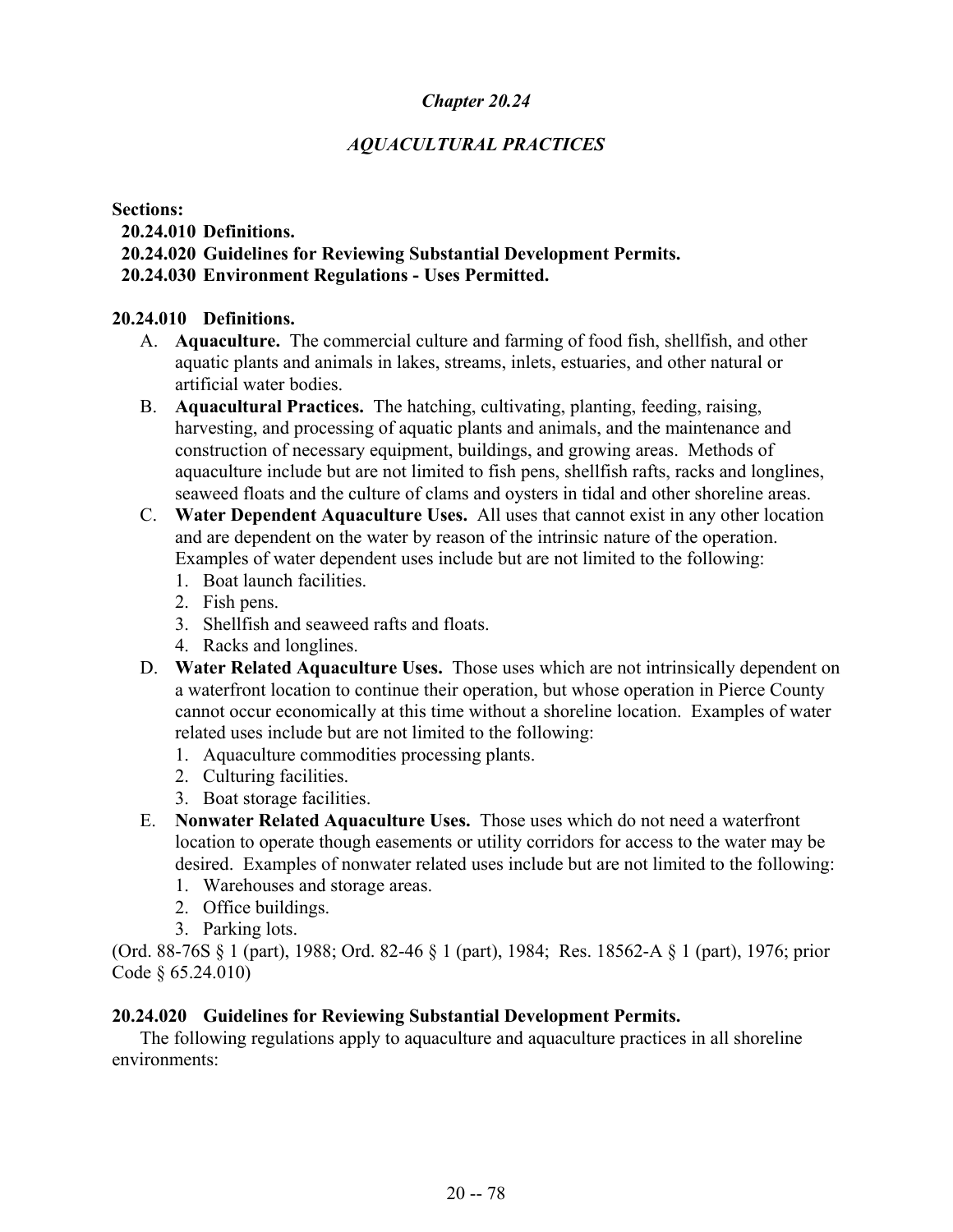# *Chapter 20.24*

## *AQUACULTURAL PRACTICES*

**Sections:**

**20.24.010 Definitions.**
**20.24.020 Guidelines for Reviewing Substantial Development Permits.**
**20.24.030 Environment Regulations - Uses Permitted.**

### 20.24.010 Definitions.

A. **Aquaculture.** The commercial culture and farming of food fish, shellfish, and other aquatic plants and animals in lakes, streams, inlets, estuaries, and other natural or artificial water bodies.

B. **Aquacultural Practices.** The hatching, cultivating, planting, feeding, raising, harvesting, and processing of aquatic plants and animals, and the maintenance and construction of necessary equipment, buildings, and growing areas. Methods of aquaculture include but are not limited to fish pens, shellfish rafts, racks and longlines, seaweed floats and the culture of clams and oysters in tidal and other shoreline areas.

C. **Water Dependent Aquaculture Uses.** All uses that cannot exist in any other location and are dependent on the water by reason of the intrinsic nature of the operation. Examples of water dependent uses include but are not limited to the following:
   1. Boat launch facilities.
   2. Fish pens.
   3. Shellfish and seaweed rafts and floats.
   4. Racks and longlines.

D. **Water Related Aquaculture Uses.** Those uses which are not intrinsically dependent on a waterfront location to continue their operation, but whose operation in Pierce County cannot occur economically at this time without a shoreline location. Examples of water related uses include but are not limited to the following:
   1. Aquaculture commodities processing plants.
   2. Culturing facilities.
   3. Boat storage facilities.

E. **Nonwater Related Aquaculture Uses.** Those uses which do not need a waterfront location to operate though easements or utility corridors for access to the water may be desired. Examples of nonwater related uses include but are not limited to the following:
   1. Warehouses and storage areas.
   2. Office buildings.
   3. Parking lots.

(Ord. 88-76S § 1 (part), 1988; Ord. 82-46 § 1 (part), 1984; Res. 18562-A § 1 (part), 1976; prior Code § 65.24.010)

### 20.24.020 Guidelines for Reviewing Substantial Development Permits.

The following regulations apply to aquaculture and aquaculture practices in all shoreline environments: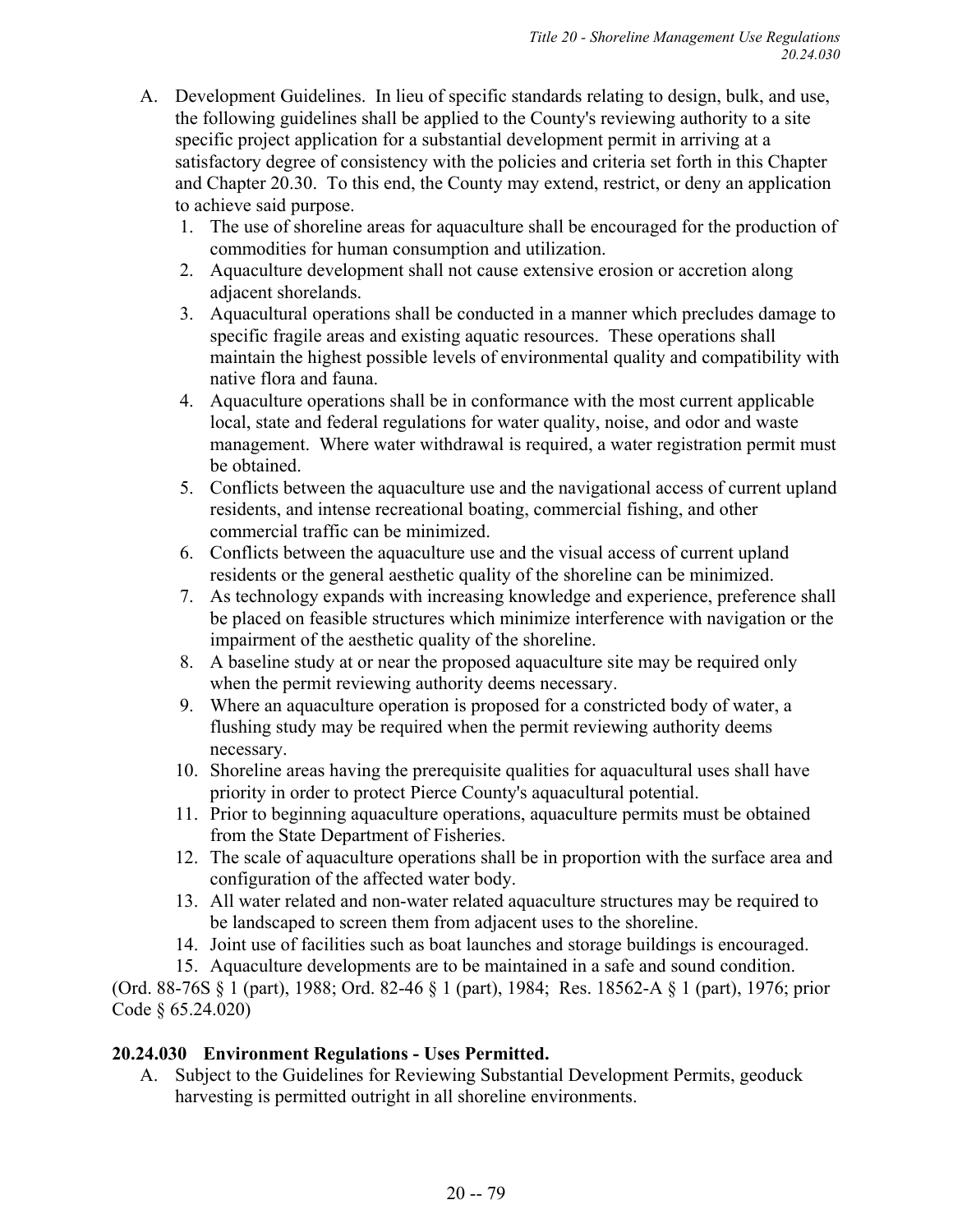A. Development Guidelines. In lieu of specific standards relating to design, bulk, and use, the following guidelines shall be applied to the County's reviewing authority to a site specific project application for a substantial development permit in arriving at a satisfactory degree of consistency with the policies and criteria set forth in this Chapter and Chapter 20.30. To this end, the County may extend, restrict, or deny an application to achieve said purpose.
   1. The use of shoreline areas for aquaculture shall be encouraged for the production of commodities for human consumption and utilization.
   2. Aquaculture development shall not cause extensive erosion or accretion along adjacent shorelands.
   3. Aquacultural operations shall be conducted in a manner which precludes damage to specific fragile areas and existing aquatic resources. These operations shall maintain the highest possible levels of environmental quality and compatibility with native flora and fauna.
   4. Aquaculture operations shall be in conformance with the most current applicable local, state and federal regulations for water quality, noise, and odor and waste management. Where water withdrawal is required, a water registration permit must be obtained.
   5. Conflicts between the aquaculture use and the navigational access of current upland residents, and intense recreational boating, commercial fishing, and other commercial traffic can be minimized.
   6. Conflicts between the aquaculture use and the visual access of current upland residents or the general aesthetic quality of the shoreline can be minimized.
   7. As technology expands with increasing knowledge and experience, preference shall be placed on feasible structures which minimize interference with navigation or the impairment of the aesthetic quality of the shoreline.
   8. A baseline study at or near the proposed aquaculture site may be required only when the permit reviewing authority deems necessary.
   9. Where an aquaculture operation is proposed for a constricted body of water, a flushing study may be required when the permit reviewing authority deems necessary.
   10. Shoreline areas having the prerequisite qualities for aquacultural uses shall have priority in order to protect Pierce County's aquacultural potential.
   11. Prior to beginning aquaculture operations, aquaculture permits must be obtained from the State Department of Fisheries.
   12. The scale of aquaculture operations shall be in proportion with the surface area and configuration of the affected water body.
   13. All water related and non-water related aquaculture structures may be required to be landscaped to screen them from adjacent uses to the shoreline.
   14. Joint use of facilities such as boat launches and storage buildings is encouraged.
   15. Aquaculture developments are to be maintained in a safe and sound condition.

(Ord. 88-76S § 1 (part), 1988; Ord. 82-46 § 1 (part), 1984; Res. 18562-A § 1 (part), 1976; prior Code § 65.24.020)

**20.24.030 Environment Regulations - Uses Permitted.**

A. Subject to the Guidelines for Reviewing Substantial Development Permits, geoduck harvesting is permitted outright in all shoreline environments.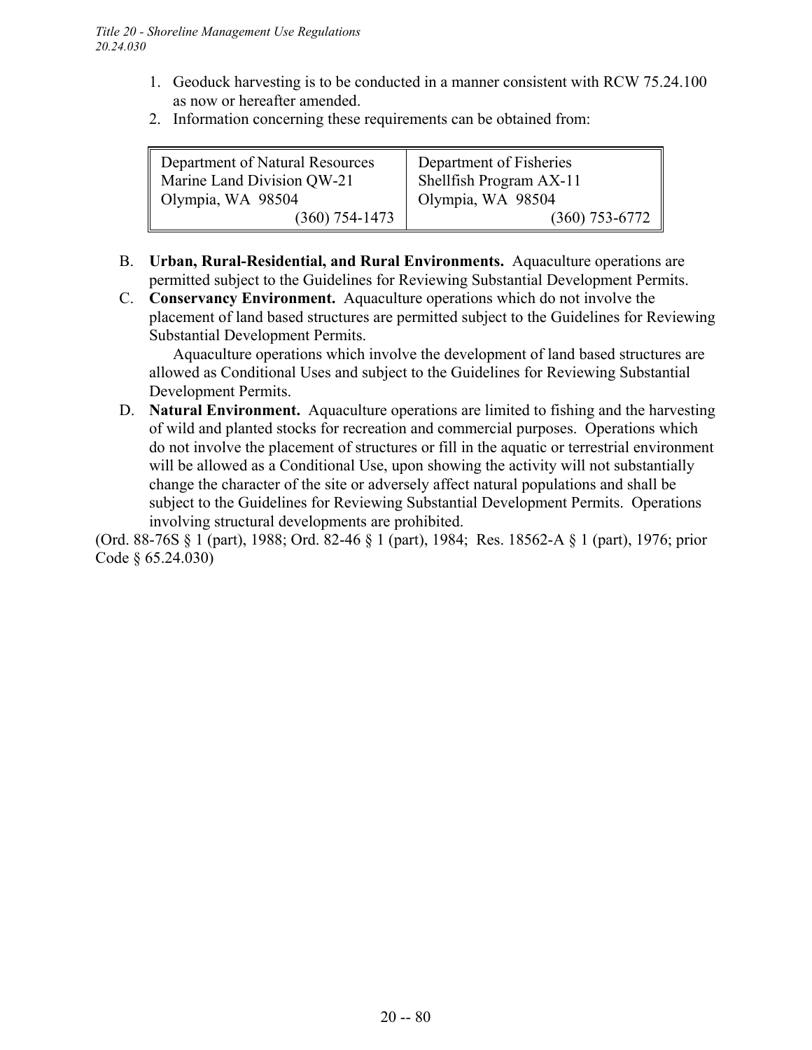1. Geoduck harvesting is to be conducted in a manner consistent with RCW 75.24.100 as now or hereafter amended.
2. Information concerning these requirements can be obtained from:

| Department of Natural Resources | Department of Fisheries |
|---|---|
| Marine Land Division QW-21 | Shellfish Program AX-11 |
| Olympia, WA 98504 | Olympia, WA 98504 |
| (360) 754-1473 | (360) 753-6772 |

B. **Urban, Rural-Residential, and Rural Environments.** Aquaculture operations are permitted subject to the Guidelines for Reviewing Substantial Development Permits.

C. **Conservancy Environment.** Aquaculture operations which do not involve the placement of land based structures are permitted subject to the Guidelines for Reviewing Substantial Development Permits.

Aquaculture operations which involve the development of land based structures are allowed as Conditional Uses and subject to the Guidelines for Reviewing Substantial Development Permits.

D. **Natural Environment.** Aquaculture operations are limited to fishing and the harvesting of wild and planted stocks for recreation and commercial purposes. Operations which do not involve the placement of structures or fill in the aquatic or terrestrial environment will be allowed as a Conditional Use, upon showing the activity will not substantially change the character of the site or adversely affect natural populations and shall be subject to the Guidelines for Reviewing Substantial Development Permits. Operations involving structural developments are prohibited.

(Ord. 88-76S § 1 (part), 1988; Ord. 82-46 § 1 (part), 1984; Res. 18562-A § 1 (part), 1976; prior Code § 65.24.030)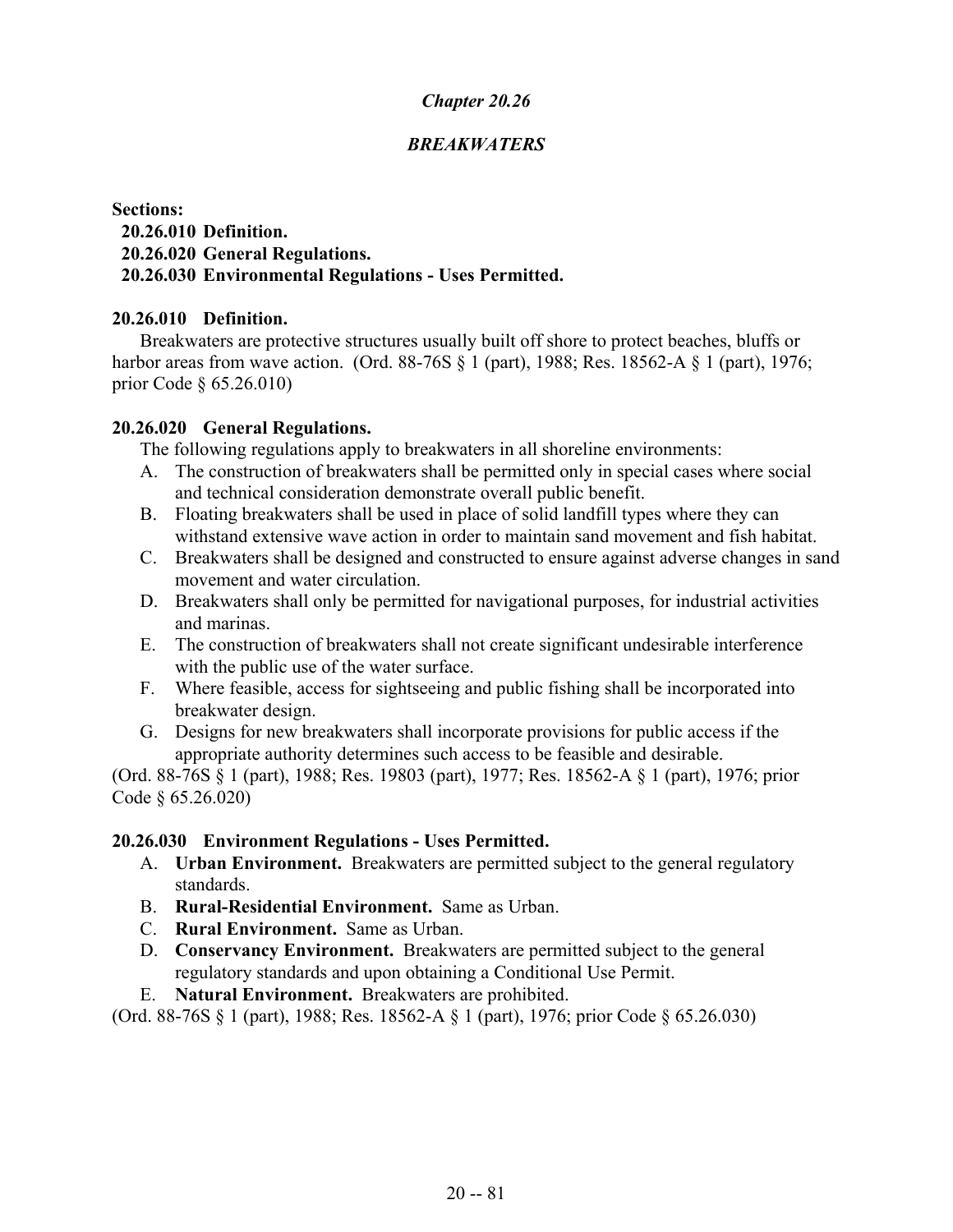# *Chapter 20.26*

## *BREAKWATERS*

**Sections:**

**20.26.010 Definition.**
**20.26.020 General Regulations.**
**20.26.030 Environmental Regulations - Uses Permitted.**

### 20.26.010 Definition.

Breakwaters are protective structures usually built off shore to protect beaches, bluffs or harbor areas from wave action. (Ord. 88-76S § 1 (part), 1988; Res. 18562-A § 1 (part), 1976; prior Code § 65.26.010)

### 20.26.020 General Regulations.

The following regulations apply to breakwaters in all shoreline environments:

A. The construction of breakwaters shall be permitted only in special cases where social and technical consideration demonstrate overall public benefit.

B. Floating breakwaters shall be used in place of solid landfill types where they can withstand extensive wave action in order to maintain sand movement and fish habitat.

C. Breakwaters shall be designed and constructed to ensure against adverse changes in sand movement and water circulation.

D. Breakwaters shall only be permitted for navigational purposes, for industrial activities and marinas.

E. The construction of breakwaters shall not create significant undesirable interference with the public use of the water surface.

F. Where feasible, access for sightseeing and public fishing shall be incorporated into breakwater design.

G. Designs for new breakwaters shall incorporate provisions for public access if the appropriate authority determines such access to be feasible and desirable.

(Ord. 88-76S § 1 (part), 1988; Res. 19803 (part), 1977; Res. 18562-A § 1 (part), 1976; prior Code § 65.26.020)

### 20.26.030 Environment Regulations - Uses Permitted.

A. **Urban Environment.** Breakwaters are permitted subject to the general regulatory standards.

B. **Rural-Residential Environment.** Same as Urban.

C. **Rural Environment.** Same as Urban.

D. **Conservancy Environment.** Breakwaters are permitted subject to the general regulatory standards and upon obtaining a Conditional Use Permit.

E. **Natural Environment.** Breakwaters are prohibited.

(Ord. 88-76S § 1 (part), 1988; Res. 18562-A § 1 (part), 1976; prior Code § 65.26.030)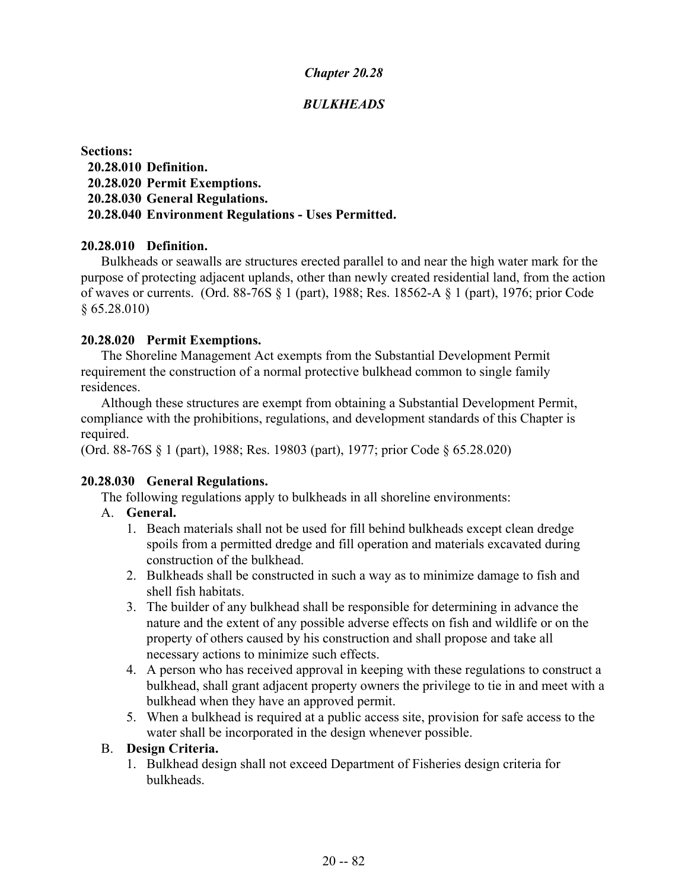# *Chapter 20.28*

# *BULKHEADS*

**Sections:**

**20.28.010 Definition.**
**20.28.020 Permit Exemptions.**
**20.28.030 General Regulations.**
**20.28.040 Environment Regulations - Uses Permitted.**

### 20.28.010 Definition.

Bulkheads or seawalls are structures erected parallel to and near the high water mark for the purpose of protecting adjacent uplands, other than newly created residential land, from the action of waves or currents. (Ord. 88-76S § 1 (part), 1988; Res. 18562-A § 1 (part), 1976; prior Code § 65.28.010)

### 20.28.020 Permit Exemptions.

The Shoreline Management Act exempts from the Substantial Development Permit requirement the construction of a normal protective bulkhead common to single family residences.

Although these structures are exempt from obtaining a Substantial Development Permit, compliance with the prohibitions, regulations, and development standards of this Chapter is required.

(Ord. 88-76S § 1 (part), 1988; Res. 19803 (part), 1977; prior Code § 65.28.020)

### 20.28.030 General Regulations.

The following regulations apply to bulkheads in all shoreline environments:

A. **General.**
   1. Beach materials shall not be used for fill behind bulkheads except clean dredge spoils from a permitted dredge and fill operation and materials excavated during construction of the bulkhead.
   2. Bulkheads shall be constructed in such a way as to minimize damage to fish and shell fish habitats.
   3. The builder of any bulkhead shall be responsible for determining in advance the nature and the extent of any possible adverse effects on fish and wildlife or on the property of others caused by his construction and shall propose and take all necessary actions to minimize such effects.
   4. A person who has received approval in keeping with these regulations to construct a bulkhead, shall grant adjacent property owners the privilege to tie in and meet with a bulkhead when they have an approved permit.
   5. When a bulkhead is required at a public access site, provision for safe access to the water shall be incorporated in the design whenever possible.

B. **Design Criteria.**
   1. Bulkhead design shall not exceed Department of Fisheries design criteria for bulkheads.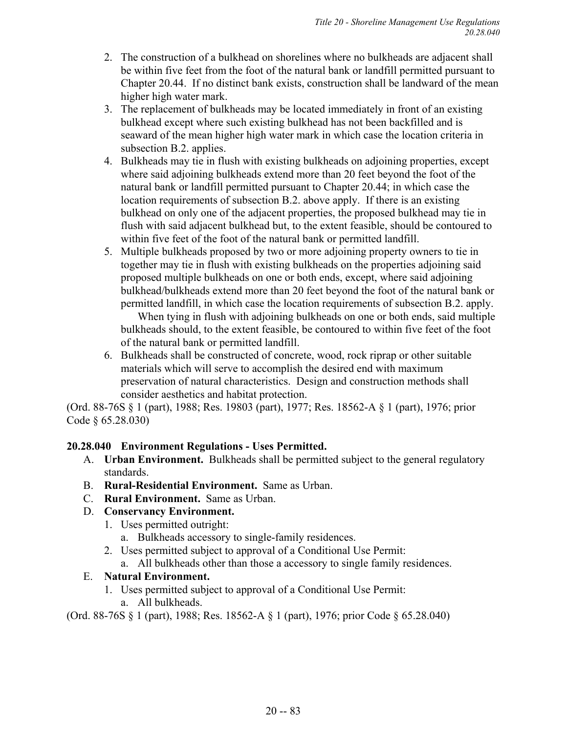2. The construction of a bulkhead on shorelines where no bulkheads are adjacent shall be within five feet from the foot of the natural bank or landfill permitted pursuant to Chapter 20.44. If no distinct bank exists, construction shall be landward of the mean higher high water mark.
3. The replacement of bulkheads may be located immediately in front of an existing bulkhead except where such existing bulkhead has not been backfilled and is seaward of the mean higher high water mark in which case the location criteria in subsection B.2. applies.
4. Bulkheads may tie in flush with existing bulkheads on adjoining properties, except where said adjoining bulkheads extend more than 20 feet beyond the foot of the natural bank or landfill permitted pursuant to Chapter 20.44; in which case the location requirements of subsection B.2. above apply. If there is an existing bulkhead on only one of the adjacent properties, the proposed bulkhead may tie in flush with said adjacent bulkhead but, to the extent feasible, should be contoured to within five feet of the foot of the natural bank or permitted landfill.
5. Multiple bulkheads proposed by two or more adjoining property owners to tie in together may tie in flush with existing bulkheads on the properties adjoining said proposed multiple bulkheads on one or both ends, except, where said adjoining bulkhead/bulkheads extend more than 20 feet beyond the foot of the natural bank or permitted landfill, in which case the location requirements of subsection B.2. apply.
   When tying in flush with adjoining bulkheads on one or both ends, said multiple bulkheads should, to the extent feasible, be contoured to within five feet of the foot of the natural bank or permitted landfill.
6. Bulkheads shall be constructed of concrete, wood, rock riprap or other suitable materials which will serve to accomplish the desired end with maximum preservation of natural characteristics. Design and construction methods shall consider aesthetics and habitat protection.

(Ord. 88-76S § 1 (part), 1988; Res. 19803 (part), 1977; Res. 18562-A § 1 (part), 1976; prior Code § 65.28.030)

**20.28.040 Environment Regulations - Uses Permitted.**

A. **Urban Environment.** Bulkheads shall be permitted subject to the general regulatory standards.
B. **Rural-Residential Environment.** Same as Urban.
C. **Rural Environment.** Same as Urban.
D. **Conservancy Environment.**
   1. Uses permitted outright:
      a. Bulkheads accessory to single-family residences.
   2. Uses permitted subject to approval of a Conditional Use Permit:
      a. All bulkheads other than those a accessory to single family residences.
E. **Natural Environment.**
   1. Uses permitted subject to approval of a Conditional Use Permit:
      a. All bulkheads.

(Ord. 88-76S § 1 (part), 1988; Res. 18562-A § 1 (part), 1976; prior Code § 65.28.040)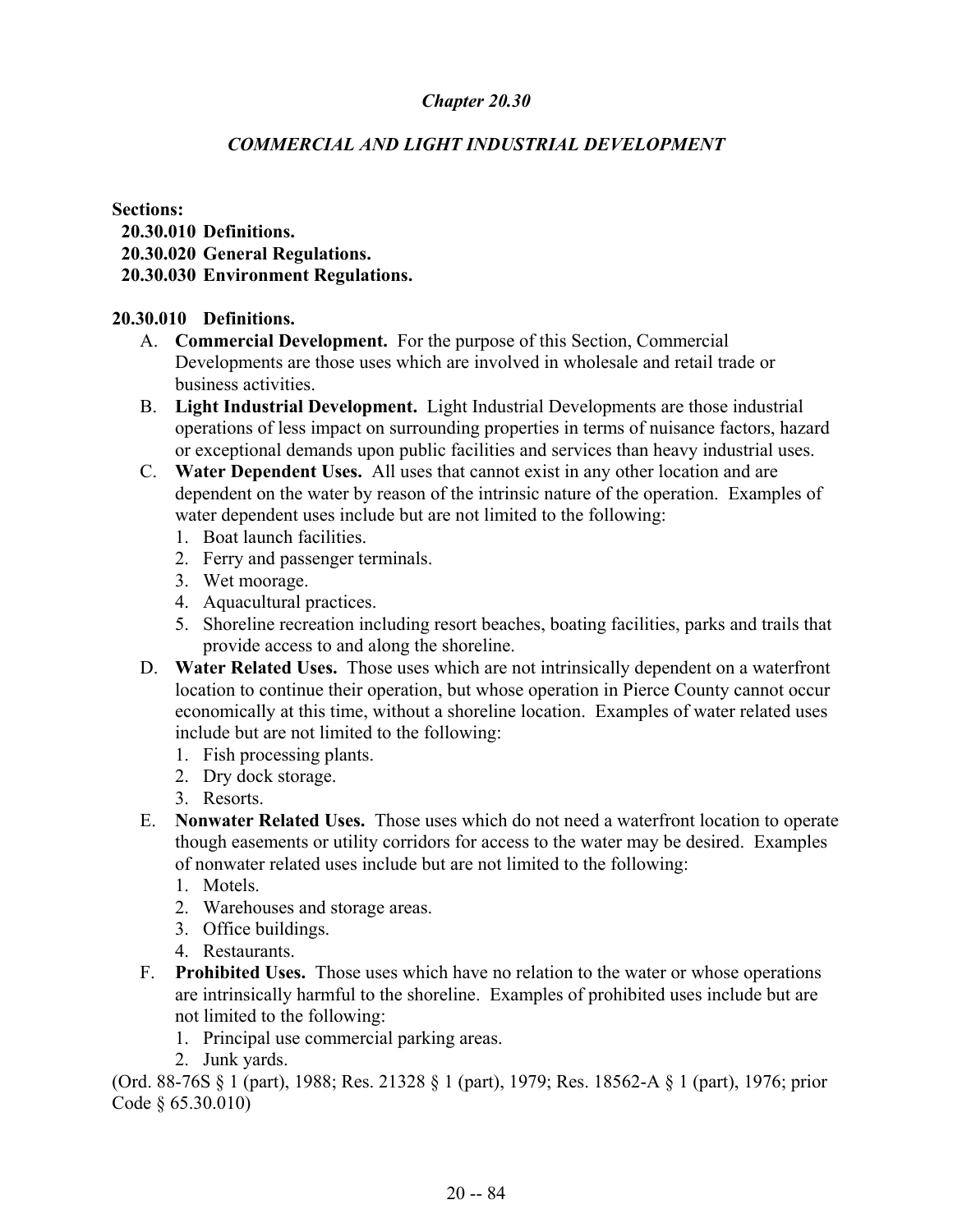# *Chapter 20.30*

## *COMMERCIAL AND LIGHT INDUSTRIAL DEVELOPMENT*

**Sections:**
- **20.30.010 Definitions.**
- **20.30.020 General Regulations.**
- **20.30.030 Environment Regulations.**

### 20.30.010 Definitions.

A. **Commercial Development.** For the purpose of this Section, Commercial Developments are those uses which are involved in wholesale and retail trade or business activities.

B. **Light Industrial Development.** Light Industrial Developments are those industrial operations of less impact on surrounding properties in terms of nuisance factors, hazard or exceptional demands upon public facilities and services than heavy industrial uses.

C. **Water Dependent Uses.** All uses that cannot exist in any other location and are dependent on the water by reason of the intrinsic nature of the operation. Examples of water dependent uses include but are not limited to the following:
   1. Boat launch facilities.
   2. Ferry and passenger terminals.
   3. Wet moorage.
   4. Aquacultural practices.
   5. Shoreline recreation including resort beaches, boating facilities, parks and trails that provide access to and along the shoreline.

D. **Water Related Uses.** Those uses which are not intrinsically dependent on a waterfront location to continue their operation, but whose operation in Pierce County cannot occur economically at this time, without a shoreline location. Examples of water related uses include but are not limited to the following:
   1. Fish processing plants.
   2. Dry dock storage.
   3. Resorts.

E. **Nonwater Related Uses.** Those uses which do not need a waterfront location to operate though easements or utility corridors for access to the water may be desired. Examples of nonwater related uses include but are not limited to the following:
   1. Motels.
   2. Warehouses and storage areas.
   3. Office buildings.
   4. Restaurants.

F. **Prohibited Uses.** Those uses which have no relation to the water or whose operations are intrinsically harmful to the shoreline. Examples of prohibited uses include but are not limited to the following:
   1. Principal use commercial parking areas.
   2. Junk yards.

(Ord. 88-76S § 1 (part), 1988; Res. 21328 § 1 (part), 1979; Res. 18562-A § 1 (part), 1976; prior Code § 65.30.010)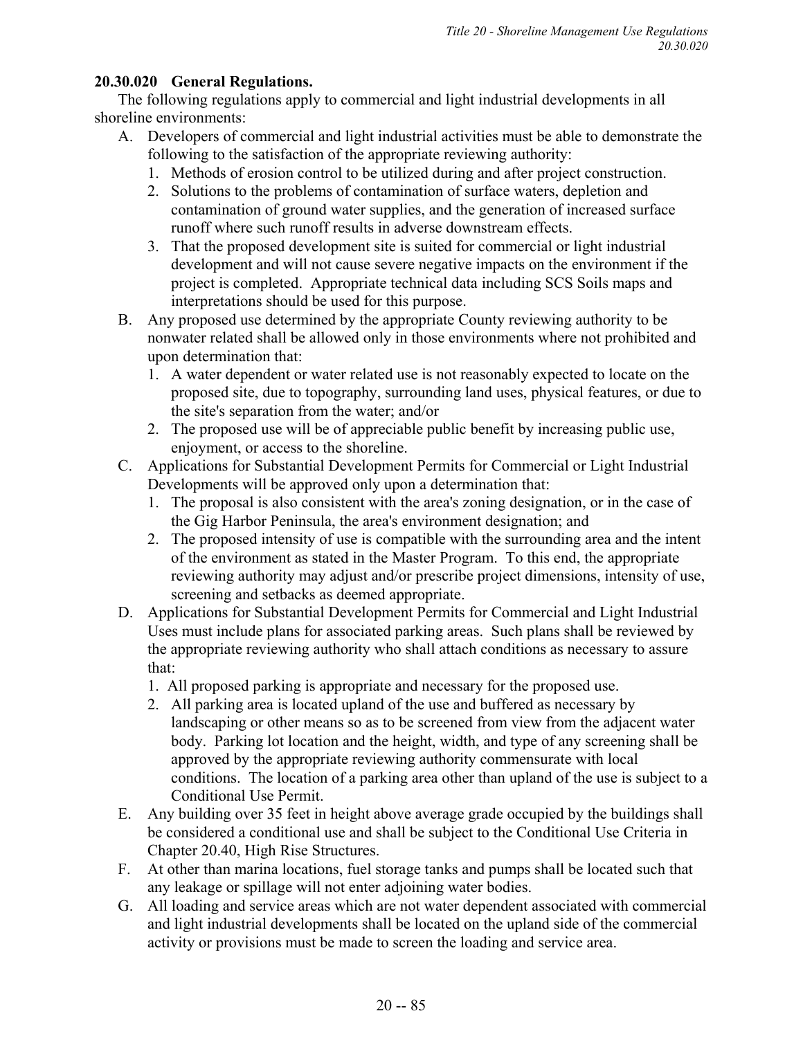### 20.30.020 General Regulations.

The following regulations apply to commercial and light industrial developments in all shoreline environments:

A. Developers of commercial and light industrial activities must be able to demonstrate the following to the satisfaction of the appropriate reviewing authority:
   1. Methods of erosion control to be utilized during and after project construction.
   2. Solutions to the problems of contamination of surface waters, depletion and contamination of ground water supplies, and the generation of increased surface runoff where such runoff results in adverse downstream effects.
   3. That the proposed development site is suited for commercial or light industrial development and will not cause severe negative impacts on the environment if the project is completed. Appropriate technical data including SCS Soils maps and interpretations should be used for this purpose.

B. Any proposed use determined by the appropriate County reviewing authority to be nonwater related shall be allowed only in those environments where not prohibited and upon determination that:
   1. A water dependent or water related use is not reasonably expected to locate on the proposed site, due to topography, surrounding land uses, physical features, or due to the site's separation from the water; and/or
   2. The proposed use will be of appreciable public benefit by increasing public use, enjoyment, or access to the shoreline.

C. Applications for Substantial Development Permits for Commercial or Light Industrial Developments will be approved only upon a determination that:
   1. The proposal is also consistent with the area's zoning designation, or in the case of the Gig Harbor Peninsula, the area's environment designation; and
   2. The proposed intensity of use is compatible with the surrounding area and the intent of the environment as stated in the Master Program. To this end, the appropriate reviewing authority may adjust and/or prescribe project dimensions, intensity of use, screening and setbacks as deemed appropriate.

D. Applications for Substantial Development Permits for Commercial and Light Industrial Uses must include plans for associated parking areas. Such plans shall be reviewed by the appropriate reviewing authority who shall attach conditions as necessary to assure that:
   1. All proposed parking is appropriate and necessary for the proposed use.
   2. All parking area is located upland of the use and buffered as necessary by landscaping or other means so as to be screened from view from the adjacent water body. Parking lot location and the height, width, and type of any screening shall be approved by the appropriate reviewing authority commensurate with local conditions. The location of a parking area other than upland of the use is subject to a Conditional Use Permit.

E. Any building over 35 feet in height above average grade occupied by the buildings shall be considered a conditional use and shall be subject to the Conditional Use Criteria in Chapter 20.40, High Rise Structures.

F. At other than marina locations, fuel storage tanks and pumps shall be located such that any leakage or spillage will not enter adjoining water bodies.

G. All loading and service areas which are not water dependent associated with commercial and light industrial developments shall be located on the upland side of the commercial activity or provisions must be made to screen the loading and service area.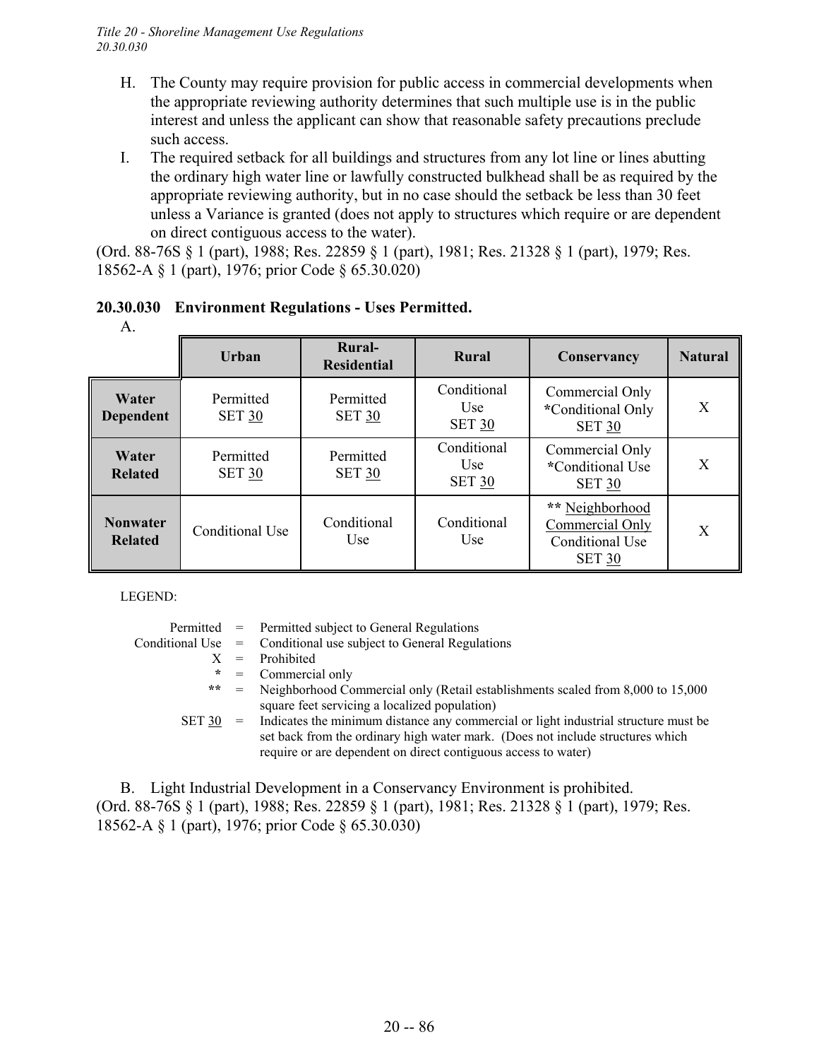H. The County may require provision for public access in commercial developments when the appropriate reviewing authority determines that such multiple use is in the public interest and unless the applicant can show that reasonable safety precautions preclude such access.

I. The required setback for all buildings and structures from any lot line or lines abutting the ordinary high water line or lawfully constructed bulkhead shall be as required by the appropriate reviewing authority, but in no case should the setback be less than 30 feet unless a Variance is granted (does not apply to structures which require or are dependent on direct contiguous access to the water).

(Ord. 88-76S § 1 (part), 1988; Res. 22859 § 1 (part), 1981; Res. 21328 § 1 (part), 1979; Res. 18562-A § 1 (part), 1976; prior Code § 65.30.020)

**20.30.030 Environment Regulations - Uses Permitted.**

A.

| | Urban | Rural-Residential | Rural | Conservancy | Natural |
|---|---|---|---|---|---|
| **Water Dependent** | Permitted SET 30 | Permitted SET 30 | Conditional Use SET 30 | Commercial Only *Conditional Only SET 30 | X |
| **Water Related** | Permitted SET 30 | Permitted SET 30 | Conditional Use SET 30 | Commercial Only *Conditional Use SET 30 | X |
| **Nonwater Related** | Conditional Use | Conditional Use | Conditional Use | ** Neighborhood Commercial Only Conditional Use SET 30 | X |

LEGEND:

Permitted = Permitted subject to General Regulations
Conditional Use = Conditional use subject to General Regulations
X = Prohibited
* = Commercial only
** = Neighborhood Commercial only (Retail establishments scaled from 8,000 to 15,000 square feet servicing a localized population)
SET 30 = Indicates the minimum distance any commercial or light industrial structure must be set back from the ordinary high water mark. (Does not include structures which require or are dependent on direct contiguous access to water)

B. Light Industrial Development in a Conservancy Environment is prohibited.

(Ord. 88-76S § 1 (part), 1988; Res. 22859 § 1 (part), 1981; Res. 21328 § 1 (part), 1979; Res. 18562-A § 1 (part), 1976; prior Code § 65.30.030)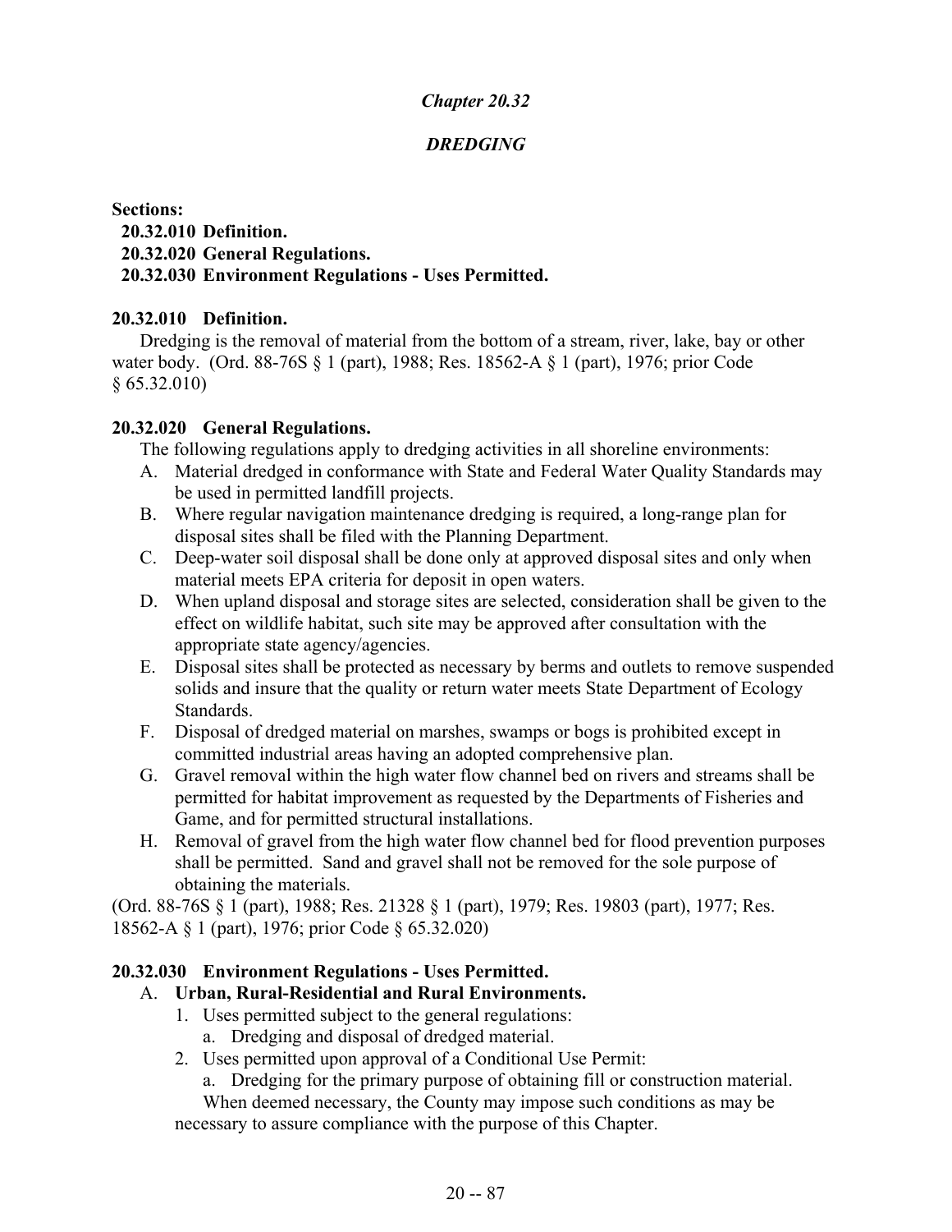# *Chapter 20.32*

## *DREDGING*

**Sections:**

**20.32.010 Definition.**
**20.32.020 General Regulations.**
**20.32.030 Environment Regulations - Uses Permitted.**

### 20.32.010 Definition.

Dredging is the removal of material from the bottom of a stream, river, lake, bay or other water body. (Ord. 88-76S § 1 (part), 1988; Res. 18562-A § 1 (part), 1976; prior Code § 65.32.010)

### 20.32.020 General Regulations.

The following regulations apply to dredging activities in all shoreline environments:

A. Material dredged in conformance with State and Federal Water Quality Standards may be used in permitted landfill projects.

B. Where regular navigation maintenance dredging is required, a long-range plan for disposal sites shall be filed with the Planning Department.

C. Deep-water soil disposal shall be done only at approved disposal sites and only when material meets EPA criteria for deposit in open waters.

D. When upland disposal and storage sites are selected, consideration shall be given to the effect on wildlife habitat, such site may be approved after consultation with the appropriate state agency/agencies.

E. Disposal sites shall be protected as necessary by berms and outlets to remove suspended solids and insure that the quality or return water meets State Department of Ecology Standards.

F. Disposal of dredged material on marshes, swamps or bogs is prohibited except in committed industrial areas having an adopted comprehensive plan.

G. Gravel removal within the high water flow channel bed on rivers and streams shall be permitted for habitat improvement as requested by the Departments of Fisheries and Game, and for permitted structural installations.

H. Removal of gravel from the high water flow channel bed for flood prevention purposes shall be permitted. Sand and gravel shall not be removed for the sole purpose of obtaining the materials.

(Ord. 88-76S § 1 (part), 1988; Res. 21328 § 1 (part), 1979; Res. 19803 (part), 1977; Res. 18562-A § 1 (part), 1976; prior Code § 65.32.020)

### 20.32.030 Environment Regulations - Uses Permitted.

A. **Urban, Rural-Residential and Rural Environments.**

1. Uses permitted subject to the general regulations:
   a. Dredging and disposal of dredged material.
2. Uses permitted upon approval of a Conditional Use Permit:
   a. Dredging for the primary purpose of obtaining fill or construction material.

When deemed necessary, the County may impose such conditions as may be necessary to assure compliance with the purpose of this Chapter.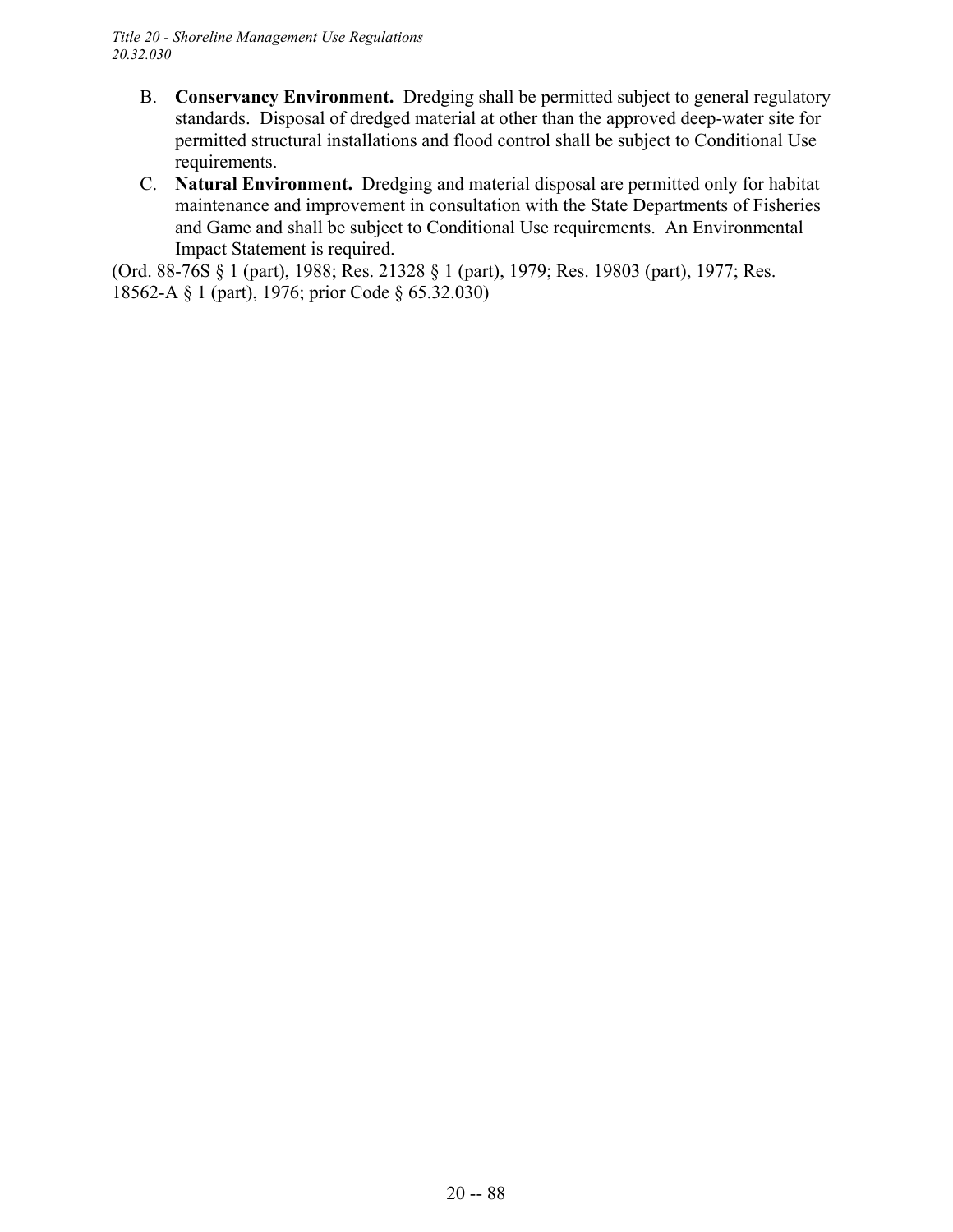B. **Conservancy Environment.** Dredging shall be permitted subject to general regulatory standards. Disposal of dredged material at other than the approved deep-water site for permitted structural installations and flood control shall be subject to Conditional Use requirements.

C. **Natural Environment.** Dredging and material disposal are permitted only for habitat maintenance and improvement in consultation with the State Departments of Fisheries and Game and shall be subject to Conditional Use requirements. An Environmental Impact Statement is required.

(Ord. 88-76S § 1 (part), 1988; Res. 21328 § 1 (part), 1979; Res. 19803 (part), 1977; Res. 18562-A § 1 (part), 1976; prior Code § 65.32.030)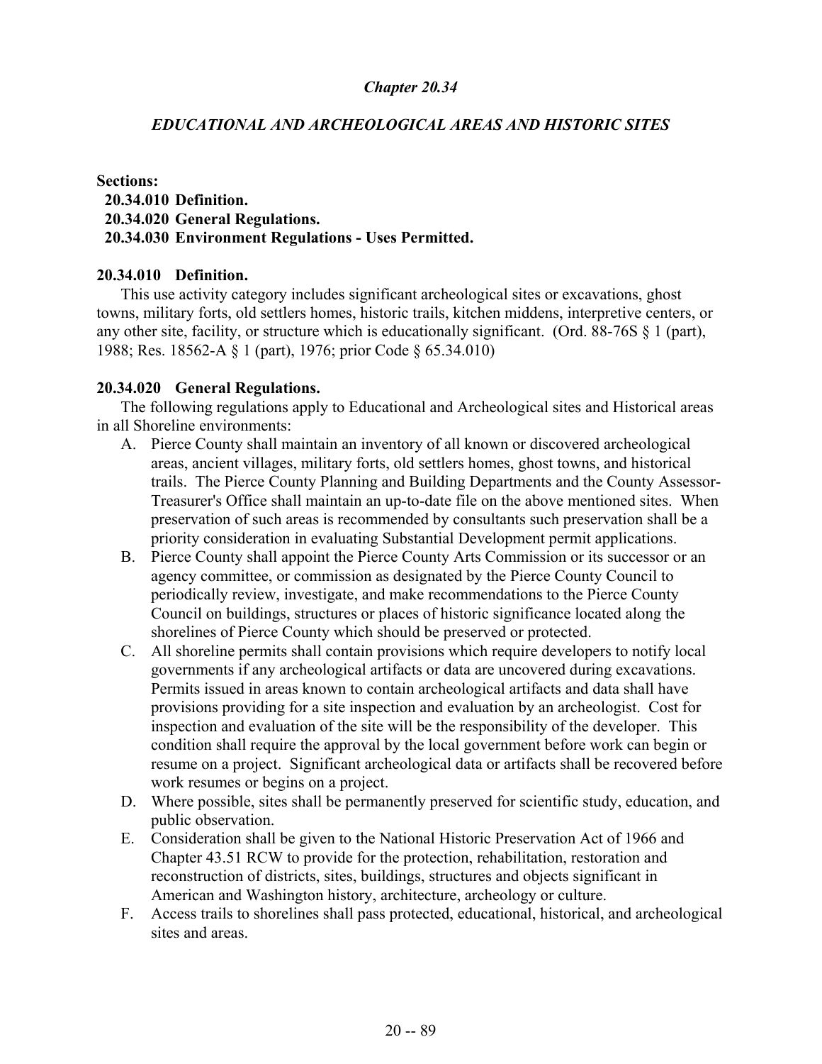*Chapter 20.34*

*EDUCATIONAL AND ARCHEOLOGICAL AREAS AND HISTORIC SITES*

**Sections:**

**20.34.010 Definition.**
**20.34.020 General Regulations.**
**20.34.030 Environment Regulations - Uses Permitted.**

**20.34.010 Definition.**

This use activity category includes significant archeological sites or excavations, ghost towns, military forts, old settlers homes, historic trails, kitchen middens, interpretive centers, or any other site, facility, or structure which is educationally significant. (Ord. 88-76S § 1 (part), 1988; Res. 18562-A § 1 (part), 1976; prior Code § 65.34.010)

**20.34.020 General Regulations.**

The following regulations apply to Educational and Archeological sites and Historical areas in all Shoreline environments:

A. Pierce County shall maintain an inventory of all known or discovered archeological areas, ancient villages, military forts, old settlers homes, ghost towns, and historical trails. The Pierce County Planning and Building Departments and the County Assessor-Treasurer's Office shall maintain an up-to-date file on the above mentioned sites. When preservation of such areas is recommended by consultants such preservation shall be a priority consideration in evaluating Substantial Development permit applications.

B. Pierce County shall appoint the Pierce County Arts Commission or its successor or an agency committee, or commission as designated by the Pierce County Council to periodically review, investigate, and make recommendations to the Pierce County Council on buildings, structures or places of historic significance located along the shorelines of Pierce County which should be preserved or protected.

C. All shoreline permits shall contain provisions which require developers to notify local governments if any archeological artifacts or data are uncovered during excavations. Permits issued in areas known to contain archeological artifacts and data shall have provisions providing for a site inspection and evaluation by an archeologist. Cost for inspection and evaluation of the site will be the responsibility of the developer. This condition shall require the approval by the local government before work can begin or resume on a project. Significant archeological data or artifacts shall be recovered before work resumes or begins on a project.

D. Where possible, sites shall be permanently preserved for scientific study, education, and public observation.

E. Consideration shall be given to the National Historic Preservation Act of 1966 and Chapter 43.51 RCW to provide for the protection, rehabilitation, restoration and reconstruction of districts, sites, buildings, structures and objects significant in American and Washington history, architecture, archeology or culture.

F. Access trails to shorelines shall pass protected, educational, historical, and archeological sites and areas.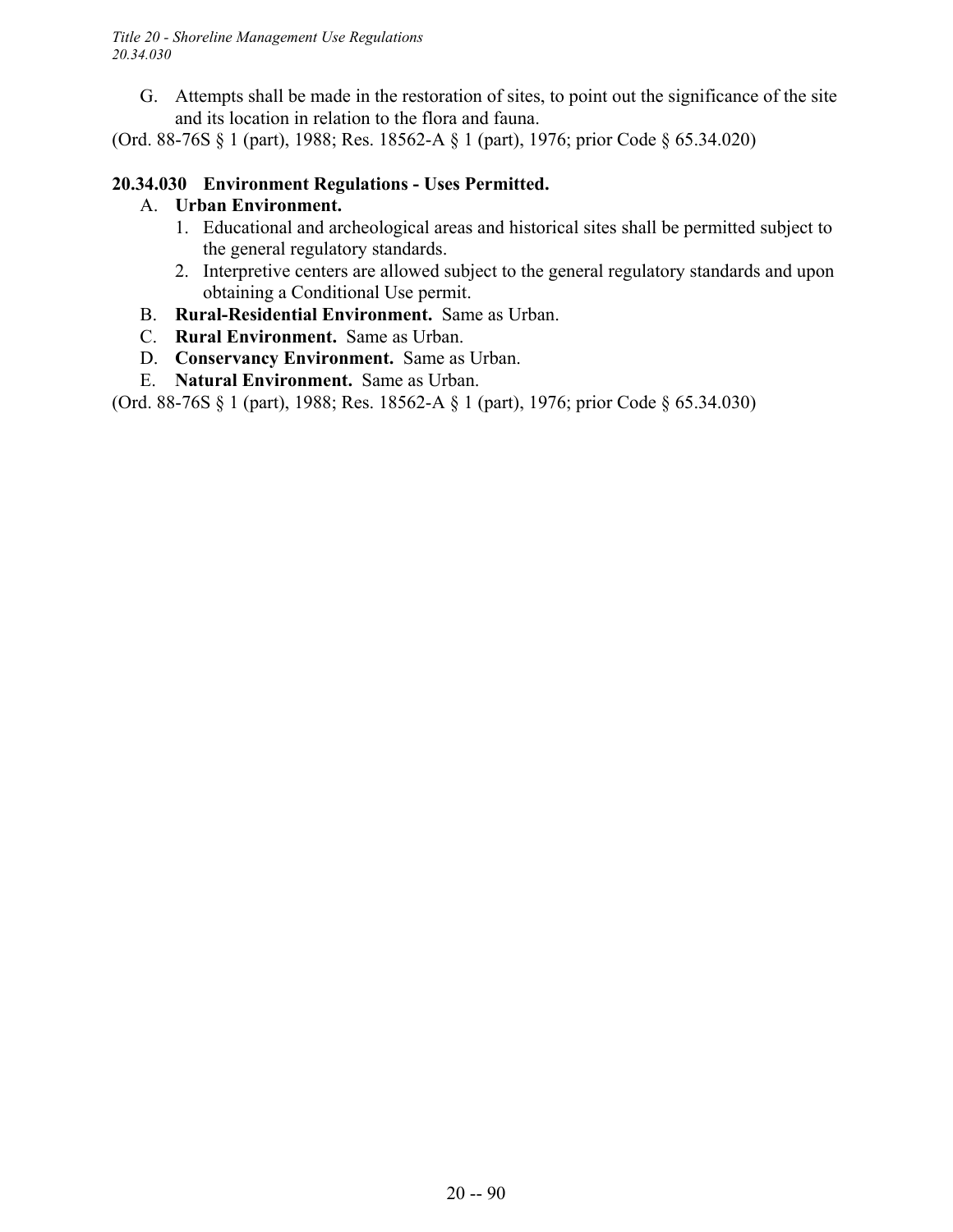G. Attempts shall be made in the restoration of sites, to point out the significance of the site and its location in relation to the flora and fauna.

(Ord. 88-76S § 1 (part), 1988; Res. 18562-A § 1 (part), 1976; prior Code § 65.34.020)

### 20.34.030 Environment Regulations - Uses Permitted.

A. **Urban Environment.**

1. Educational and archeological areas and historical sites shall be permitted subject to the general regulatory standards.
2. Interpretive centers are allowed subject to the general regulatory standards and upon obtaining a Conditional Use permit.

B. **Rural-Residential Environment.** Same as Urban.

C. **Rural Environment.** Same as Urban.

D. **Conservancy Environment.** Same as Urban.

E. **Natural Environment.** Same as Urban.

(Ord. 88-76S § 1 (part), 1988; Res. 18562-A § 1 (part), 1976; prior Code § 65.34.030)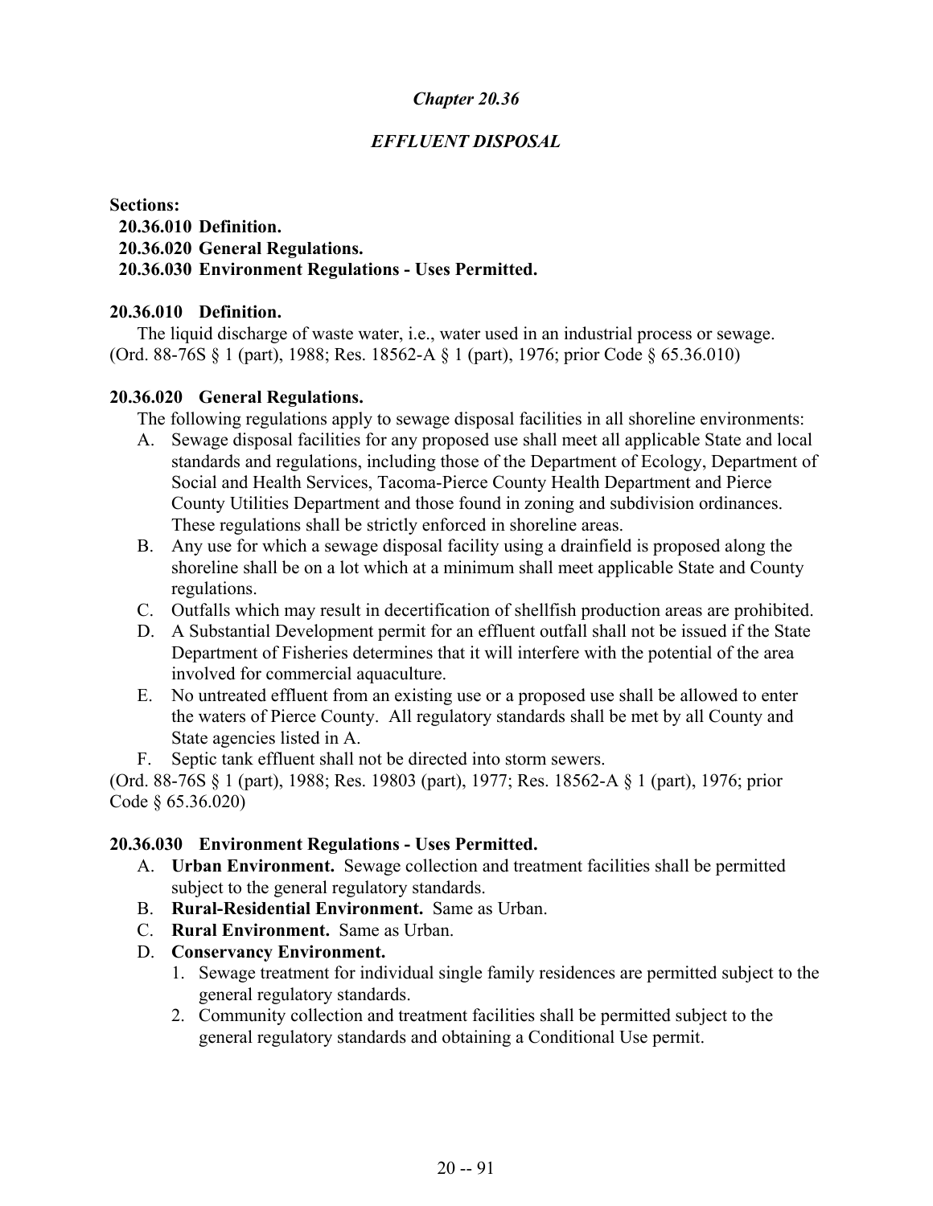# *Chapter 20.36*

## *EFFLUENT DISPOSAL*

**Sections:**

**20.36.010 Definition.**
**20.36.020 General Regulations.**
**20.36.030 Environment Regulations - Uses Permitted.**

### 20.36.010 Definition.

The liquid discharge of waste water, i.e., water used in an industrial process or sewage. (Ord. 88-76S § 1 (part), 1988; Res. 18562-A § 1 (part), 1976; prior Code § 65.36.010)

### 20.36.020 General Regulations.

The following regulations apply to sewage disposal facilities in all shoreline environments:

A. Sewage disposal facilities for any proposed use shall meet all applicable State and local standards and regulations, including those of the Department of Ecology, Department of Social and Health Services, Tacoma-Pierce County Health Department and Pierce County Utilities Department and those found in zoning and subdivision ordinances. These regulations shall be strictly enforced in shoreline areas.

B. Any use for which a sewage disposal facility using a drainfield is proposed along the shoreline shall be on a lot which at a minimum shall meet applicable State and County regulations.

C. Outfalls which may result in decertification of shellfish production areas are prohibited.

D. A Substantial Development permit for an effluent outfall shall not be issued if the State Department of Fisheries determines that it will interfere with the potential of the area involved for commercial aquaculture.

E. No untreated effluent from an existing use or a proposed use shall be allowed to enter the waters of Pierce County. All regulatory standards shall be met by all County and State agencies listed in A.

F. Septic tank effluent shall not be directed into storm sewers.

(Ord. 88-76S § 1 (part), 1988; Res. 19803 (part), 1977; Res. 18562-A § 1 (part), 1976; prior Code § 65.36.020)

### 20.36.030 Environment Regulations - Uses Permitted.

A. **Urban Environment.** Sewage collection and treatment facilities shall be permitted subject to the general regulatory standards.

B. **Rural-Residential Environment.** Same as Urban.

C. **Rural Environment.** Same as Urban.

D. **Conservancy Environment.**

1. Sewage treatment for individual single family residences are permitted subject to the general regulatory standards.
2. Community collection and treatment facilities shall be permitted subject to the general regulatory standards and obtaining a Conditional Use permit.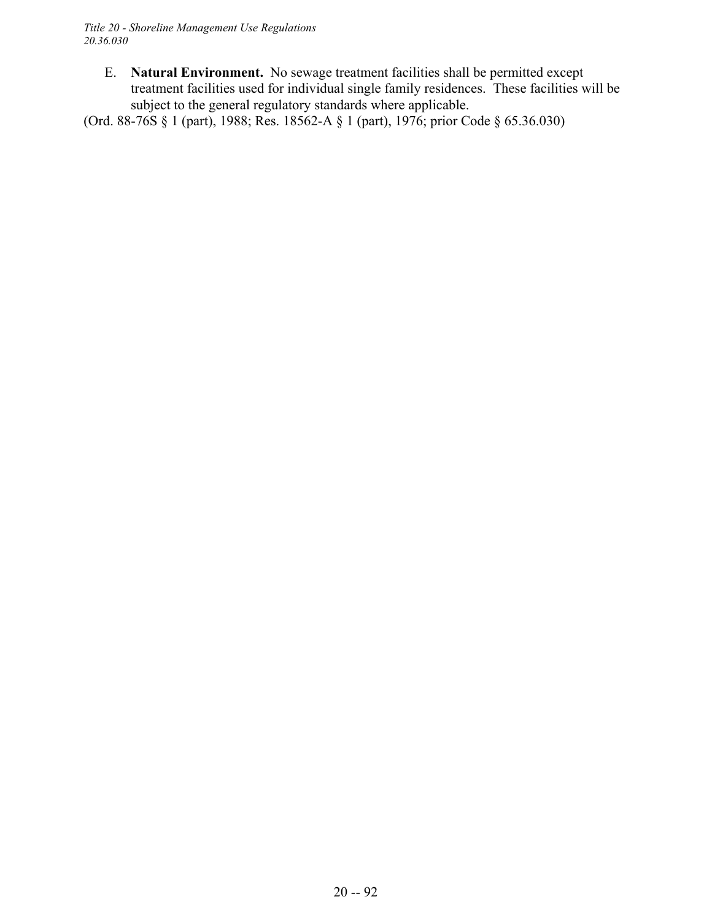E. **Natural Environment.** No sewage treatment facilities shall be permitted except treatment facilities used for individual single family residences. These facilities will be subject to the general regulatory standards where applicable.

(Ord. 88-76S § 1 (part), 1988; Res. 18562-A § 1 (part), 1976; prior Code § 65.36.030)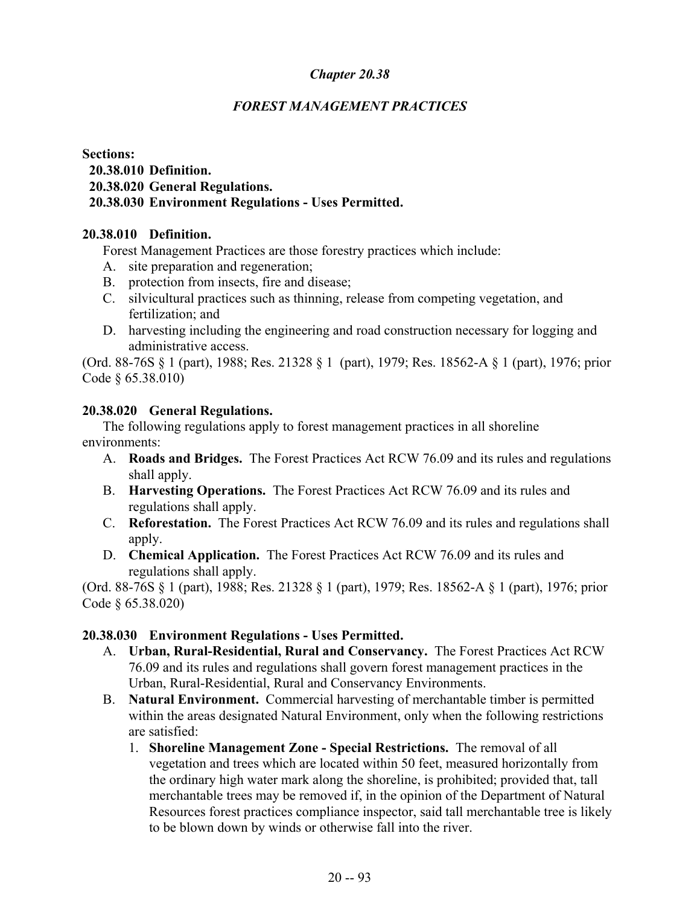# *Chapter 20.38*

## *FOREST MANAGEMENT PRACTICES*

**Sections:**

**20.38.010 Definition.**
**20.38.020 General Regulations.**
**20.38.030 Environment Regulations - Uses Permitted.**

### 20.38.010 Definition.

Forest Management Practices are those forestry practices which include:

A. site preparation and regeneration;
B. protection from insects, fire and disease;
C. silvicultural practices such as thinning, release from competing vegetation, and fertilization; and
D. harvesting including the engineering and road construction necessary for logging and administrative access.

(Ord. 88-76S § 1 (part), 1988; Res. 21328 § 1 (part), 1979; Res. 18562-A § 1 (part), 1976; prior Code § 65.38.010)

### 20.38.020 General Regulations.

The following regulations apply to forest management practices in all shoreline environments:

A. **Roads and Bridges.** The Forest Practices Act RCW 76.09 and its rules and regulations shall apply.
B. **Harvesting Operations.** The Forest Practices Act RCW 76.09 and its rules and regulations shall apply.
C. **Reforestation.** The Forest Practices Act RCW 76.09 and its rules and regulations shall apply.
D. **Chemical Application.** The Forest Practices Act RCW 76.09 and its rules and regulations shall apply.

(Ord. 88-76S § 1 (part), 1988; Res. 21328 § 1 (part), 1979; Res. 18562-A § 1 (part), 1976; prior Code § 65.38.020)

### 20.38.030 Environment Regulations - Uses Permitted.

A. **Urban, Rural-Residential, Rural and Conservancy.** The Forest Practices Act RCW 76.09 and its rules and regulations shall govern forest management practices in the Urban, Rural-Residential, Rural and Conservancy Environments.
B. **Natural Environment.** Commercial harvesting of merchantable timber is permitted within the areas designated Natural Environment, only when the following restrictions are satisfied:
   1. **Shoreline Management Zone - Special Restrictions.** The removal of all vegetation and trees which are located within 50 feet, measured horizontally from the ordinary high water mark along the shoreline, is prohibited; provided that, tall merchantable trees may be removed if, in the opinion of the Department of Natural Resources forest practices compliance inspector, said tall merchantable tree is likely to be blown down by winds or otherwise fall into the river.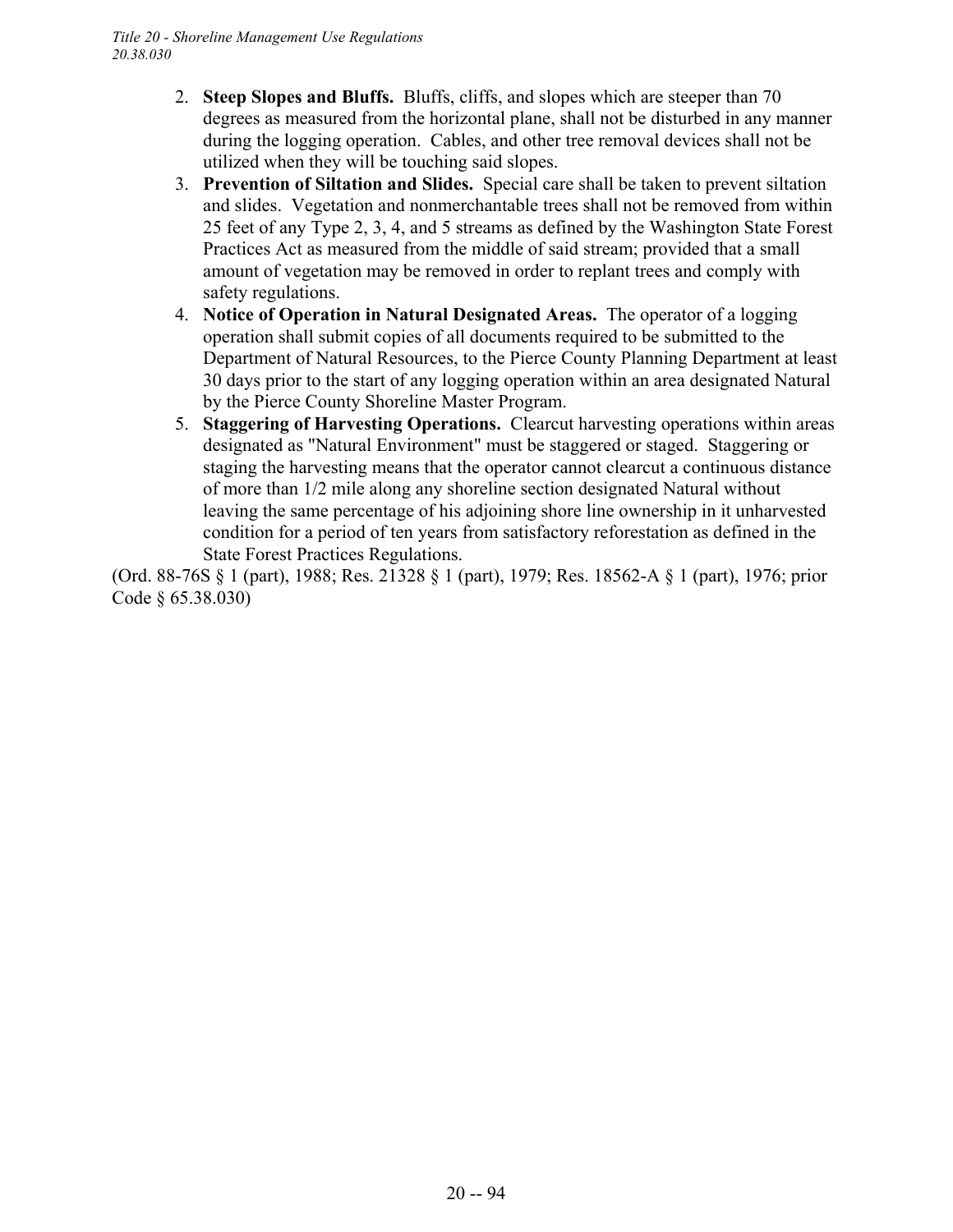2. **Steep Slopes and Bluffs.** Bluffs, cliffs, and slopes which are steeper than 70 degrees as measured from the horizontal plane, shall not be disturbed in any manner during the logging operation. Cables, and other tree removal devices shall not be utilized when they will be touching said slopes.
3. **Prevention of Siltation and Slides.** Special care shall be taken to prevent siltation and slides. Vegetation and nonmerchantable trees shall not be removed from within 25 feet of any Type 2, 3, 4, and 5 streams as defined by the Washington State Forest Practices Act as measured from the middle of said stream; provided that a small amount of vegetation may be removed in order to replant trees and comply with safety regulations.
4. **Notice of Operation in Natural Designated Areas.** The operator of a logging operation shall submit copies of all documents required to be submitted to the Department of Natural Resources, to the Pierce County Planning Department at least 30 days prior to the start of any logging operation within an area designated Natural by the Pierce County Shoreline Master Program.
5. **Staggering of Harvesting Operations.** Clearcut harvesting operations within areas designated as "Natural Environment" must be staggered or staged. Staggering or staging the harvesting means that the operator cannot clearcut a continuous distance of more than 1/2 mile along any shoreline section designated Natural without leaving the same percentage of his adjoining shore line ownership in it unharvested condition for a period of ten years from satisfactory reforestation as defined in the State Forest Practices Regulations.

(Ord. 88-76S § 1 (part), 1988; Res. 21328 § 1 (part), 1979; Res. 18562-A § 1 (part), 1976; prior Code § 65.38.030)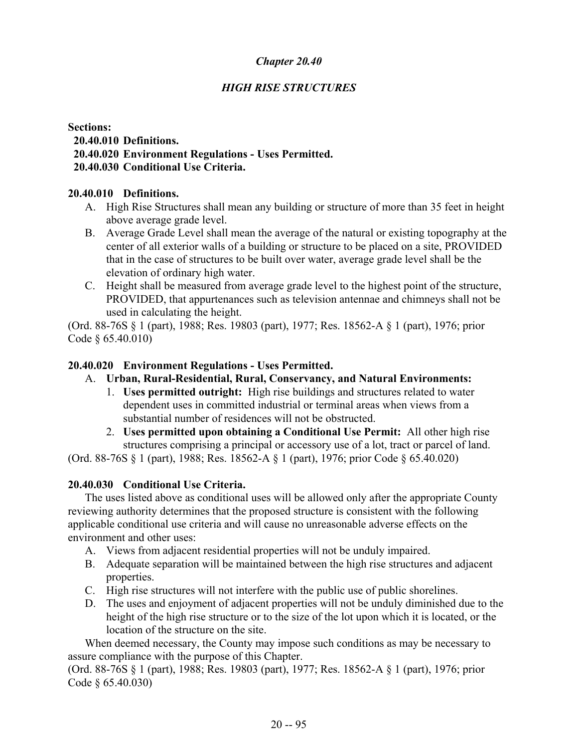# *Chapter 20.40*

## *HIGH RISE STRUCTURES*

**Sections:**
- **20.40.010 Definitions.**
- **20.40.020 Environment Regulations - Uses Permitted.**
- **20.40.030 Conditional Use Criteria.**

**20.40.010 Definitions.**

A. High Rise Structures shall mean any building or structure of more than 35 feet in height above average grade level.

B. Average Grade Level shall mean the average of the natural or existing topography at the center of all exterior walls of a building or structure to be placed on a site, PROVIDED that in the case of structures to be built over water, average grade level shall be the elevation of ordinary high water.

C. Height shall be measured from average grade level to the highest point of the structure, PROVIDED, that appurtenances such as television antennae and chimneys shall not be used in calculating the height.

(Ord. 88-76S § 1 (part), 1988; Res. 19803 (part), 1977; Res. 18562-A § 1 (part), 1976; prior Code § 65.40.010)

**20.40.020 Environment Regulations - Uses Permitted.**

A. **Urban, Rural-Residential, Rural, Conservancy, and Natural Environments:**

1. **Uses permitted outright:** High rise buildings and structures related to water dependent uses in committed industrial or terminal areas when views from a substantial number of residences will not be obstructed.
2. **Uses permitted upon obtaining a Conditional Use Permit:** All other high rise structures comprising a principal or accessory use of a lot, tract or parcel of land.

(Ord. 88-76S § 1 (part), 1988; Res. 18562-A § 1 (part), 1976; prior Code § 65.40.020)

**20.40.030 Conditional Use Criteria.**

The uses listed above as conditional uses will be allowed only after the appropriate County reviewing authority determines that the proposed structure is consistent with the following applicable conditional use criteria and will cause no unreasonable adverse effects on the environment and other uses:

A. Views from adjacent residential properties will not be unduly impaired.

B. Adequate separation will be maintained between the high rise structures and adjacent properties.

C. High rise structures will not interfere with the public use of public shorelines.

D. The uses and enjoyment of adjacent properties will not be unduly diminished due to the height of the high rise structure or to the size of the lot upon which it is located, or the location of the structure on the site.

When deemed necessary, the County may impose such conditions as may be necessary to assure compliance with the purpose of this Chapter.

(Ord. 88-76S § 1 (part), 1988; Res. 19803 (part), 1977; Res. 18562-A § 1 (part), 1976; prior Code § 65.40.030)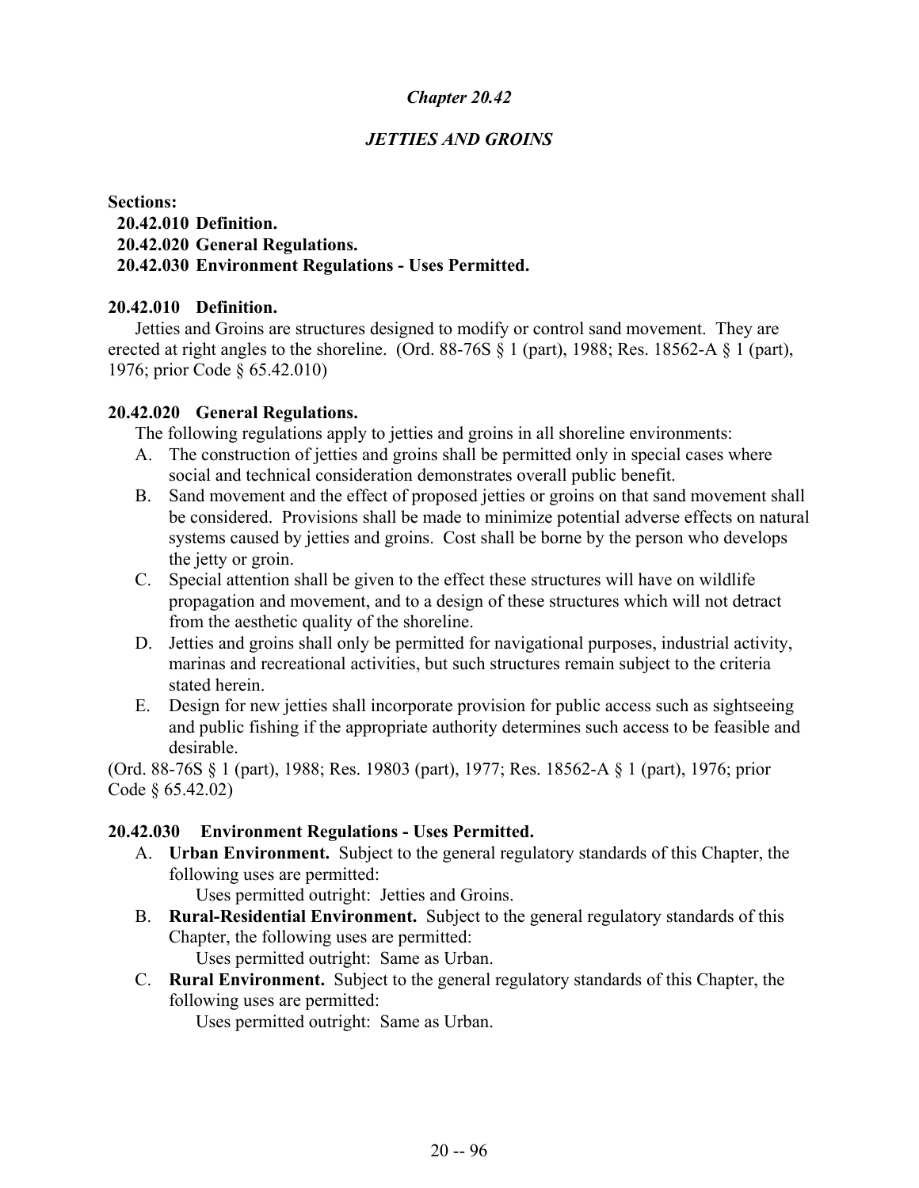# *Chapter 20.42*

## *JETTIES AND GROINS*

**Sections:**
**20.42.010 Definition.**
**20.42.020 General Regulations.**
**20.42.030 Environment Regulations - Uses Permitted.**

### 20.42.010 Definition.

Jetties and Groins are structures designed to modify or control sand movement. They are erected at right angles to the shoreline. (Ord. 88-76S § 1 (part), 1988; Res. 18562-A § 1 (part), 1976; prior Code § 65.42.010)

### 20.42.020 General Regulations.

The following regulations apply to jetties and groins in all shoreline environments:

A. The construction of jetties and groins shall be permitted only in special cases where social and technical consideration demonstrates overall public benefit.
B. Sand movement and the effect of proposed jetties or groins on that sand movement shall be considered. Provisions shall be made to minimize potential adverse effects on natural systems caused by jetties and groins. Cost shall be borne by the person who develops the jetty or groin.
C. Special attention shall be given to the effect these structures will have on wildlife propagation and movement, and to a design of these structures which will not detract from the aesthetic quality of the shoreline.
D. Jetties and groins shall only be permitted for navigational purposes, industrial activity, marinas and recreational activities, but such structures remain subject to the criteria stated herein.
E. Design for new jetties shall incorporate provision for public access such as sightseeing and public fishing if the appropriate authority determines such access to be feasible and desirable.

(Ord. 88-76S § 1 (part), 1988; Res. 19803 (part), 1977; Res. 18562-A § 1 (part), 1976; prior Code § 65.42.02)

### 20.42.030 Environment Regulations - Uses Permitted.

A. **Urban Environment.** Subject to the general regulatory standards of this Chapter, the following uses are permitted:
   Uses permitted outright: Jetties and Groins.
B. **Rural-Residential Environment.** Subject to the general regulatory standards of this Chapter, the following uses are permitted:
   Uses permitted outright: Same as Urban.
C. **Rural Environment.** Subject to the general regulatory standards of this Chapter, the following uses are permitted:
   Uses permitted outright: Same as Urban.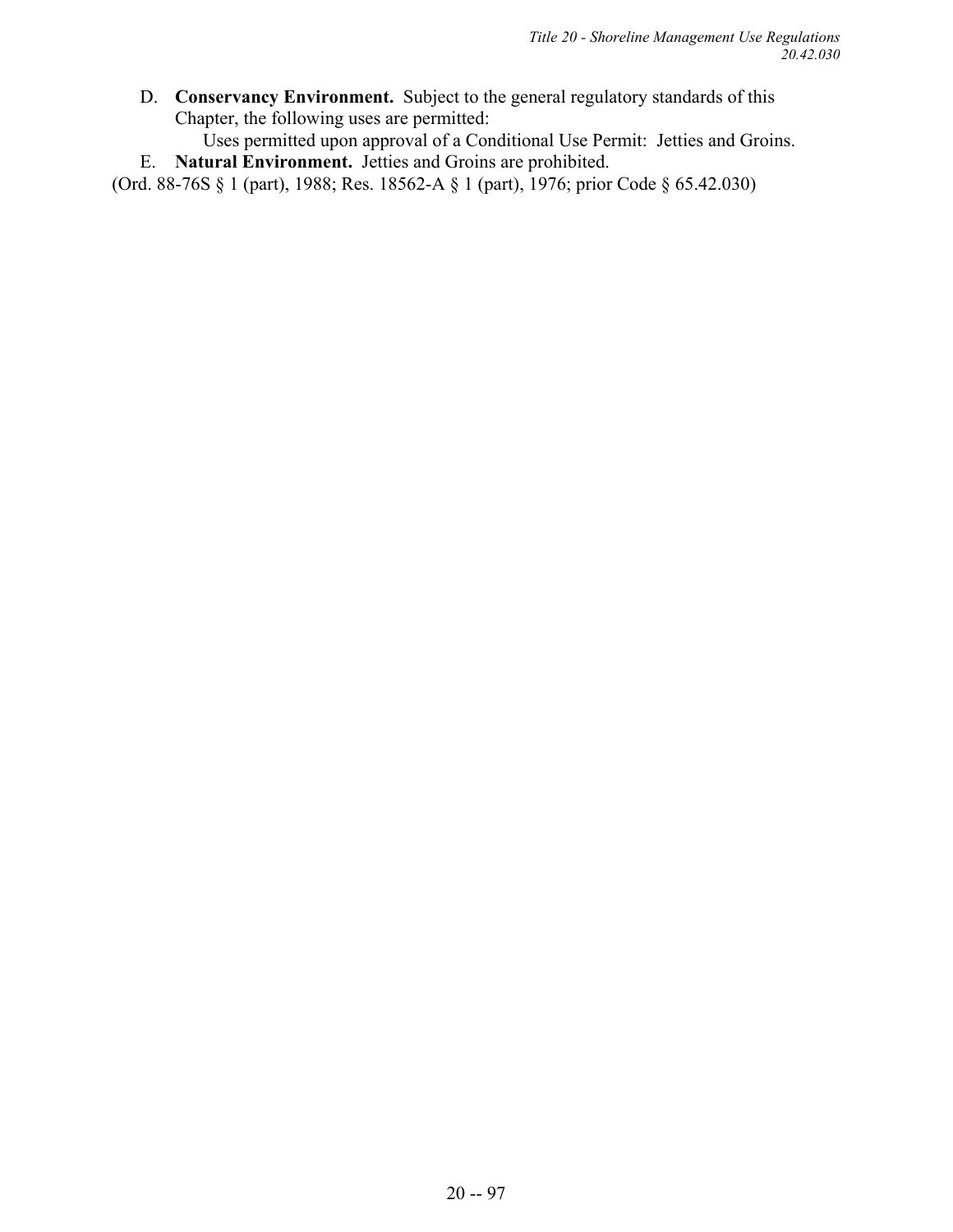D. **Conservancy Environment.** Subject to the general regulatory standards of this Chapter, the following uses are permitted:

   Uses permitted upon approval of a Conditional Use Permit: Jetties and Groins.

E. **Natural Environment.** Jetties and Groins are prohibited.

(Ord. 88-76S § 1 (part), 1988; Res. 18562-A § 1 (part), 1976; prior Code § 65.42.030)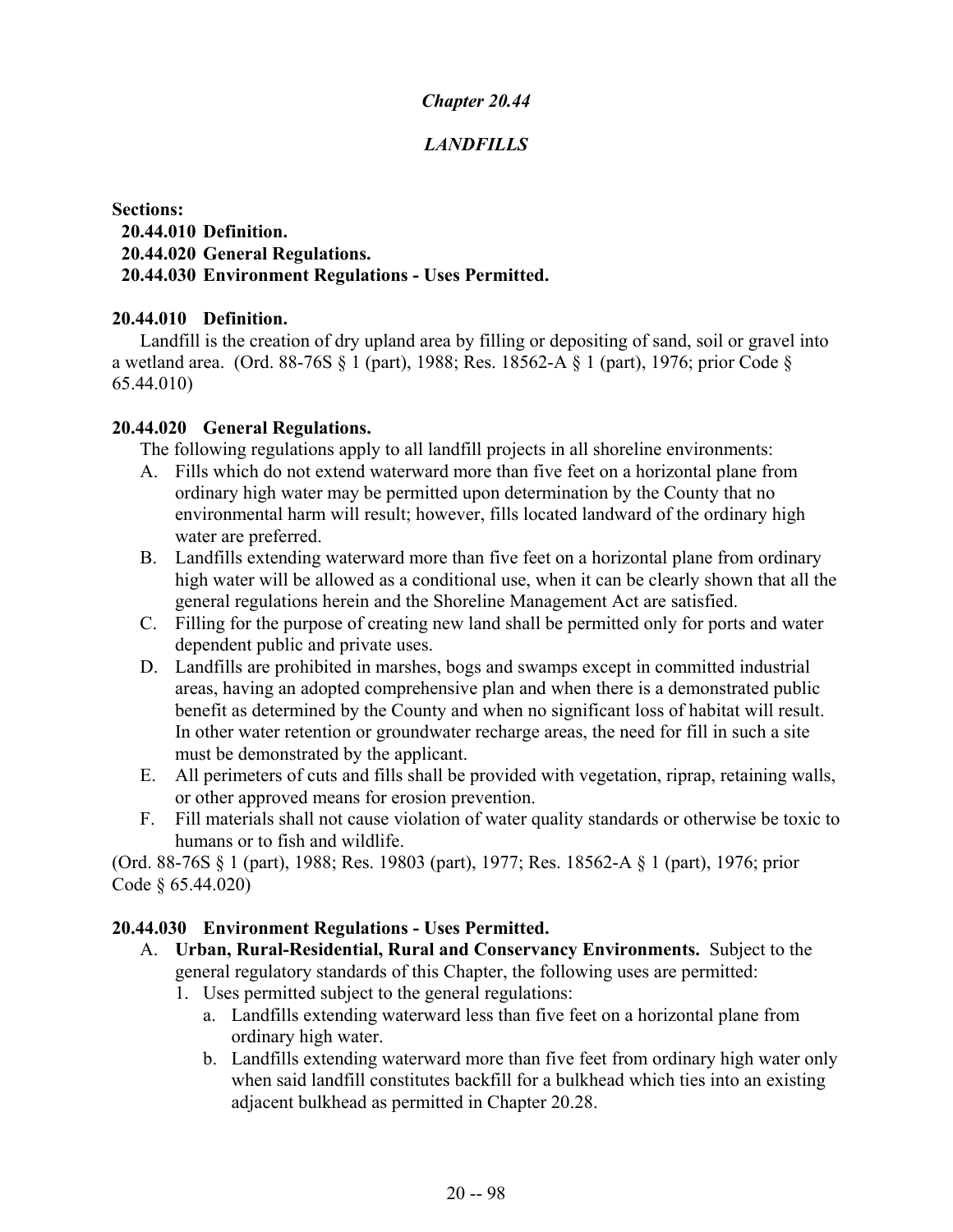# *Chapter 20.44*

# *LANDFILLS*

**Sections:**

**20.44.010 Definition.**
**20.44.020 General Regulations.**
**20.44.030 Environment Regulations - Uses Permitted.**

### 20.44.010 Definition.

Landfill is the creation of dry upland area by filling or depositing of sand, soil or gravel into a wetland area. (Ord. 88-76S § 1 (part), 1988; Res. 18562-A § 1 (part), 1976; prior Code § 65.44.010)

### 20.44.020 General Regulations.

The following regulations apply to all landfill projects in all shoreline environments:

A. Fills which do not extend waterward more than five feet on a horizontal plane from ordinary high water may be permitted upon determination by the County that no environmental harm will result; however, fills located landward of the ordinary high water are preferred.

B. Landfills extending waterward more than five feet on a horizontal plane from ordinary high water will be allowed as a conditional use, when it can be clearly shown that all the general regulations herein and the Shoreline Management Act are satisfied.

C. Filling for the purpose of creating new land shall be permitted only for ports and water dependent public and private uses.

D. Landfills are prohibited in marshes, bogs and swamps except in committed industrial areas, having an adopted comprehensive plan and when there is a demonstrated public benefit as determined by the County and when no significant loss of habitat will result. In other water retention or groundwater recharge areas, the need for fill in such a site must be demonstrated by the applicant.

E. All perimeters of cuts and fills shall be provided with vegetation, riprap, retaining walls, or other approved means for erosion prevention.

F. Fill materials shall not cause violation of water quality standards or otherwise be toxic to humans or to fish and wildlife.

(Ord. 88-76S § 1 (part), 1988; Res. 19803 (part), 1977; Res. 18562-A § 1 (part), 1976; prior Code § 65.44.020)

### 20.44.030 Environment Regulations - Uses Permitted.

A. **Urban, Rural-Residential, Rural and Conservancy Environments.** Subject to the general regulatory standards of this Chapter, the following uses are permitted:

1. Uses permitted subject to the general regulations:

   a. Landfills extending waterward less than five feet on a horizontal plane from ordinary high water.

   b. Landfills extending waterward more than five feet from ordinary high water only when said landfill constitutes backfill for a bulkhead which ties into an existing adjacent bulkhead as permitted in Chapter 20.28.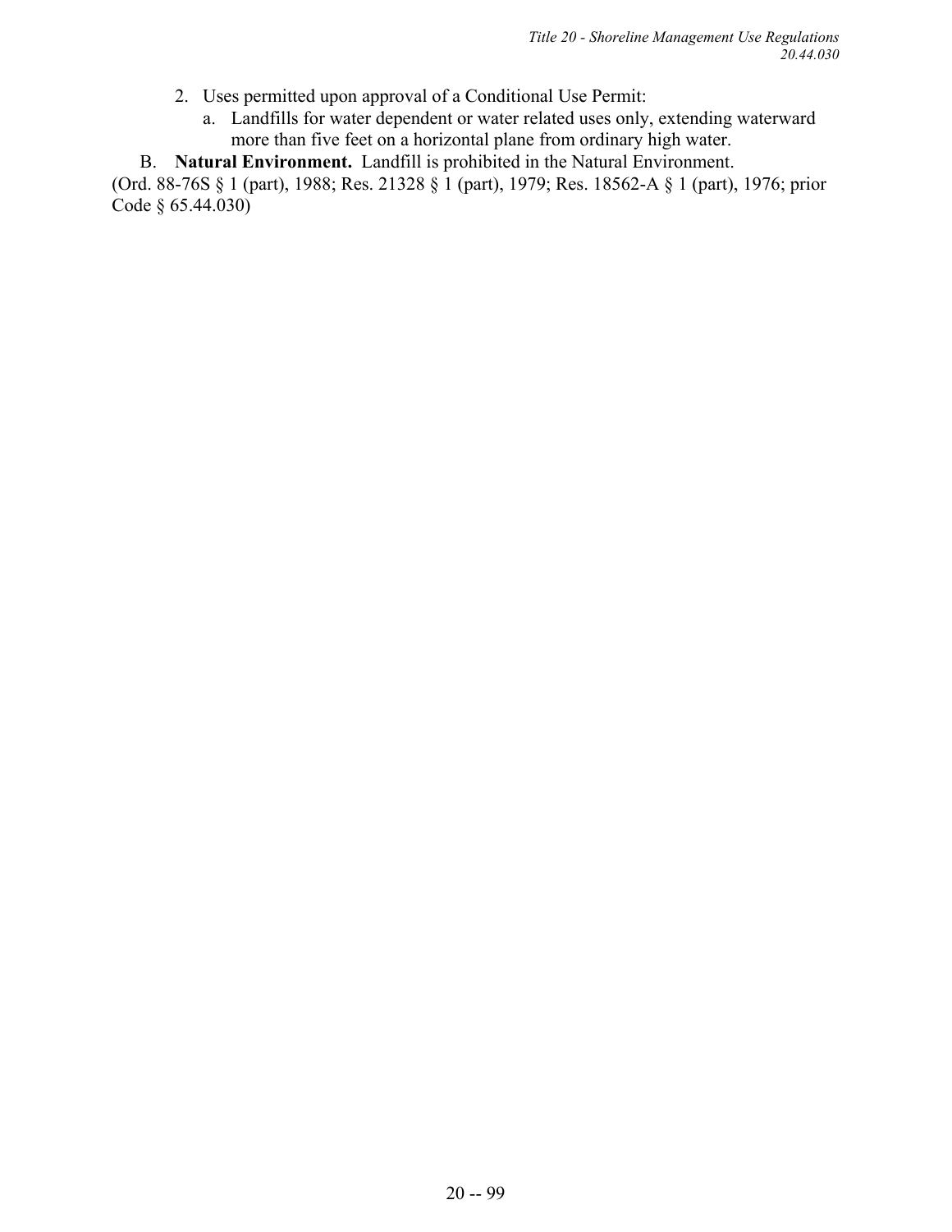2. Uses permitted upon approval of a Conditional Use Permit:
   a. Landfills for water dependent or water related uses only, extending waterward more than five feet on a horizontal plane from ordinary high water.

B. **Natural Environment.** Landfill is prohibited in the Natural Environment.

(Ord. 88-76S § 1 (part), 1988; Res. 21328 § 1 (part), 1979; Res. 18562-A § 1 (part), 1976; prior Code § 65.44.030)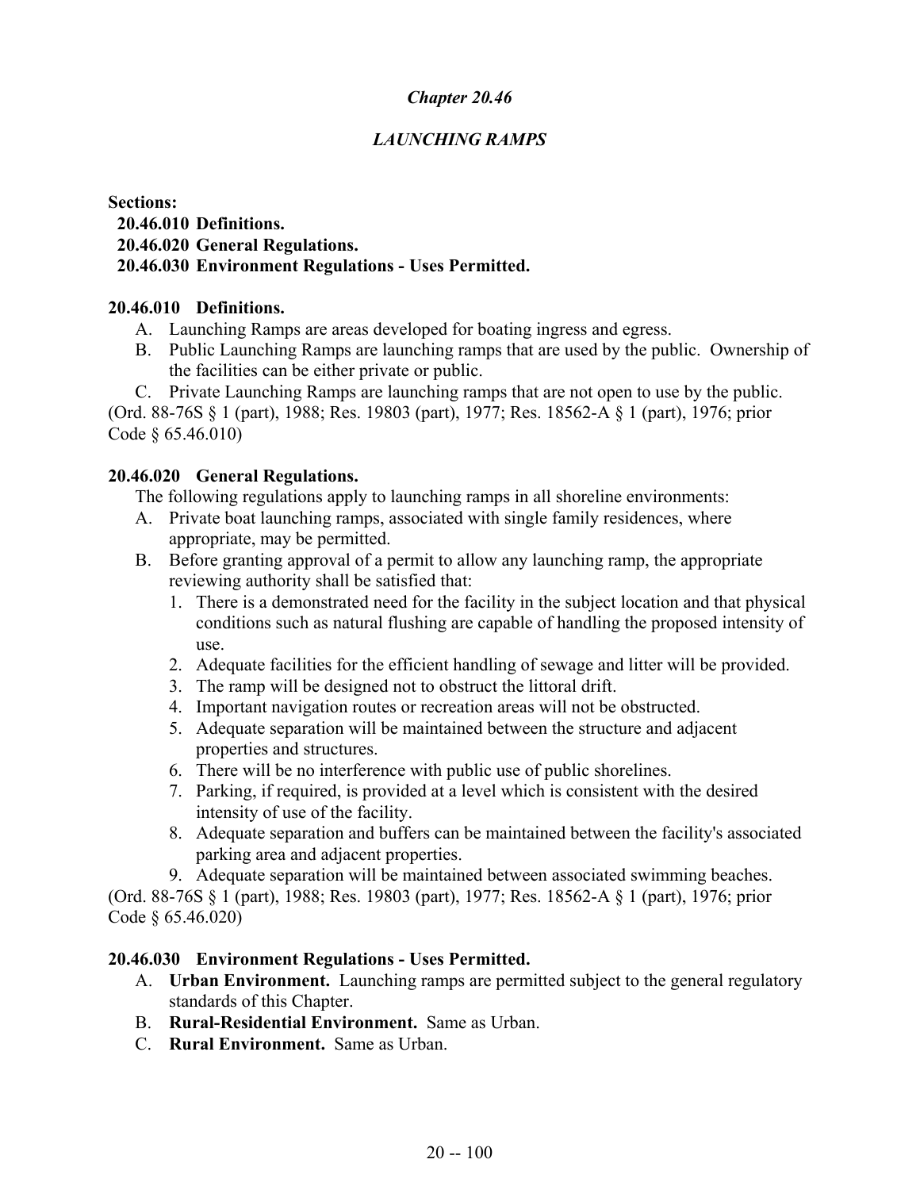# *Chapter 20.46*

## *LAUNCHING RAMPS*

**Sections:**

**20.46.010 Definitions.**
**20.46.020 General Regulations.**
**20.46.030 Environment Regulations - Uses Permitted.**

### 20.46.010 Definitions.

A. Launching Ramps are areas developed for boating ingress and egress.

B. Public Launching Ramps are launching ramps that are used by the public. Ownership of the facilities can be either private or public.

C. Private Launching Ramps are launching ramps that are not open to use by the public.

(Ord. 88-76S § 1 (part), 1988; Res. 19803 (part), 1977; Res. 18562-A § 1 (part), 1976; prior Code § 65.46.010)

### 20.46.020 General Regulations.

The following regulations apply to launching ramps in all shoreline environments:

A. Private boat launching ramps, associated with single family residences, where appropriate, may be permitted.

B. Before granting approval of a permit to allow any launching ramp, the appropriate reviewing authority shall be satisfied that:

1. There is a demonstrated need for the facility in the subject location and that physical conditions such as natural flushing are capable of handling the proposed intensity of use.
2. Adequate facilities for the efficient handling of sewage and litter will be provided.
3. The ramp will be designed not to obstruct the littoral drift.
4. Important navigation routes or recreation areas will not be obstructed.
5. Adequate separation will be maintained between the structure and adjacent properties and structures.
6. There will be no interference with public use of public shorelines.
7. Parking, if required, is provided at a level which is consistent with the desired intensity of use of the facility.
8. Adequate separation and buffers can be maintained between the facility's associated parking area and adjacent properties.
9. Adequate separation will be maintained between associated swimming beaches.

(Ord. 88-76S § 1 (part), 1988; Res. 19803 (part), 1977; Res. 18562-A § 1 (part), 1976; prior Code § 65.46.020)

### 20.46.030 Environment Regulations - Uses Permitted.

A. **Urban Environment.** Launching ramps are permitted subject to the general regulatory standards of this Chapter.

B. **Rural-Residential Environment.** Same as Urban.

C. **Rural Environment.** Same as Urban.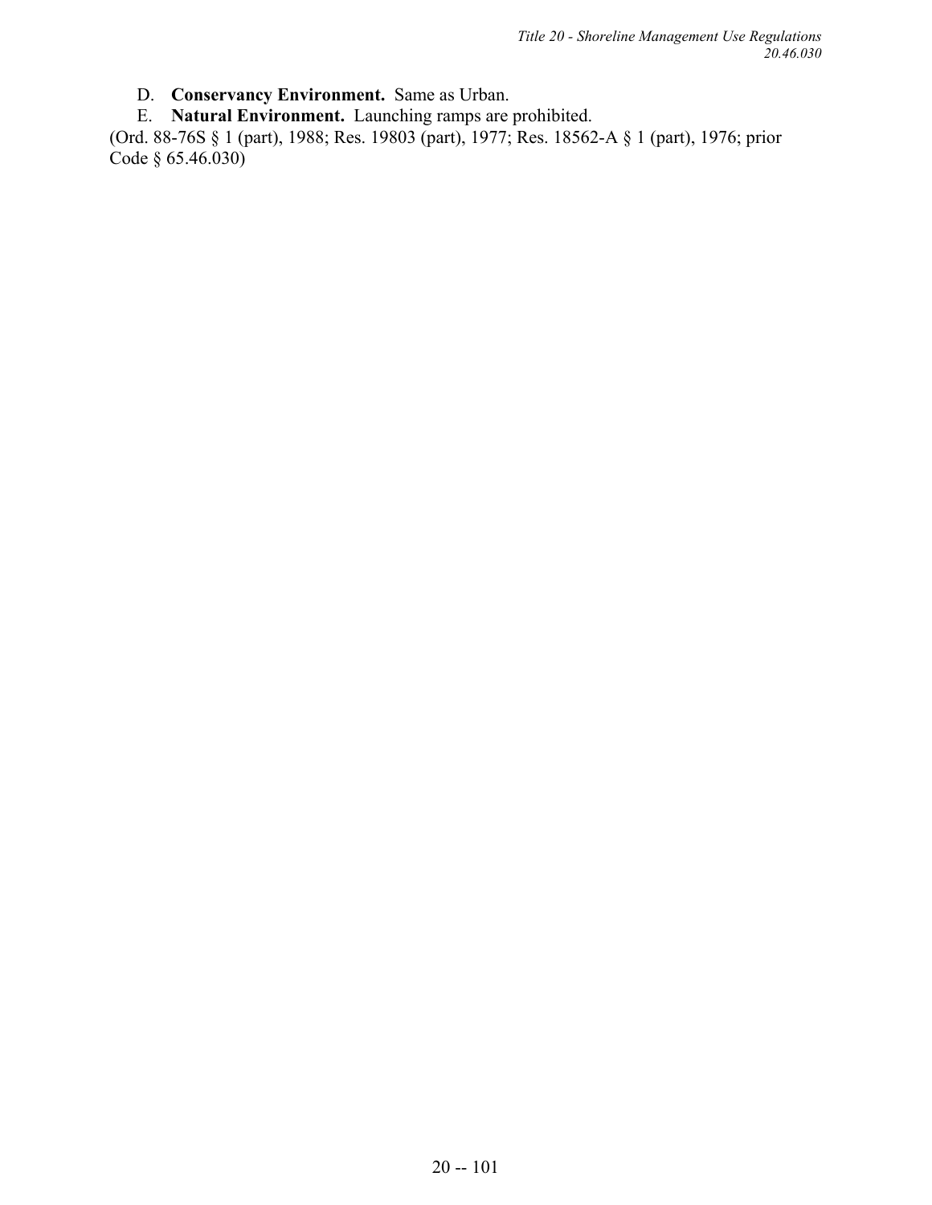D. **Conservancy Environment.** Same as Urban.

E. **Natural Environment.** Launching ramps are prohibited.

(Ord. 88-76S § 1 (part), 1988; Res. 19803 (part), 1977; Res. 18562-A § 1 (part), 1976; prior Code § 65.46.030)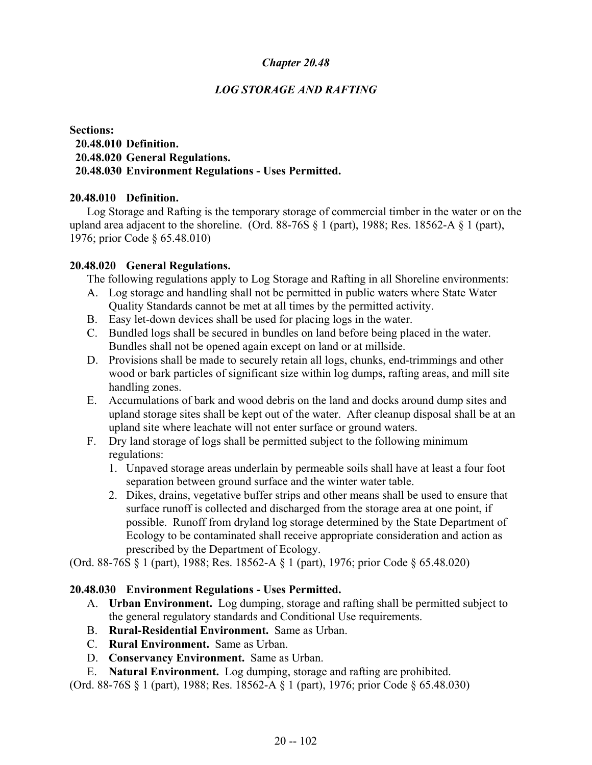## *Chapter 20.48*

## *LOG STORAGE AND RAFTING*

**Sections:**

**20.48.010 Definition.**
**20.48.020 General Regulations.**
**20.48.030 Environment Regulations - Uses Permitted.**

### 20.48.010 Definition.

Log Storage and Rafting is the temporary storage of commercial timber in the water or on the upland area adjacent to the shoreline. (Ord. 88-76S § 1 (part), 1988; Res. 18562-A § 1 (part), 1976; prior Code § 65.48.010)

### 20.48.020 General Regulations.

The following regulations apply to Log Storage and Rafting in all Shoreline environments:

A. Log storage and handling shall not be permitted in public waters where State Water Quality Standards cannot be met at all times by the permitted activity.

B. Easy let-down devices shall be used for placing logs in the water.

C. Bundled logs shall be secured in bundles on land before being placed in the water. Bundles shall not be opened again except on land or at millside.

D. Provisions shall be made to securely retain all logs, chunks, end-trimmings and other wood or bark particles of significant size within log dumps, rafting areas, and mill site handling zones.

E. Accumulations of bark and wood debris on the land and docks around dump sites and upland storage sites shall be kept out of the water. After cleanup disposal shall be at an upland site where leachate will not enter surface or ground waters.

F. Dry land storage of logs shall be permitted subject to the following minimum regulations:

1. Unpaved storage areas underlain by permeable soils shall have at least a four foot separation between ground surface and the winter water table.
2. Dikes, drains, vegetative buffer strips and other means shall be used to ensure that surface runoff is collected and discharged from the storage area at one point, if possible. Runoff from dryland log storage determined by the State Department of Ecology to be contaminated shall receive appropriate consideration and action as prescribed by the Department of Ecology.

(Ord. 88-76S § 1 (part), 1988; Res. 18562-A § 1 (part), 1976; prior Code § 65.48.020)

### 20.48.030 Environment Regulations - Uses Permitted.

A. **Urban Environment.** Log dumping, storage and rafting shall be permitted subject to the general regulatory standards and Conditional Use requirements.

B. **Rural-Residential Environment.** Same as Urban.

C. **Rural Environment.** Same as Urban.

D. **Conservancy Environment.** Same as Urban.

E. **Natural Environment.** Log dumping, storage and rafting are prohibited.

(Ord. 88-76S § 1 (part), 1988; Res. 18562-A § 1 (part), 1976; prior Code § 65.48.030)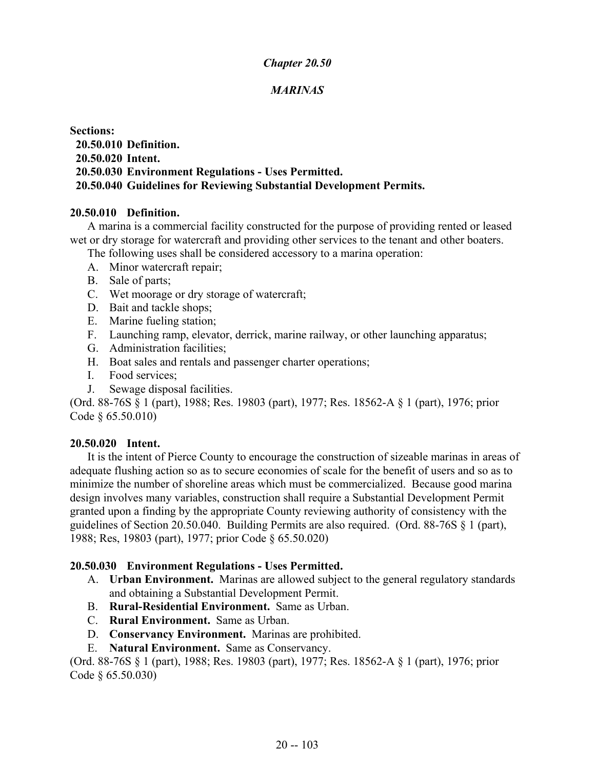# *Chapter 20.50*

## *MARINAS*

**Sections:**

**20.50.010 Definition.**
**20.50.020 Intent.**
**20.50.030 Environment Regulations - Uses Permitted.**
**20.50.040 Guidelines for Reviewing Substantial Development Permits.**

### 20.50.010 Definition.

A marina is a commercial facility constructed for the purpose of providing rented or leased wet or dry storage for watercraft and providing other services to the tenant and other boaters.

The following uses shall be considered accessory to a marina operation:

A. Minor watercraft repair;
B. Sale of parts;
C. Wet moorage or dry storage of watercraft;
D. Bait and tackle shops;
E. Marine fueling station;
F. Launching ramp, elevator, derrick, marine railway, or other launching apparatus;
G. Administration facilities;
H. Boat sales and rentals and passenger charter operations;
I. Food services;
J. Sewage disposal facilities.

(Ord. 88-76S § 1 (part), 1988; Res. 19803 (part), 1977; Res. 18562-A § 1 (part), 1976; prior Code § 65.50.010)

### 20.50.020 Intent.

It is the intent of Pierce County to encourage the construction of sizeable marinas in areas of adequate flushing action so as to secure economies of scale for the benefit of users and so as to minimize the number of shoreline areas which must be commercialized. Because good marina design involves many variables, construction shall require a Substantial Development Permit granted upon a finding by the appropriate County reviewing authority of consistency with the guidelines of Section 20.50.040. Building Permits are also required. (Ord. 88-76S § 1 (part), 1988; Res, 19803 (part), 1977; prior Code § 65.50.020)

### 20.50.030 Environment Regulations - Uses Permitted.

A. **Urban Environment.** Marinas are allowed subject to the general regulatory standards and obtaining a Substantial Development Permit.
B. **Rural-Residential Environment.** Same as Urban.
C. **Rural Environment.** Same as Urban.
D. **Conservancy Environment.** Marinas are prohibited.
E. **Natural Environment.** Same as Conservancy.

(Ord. 88-76S § 1 (part), 1988; Res. 19803 (part), 1977; Res. 18562-A § 1 (part), 1976; prior Code § 65.50.030)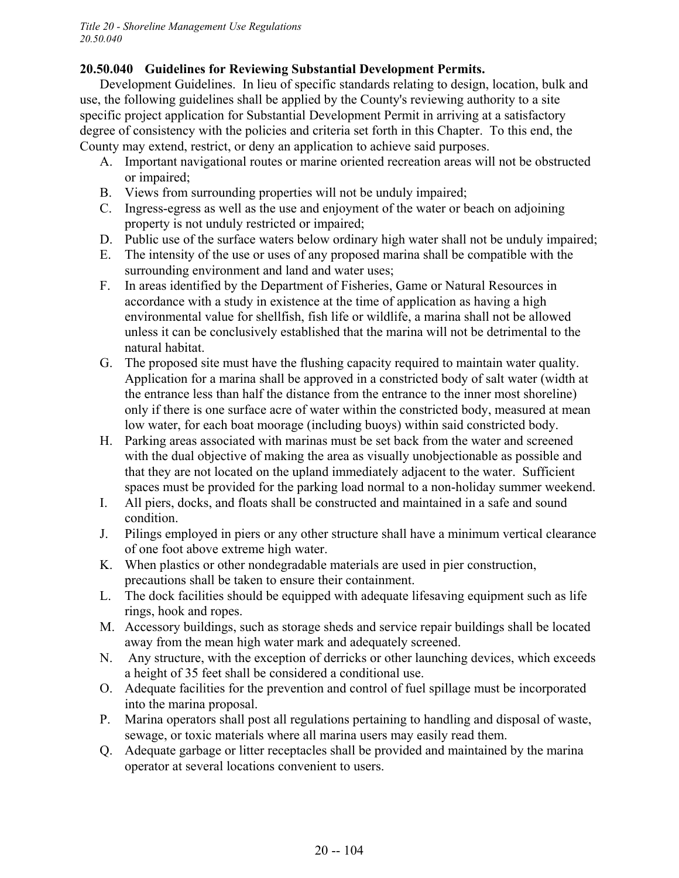### 20.50.040 Guidelines for Reviewing Substantial Development Permits.

Development Guidelines. In lieu of specific standards relating to design, location, bulk and use, the following guidelines shall be applied by the County's reviewing authority to a site specific project application for Substantial Development Permit in arriving at a satisfactory degree of consistency with the policies and criteria set forth in this Chapter. To this end, the County may extend, restrict, or deny an application to achieve said purposes.

A. Important navigational routes or marine oriented recreation areas will not be obstructed or impaired;
B. Views from surrounding properties will not be unduly impaired;
C. Ingress-egress as well as the use and enjoyment of the water or beach on adjoining property is not unduly restricted or impaired;
D. Public use of the surface waters below ordinary high water shall not be unduly impaired;
E. The intensity of the use or uses of any proposed marina shall be compatible with the surrounding environment and land and water uses;
F. In areas identified by the Department of Fisheries, Game or Natural Resources in accordance with a study in existence at the time of application as having a high environmental value for shellfish, fish life or wildlife, a marina shall not be allowed unless it can be conclusively established that the marina will not be detrimental to the natural habitat.
G. The proposed site must have the flushing capacity required to maintain water quality. Application for a marina shall be approved in a constricted body of salt water (width at the entrance less than half the distance from the entrance to the inner most shoreline) only if there is one surface acre of water within the constricted body, measured at mean low water, for each boat moorage (including buoys) within said constricted body.
H. Parking areas associated with marinas must be set back from the water and screened with the dual objective of making the area as visually unobjectionable as possible and that they are not located on the upland immediately adjacent to the water. Sufficient spaces must be provided for the parking load normal to a non-holiday summer weekend.
I. All piers, docks, and floats shall be constructed and maintained in a safe and sound condition.
J. Pilings employed in piers or any other structure shall have a minimum vertical clearance of one foot above extreme high water.
K. When plastics or other nondegradable materials are used in pier construction, precautions shall be taken to ensure their containment.
L. The dock facilities should be equipped with adequate lifesaving equipment such as life rings, hook and ropes.
M. Accessory buildings, such as storage sheds and service repair buildings shall be located away from the mean high water mark and adequately screened.
N. Any structure, with the exception of derricks or other launching devices, which exceeds a height of 35 feet shall be considered a conditional use.
O. Adequate facilities for the prevention and control of fuel spillage must be incorporated into the marina proposal.
P. Marina operators shall post all regulations pertaining to handling and disposal of waste, sewage, or toxic materials where all marina users may easily read them.
Q. Adequate garbage or litter receptacles shall be provided and maintained by the marina operator at several locations convenient to users.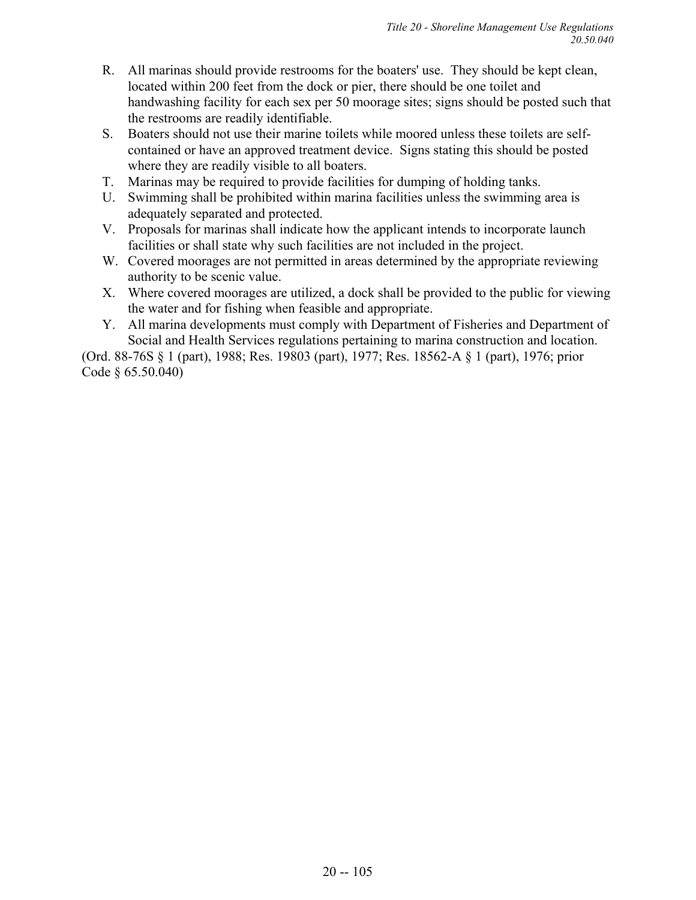R. All marinas should provide restrooms for the boaters' use. They should be kept clean, located within 200 feet from the dock or pier, there should be one toilet and handwashing facility for each sex per 50 moorage sites; signs should be posted such that the restrooms are readily identifiable.

S. Boaters should not use their marine toilets while moored unless these toilets are self-contained or have an approved treatment device. Signs stating this should be posted where they are readily visible to all boaters.

T. Marinas may be required to provide facilities for dumping of holding tanks.

U. Swimming shall be prohibited within marina facilities unless the swimming area is adequately separated and protected.

V. Proposals for marinas shall indicate how the applicant intends to incorporate launch facilities or shall state why such facilities are not included in the project.

W. Covered moorages are not permitted in areas determined by the appropriate reviewing authority to be scenic value.

X. Where covered moorages are utilized, a dock shall be provided to the public for viewing the water and for fishing when feasible and appropriate.

Y. All marina developments must comply with Department of Fisheries and Department of Social and Health Services regulations pertaining to marina construction and location.

(Ord. 88-76S § 1 (part), 1988; Res. 19803 (part), 1977; Res. 18562-A § 1 (part), 1976; prior Code § 65.50.040)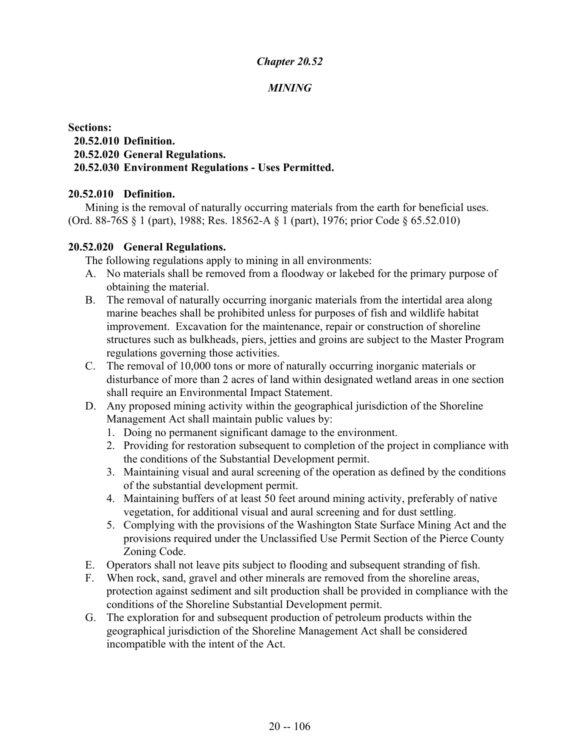# *Chapter 20.52*

## *MINING*

**Sections:**

**20.52.010 Definition.**
**20.52.020 General Regulations.**
**20.52.030 Environment Regulations - Uses Permitted.**

### 20.52.010 Definition.

Mining is the removal of naturally occurring materials from the earth for beneficial uses. (Ord. 88-76S § 1 (part), 1988; Res. 18562-A § 1 (part), 1976; prior Code § 65.52.010)

### 20.52.020 General Regulations.

The following regulations apply to mining in all environments:

A. No materials shall be removed from a floodway or lakebed for the primary purpose of obtaining the material.

B. The removal of naturally occurring inorganic materials from the intertidal area along marine beaches shall be prohibited unless for purposes of fish and wildlife habitat improvement. Excavation for the maintenance, repair or construction of shoreline structures such as bulkheads, piers, jetties and groins are subject to the Master Program regulations governing those activities.

C. The removal of 10,000 tons or more of naturally occurring inorganic materials or disturbance of more than 2 acres of land within designated wetland areas in one section shall require an Environmental Impact Statement.

D. Any proposed mining activity within the geographical jurisdiction of the Shoreline Management Act shall maintain public values by:
   1. Doing no permanent significant damage to the environment.
   2. Providing for restoration subsequent to completion of the project in compliance with the conditions of the Substantial Development permit.
   3. Maintaining visual and aural screening of the operation as defined by the conditions of the substantial development permit.
   4. Maintaining buffers of at least 50 feet around mining activity, preferably of native vegetation, for additional visual and aural screening and for dust settling.
   5. Complying with the provisions of the Washington State Surface Mining Act and the provisions required under the Unclassified Use Permit Section of the Pierce County Zoning Code.

E. Operators shall not leave pits subject to flooding and subsequent stranding of fish.

F. When rock, sand, gravel and other minerals are removed from the shoreline areas, protection against sediment and silt production shall be provided in compliance with the conditions of the Shoreline Substantial Development permit.

G. The exploration for and subsequent production of petroleum products within the geographical jurisdiction of the Shoreline Management Act shall be considered incompatible with the intent of the Act.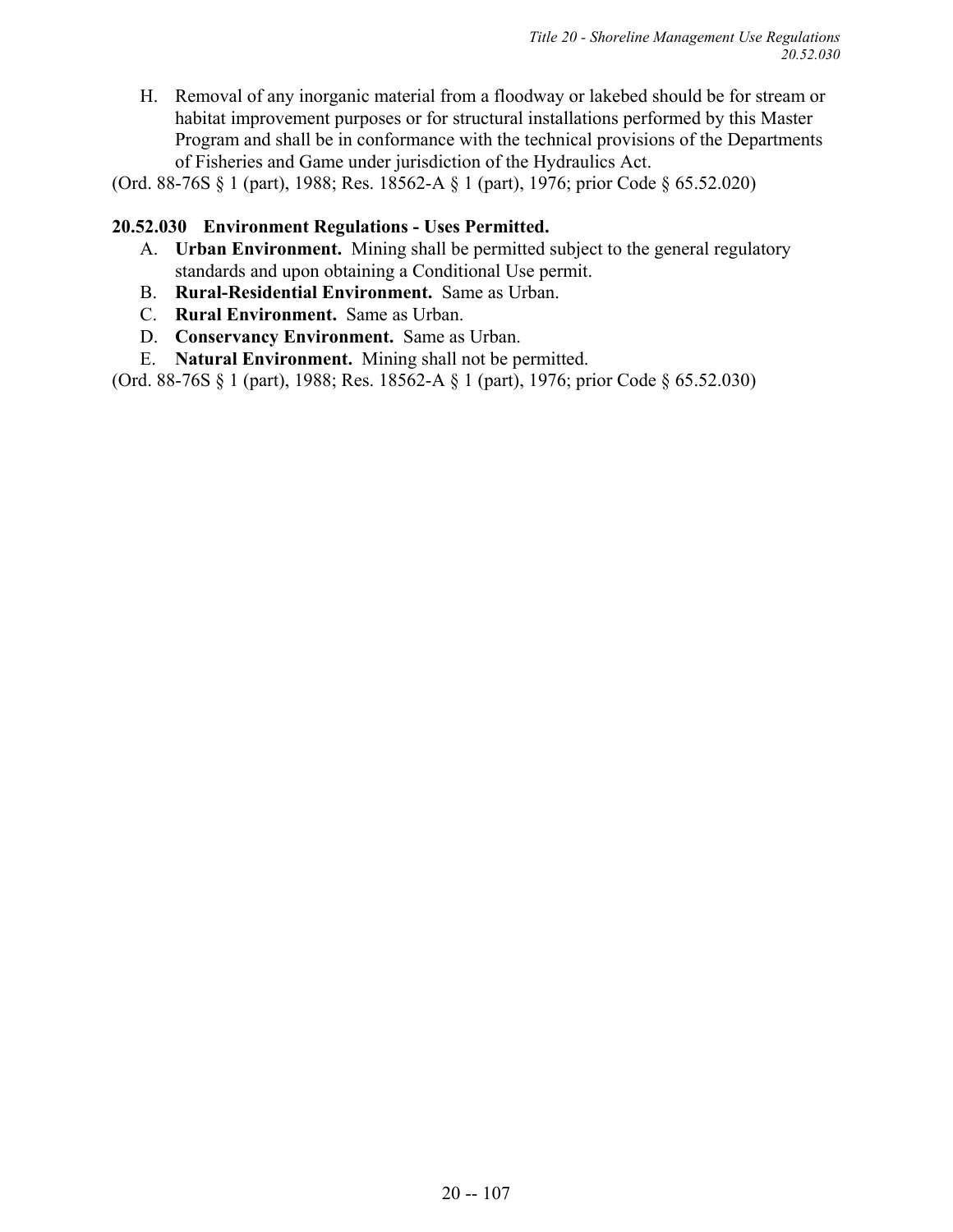H. Removal of any inorganic material from a floodway or lakebed should be for stream or habitat improvement purposes or for structural installations performed by this Master Program and shall be in conformance with the technical provisions of the Departments of Fisheries and Game under jurisdiction of the Hydraulics Act.

(Ord. 88-76S § 1 (part), 1988; Res. 18562-A § 1 (part), 1976; prior Code § 65.52.020)

**20.52.030 Environment Regulations - Uses Permitted.**

A. **Urban Environment.** Mining shall be permitted subject to the general regulatory standards and upon obtaining a Conditional Use permit.

B. **Rural-Residential Environment.** Same as Urban.

C. **Rural Environment.** Same as Urban.

D. **Conservancy Environment.** Same as Urban.

E. **Natural Environment.** Mining shall not be permitted.

(Ord. 88-76S § 1 (part), 1988; Res. 18562-A § 1 (part), 1976; prior Code § 65.52.030)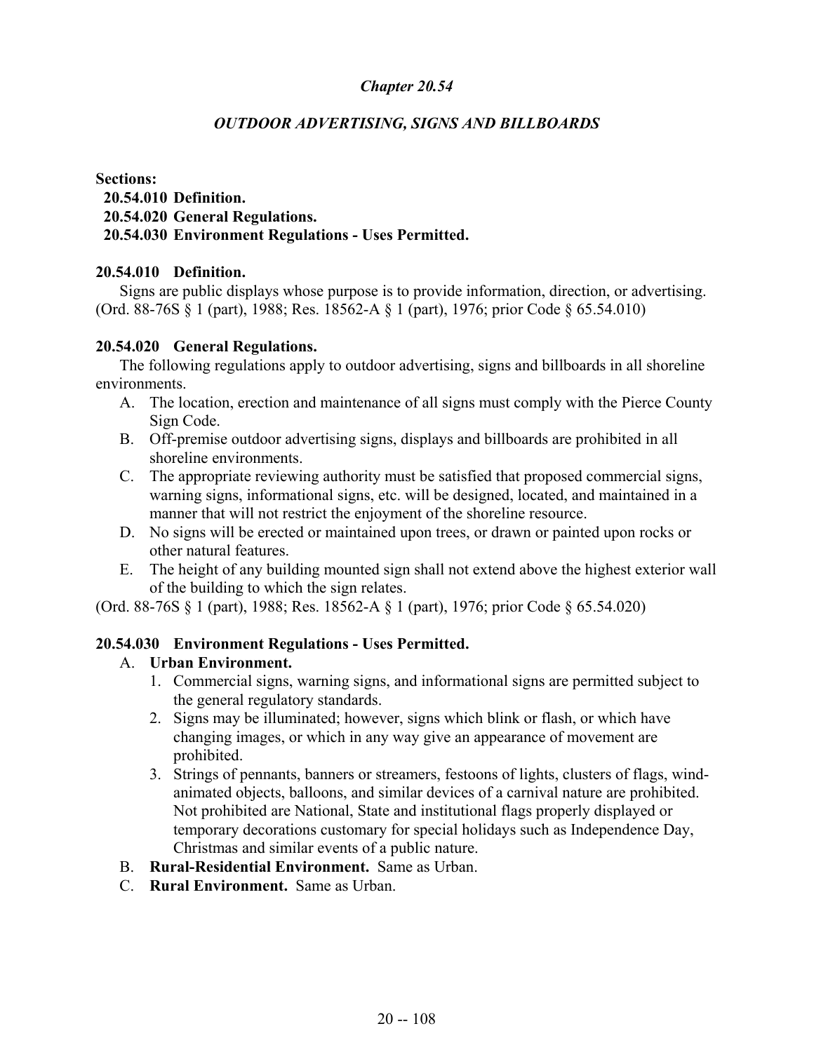# *Chapter 20.54*

## *OUTDOOR ADVERTISING, SIGNS AND BILLBOARDS*

**Sections:**

**20.54.010 Definition.**
**20.54.020 General Regulations.**
**20.54.030 Environment Regulations - Uses Permitted.**

### 20.54.010 Definition.

Signs are public displays whose purpose is to provide information, direction, or advertising. (Ord. 88-76S § 1 (part), 1988; Res. 18562-A § 1 (part), 1976; prior Code § 65.54.010)

### 20.54.020 General Regulations.

The following regulations apply to outdoor advertising, signs and billboards in all shoreline environments.

A. The location, erection and maintenance of all signs must comply with the Pierce County Sign Code.
B. Off-premise outdoor advertising signs, displays and billboards are prohibited in all shoreline environments.
C. The appropriate reviewing authority must be satisfied that proposed commercial signs, warning signs, informational signs, etc. will be designed, located, and maintained in a manner that will not restrict the enjoyment of the shoreline resource.
D. No signs will be erected or maintained upon trees, or drawn or painted upon rocks or other natural features.
E. The height of any building mounted sign shall not extend above the highest exterior wall of the building to which the sign relates.

(Ord. 88-76S § 1 (part), 1988; Res. 18562-A § 1 (part), 1976; prior Code § 65.54.020)

### 20.54.030 Environment Regulations - Uses Permitted.

A. **Urban Environment.**
   1. Commercial signs, warning signs, and informational signs are permitted subject to the general regulatory standards.
   2. Signs may be illuminated; however, signs which blink or flash, or which have changing images, or which in any way give an appearance of movement are prohibited.
   3. Strings of pennants, banners or streamers, festoons of lights, clusters of flags, wind-animated objects, balloons, and similar devices of a carnival nature are prohibited. Not prohibited are National, State and institutional flags properly displayed or temporary decorations customary for special holidays such as Independence Day, Christmas and similar events of a public nature.
B. **Rural-Residential Environment.** Same as Urban.
C. **Rural Environment.** Same as Urban.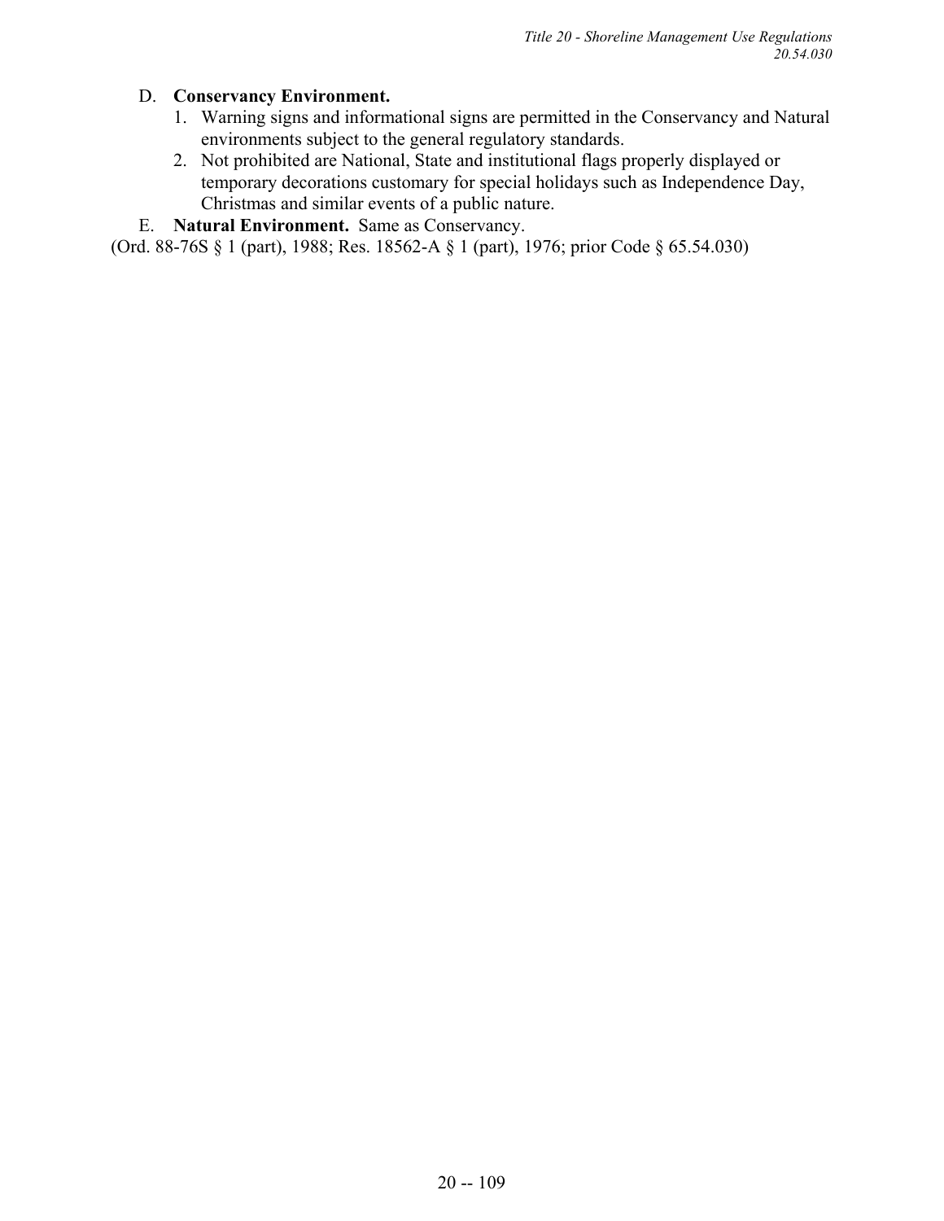D. **Conservancy Environment.**
   1. Warning signs and informational signs are permitted in the Conservancy and Natural environments subject to the general regulatory standards.
   2. Not prohibited are National, State and institutional flags properly displayed or temporary decorations customary for special holidays such as Independence Day, Christmas and similar events of a public nature.

E. **Natural Environment.** Same as Conservancy.

(Ord. 88-76S § 1 (part), 1988; Res. 18562-A § 1 (part), 1976; prior Code § 65.54.030)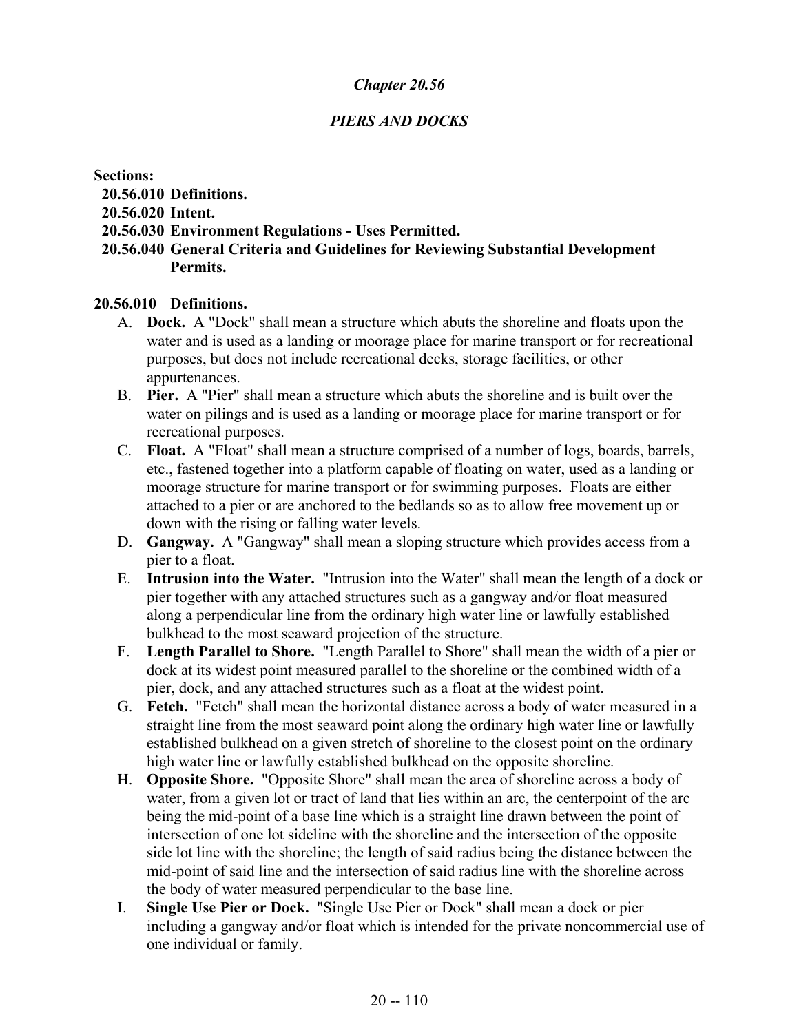# *Chapter 20.56*

## *PIERS AND DOCKS*

**Sections:**

**20.56.010 Definitions.**
**20.56.020 Intent.**
**20.56.030 Environment Regulations - Uses Permitted.**
**20.56.040 General Criteria and Guidelines for Reviewing Substantial Development Permits.**

### 20.56.010 Definitions.

A. **Dock.** A "Dock" shall mean a structure which abuts the shoreline and floats upon the water and is used as a landing or moorage place for marine transport or for recreational purposes, but does not include recreational decks, storage facilities, or other appurtenances.

B. **Pier.** A "Pier" shall mean a structure which abuts the shoreline and is built over the water on pilings and is used as a landing or moorage place for marine transport or for recreational purposes.

C. **Float.** A "Float" shall mean a structure comprised of a number of logs, boards, barrels, etc., fastened together into a platform capable of floating on water, used as a landing or moorage structure for marine transport or for swimming purposes. Floats are either attached to a pier or are anchored to the bedlands so as to allow free movement up or down with the rising or falling water levels.

D. **Gangway.** A "Gangway" shall mean a sloping structure which provides access from a pier to a float.

E. **Intrusion into the Water.** "Intrusion into the Water" shall mean the length of a dock or pier together with any attached structures such as a gangway and/or float measured along a perpendicular line from the ordinary high water line or lawfully established bulkhead to the most seaward projection of the structure.

F. **Length Parallel to Shore.** "Length Parallel to Shore" shall mean the width of a pier or dock at its widest point measured parallel to the shoreline or the combined width of a pier, dock, and any attached structures such as a float at the widest point.

G. **Fetch.** "Fetch" shall mean the horizontal distance across a body of water measured in a straight line from the most seaward point along the ordinary high water line or lawfully established bulkhead on a given stretch of shoreline to the closest point on the ordinary high water line or lawfully established bulkhead on the opposite shoreline.

H. **Opposite Shore.** "Opposite Shore" shall mean the area of shoreline across a body of water, from a given lot or tract of land that lies within an arc, the centerpoint of the arc being the mid-point of a base line which is a straight line drawn between the point of intersection of one lot sideline with the shoreline and the intersection of the opposite side lot line with the shoreline; the length of said radius being the distance between the mid-point of said line and the intersection of said radius line with the shoreline across the body of water measured perpendicular to the base line.

I. **Single Use Pier or Dock.** "Single Use Pier or Dock" shall mean a dock or pier including a gangway and/or float which is intended for the private noncommercial use of one individual or family.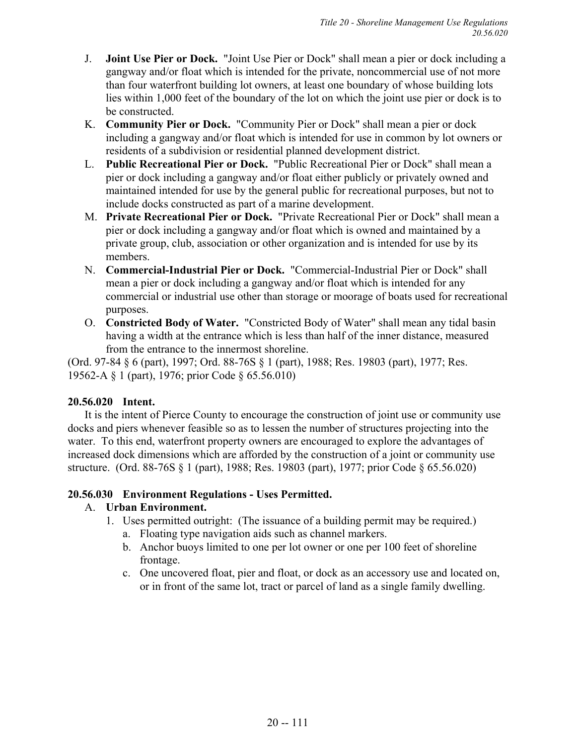J. **Joint Use Pier or Dock.** "Joint Use Pier or Dock" shall mean a pier or dock including a gangway and/or float which is intended for the private, noncommercial use of not more than four waterfront building lot owners, at least one boundary of whose building lots lies within 1,000 feet of the boundary of the lot on which the joint use pier or dock is to be constructed.

K. **Community Pier or Dock.** "Community Pier or Dock" shall mean a pier or dock including a gangway and/or float which is intended for use in common by lot owners or residents of a subdivision or residential planned development district.

L. **Public Recreational Pier or Dock.** "Public Recreational Pier or Dock" shall mean a pier or dock including a gangway and/or float either publicly or privately owned and maintained intended for use by the general public for recreational purposes, but not to include docks constructed as part of a marine development.

M. **Private Recreational Pier or Dock.** "Private Recreational Pier or Dock" shall mean a pier or dock including a gangway and/or float which is owned and maintained by a private group, club, association or other organization and is intended for use by its members.

N. **Commercial-Industrial Pier or Dock.** "Commercial-Industrial Pier or Dock" shall mean a pier or dock including a gangway and/or float which is intended for any commercial or industrial use other than storage or moorage of boats used for recreational purposes.

O. **Constricted Body of Water.** "Constricted Body of Water" shall mean any tidal basin having a width at the entrance which is less than half of the inner distance, measured from the entrance to the innermost shoreline.

(Ord. 97-84 § 6 (part), 1997; Ord. 88-76S § 1 (part), 1988; Res. 19803 (part), 1977; Res. 19562-A § 1 (part), 1976; prior Code § 65.56.010)

**20.56.020 Intent.**

It is the intent of Pierce County to encourage the construction of joint use or community use docks and piers whenever feasible so as to lessen the number of structures projecting into the water. To this end, waterfront property owners are encouraged to explore the advantages of increased dock dimensions which are afforded by the construction of a joint or community use structure. (Ord. 88-76S § 1 (part), 1988; Res. 19803 (part), 1977; prior Code § 65.56.020)

**20.56.030 Environment Regulations - Uses Permitted.**

A. **Urban Environment.**
   1. Uses permitted outright: (The issuance of a building permit may be required.)
      a. Floating type navigation aids such as channel markers.
      b. Anchor buoys limited to one per lot owner or one per 100 feet of shoreline frontage.
      c. One uncovered float, pier and float, or dock as an accessory use and located on, or in front of the same lot, tract or parcel of land as a single family dwelling.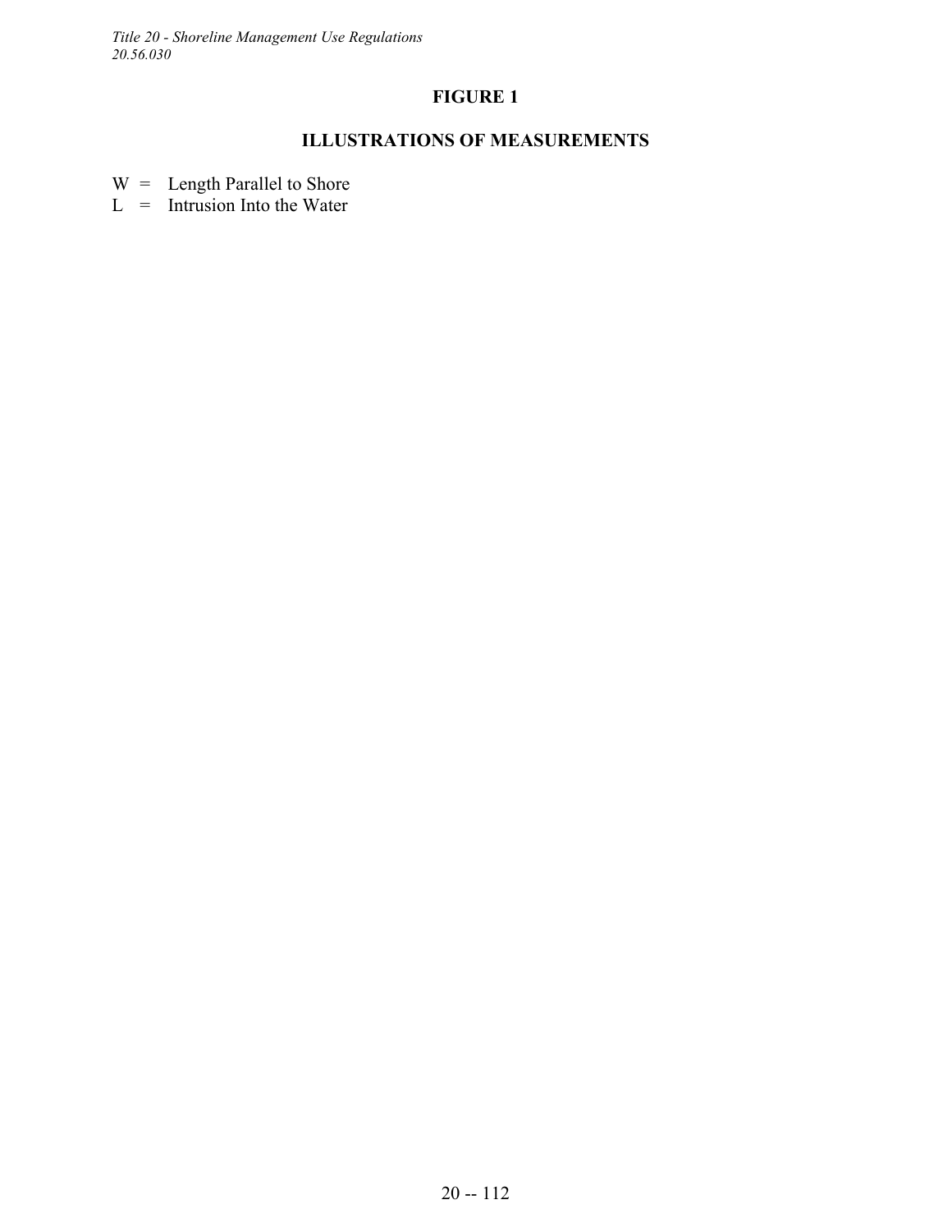## FIGURE 1

## ILLUSTRATIONS OF MEASUREMENTS

W = Length Parallel to Shore
L = Intrusion Into the Water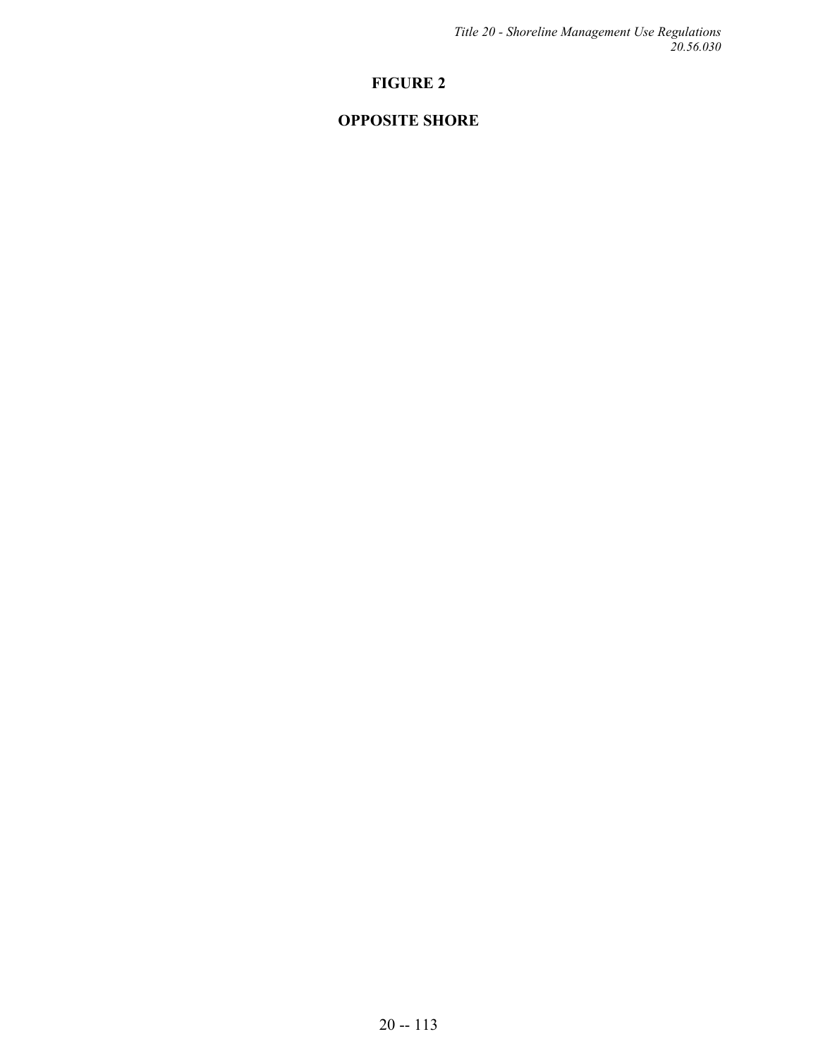**FIGURE 2**

**OPPOSITE SHORE**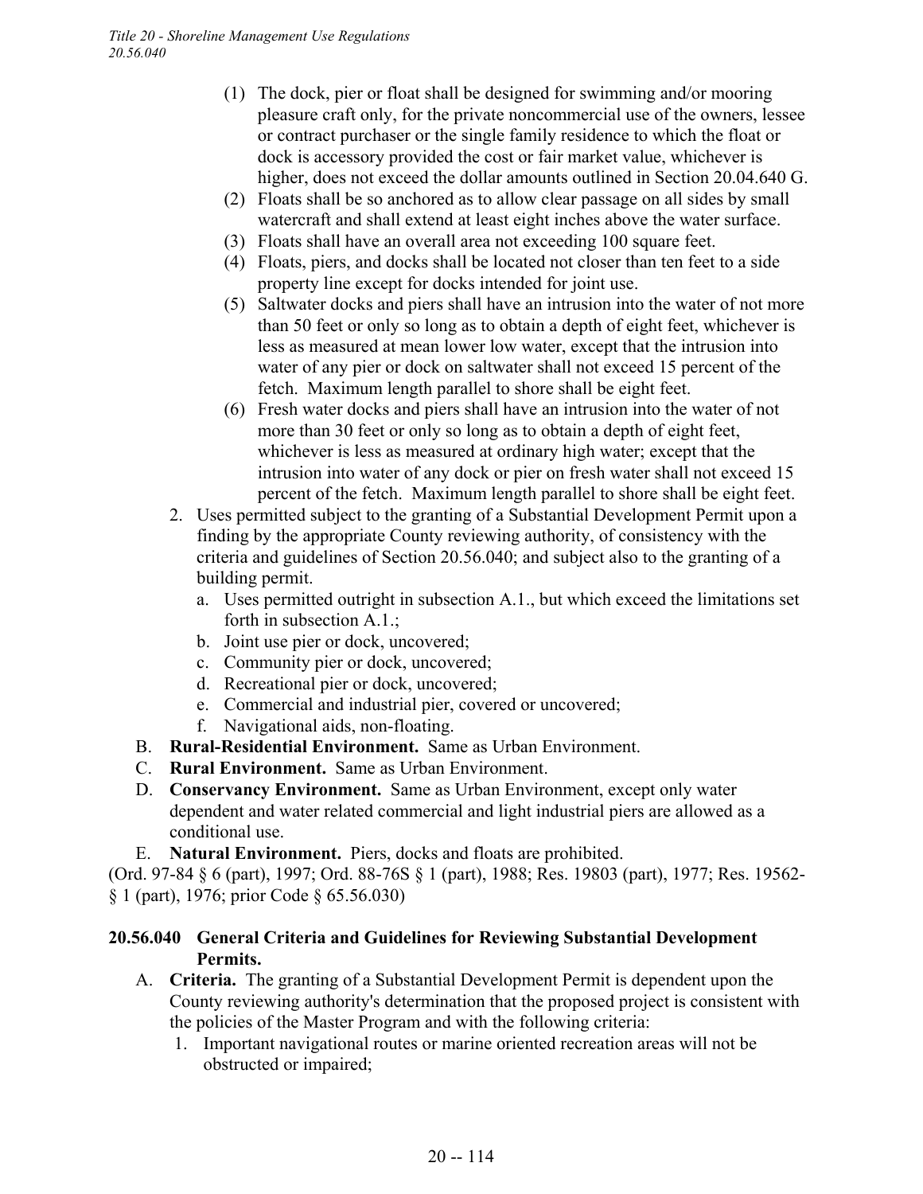(1) The dock, pier or float shall be designed for swimming and/or mooring pleasure craft only, for the private noncommercial use of the owners, lessee or contract purchaser or the single family residence to which the float or dock is accessory provided the cost or fair market value, whichever is higher, does not exceed the dollar amounts outlined in Section 20.04.640 G.

(2) Floats shall be so anchored as to allow clear passage on all sides by small watercraft and shall extend at least eight inches above the water surface.

(3) Floats shall have an overall area not exceeding 100 square feet.

(4) Floats, piers, and docks shall be located not closer than ten feet to a side property line except for docks intended for joint use.

(5) Saltwater docks and piers shall have an intrusion into the water of not more than 50 feet or only so long as to obtain a depth of eight feet, whichever is less as measured at mean lower low water, except that the intrusion into water of any pier or dock on saltwater shall not exceed 15 percent of the fetch. Maximum length parallel to shore shall be eight feet.

(6) Fresh water docks and piers shall have an intrusion into the water of not more than 30 feet or only so long as to obtain a depth of eight feet, whichever is less as measured at ordinary high water; except that the intrusion into water of any dock or pier on fresh water shall not exceed 15 percent of the fetch. Maximum length parallel to shore shall be eight feet.

2. Uses permitted subject to the granting of a Substantial Development Permit upon a finding by the appropriate County reviewing authority, of consistency with the criteria and guidelines of Section 20.56.040; and subject also to the granting of a building permit.
   a. Uses permitted outright in subsection A.1., but which exceed the limitations set forth in subsection A.1.;
   b. Joint use pier or dock, uncovered;
   c. Community pier or dock, uncovered;
   d. Recreational pier or dock, uncovered;
   e. Commercial and industrial pier, covered or uncovered;
   f. Navigational aids, non-floating.

B. **Rural-Residential Environment.** Same as Urban Environment.

C. **Rural Environment.** Same as Urban Environment.

D. **Conservancy Environment.** Same as Urban Environment, except only water dependent and water related commercial and light industrial piers are allowed as a conditional use.

E. **Natural Environment.** Piers, docks and floats are prohibited.

(Ord. 97-84 § 6 (part), 1997; Ord. 88-76S § 1 (part), 1988; Res. 19803 (part), 1977; Res. 19562-§ 1 (part), 1976; prior Code § 65.56.030)

### 20.56.040 General Criteria and Guidelines for Reviewing Substantial Development Permits.

A. **Criteria.** The granting of a Substantial Development Permit is dependent upon the County reviewing authority's determination that the proposed project is consistent with the policies of the Master Program and with the following criteria:

1. Important navigational routes or marine oriented recreation areas will not be obstructed or impaired;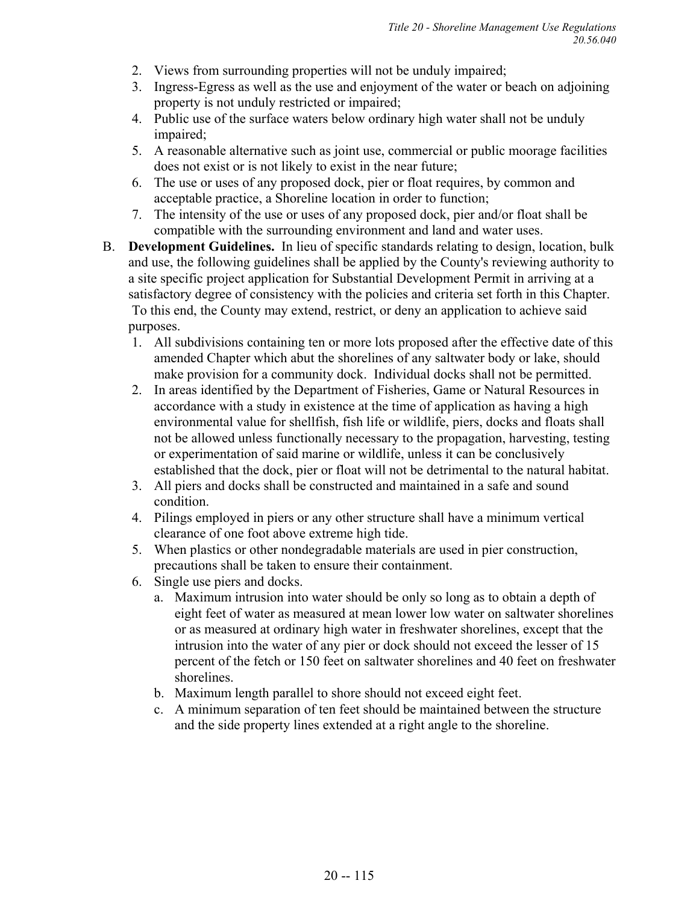2. Views from surrounding properties will not be unduly impaired;
3. Ingress-Egress as well as the use and enjoyment of the water or beach on adjoining property is not unduly restricted or impaired;
4. Public use of the surface waters below ordinary high water shall not be unduly impaired;
5. A reasonable alternative such as joint use, commercial or public moorage facilities does not exist or is not likely to exist in the near future;
6. The use or uses of any proposed dock, pier or float requires, by common and acceptable practice, a Shoreline location in order to function;
7. The intensity of the use or uses of any proposed dock, pier and/or float shall be compatible with the surrounding environment and land and water uses.

B. **Development Guidelines.** In lieu of specific standards relating to design, location, bulk and use, the following guidelines shall be applied by the County's reviewing authority to a site specific project application for Substantial Development Permit in arriving at a satisfactory degree of consistency with the policies and criteria set forth in this Chapter. To this end, the County may extend, restrict, or deny an application to achieve said purposes.

1. All subdivisions containing ten or more lots proposed after the effective date of this amended Chapter which abut the shorelines of any saltwater body or lake, should make provision for a community dock. Individual docks shall not be permitted.
2. In areas identified by the Department of Fisheries, Game or Natural Resources in accordance with a study in existence at the time of application as having a high environmental value for shellfish, fish life or wildlife, piers, docks and floats shall not be allowed unless functionally necessary to the propagation, harvesting, testing or experimentation of said marine or wildlife, unless it can be conclusively established that the dock, pier or float will not be detrimental to the natural habitat.
3. All piers and docks shall be constructed and maintained in a safe and sound condition.
4. Pilings employed in piers or any other structure shall have a minimum vertical clearance of one foot above extreme high tide.
5. When plastics or other nondegradable materials are used in pier construction, precautions shall be taken to ensure their containment.
6. Single use piers and docks.
   a. Maximum intrusion into water should be only so long as to obtain a depth of eight feet of water as measured at mean lower low water on saltwater shorelines or as measured at ordinary high water in freshwater shorelines, except that the intrusion into the water of any pier or dock should not exceed the lesser of 15 percent of the fetch or 150 feet on saltwater shorelines and 40 feet on freshwater shorelines.
   b. Maximum length parallel to shore should not exceed eight feet.
   c. A minimum separation of ten feet should be maintained between the structure and the side property lines extended at a right angle to the shoreline.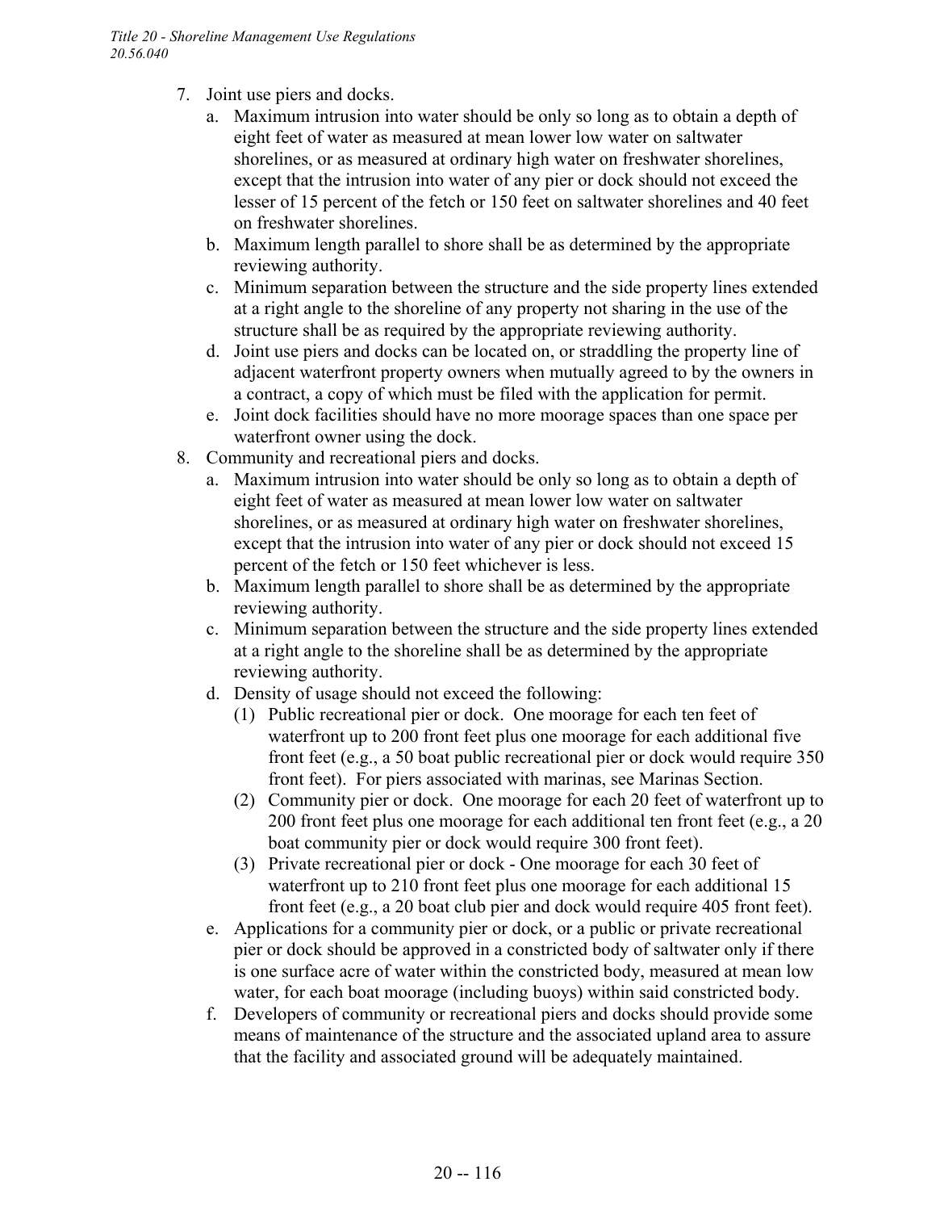7. Joint use piers and docks.
    a. Maximum intrusion into water should be only so long as to obtain a depth of eight feet of water as measured at mean lower low water on saltwater shorelines, or as measured at ordinary high water on freshwater shorelines, except that the intrusion into water of any pier or dock should not exceed the lesser of 15 percent of the fetch or 150 feet on saltwater shorelines and 40 feet on freshwater shorelines.
    b. Maximum length parallel to shore shall be as determined by the appropriate reviewing authority.
    c. Minimum separation between the structure and the side property lines extended at a right angle to the shoreline of any property not sharing in the use of the structure shall be as required by the appropriate reviewing authority.
    d. Joint use piers and docks can be located on, or straddling the property line of adjacent waterfront property owners when mutually agreed to by the owners in a contract, a copy of which must be filed with the application for permit.
    e. Joint dock facilities should have no more moorage spaces than one space per waterfront owner using the dock.
8. Community and recreational piers and docks.
    a. Maximum intrusion into water should be only so long as to obtain a depth of eight feet of water as measured at mean lower low water on saltwater shorelines, or as measured at ordinary high water on freshwater shorelines, except that the intrusion into water of any pier or dock should not exceed 15 percent of the fetch or 150 feet whichever is less.
    b. Maximum length parallel to shore shall be as determined by the appropriate reviewing authority.
    c. Minimum separation between the structure and the side property lines extended at a right angle to the shoreline shall be as determined by the appropriate reviewing authority.
    d. Density of usage should not exceed the following:
        (1) Public recreational pier or dock. One moorage for each ten feet of waterfront up to 200 front feet plus one moorage for each additional five front feet (e.g., a 50 boat public recreational pier or dock would require 350 front feet). For piers associated with marinas, see Marinas Section.
        (2) Community pier or dock. One moorage for each 20 feet of waterfront up to 200 front feet plus one moorage for each additional ten front feet (e.g., a 20 boat community pier or dock would require 300 front feet).
        (3) Private recreational pier or dock - One moorage for each 30 feet of waterfront up to 210 front feet plus one moorage for each additional 15 front feet (e.g., a 20 boat club pier and dock would require 405 front feet).
    e. Applications for a community pier or dock, or a public or private recreational pier or dock should be approved in a constricted body of saltwater only if there is one surface acre of water within the constricted body, measured at mean low water, for each boat moorage (including buoys) within said constricted body.
    f. Developers of community or recreational piers and docks should provide some means of maintenance of the structure and the associated upland area to assure that the facility and associated ground will be adequately maintained.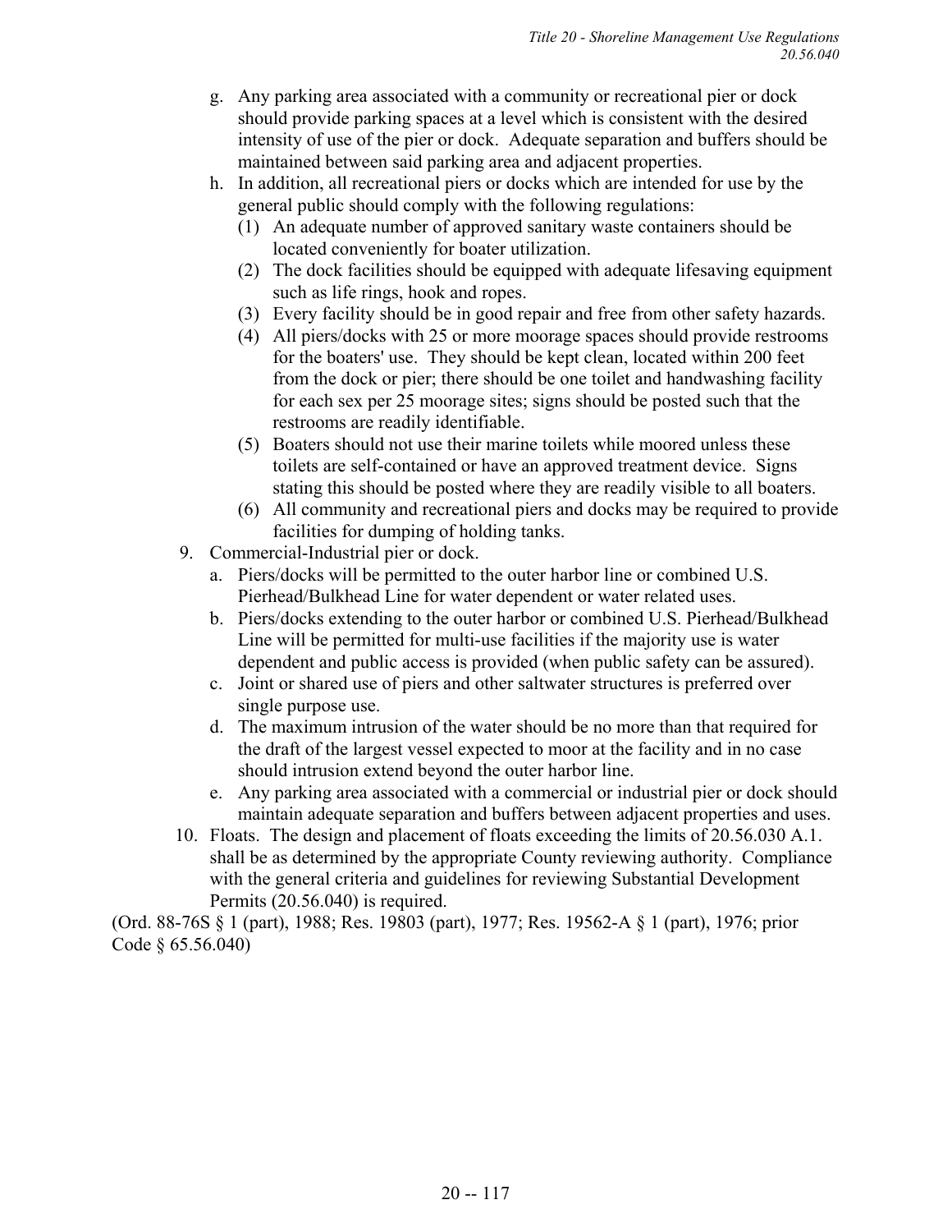g. Any parking area associated with a community or recreational pier or dock should provide parking spaces at a level which is consistent with the desired intensity of use of the pier or dock. Adequate separation and buffers should be maintained between said parking area and adjacent properties.

h. In addition, all recreational piers or docks which are intended for use by the general public should comply with the following regulations:

   (1) An adequate number of approved sanitary waste containers should be located conveniently for boater utilization.

   (2) The dock facilities should be equipped with adequate lifesaving equipment such as life rings, hook and ropes.

   (3) Every facility should be in good repair and free from other safety hazards.

   (4) All piers/docks with 25 or more moorage spaces should provide restrooms for the boaters' use. They should be kept clean, located within 200 feet from the dock or pier; there should be one toilet and handwashing facility for each sex per 25 moorage sites; signs should be posted such that the restrooms are readily identifiable.

   (5) Boaters should not use their marine toilets while moored unless these toilets are self-contained or have an approved treatment device. Signs stating this should be posted where they are readily visible to all boaters.

   (6) All community and recreational piers and docks may be required to provide facilities for dumping of holding tanks.

9. Commercial-Industrial pier or dock.

   a. Piers/docks will be permitted to the outer harbor line or combined U.S. Pierhead/Bulkhead Line for water dependent or water related uses.

   b. Piers/docks extending to the outer harbor or combined U.S. Pierhead/Bulkhead Line will be permitted for multi-use facilities if the majority use is water dependent and public access is provided (when public safety can be assured).

   c. Joint or shared use of piers and other saltwater structures is preferred over single purpose use.

   d. The maximum intrusion of the water should be no more than that required for the draft of the largest vessel expected to moor at the facility and in no case should intrusion extend beyond the outer harbor line.

   e. Any parking area associated with a commercial or industrial pier or dock should maintain adequate separation and buffers between adjacent properties and uses.

10. Floats. The design and placement of floats exceeding the limits of 20.56.030 A.1. shall be as determined by the appropriate County reviewing authority. Compliance with the general criteria and guidelines for reviewing Substantial Development Permits (20.56.040) is required.

(Ord. 88-76S § 1 (part), 1988; Res. 19803 (part), 1977; Res. 19562-A § 1 (part), 1976; prior Code § 65.56.040)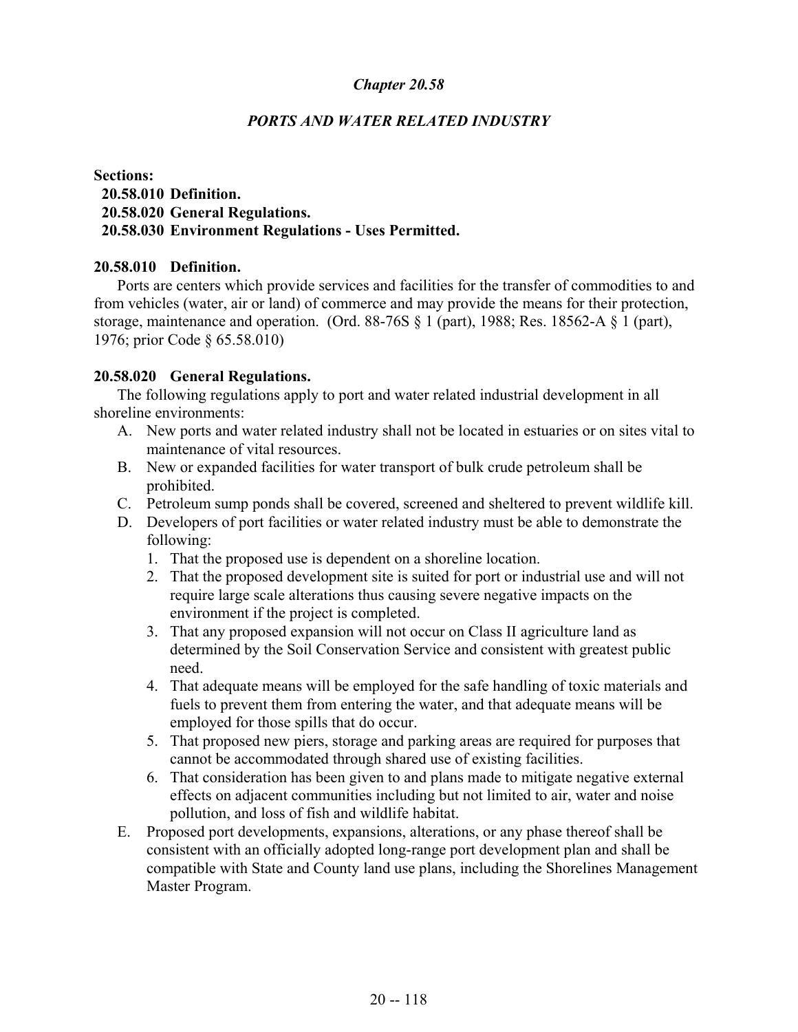# *Chapter 20.58*

## *PORTS AND WATER RELATED INDUSTRY*

**Sections:**

- **20.58.010 Definition.**
- **20.58.020 General Regulations.**
- **20.58.030 Environment Regulations - Uses Permitted.**

**20.58.010 Definition.**

Ports are centers which provide services and facilities for the transfer of commodities to and from vehicles (water, air or land) of commerce and may provide the means for their protection, storage, maintenance and operation. (Ord. 88-76S § 1 (part), 1988; Res. 18562-A § 1 (part), 1976; prior Code § 65.58.010)

**20.58.020 General Regulations.**

The following regulations apply to port and water related industrial development in all shoreline environments:

A. New ports and water related industry shall not be located in estuaries or on sites vital to maintenance of vital resources.

B. New or expanded facilities for water transport of bulk crude petroleum shall be prohibited.

C. Petroleum sump ponds shall be covered, screened and sheltered to prevent wildlife kill.

D. Developers of port facilities or water related industry must be able to demonstrate the following:

1. That the proposed use is dependent on a shoreline location.
2. That the proposed development site is suited for port or industrial use and will not require large scale alterations thus causing severe negative impacts on the environment if the project is completed.
3. That any proposed expansion will not occur on Class II agriculture land as determined by the Soil Conservation Service and consistent with greatest public need.
4. That adequate means will be employed for the safe handling of toxic materials and fuels to prevent them from entering the water, and that adequate means will be employed for those spills that do occur.
5. That proposed new piers, storage and parking areas are required for purposes that cannot be accommodated through shared use of existing facilities.
6. That consideration has been given to and plans made to mitigate negative external effects on adjacent communities including but not limited to air, water and noise pollution, and loss of fish and wildlife habitat.

E. Proposed port developments, expansions, alterations, or any phase thereof shall be consistent with an officially adopted long-range port development plan and shall be compatible with State and County land use plans, including the Shorelines Management Master Program.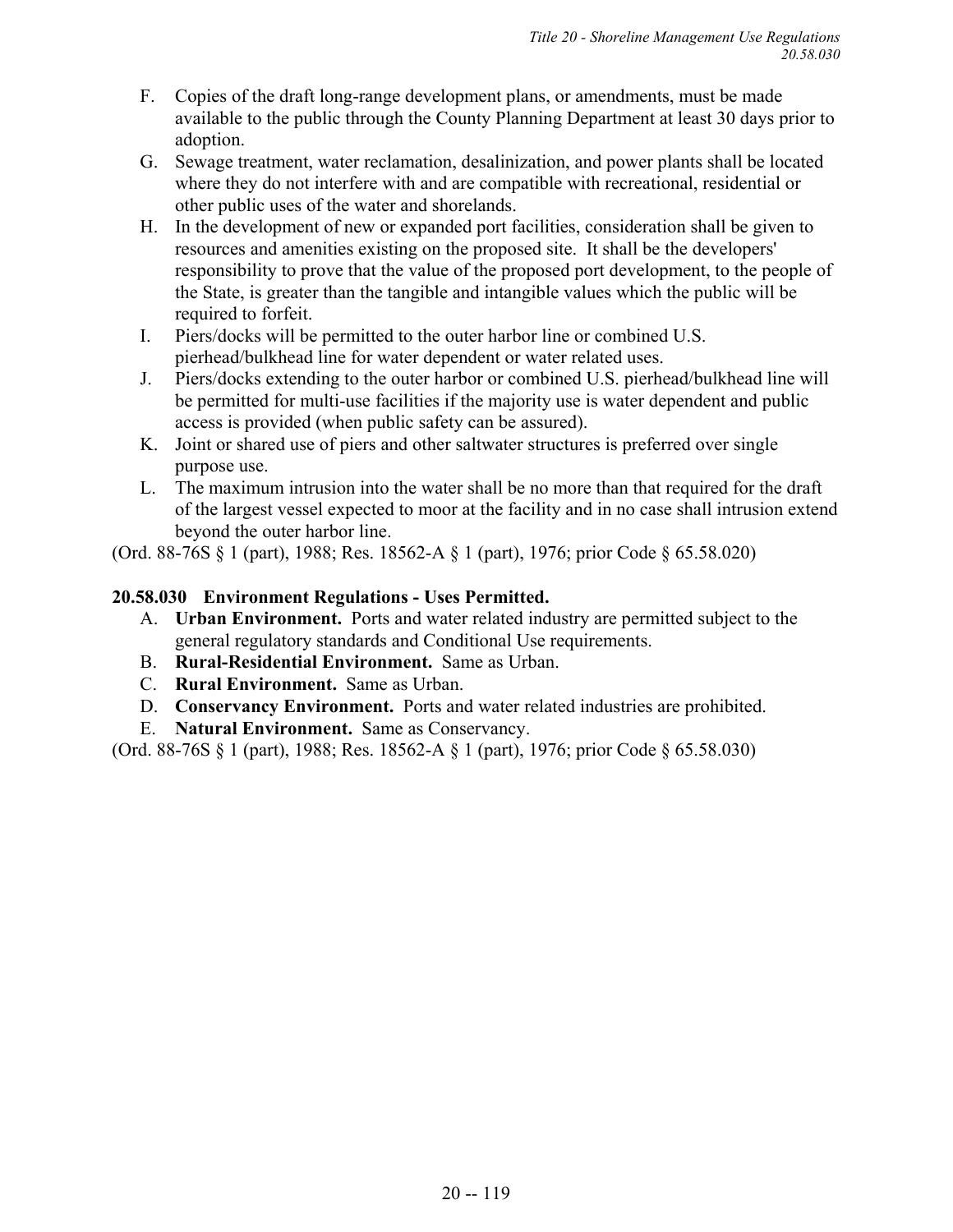F. Copies of the draft long-range development plans, or amendments, must be made available to the public through the County Planning Department at least 30 days prior to adoption.

G. Sewage treatment, water reclamation, desalinization, and power plants shall be located where they do not interfere with and are compatible with recreational, residential or other public uses of the water and shorelands.

H. In the development of new or expanded port facilities, consideration shall be given to resources and amenities existing on the proposed site. It shall be the developers' responsibility to prove that the value of the proposed port development, to the people of the State, is greater than the tangible and intangible values which the public will be required to forfeit.

I. Piers/docks will be permitted to the outer harbor line or combined U.S. pierhead/bulkhead line for water dependent or water related uses.

J. Piers/docks extending to the outer harbor or combined U.S. pierhead/bulkhead line will be permitted for multi-use facilities if the majority use is water dependent and public access is provided (when public safety can be assured).

K. Joint or shared use of piers and other saltwater structures is preferred over single purpose use.

L. The maximum intrusion into the water shall be no more than that required for the draft of the largest vessel expected to moor at the facility and in no case shall intrusion extend beyond the outer harbor line.

(Ord. 88-76S § 1 (part), 1988; Res. 18562-A § 1 (part), 1976; prior Code § 65.58.020)

### 20.58.030 Environment Regulations - Uses Permitted.

A. **Urban Environment.** Ports and water related industry are permitted subject to the general regulatory standards and Conditional Use requirements.

B. **Rural-Residential Environment.** Same as Urban.

C. **Rural Environment.** Same as Urban.

D. **Conservancy Environment.** Ports and water related industries are prohibited.

E. **Natural Environment.** Same as Conservancy.

(Ord. 88-76S § 1 (part), 1988; Res. 18562-A § 1 (part), 1976; prior Code § 65.58.030)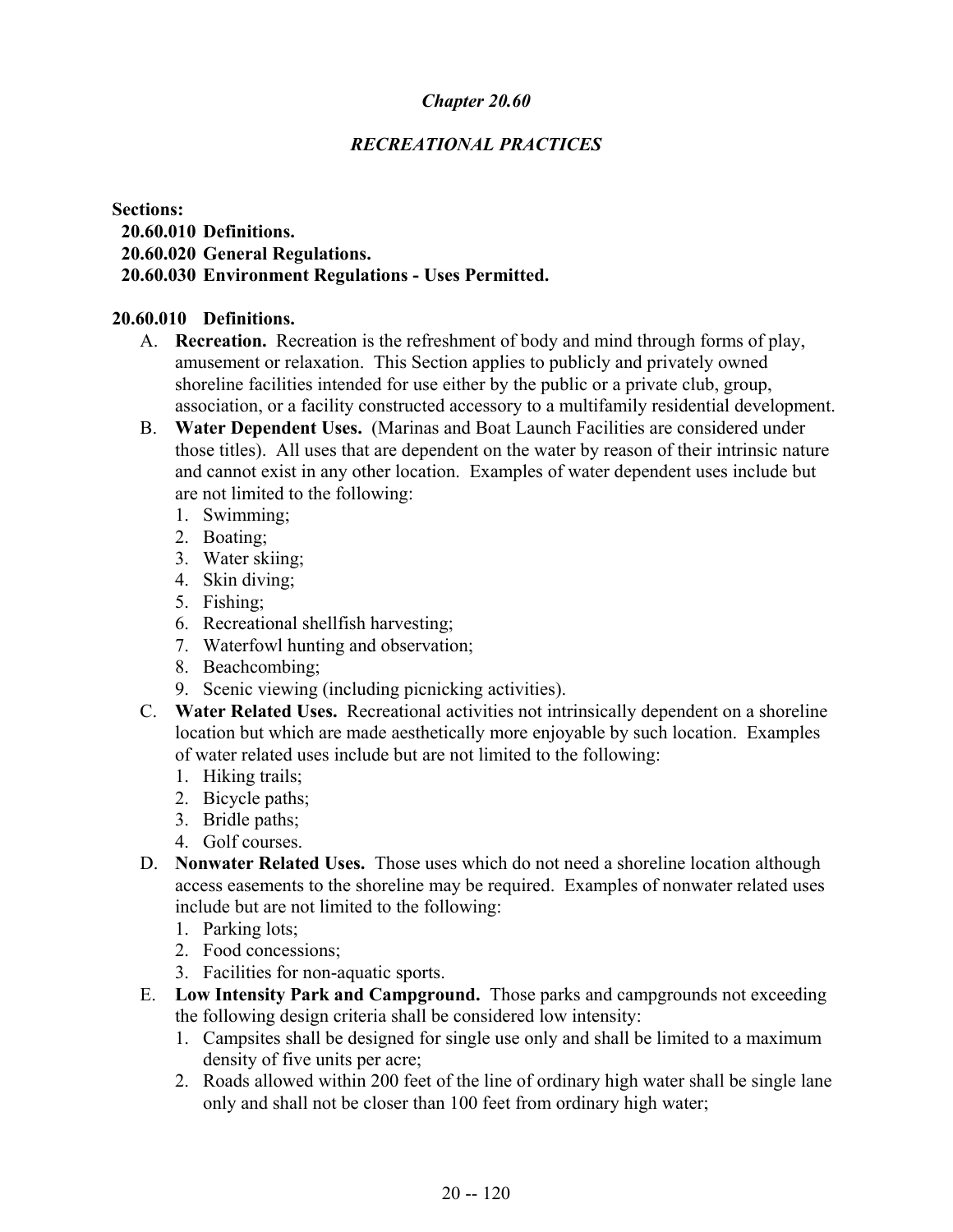## *Chapter 20.60*

## *RECREATIONAL PRACTICES*

**Sections:**

**20.60.010 Definitions.**
**20.60.020 General Regulations.**
**20.60.030 Environment Regulations - Uses Permitted.**

### 20.60.010 Definitions.

A. **Recreation.** Recreation is the refreshment of body and mind through forms of play, amusement or relaxation. This Section applies to publicly and privately owned shoreline facilities intended for use either by the public or a private club, group, association, or a facility constructed accessory to a multifamily residential development.

B. **Water Dependent Uses.** (Marinas and Boat Launch Facilities are considered under those titles). All uses that are dependent on the water by reason of their intrinsic nature and cannot exist in any other location. Examples of water dependent uses include but are not limited to the following:
   1. Swimming;
   2. Boating;
   3. Water skiing;
   4. Skin diving;
   5. Fishing;
   6. Recreational shellfish harvesting;
   7. Waterfowl hunting and observation;
   8. Beachcombing;
   9. Scenic viewing (including picnicking activities).

C. **Water Related Uses.** Recreational activities not intrinsically dependent on a shoreline location but which are made aesthetically more enjoyable by such location. Examples of water related uses include but are not limited to the following:
   1. Hiking trails;
   2. Bicycle paths;
   3. Bridle paths;
   4. Golf courses.

D. **Nonwater Related Uses.** Those uses which do not need a shoreline location although access easements to the shoreline may be required. Examples of nonwater related uses include but are not limited to the following:
   1. Parking lots;
   2. Food concessions;
   3. Facilities for non-aquatic sports.

E. **Low Intensity Park and Campground.** Those parks and campgrounds not exceeding the following design criteria shall be considered low intensity:
   1. Campsites shall be designed for single use only and shall be limited to a maximum density of five units per acre;
   2. Roads allowed within 200 feet of the line of ordinary high water shall be single lane only and shall not be closer than 100 feet from ordinary high water;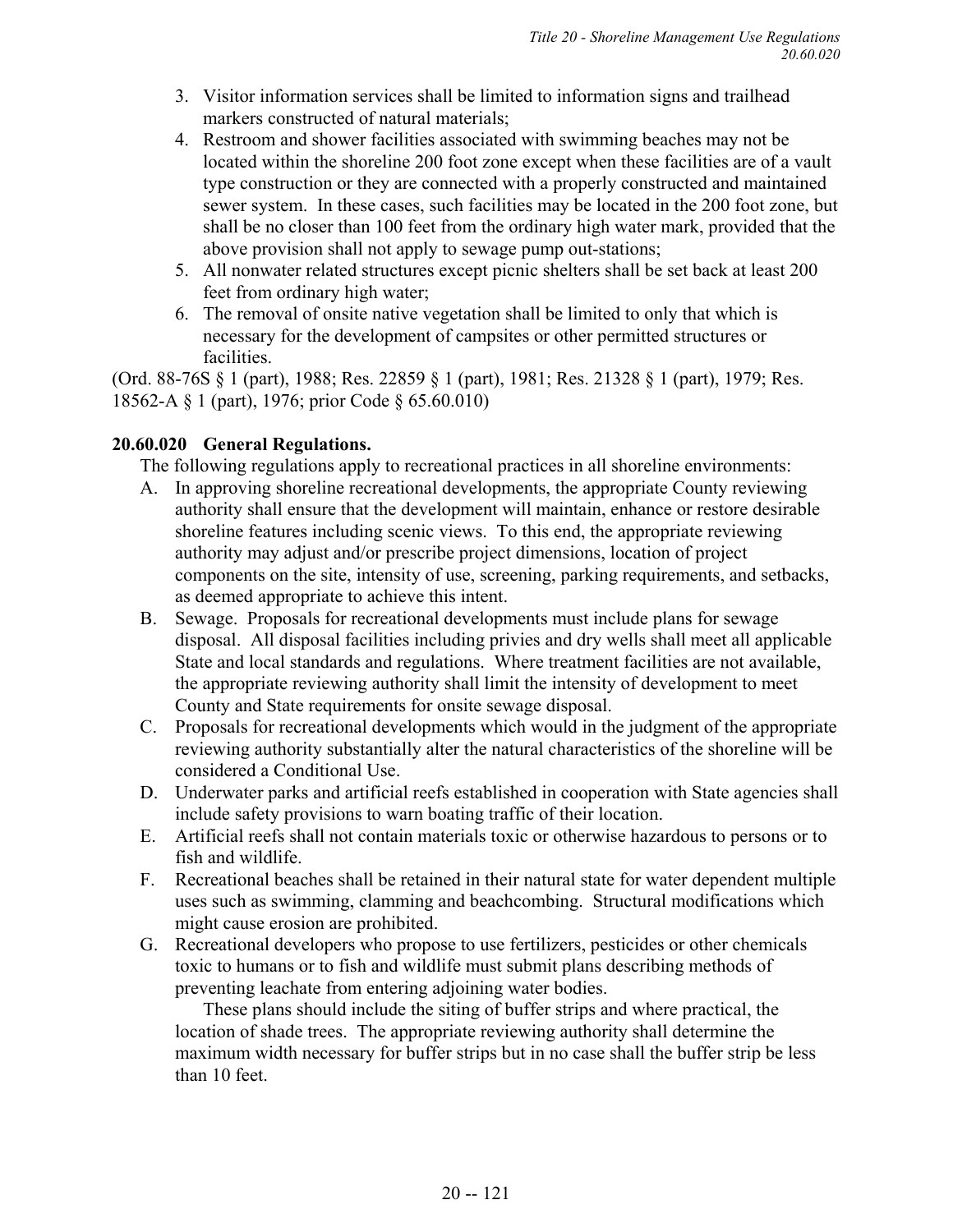3. Visitor information services shall be limited to information signs and trailhead markers constructed of natural materials;
4. Restroom and shower facilities associated with swimming beaches may not be located within the shoreline 200 foot zone except when these facilities are of a vault type construction or they are connected with a properly constructed and maintained sewer system. In these cases, such facilities may be located in the 200 foot zone, but shall be no closer than 100 feet from the ordinary high water mark, provided that the above provision shall not apply to sewage pump out-stations;
5. All nonwater related structures except picnic shelters shall be set back at least 200 feet from ordinary high water;
6. The removal of onsite native vegetation shall be limited to only that which is necessary for the development of campsites or other permitted structures or facilities.

(Ord. 88-76S § 1 (part), 1988; Res. 22859 § 1 (part), 1981; Res. 21328 § 1 (part), 1979; Res. 18562-A § 1 (part), 1976; prior Code § 65.60.010)

**20.60.020 General Regulations.**

The following regulations apply to recreational practices in all shoreline environments:

A. In approving shoreline recreational developments, the appropriate County reviewing authority shall ensure that the development will maintain, enhance or restore desirable shoreline features including scenic views. To this end, the appropriate reviewing authority may adjust and/or prescribe project dimensions, location of project components on the site, intensity of use, screening, parking requirements, and setbacks, as deemed appropriate to achieve this intent.

B. Sewage. Proposals for recreational developments must include plans for sewage disposal. All disposal facilities including privies and dry wells shall meet all applicable State and local standards and regulations. Where treatment facilities are not available, the appropriate reviewing authority shall limit the intensity of development to meet County and State requirements for onsite sewage disposal.

C. Proposals for recreational developments which would in the judgment of the appropriate reviewing authority substantially alter the natural characteristics of the shoreline will be considered a Conditional Use.

D. Underwater parks and artificial reefs established in cooperation with State agencies shall include safety provisions to warn boating traffic of their location.

E. Artificial reefs shall not contain materials toxic or otherwise hazardous to persons or to fish and wildlife.

F. Recreational beaches shall be retained in their natural state for water dependent multiple uses such as swimming, clamming and beachcombing. Structural modifications which might cause erosion are prohibited.

G. Recreational developers who propose to use fertilizers, pesticides or other chemicals toxic to humans or to fish and wildlife must submit plans describing methods of preventing leachate from entering adjoining water bodies.

   These plans should include the siting of buffer strips and where practical, the location of shade trees. The appropriate reviewing authority shall determine the maximum width necessary for buffer strips but in no case shall the buffer strip be less than 10 feet.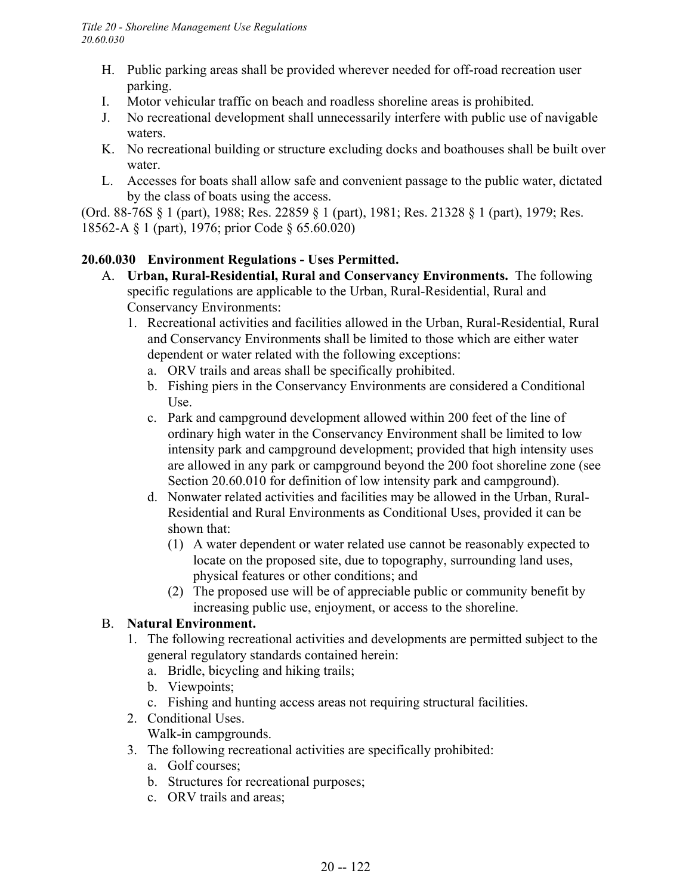H. Public parking areas shall be provided wherever needed for off-road recreation user parking.
I. Motor vehicular traffic on beach and roadless shoreline areas is prohibited.
J. No recreational development shall unnecessarily interfere with public use of navigable waters.
K. No recreational building or structure excluding docks and boathouses shall be built over water.
L. Accesses for boats shall allow safe and convenient passage to the public water, dictated by the class of boats using the access.

(Ord. 88-76S § 1 (part), 1988; Res. 22859 § 1 (part), 1981; Res. 21328 § 1 (part), 1979; Res. 18562-A § 1 (part), 1976; prior Code § 65.60.020)

**20.60.030 Environment Regulations - Uses Permitted.**

A. **Urban, Rural-Residential, Rural and Conservancy Environments.** The following specific regulations are applicable to the Urban, Rural-Residential, Rural and Conservancy Environments:
   1. Recreational activities and facilities allowed in the Urban, Rural-Residential, Rural and Conservancy Environments shall be limited to those which are either water dependent or water related with the following exceptions:
      a. ORV trails and areas shall be specifically prohibited.
      b. Fishing piers in the Conservancy Environments are considered a Conditional Use.
      c. Park and campground development allowed within 200 feet of the line of ordinary high water in the Conservancy Environment shall be limited to low intensity park and campground development; provided that high intensity uses are allowed in any park or campground beyond the 200 foot shoreline zone (see Section 20.60.010 for definition of low intensity park and campground).
      d. Nonwater related activities and facilities may be allowed in the Urban, Rural-Residential and Rural Environments as Conditional Uses, provided it can be shown that:
         (1) A water dependent or water related use cannot be reasonably expected to locate on the proposed site, due to topography, surrounding land uses, physical features or other conditions; and
         (2) The proposed use will be of appreciable public or community benefit by increasing public use, enjoyment, or access to the shoreline.

B. **Natural Environment.**
   1. The following recreational activities and developments are permitted subject to the general regulatory standards contained herein:
      a. Bridle, bicycling and hiking trails;
      b. Viewpoints;
      c. Fishing and hunting access areas not requiring structural facilities.
   2. Conditional Uses.
      Walk-in campgrounds.
   3. The following recreational activities are specifically prohibited:
      a. Golf courses;
      b. Structures for recreational purposes;
      c. ORV trails and areas;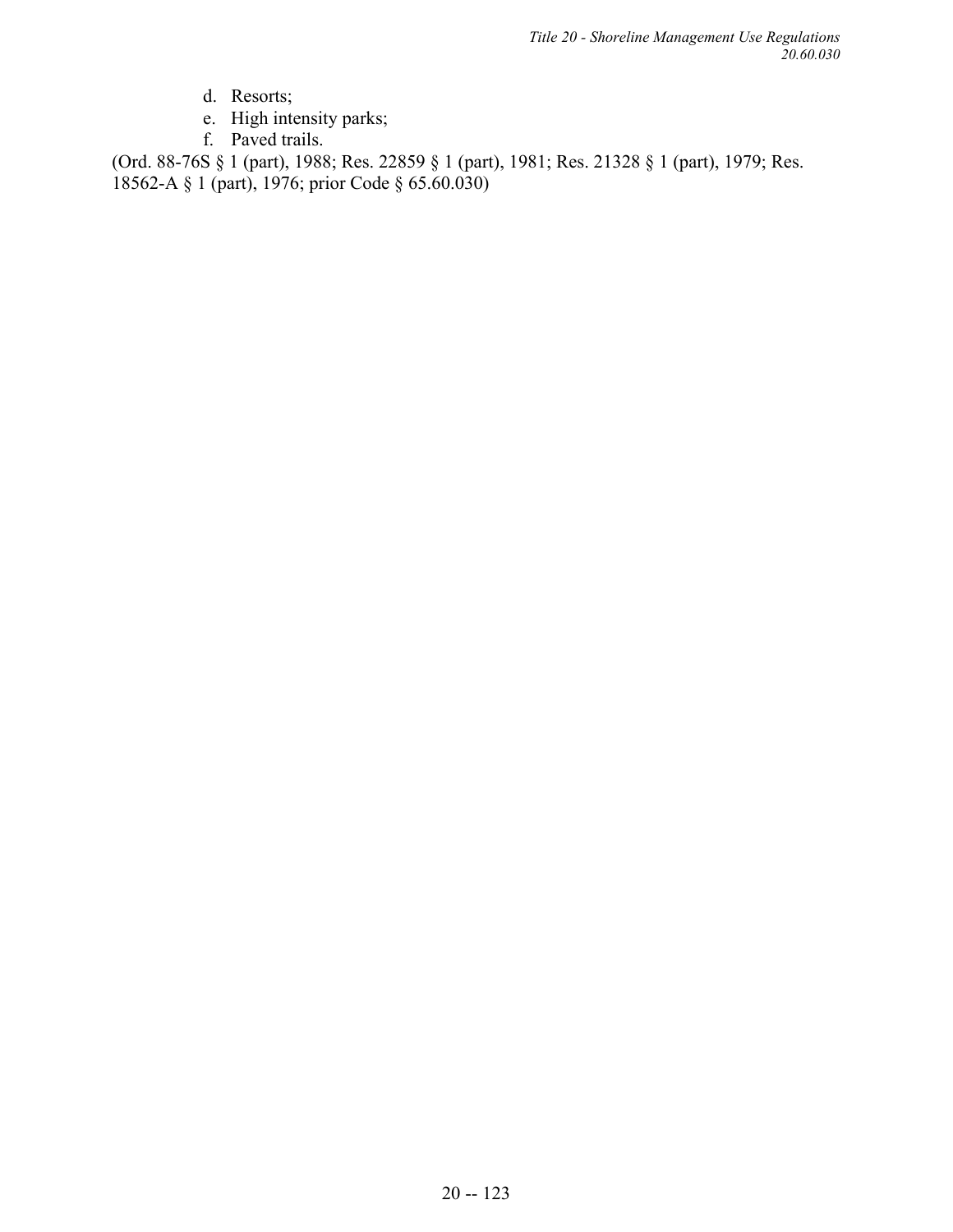d. Resorts;
e. High intensity parks;
f. Paved trails.

(Ord. 88-76S § 1 (part), 1988; Res. 22859 § 1 (part), 1981; Res. 21328 § 1 (part), 1979; Res. 18562-A § 1 (part), 1976; prior Code § 65.60.030)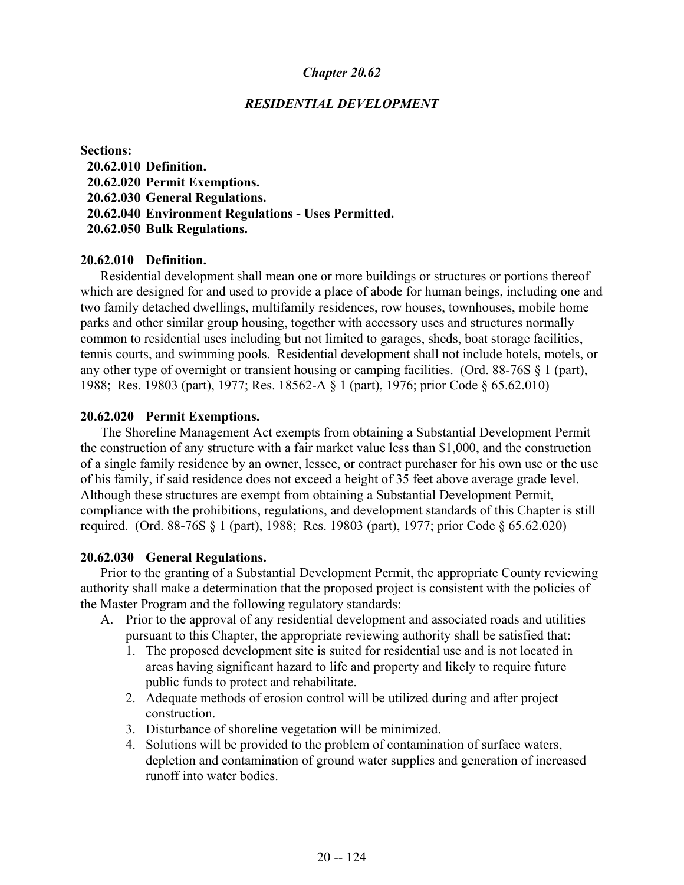# *Chapter 20.62*

## *RESIDENTIAL DEVELOPMENT*

**Sections:**

- **20.62.010 Definition.**
- **20.62.020 Permit Exemptions.**
- **20.62.030 General Regulations.**
- **20.62.040 Environment Regulations - Uses Permitted.**
- **20.62.050 Bulk Regulations.**

### 20.62.010 Definition.

Residential development shall mean one or more buildings or structures or portions thereof which are designed for and used to provide a place of abode for human beings, including one and two family detached dwellings, multifamily residences, row houses, townhouses, mobile home parks and other similar group housing, together with accessory uses and structures normally common to residential uses including but not limited to garages, sheds, boat storage facilities, tennis courts, and swimming pools. Residential development shall not include hotels, motels, or any other type of overnight or transient housing or camping facilities. (Ord. 88-76S § 1 (part), 1988; Res. 19803 (part), 1977; Res. 18562-A § 1 (part), 1976; prior Code § 65.62.010)

### 20.62.020 Permit Exemptions.

The Shoreline Management Act exempts from obtaining a Substantial Development Permit the construction of any structure with a fair market value less than $1,000, and the construction of a single family residence by an owner, lessee, or contract purchaser for his own use or the use of his family, if said residence does not exceed a height of 35 feet above average grade level. Although these structures are exempt from obtaining a Substantial Development Permit, compliance with the prohibitions, regulations, and development standards of this Chapter is still required. (Ord. 88-76S § 1 (part), 1988; Res. 19803 (part), 1977; prior Code § 65.62.020)

### 20.62.030 General Regulations.

Prior to the granting of a Substantial Development Permit, the appropriate County reviewing authority shall make a determination that the proposed project is consistent with the policies of the Master Program and the following regulatory standards:

A. Prior to the approval of any residential development and associated roads and utilities pursuant to this Chapter, the appropriate reviewing authority shall be satisfied that:

1. The proposed development site is suited for residential use and is not located in areas having significant hazard to life and property and likely to require future public funds to protect and rehabilitate.
2. Adequate methods of erosion control will be utilized during and after project construction.
3. Disturbance of shoreline vegetation will be minimized.
4. Solutions will be provided to the problem of contamination of surface waters, depletion and contamination of ground water supplies and generation of increased runoff into water bodies.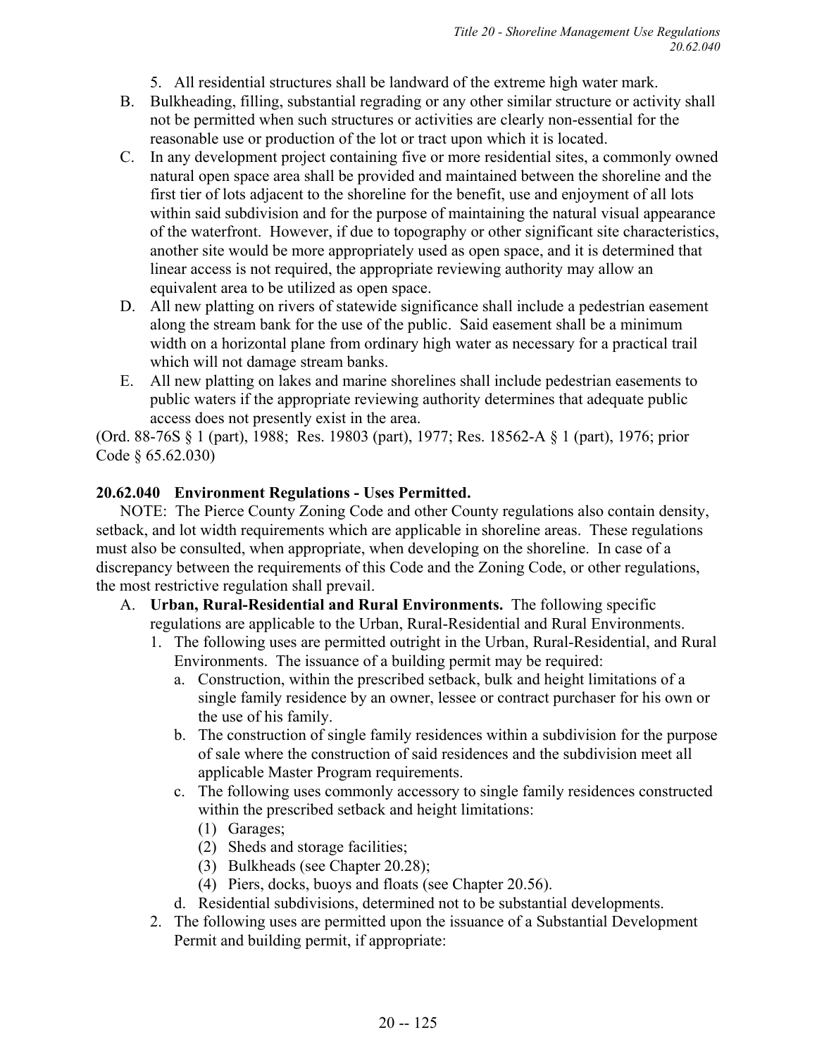5. All residential structures shall be landward of the extreme high water mark.

B. Bulkheading, filling, substantial regrading or any other similar structure or activity shall not be permitted when such structures or activities are clearly non-essential for the reasonable use or production of the lot or tract upon which it is located.

C. In any development project containing five or more residential sites, a commonly owned natural open space area shall be provided and maintained between the shoreline and the first tier of lots adjacent to the shoreline for the benefit, use and enjoyment of all lots within said subdivision and for the purpose of maintaining the natural visual appearance of the waterfront. However, if due to topography or other significant site characteristics, another site would be more appropriately used as open space, and it is determined that linear access is not required, the appropriate reviewing authority may allow an equivalent area to be utilized as open space.

D. All new platting on rivers of statewide significance shall include a pedestrian easement along the stream bank for the use of the public. Said easement shall be a minimum width on a horizontal plane from ordinary high water as necessary for a practical trail which will not damage stream banks.

E. All new platting on lakes and marine shorelines shall include pedestrian easements to public waters if the appropriate reviewing authority determines that adequate public access does not presently exist in the area.

(Ord. 88-76S § 1 (part), 1988; Res. 19803 (part), 1977; Res. 18562-A § 1 (part), 1976; prior Code § 65.62.030)

**20.62.040 Environment Regulations - Uses Permitted.**

NOTE: The Pierce County Zoning Code and other County regulations also contain density, setback, and lot width requirements which are applicable in shoreline areas. These regulations must also be consulted, when appropriate, when developing on the shoreline. In case of a discrepancy between the requirements of this Code and the Zoning Code, or other regulations, the most restrictive regulation shall prevail.

A. **Urban, Rural-Residential and Rural Environments.** The following specific regulations are applicable to the Urban, Rural-Residential and Rural Environments.
   1. The following uses are permitted outright in the Urban, Rural-Residential, and Rural Environments. The issuance of a building permit may be required:
      a. Construction, within the prescribed setback, bulk and height limitations of a single family residence by an owner, lessee or contract purchaser for his own or the use of his family.
      b. The construction of single family residences within a subdivision for the purpose of sale where the construction of said residences and the subdivision meet all applicable Master Program requirements.
      c. The following uses commonly accessory to single family residences constructed within the prescribed setback and height limitations:
         (1) Garages;
         (2) Sheds and storage facilities;
         (3) Bulkheads (see Chapter 20.28);
         (4) Piers, docks, buoys and floats (see Chapter 20.56).
      d. Residential subdivisions, determined not to be substantial developments.
   2. The following uses are permitted upon the issuance of a Substantial Development Permit and building permit, if appropriate: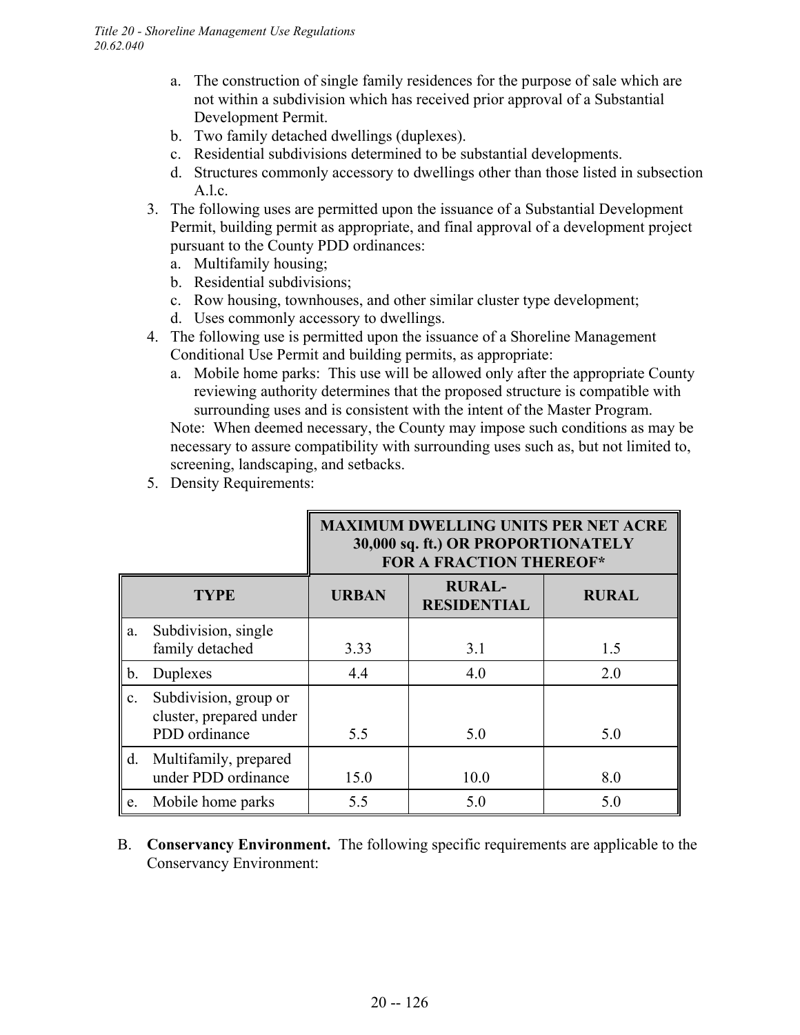a. The construction of single family residences for the purpose of sale which are not within a subdivision which has received prior approval of a Substantial Development Permit.
b. Two family detached dwellings (duplexes).
c. Residential subdivisions determined to be substantial developments.
d. Structures commonly accessory to dwellings other than those listed in subsection A.l.c.

3. The following uses are permitted upon the issuance of a Substantial Development Permit, building permit as appropriate, and final approval of a development project pursuant to the County PDD ordinances:
   a. Multifamily housing;
   b. Residential subdivisions;
   c. Row housing, townhouses, and other similar cluster type development;
   d. Uses commonly accessory to dwellings.
4. The following use is permitted upon the issuance of a Shoreline Management Conditional Use Permit and building permits, as appropriate:
   a. Mobile home parks: This use will be allowed only after the appropriate County reviewing authority determines that the proposed structure is compatible with surrounding uses and is consistent with the intent of the Master Program.

   Note: When deemed necessary, the County may impose such conditions as may be necessary to assure compatibility with surrounding uses such as, but not limited to, screening, landscaping, and setbacks.
5. Density Requirements:

| | MAXIMUM DWELLING UNITS PER NET ACRE 30,000 sq. ft.) OR PROPORTIONATELY FOR A FRACTION THEREOF* | | |
|---|---|---|---|
| **TYPE** | **URBAN** | **RURAL-RESIDENTIAL** | **RURAL** |
| a. Subdivision, single family detached | 3.33 | 3.1 | 1.5 |
| b. Duplexes | 4.4 | 4.0 | 2.0 |
| c. Subdivision, group or cluster, prepared under PDD ordinance | 5.5 | 5.0 | 5.0 |
| d. Multifamily, prepared under PDD ordinance | 15.0 | 10.0 | 8.0 |
| e. Mobile home parks | 5.5 | 5.0 | 5.0 |

B. **Conservancy Environment.** The following specific requirements are applicable to the Conservancy Environment: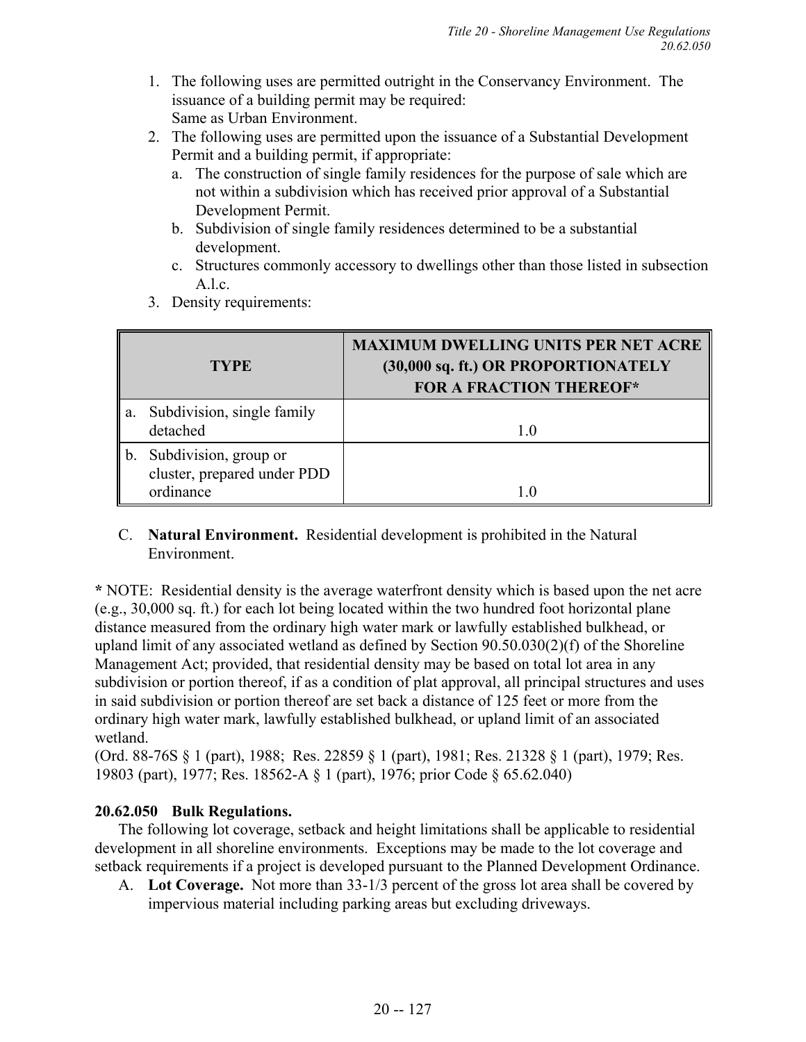1. The following uses are permitted outright in the Conservancy Environment. The issuance of a building permit may be required:
   Same as Urban Environment.
2. The following uses are permitted upon the issuance of a Substantial Development Permit and a building permit, if appropriate:
   a. The construction of single family residences for the purpose of sale which are not within a subdivision which has received prior approval of a Substantial Development Permit.
   b. Subdivision of single family residences determined to be a substantial development.
   c. Structures commonly accessory to dwellings other than those listed in subsection A.l.c.
3. Density requirements:

| TYPE | MAXIMUM DWELLING UNITS PER NET ACRE (30,000 sq. ft.) OR PROPORTIONATELY FOR A FRACTION THEREOF* |
|---|---|
| a. Subdivision, single family detached | 1.0 |
| b. Subdivision, group or cluster, prepared under PDD ordinance | 1.0 |

C. **Natural Environment.** Residential development is prohibited in the Natural Environment.

**\*** NOTE: Residential density is the average waterfront density which is based upon the net acre (e.g., 30,000 sq. ft.) for each lot being located within the two hundred foot horizontal plane distance measured from the ordinary high water mark or lawfully established bulkhead, or upland limit of any associated wetland as defined by Section 90.50.030(2)(f) of the Shoreline Management Act; provided, that residential density may be based on total lot area in any subdivision or portion thereof, if as a condition of plat approval, all principal structures and uses in said subdivision or portion thereof are set back a distance of 125 feet or more from the ordinary high water mark, lawfully established bulkhead, or upland limit of an associated wetland.
(Ord. 88-76S § 1 (part), 1988; Res. 22859 § 1 (part), 1981; Res. 21328 § 1 (part), 1979; Res. 19803 (part), 1977; Res. 18562-A § 1 (part), 1976; prior Code § 65.62.040)

**20.62.050 Bulk Regulations.**

The following lot coverage, setback and height limitations shall be applicable to residential development in all shoreline environments. Exceptions may be made to the lot coverage and setback requirements if a project is developed pursuant to the Planned Development Ordinance.

A. **Lot Coverage.** Not more than 33-1/3 percent of the gross lot area shall be covered by impervious material including parking areas but excluding driveways.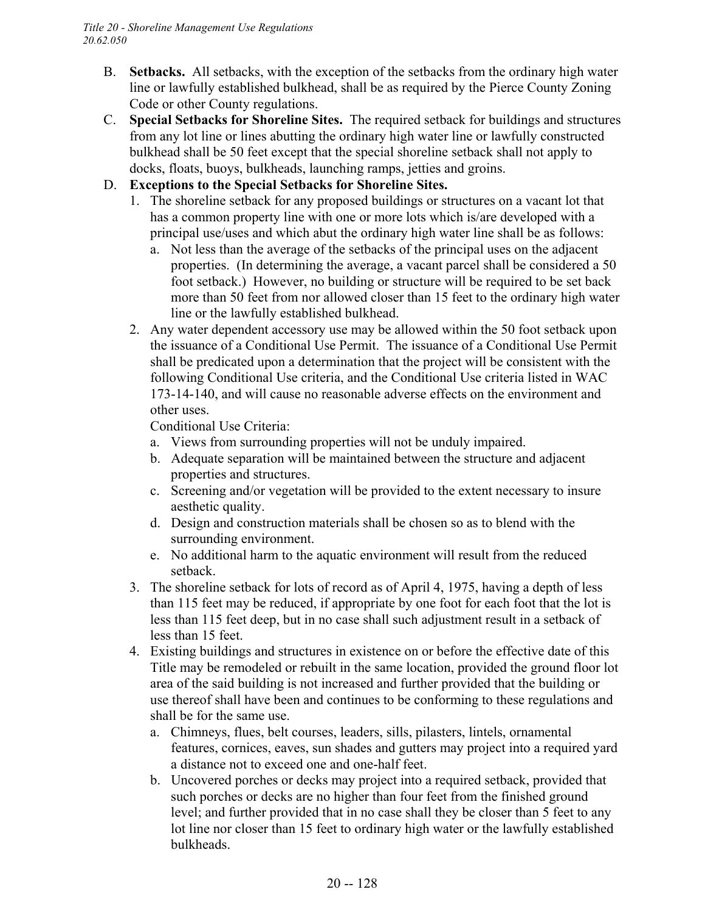B. **Setbacks.** All setbacks, with the exception of the setbacks from the ordinary high water line or lawfully established bulkhead, shall be as required by the Pierce County Zoning Code or other County regulations.

C. **Special Setbacks for Shoreline Sites.** The required setback for buildings and structures from any lot line or lines abutting the ordinary high water line or lawfully constructed bulkhead shall be 50 feet except that the special shoreline setback shall not apply to docks, floats, buoys, bulkheads, launching ramps, jetties and groins.

D. **Exceptions to the Special Setbacks for Shoreline Sites.**

1. The shoreline setback for any proposed buildings or structures on a vacant lot that has a common property line with one or more lots which is/are developed with a principal use/uses and which abut the ordinary high water line shall be as follows:
   a. Not less than the average of the setbacks of the principal uses on the adjacent properties. (In determining the average, a vacant parcel shall be considered a 50 foot setback.) However, no building or structure will be required to be set back more than 50 feet from nor allowed closer than 15 feet to the ordinary high water line or the lawfully established bulkhead.
2. Any water dependent accessory use may be allowed within the 50 foot setback upon the issuance of a Conditional Use Permit. The issuance of a Conditional Use Permit shall be predicated upon a determination that the project will be consistent with the following Conditional Use criteria, and the Conditional Use criteria listed in WAC 173-14-140, and will cause no reasonable adverse effects on the environment and other uses.
   Conditional Use Criteria:
   a. Views from surrounding properties will not be unduly impaired.
   b. Adequate separation will be maintained between the structure and adjacent properties and structures.
   c. Screening and/or vegetation will be provided to the extent necessary to insure aesthetic quality.
   d. Design and construction materials shall be chosen so as to blend with the surrounding environment.
   e. No additional harm to the aquatic environment will result from the reduced setback.
3. The shoreline setback for lots of record as of April 4, 1975, having a depth of less than 115 feet may be reduced, if appropriate by one foot for each foot that the lot is less than 115 feet deep, but in no case shall such adjustment result in a setback of less than 15 feet.
4. Existing buildings and structures in existence on or before the effective date of this Title may be remodeled or rebuilt in the same location, provided the ground floor lot area of the said building is not increased and further provided that the building or use thereof shall have been and continues to be conforming to these regulations and shall be for the same use.
   a. Chimneys, flues, belt courses, leaders, sills, pilasters, lintels, ornamental features, cornices, eaves, sun shades and gutters may project into a required yard a distance not to exceed one and one-half feet.
   b. Uncovered porches or decks may project into a required setback, provided that such porches or decks are no higher than four feet from the finished ground level; and further provided that in no case shall they be closer than 5 feet to any lot line nor closer than 15 feet to ordinary high water or the lawfully established bulkheads.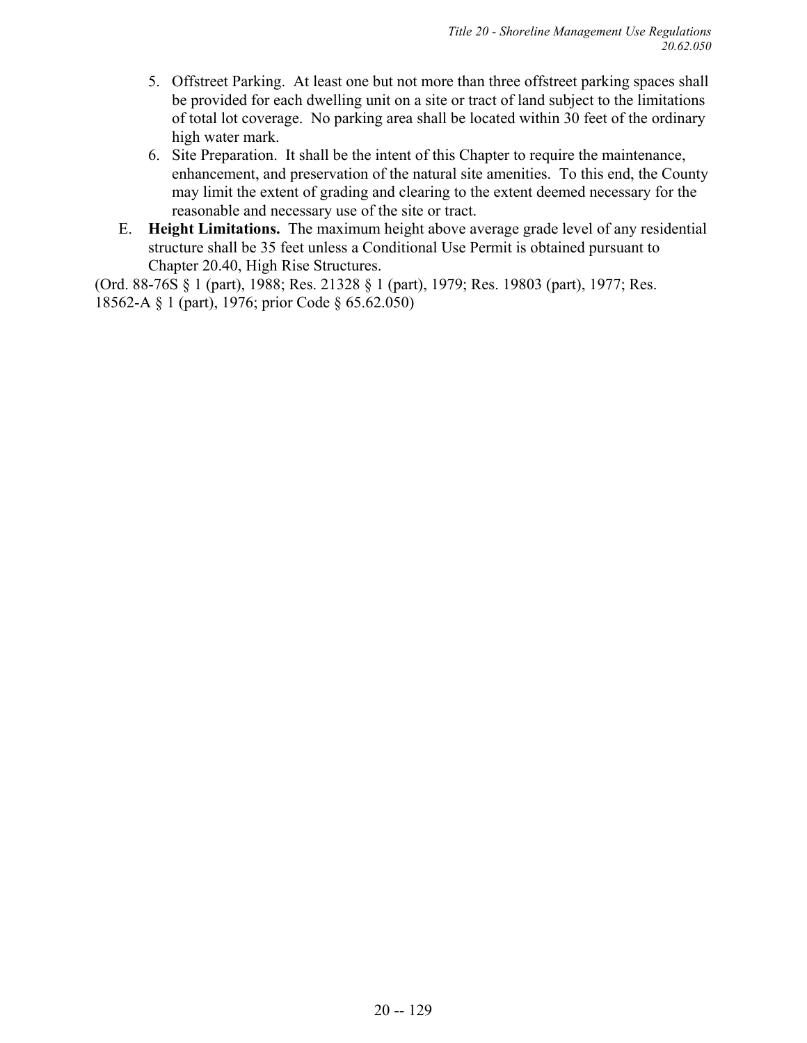5. Offstreet Parking. At least one but not more than three offstreet parking spaces shall be provided for each dwelling unit on a site or tract of land subject to the limitations of total lot coverage. No parking area shall be located within 30 feet of the ordinary high water mark.
6. Site Preparation. It shall be the intent of this Chapter to require the maintenance, enhancement, and preservation of the natural site amenities. To this end, the County may limit the extent of grading and clearing to the extent deemed necessary for the reasonable and necessary use of the site or tract.

E. **Height Limitations.** The maximum height above average grade level of any residential structure shall be 35 feet unless a Conditional Use Permit is obtained pursuant to Chapter 20.40, High Rise Structures.

(Ord. 88-76S § 1 (part), 1988; Res. 21328 § 1 (part), 1979; Res. 19803 (part), 1977; Res. 18562-A § 1 (part), 1976; prior Code § 65.62.050)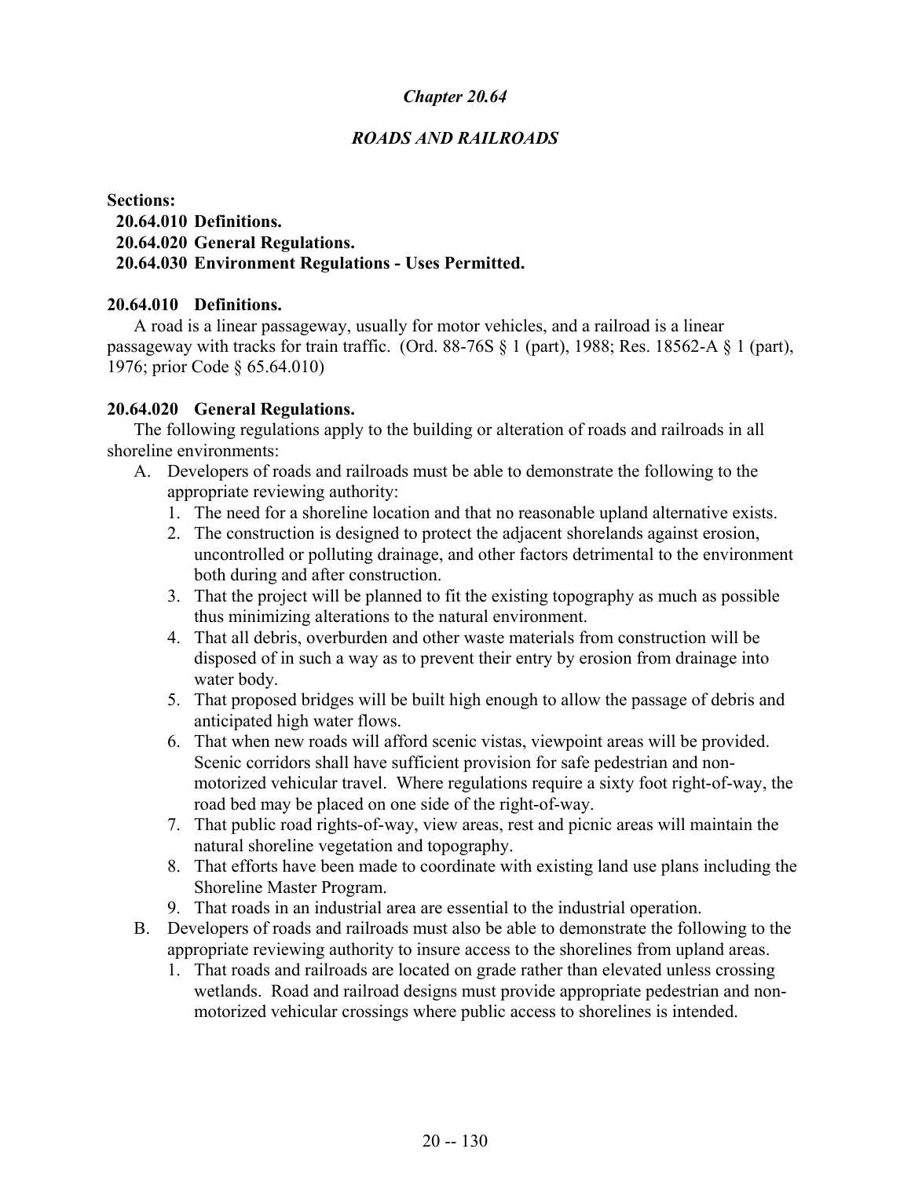# *Chapter 20.64*

## *ROADS AND RAILROADS*

**Sections:**

**20.64.010 Definitions.**
**20.64.020 General Regulations.**
**20.64.030 Environment Regulations - Uses Permitted.**

### 20.64.010 Definitions.

A road is a linear passageway, usually for motor vehicles, and a railroad is a linear passageway with tracks for train traffic. (Ord. 88-76S § 1 (part), 1988; Res. 18562-A § 1 (part), 1976; prior Code § 65.64.010)

### 20.64.020 General Regulations.

The following regulations apply to the building or alteration of roads and railroads in all shoreline environments:

A. Developers of roads and railroads must be able to demonstrate the following to the appropriate reviewing authority:
   1. The need for a shoreline location and that no reasonable upland alternative exists.
   2. The construction is designed to protect the adjacent shorelands against erosion, uncontrolled or polluting drainage, and other factors detrimental to the environment both during and after construction.
   3. That the project will be planned to fit the existing topography as much as possible thus minimizing alterations to the natural environment.
   4. That all debris, overburden and other waste materials from construction will be disposed of in such a way as to prevent their entry by erosion from drainage into water body.
   5. That proposed bridges will be built high enough to allow the passage of debris and anticipated high water flows.
   6. That when new roads will afford scenic vistas, viewpoint areas will be provided. Scenic corridors shall have sufficient provision for safe pedestrian and non-motorized vehicular travel. Where regulations require a sixty foot right-of-way, the road bed may be placed on one side of the right-of-way.
   7. That public road rights-of-way, view areas, rest and picnic areas will maintain the natural shoreline vegetation and topography.
   8. That efforts have been made to coordinate with existing land use plans including the Shoreline Master Program.
   9. That roads in an industrial area are essential to the industrial operation.
B. Developers of roads and railroads must also be able to demonstrate the following to the appropriate reviewing authority to insure access to the shorelines from upland areas.
   1. That roads and railroads are located on grade rather than elevated unless crossing wetlands. Road and railroad designs must provide appropriate pedestrian and non-motorized vehicular crossings where public access to shorelines is intended.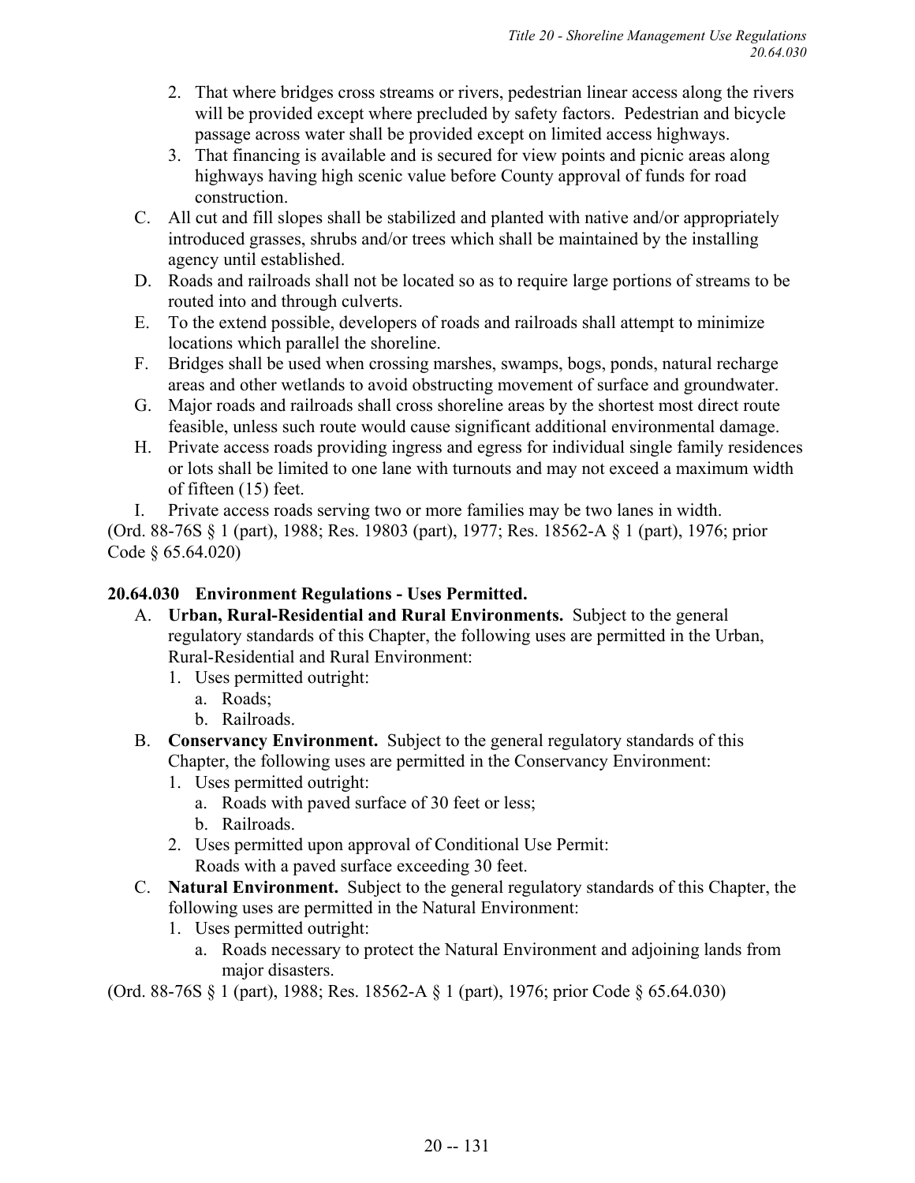2. That where bridges cross streams or rivers, pedestrian linear access along the rivers will be provided except where precluded by safety factors. Pedestrian and bicycle passage across water shall be provided except on limited access highways.
3. That financing is available and is secured for view points and picnic areas along highways having high scenic value before County approval of funds for road construction.

C. All cut and fill slopes shall be stabilized and planted with native and/or appropriately introduced grasses, shrubs and/or trees which shall be maintained by the installing agency until established.

D. Roads and railroads shall not be located so as to require large portions of streams to be routed into and through culverts.

E. To the extend possible, developers of roads and railroads shall attempt to minimize locations which parallel the shoreline.

F. Bridges shall be used when crossing marshes, swamps, bogs, ponds, natural recharge areas and other wetlands to avoid obstructing movement of surface and groundwater.

G. Major roads and railroads shall cross shoreline areas by the shortest most direct route feasible, unless such route would cause significant additional environmental damage.

H. Private access roads providing ingress and egress for individual single family residences or lots shall be limited to one lane with turnouts and may not exceed a maximum width of fifteen (15) feet.

I. Private access roads serving two or more families may be two lanes in width.

(Ord. 88-76S § 1 (part), 1988; Res. 19803 (part), 1977; Res. 18562-A § 1 (part), 1976; prior Code § 65.64.020)

**20.64.030 Environment Regulations - Uses Permitted.**

A. **Urban, Rural-Residential and Rural Environments.** Subject to the general regulatory standards of this Chapter, the following uses are permitted in the Urban, Rural-Residential and Rural Environment:
   1. Uses permitted outright:
      a. Roads;
      b. Railroads.

B. **Conservancy Environment.** Subject to the general regulatory standards of this Chapter, the following uses are permitted in the Conservancy Environment:
   1. Uses permitted outright:
      a. Roads with paved surface of 30 feet or less;
      b. Railroads.
   2. Uses permitted upon approval of Conditional Use Permit:
      Roads with a paved surface exceeding 30 feet.

C. **Natural Environment.** Subject to the general regulatory standards of this Chapter, the following uses are permitted in the Natural Environment:
   1. Uses permitted outright:
      a. Roads necessary to protect the Natural Environment and adjoining lands from major disasters.

(Ord. 88-76S § 1 (part), 1988; Res. 18562-A § 1 (part), 1976; prior Code § 65.64.030)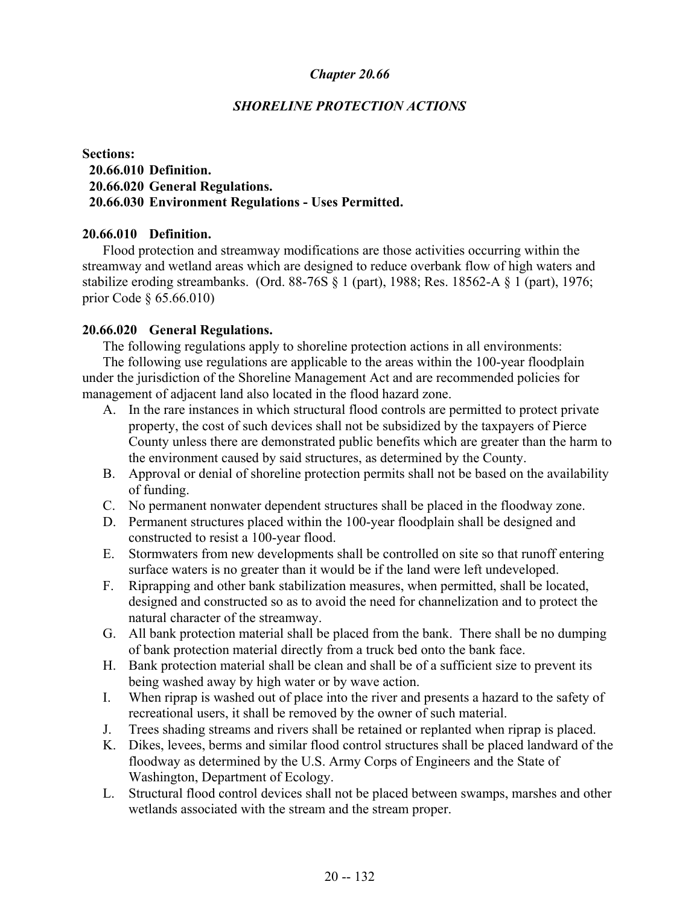## *Chapter 20.66*

## *SHORELINE PROTECTION ACTIONS*

**Sections:**
- **20.66.010 Definition.**
- **20.66.020 General Regulations.**
- **20.66.030 Environment Regulations - Uses Permitted.**

### 20.66.010 Definition.

Flood protection and streamway modifications are those activities occurring within the streamway and wetland areas which are designed to reduce overbank flow of high waters and stabilize eroding streambanks. (Ord. 88-76S § 1 (part), 1988; Res. 18562-A § 1 (part), 1976; prior Code § 65.66.010)

### 20.66.020 General Regulations.

The following regulations apply to shoreline protection actions in all environments:

The following use regulations are applicable to the areas within the 100-year floodplain under the jurisdiction of the Shoreline Management Act and are recommended policies for management of adjacent land also located in the flood hazard zone.

A. In the rare instances in which structural flood controls are permitted to protect private property, the cost of such devices shall not be subsidized by the taxpayers of Pierce County unless there are demonstrated public benefits which are greater than the harm to the environment caused by said structures, as determined by the County.

B. Approval or denial of shoreline protection permits shall not be based on the availability of funding.

C. No permanent nonwater dependent structures shall be placed in the floodway zone.

D. Permanent structures placed within the 100-year floodplain shall be designed and constructed to resist a 100-year flood.

E. Stormwaters from new developments shall be controlled on site so that runoff entering surface waters is no greater than it would be if the land were left undeveloped.

F. Riprapping and other bank stabilization measures, when permitted, shall be located, designed and constructed so as to avoid the need for channelization and to protect the natural character of the streamway.

G. All bank protection material shall be placed from the bank. There shall be no dumping of bank protection material directly from a truck bed onto the bank face.

H. Bank protection material shall be clean and shall be of a sufficient size to prevent its being washed away by high water or by wave action.

I. When riprap is washed out of place into the river and presents a hazard to the safety of recreational users, it shall be removed by the owner of such material.

J. Trees shading streams and rivers shall be retained or replanted when riprap is placed.

K. Dikes, levees, berms and similar flood control structures shall be placed landward of the floodway as determined by the U.S. Army Corps of Engineers and the State of Washington, Department of Ecology.

L. Structural flood control devices shall not be placed between swamps, marshes and other wetlands associated with the stream and the stream proper.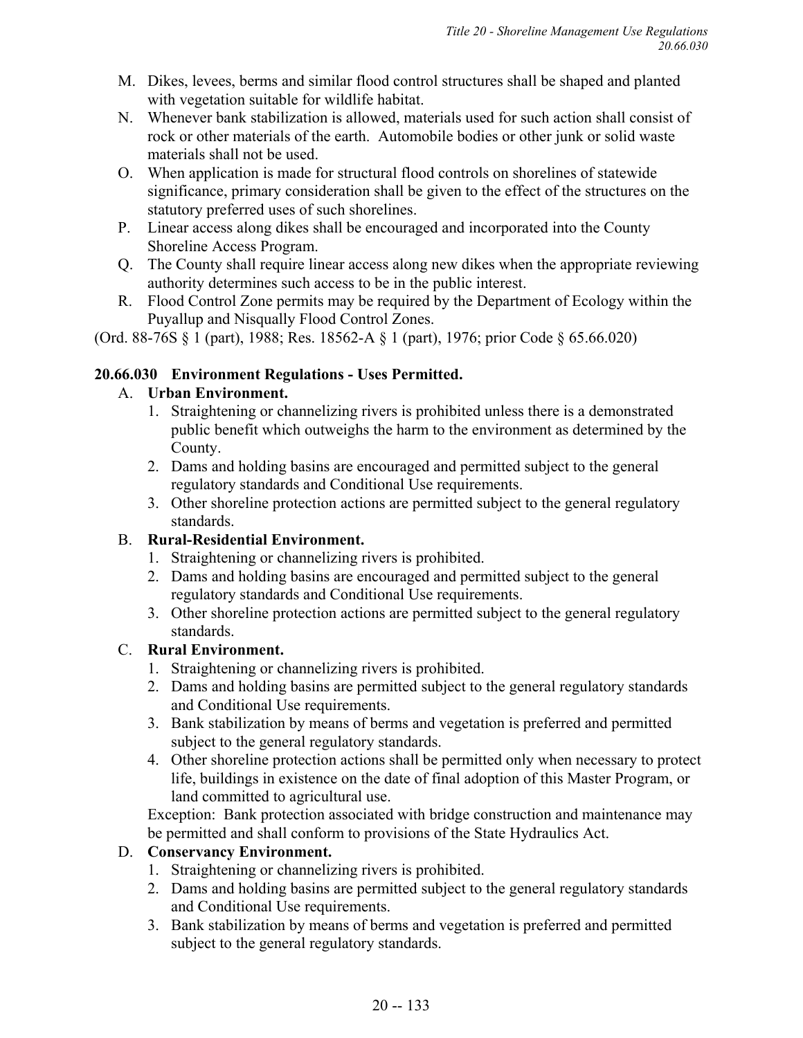M. Dikes, levees, berms and similar flood control structures shall be shaped and planted with vegetation suitable for wildlife habitat.

N. Whenever bank stabilization is allowed, materials used for such action shall consist of rock or other materials of the earth. Automobile bodies or other junk or solid waste materials shall not be used.

O. When application is made for structural flood controls on shorelines of statewide significance, primary consideration shall be given to the effect of the structures on the statutory preferred uses of such shorelines.

P. Linear access along dikes shall be encouraged and incorporated into the County Shoreline Access Program.

Q. The County shall require linear access along new dikes when the appropriate reviewing authority determines such access to be in the public interest.

R. Flood Control Zone permits may be required by the Department of Ecology within the Puyallup and Nisqually Flood Control Zones.

(Ord. 88-76S § 1 (part), 1988; Res. 18562-A § 1 (part), 1976; prior Code § 65.66.020)

**20.66.030 Environment Regulations - Uses Permitted.**

A. **Urban Environment.**
   1. Straightening or channelizing rivers is prohibited unless there is a demonstrated public benefit which outweighs the harm to the environment as determined by the County.
   2. Dams and holding basins are encouraged and permitted subject to the general regulatory standards and Conditional Use requirements.
   3. Other shoreline protection actions are permitted subject to the general regulatory standards.

B. **Rural-Residential Environment.**
   1. Straightening or channelizing rivers is prohibited.
   2. Dams and holding basins are encouraged and permitted subject to the general regulatory standards and Conditional Use requirements.
   3. Other shoreline protection actions are permitted subject to the general regulatory standards.

C. **Rural Environment.**
   1. Straightening or channelizing rivers is prohibited.
   2. Dams and holding basins are permitted subject to the general regulatory standards and Conditional Use requirements.
   3. Bank stabilization by means of berms and vegetation is preferred and permitted subject to the general regulatory standards.
   4. Other shoreline protection actions shall be permitted only when necessary to protect life, buildings in existence on the date of final adoption of this Master Program, or land committed to agricultural use.

   Exception: Bank protection associated with bridge construction and maintenance may be permitted and shall conform to provisions of the State Hydraulics Act.

D. **Conservancy Environment.**
   1. Straightening or channelizing rivers is prohibited.
   2. Dams and holding basins are permitted subject to the general regulatory standards and Conditional Use requirements.
   3. Bank stabilization by means of berms and vegetation is preferred and permitted subject to the general regulatory standards.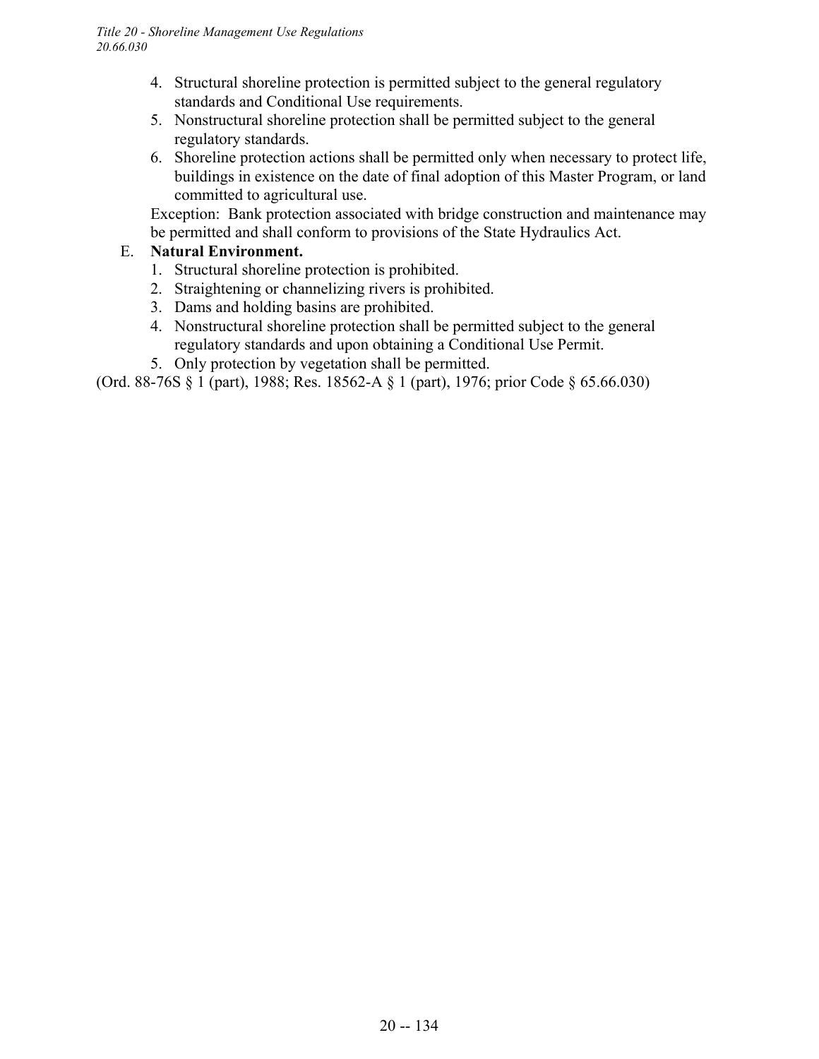4. Structural shoreline protection is permitted subject to the general regulatory standards and Conditional Use requirements.
5. Nonstructural shoreline protection shall be permitted subject to the general regulatory standards.
6. Shoreline protection actions shall be permitted only when necessary to protect life, buildings in existence on the date of final adoption of this Master Program, or land committed to agricultural use.

Exception: Bank protection associated with bridge construction and maintenance may be permitted and shall conform to provisions of the State Hydraulics Act.

E. **Natural Environment.**

1. Structural shoreline protection is prohibited.
2. Straightening or channelizing rivers is prohibited.
3. Dams and holding basins are prohibited.
4. Nonstructural shoreline protection shall be permitted subject to the general regulatory standards and upon obtaining a Conditional Use Permit.
5. Only protection by vegetation shall be permitted.

(Ord. 88-76S § 1 (part), 1988; Res. 18562-A § 1 (part), 1976; prior Code § 65.66.030)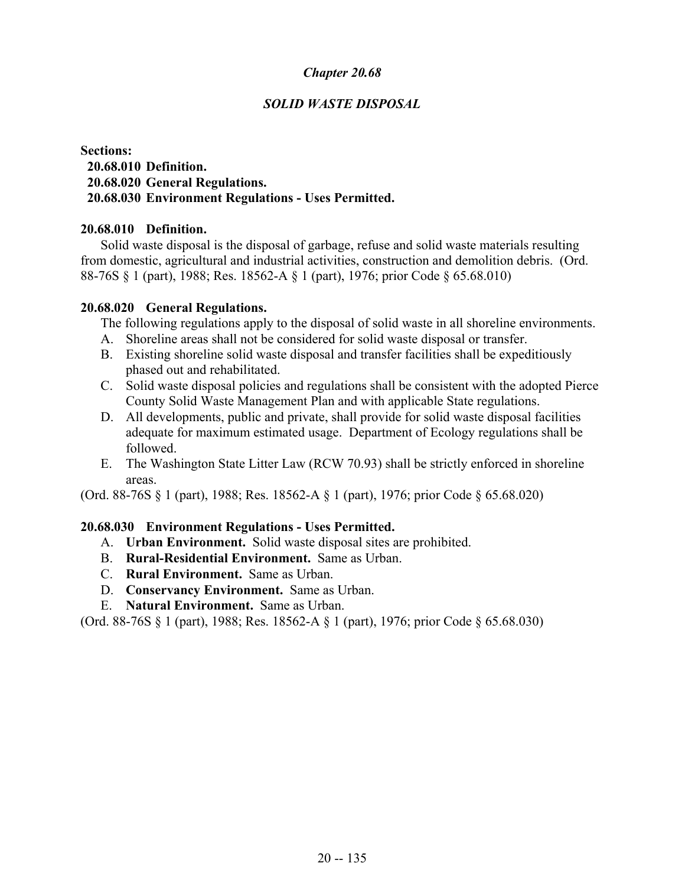# *Chapter 20.68*

## *SOLID WASTE DISPOSAL*

**Sections:**

**20.68.010 Definition.**
**20.68.020 General Regulations.**
**20.68.030 Environment Regulations - Uses Permitted.**

### 20.68.010 Definition.

Solid waste disposal is the disposal of garbage, refuse and solid waste materials resulting from domestic, agricultural and industrial activities, construction and demolition debris. (Ord. 88-76S § 1 (part), 1988; Res. 18562-A § 1 (part), 1976; prior Code § 65.68.010)

### 20.68.020 General Regulations.

The following regulations apply to the disposal of solid waste in all shoreline environments.

A. Shoreline areas shall not be considered for solid waste disposal or transfer.
B. Existing shoreline solid waste disposal and transfer facilities shall be expeditiously phased out and rehabilitated.
C. Solid waste disposal policies and regulations shall be consistent with the adopted Pierce County Solid Waste Management Plan and with applicable State regulations.
D. All developments, public and private, shall provide for solid waste disposal facilities adequate for maximum estimated usage. Department of Ecology regulations shall be followed.
E. The Washington State Litter Law (RCW 70.93) shall be strictly enforced in shoreline areas.

(Ord. 88-76S § 1 (part), 1988; Res. 18562-A § 1 (part), 1976; prior Code § 65.68.020)

### 20.68.030 Environment Regulations - Uses Permitted.

A. **Urban Environment.** Solid waste disposal sites are prohibited.
B. **Rural-Residential Environment.** Same as Urban.
C. **Rural Environment.** Same as Urban.
D. **Conservancy Environment.** Same as Urban.
E. **Natural Environment.** Same as Urban.

(Ord. 88-76S § 1 (part), 1988; Res. 18562-A § 1 (part), 1976; prior Code § 65.68.030)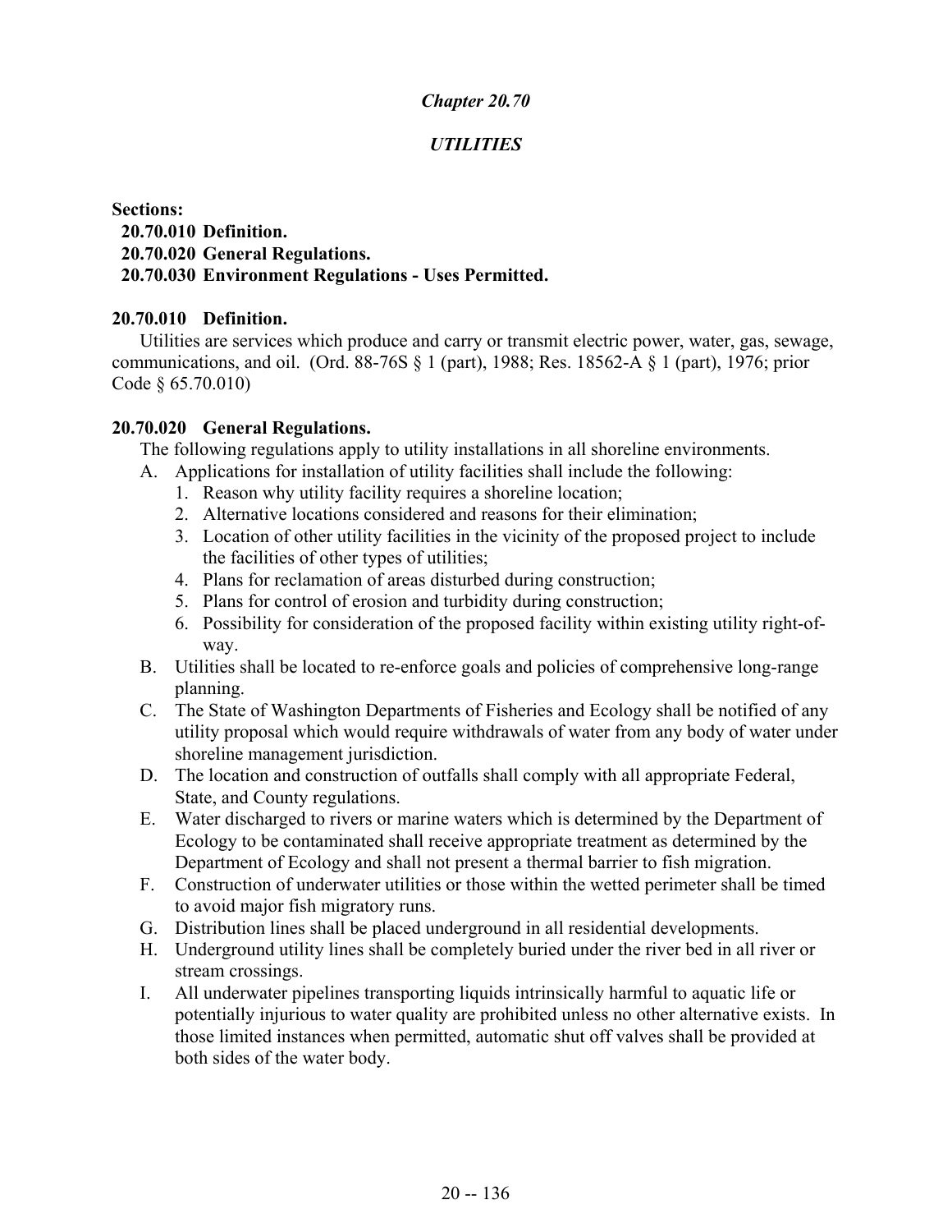# *Chapter 20.70*

## *UTILITIES*

**Sections:**

**20.70.010 Definition.**
**20.70.020 General Regulations.**
**20.70.030 Environment Regulations - Uses Permitted.**

### 20.70.010 Definition.

Utilities are services which produce and carry or transmit electric power, water, gas, sewage, communications, and oil. (Ord. 88-76S § 1 (part), 1988; Res. 18562-A § 1 (part), 1976; prior Code § 65.70.010)

### 20.70.020 General Regulations.

The following regulations apply to utility installations in all shoreline environments.

A. Applications for installation of utility facilities shall include the following:
   1. Reason why utility facility requires a shoreline location;
   2. Alternative locations considered and reasons for their elimination;
   3. Location of other utility facilities in the vicinity of the proposed project to include the facilities of other types of utilities;
   4. Plans for reclamation of areas disturbed during construction;
   5. Plans for control of erosion and turbidity during construction;
   6. Possibility for consideration of the proposed facility within existing utility right-of-way.

B. Utilities shall be located to re-enforce goals and policies of comprehensive long-range planning.

C. The State of Washington Departments of Fisheries and Ecology shall be notified of any utility proposal which would require withdrawals of water from any body of water under shoreline management jurisdiction.

D. The location and construction of outfalls shall comply with all appropriate Federal, State, and County regulations.

E. Water discharged to rivers or marine waters which is determined by the Department of Ecology to be contaminated shall receive appropriate treatment as determined by the Department of Ecology and shall not present a thermal barrier to fish migration.

F. Construction of underwater utilities or those within the wetted perimeter shall be timed to avoid major fish migratory runs.

G. Distribution lines shall be placed underground in all residential developments.

H. Underground utility lines shall be completely buried under the river bed in all river or stream crossings.

I. All underwater pipelines transporting liquids intrinsically harmful to aquatic life or potentially injurious to water quality are prohibited unless no other alternative exists. In those limited instances when permitted, automatic shut off valves shall be provided at both sides of the water body.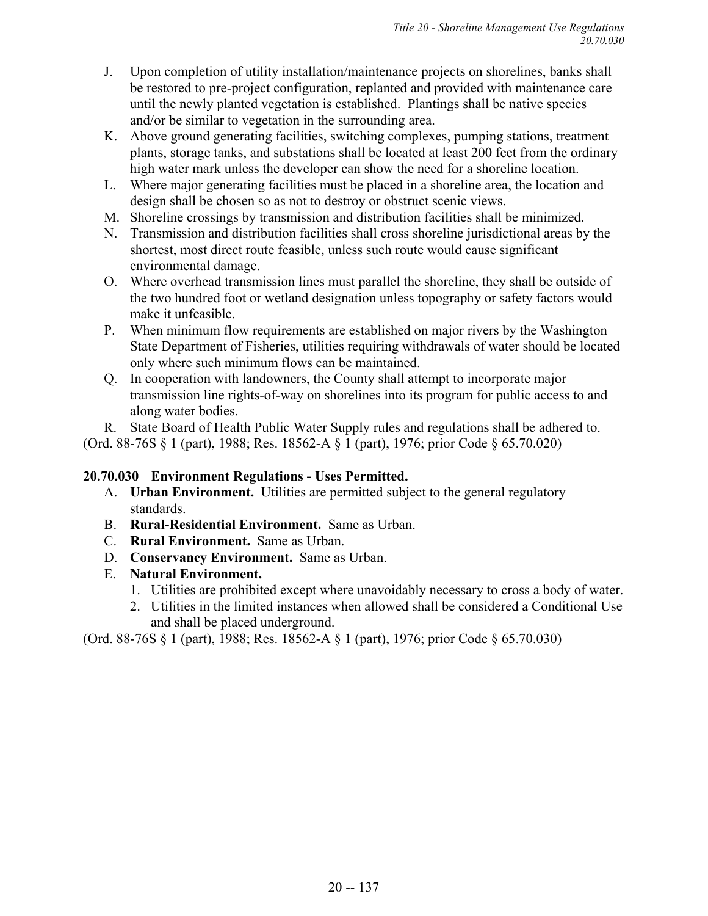J. Upon completion of utility installation/maintenance projects on shorelines, banks shall be restored to pre-project configuration, replanted and provided with maintenance care until the newly planted vegetation is established. Plantings shall be native species and/or be similar to vegetation in the surrounding area.
K. Above ground generating facilities, switching complexes, pumping stations, treatment plants, storage tanks, and substations shall be located at least 200 feet from the ordinary high water mark unless the developer can show the need for a shoreline location.
L. Where major generating facilities must be placed in a shoreline area, the location and design shall be chosen so as not to destroy or obstruct scenic views.
M. Shoreline crossings by transmission and distribution facilities shall be minimized.
N. Transmission and distribution facilities shall cross shoreline jurisdictional areas by the shortest, most direct route feasible, unless such route would cause significant environmental damage.
O. Where overhead transmission lines must parallel the shoreline, they shall be outside of the two hundred foot or wetland designation unless topography or safety factors would make it unfeasible.
P. When minimum flow requirements are established on major rivers by the Washington State Department of Fisheries, utilities requiring withdrawals of water should be located only where such minimum flows can be maintained.
Q. In cooperation with landowners, the County shall attempt to incorporate major transmission line rights-of-way on shorelines into its program for public access to and along water bodies.
R. State Board of Health Public Water Supply rules and regulations shall be adhered to.

(Ord. 88-76S § 1 (part), 1988; Res. 18562-A § 1 (part), 1976; prior Code § 65.70.020)

### 20.70.030 Environment Regulations - Uses Permitted.

A. **Urban Environment.** Utilities are permitted subject to the general regulatory standards.
B. **Rural-Residential Environment.** Same as Urban.
C. **Rural Environment.** Same as Urban.
D. **Conservancy Environment.** Same as Urban.
E. **Natural Environment.**
   1. Utilities are prohibited except where unavoidably necessary to cross a body of water.
   2. Utilities in the limited instances when allowed shall be considered a Conditional Use and shall be placed underground.

(Ord. 88-76S § 1 (part), 1988; Res. 18562-A § 1 (part), 1976; prior Code § 65.70.030)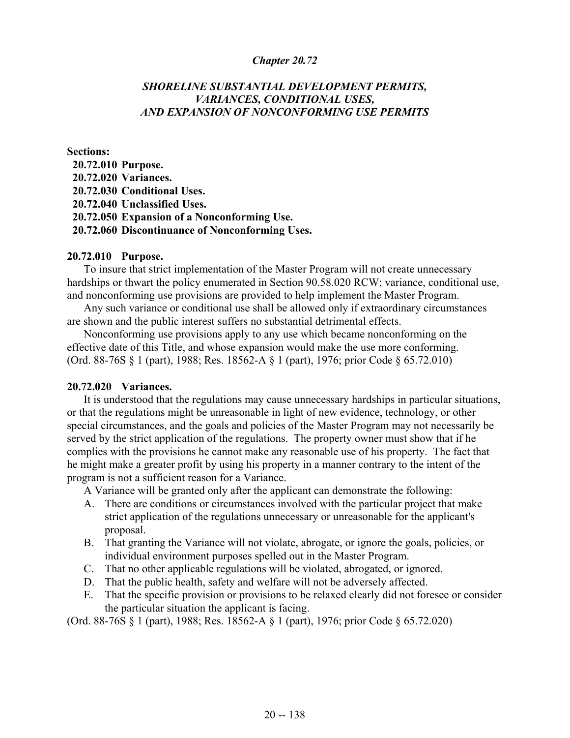## *Chapter 20.72*

### *SHORELINE SUBSTANTIAL DEVELOPMENT PERMITS, VARIANCES, CONDITIONAL USES, AND EXPANSION OF NONCONFORMING USE PERMITS*

**Sections:**

**20.72.010 Purpose.**
**20.72.020 Variances.**
**20.72.030 Conditional Uses.**
**20.72.040 Unclassified Uses.**
**20.72.050 Expansion of a Nonconforming Use.**
**20.72.060 Discontinuance of Nonconforming Uses.**

**20.72.010 Purpose.**

To insure that strict implementation of the Master Program will not create unnecessary hardships or thwart the policy enumerated in Section 90.58.020 RCW; variance, conditional use, and nonconforming use provisions are provided to help implement the Master Program.

Any such variance or conditional use shall be allowed only if extraordinary circumstances are shown and the public interest suffers no substantial detrimental effects.

Nonconforming use provisions apply to any use which became nonconforming on the effective date of this Title, and whose expansion would make the use more conforming.
(Ord. 88-76S § 1 (part), 1988; Res. 18562-A § 1 (part), 1976; prior Code § 65.72.010)

**20.72.020 Variances.**

It is understood that the regulations may cause unnecessary hardships in particular situations, or that the regulations might be unreasonable in light of new evidence, technology, or other special circumstances, and the goals and policies of the Master Program may not necessarily be served by the strict application of the regulations. The property owner must show that if he complies with the provisions he cannot make any reasonable use of his property. The fact that he might make a greater profit by using his property in a manner contrary to the intent of the program is not a sufficient reason for a Variance.

A Variance will be granted only after the applicant can demonstrate the following:

A. There are conditions or circumstances involved with the particular project that make strict application of the regulations unnecessary or unreasonable for the applicant's proposal.
B. That granting the Variance will not violate, abrogate, or ignore the goals, policies, or individual environment purposes spelled out in the Master Program.
C. That no other applicable regulations will be violated, abrogated, or ignored.
D. That the public health, safety and welfare will not be adversely affected.
E. That the specific provision or provisions to be relaxed clearly did not foresee or consider the particular situation the applicant is facing.

(Ord. 88-76S § 1 (part), 1988; Res. 18562-A § 1 (part), 1976; prior Code § 65.72.020)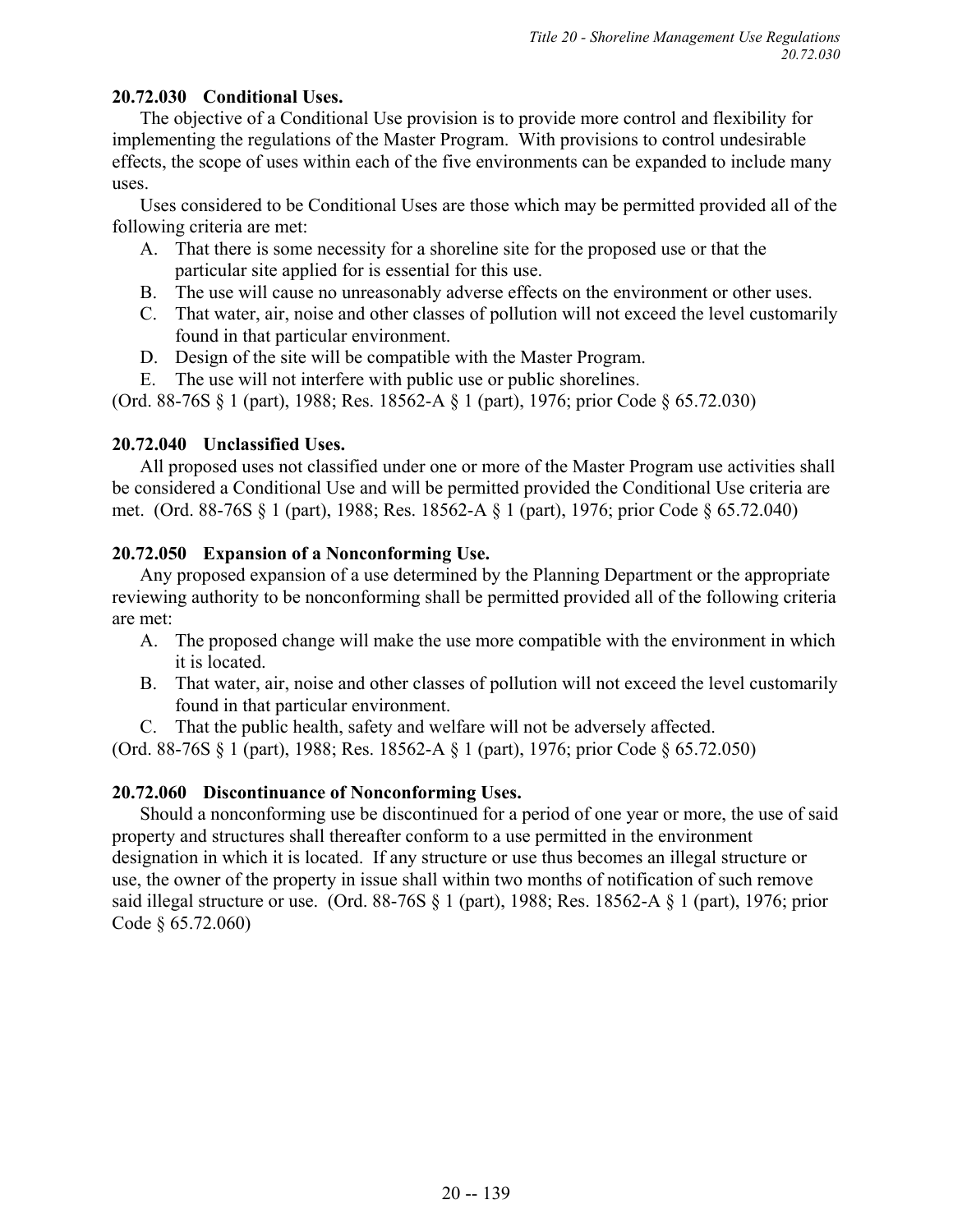**20.72.030 Conditional Uses.**

The objective of a Conditional Use provision is to provide more control and flexibility for implementing the regulations of the Master Program. With provisions to control undesirable effects, the scope of uses within each of the five environments can be expanded to include many uses.

Uses considered to be Conditional Uses are those which may be permitted provided all of the following criteria are met:

A. That there is some necessity for a shoreline site for the proposed use or that the particular site applied for is essential for this use.
B. The use will cause no unreasonably adverse effects on the environment or other uses.
C. That water, air, noise and other classes of pollution will not exceed the level customarily found in that particular environment.
D. Design of the site will be compatible with the Master Program.
E. The use will not interfere with public use or public shorelines.

(Ord. 88-76S § 1 (part), 1988; Res. 18562-A § 1 (part), 1976; prior Code § 65.72.030)

**20.72.040 Unclassified Uses.**

All proposed uses not classified under one or more of the Master Program use activities shall be considered a Conditional Use and will be permitted provided the Conditional Use criteria are met. (Ord. 88-76S § 1 (part), 1988; Res. 18562-A § 1 (part), 1976; prior Code § 65.72.040)

**20.72.050 Expansion of a Nonconforming Use.**

Any proposed expansion of a use determined by the Planning Department or the appropriate reviewing authority to be nonconforming shall be permitted provided all of the following criteria are met:

A. The proposed change will make the use more compatible with the environment in which it is located.
B. That water, air, noise and other classes of pollution will not exceed the level customarily found in that particular environment.
C. That the public health, safety and welfare will not be adversely affected.

(Ord. 88-76S § 1 (part), 1988; Res. 18562-A § 1 (part), 1976; prior Code § 65.72.050)

**20.72.060 Discontinuance of Nonconforming Uses.**

Should a nonconforming use be discontinued for a period of one year or more, the use of said property and structures shall thereafter conform to a use permitted in the environment designation in which it is located. If any structure or use thus becomes an illegal structure or use, the owner of the property in issue shall within two months of notification of such remove said illegal structure or use. (Ord. 88-76S § 1 (part), 1988; Res. 18562-A § 1 (part), 1976; prior Code § 65.72.060)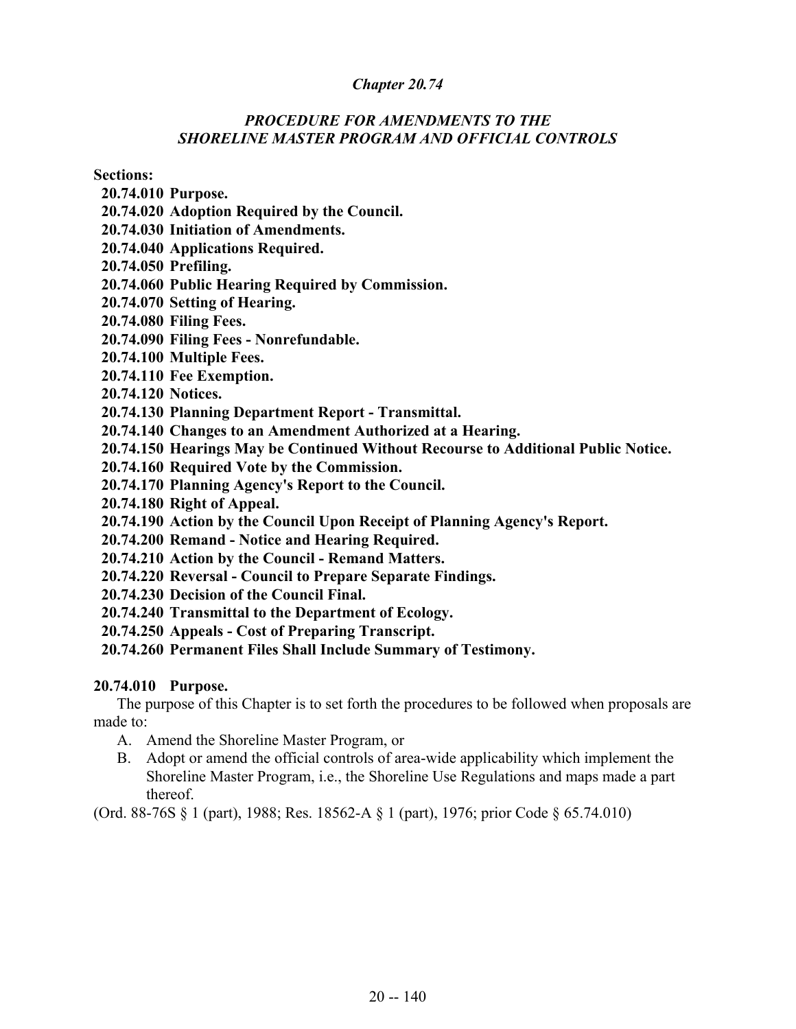*Chapter 20.74*

*PROCEDURE FOR AMENDMENTS TO THE SHORELINE MASTER PROGRAM AND OFFICIAL CONTROLS*

**Sections:**

**20.74.010 Purpose.**
**20.74.020 Adoption Required by the Council.**
**20.74.030 Initiation of Amendments.**
**20.74.040 Applications Required.**
**20.74.050 Prefiling.**
**20.74.060 Public Hearing Required by Commission.**
**20.74.070 Setting of Hearing.**
**20.74.080 Filing Fees.**
**20.74.090 Filing Fees - Nonrefundable.**
**20.74.100 Multiple Fees.**
**20.74.110 Fee Exemption.**
**20.74.120 Notices.**
**20.74.130 Planning Department Report - Transmittal.**
**20.74.140 Changes to an Amendment Authorized at a Hearing.**
**20.74.150 Hearings May be Continued Without Recourse to Additional Public Notice.**
**20.74.160 Required Vote by the Commission.**
**20.74.170 Planning Agency's Report to the Council.**
**20.74.180 Right of Appeal.**
**20.74.190 Action by the Council Upon Receipt of Planning Agency's Report.**
**20.74.200 Remand - Notice and Hearing Required.**
**20.74.210 Action by the Council - Remand Matters.**
**20.74.220 Reversal - Council to Prepare Separate Findings.**
**20.74.230 Decision of the Council Final.**
**20.74.240 Transmittal to the Department of Ecology.**
**20.74.250 Appeals - Cost of Preparing Transcript.**
**20.74.260 Permanent Files Shall Include Summary of Testimony.**

**20.74.010 Purpose.**

The purpose of this Chapter is to set forth the procedures to be followed when proposals are made to:

A. Amend the Shoreline Master Program, or
B. Adopt or amend the official controls of area-wide applicability which implement the Shoreline Master Program, i.e., the Shoreline Use Regulations and maps made a part thereof.

(Ord. 88-76S § 1 (part), 1988; Res. 18562-A § 1 (part), 1976; prior Code § 65.74.010)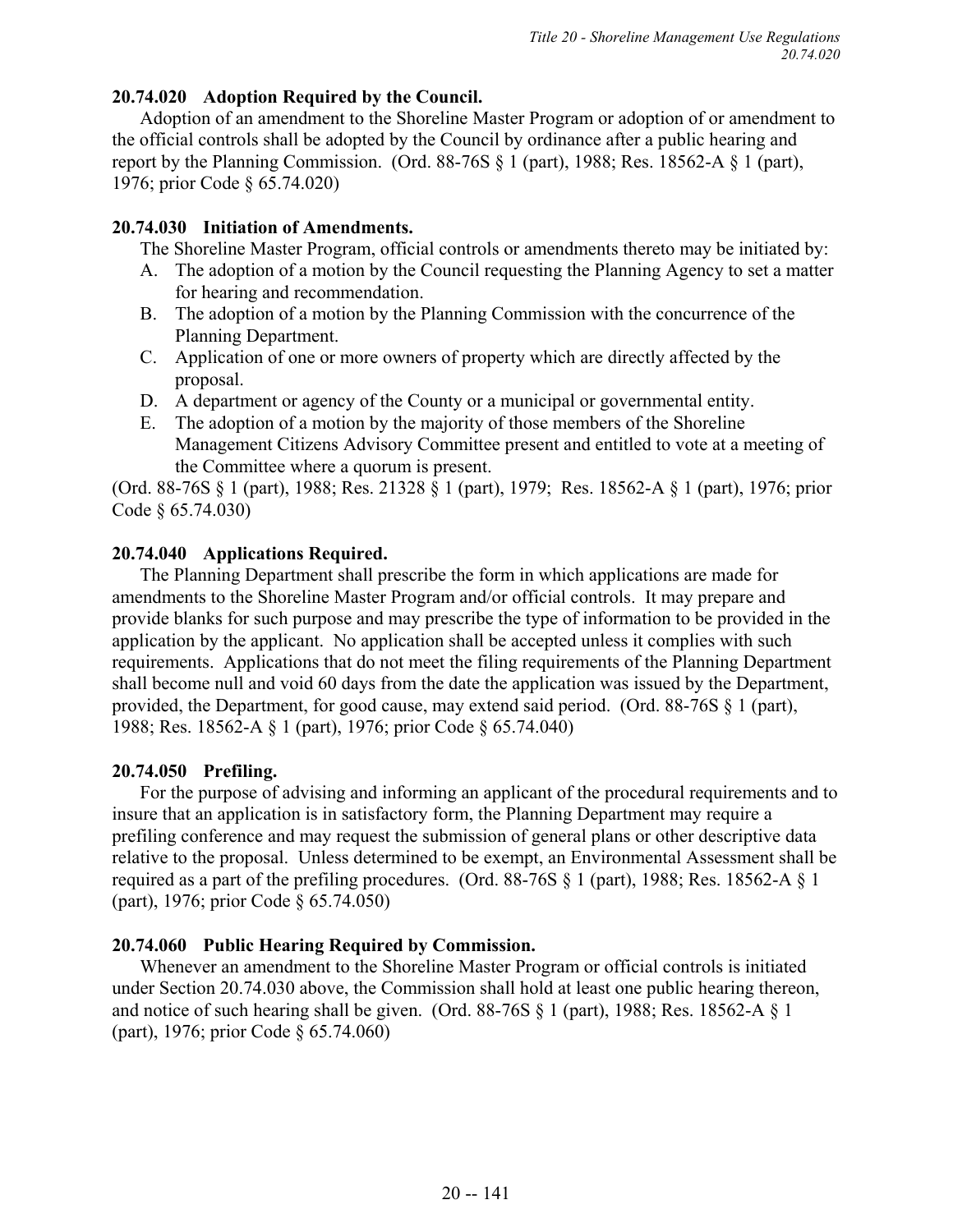**20.74.020 Adoption Required by the Council.**

Adoption of an amendment to the Shoreline Master Program or adoption of or amendment to the official controls shall be adopted by the Council by ordinance after a public hearing and report by the Planning Commission. (Ord. 88-76S § 1 (part), 1988; Res. 18562-A § 1 (part), 1976; prior Code § 65.74.020)

**20.74.030 Initiation of Amendments.**

The Shoreline Master Program, official controls or amendments thereto may be initiated by:

A. The adoption of a motion by the Council requesting the Planning Agency to set a matter for hearing and recommendation.
B. The adoption of a motion by the Planning Commission with the concurrence of the Planning Department.
C. Application of one or more owners of property which are directly affected by the proposal.
D. A department or agency of the County or a municipal or governmental entity.
E. The adoption of a motion by the majority of those members of the Shoreline Management Citizens Advisory Committee present and entitled to vote at a meeting of the Committee where a quorum is present.

(Ord. 88-76S § 1 (part), 1988; Res. 21328 § 1 (part), 1979; Res. 18562-A § 1 (part), 1976; prior Code § 65.74.030)

**20.74.040 Applications Required.**

The Planning Department shall prescribe the form in which applications are made for amendments to the Shoreline Master Program and/or official controls. It may prepare and provide blanks for such purpose and may prescribe the type of information to be provided in the application by the applicant. No application shall be accepted unless it complies with such requirements. Applications that do not meet the filing requirements of the Planning Department shall become null and void 60 days from the date the application was issued by the Department, provided, the Department, for good cause, may extend said period. (Ord. 88-76S § 1 (part), 1988; Res. 18562-A § 1 (part), 1976; prior Code § 65.74.040)

**20.74.050 Prefiling.**

For the purpose of advising and informing an applicant of the procedural requirements and to insure that an application is in satisfactory form, the Planning Department may require a prefiling conference and may request the submission of general plans or other descriptive data relative to the proposal. Unless determined to be exempt, an Environmental Assessment shall be required as a part of the prefiling procedures. (Ord. 88-76S § 1 (part), 1988; Res. 18562-A § 1 (part), 1976; prior Code § 65.74.050)

**20.74.060 Public Hearing Required by Commission.**

Whenever an amendment to the Shoreline Master Program or official controls is initiated under Section 20.74.030 above, the Commission shall hold at least one public hearing thereon, and notice of such hearing shall be given. (Ord. 88-76S § 1 (part), 1988; Res. 18562-A § 1 (part), 1976; prior Code § 65.74.060)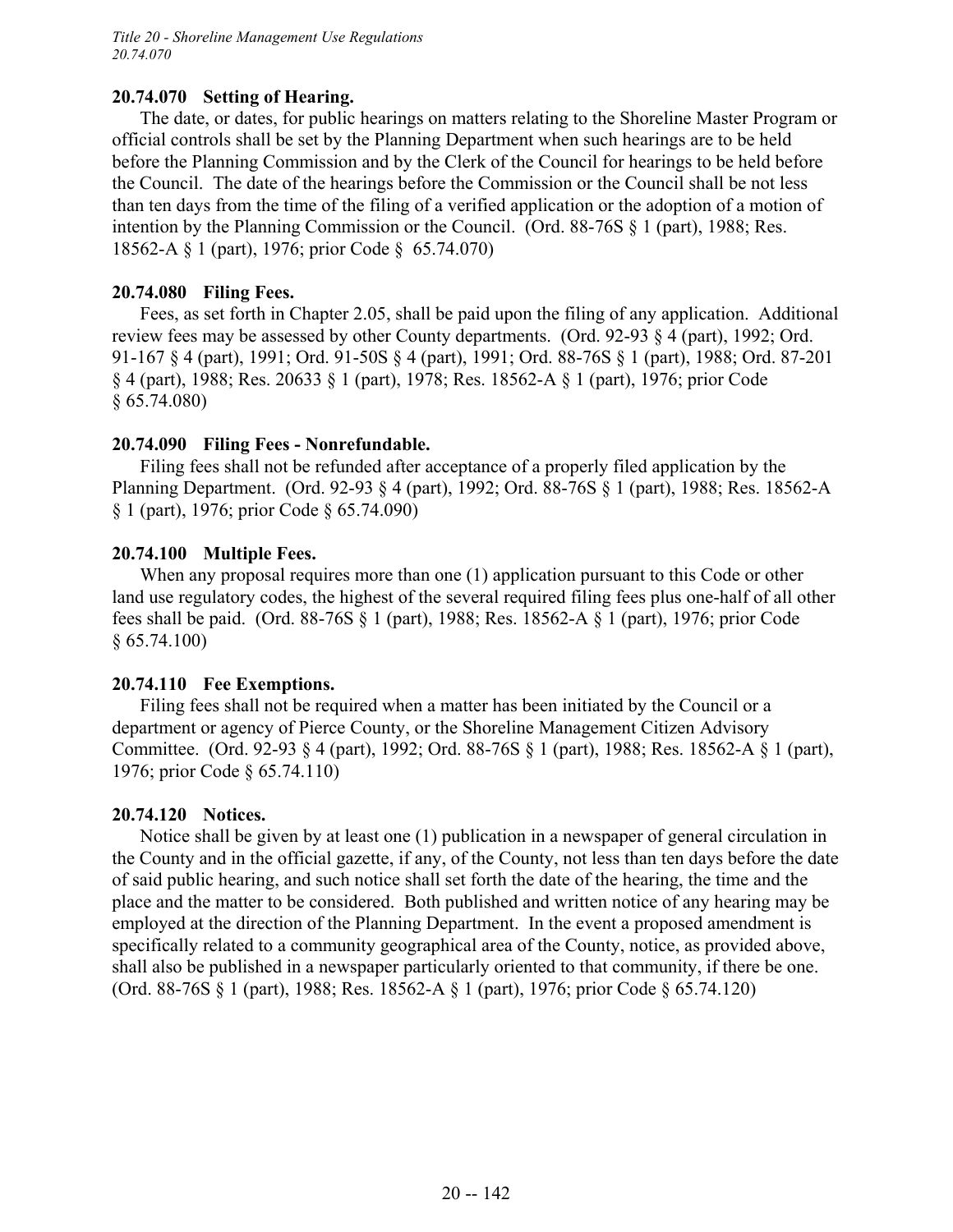### 20.74.070 Setting of Hearing.

The date, or dates, for public hearings on matters relating to the Shoreline Master Program or official controls shall be set by the Planning Department when such hearings are to be held before the Planning Commission and by the Clerk of the Council for hearings to be held before the Council. The date of the hearings before the Commission or the Council shall be not less than ten days from the time of the filing of a verified application or the adoption of a motion of intention by the Planning Commission or the Council. (Ord. 88-76S § 1 (part), 1988; Res. 18562-A § 1 (part), 1976; prior Code § 65.74.070)

### 20.74.080 Filing Fees.

Fees, as set forth in Chapter 2.05, shall be paid upon the filing of any application. Additional review fees may be assessed by other County departments. (Ord. 92-93 § 4 (part), 1992; Ord. 91-167 § 4 (part), 1991; Ord. 91-50S § 4 (part), 1991; Ord. 88-76S § 1 (part), 1988; Ord. 87-201 § 4 (part), 1988; Res. 20633 § 1 (part), 1978; Res. 18562-A § 1 (part), 1976; prior Code § 65.74.080)

### 20.74.090 Filing Fees - Nonrefundable.

Filing fees shall not be refunded after acceptance of a properly filed application by the Planning Department. (Ord. 92-93 § 4 (part), 1992; Ord. 88-76S § 1 (part), 1988; Res. 18562-A § 1 (part), 1976; prior Code § 65.74.090)

### 20.74.100 Multiple Fees.

When any proposal requires more than one (1) application pursuant to this Code or other land use regulatory codes, the highest of the several required filing fees plus one-half of all other fees shall be paid. (Ord. 88-76S § 1 (part), 1988; Res. 18562-A § 1 (part), 1976; prior Code § 65.74.100)

### 20.74.110 Fee Exemptions.

Filing fees shall not be required when a matter has been initiated by the Council or a department or agency of Pierce County, or the Shoreline Management Citizen Advisory Committee. (Ord. 92-93 § 4 (part), 1992; Ord. 88-76S § 1 (part), 1988; Res. 18562-A § 1 (part), 1976; prior Code § 65.74.110)

### 20.74.120 Notices.

Notice shall be given by at least one (1) publication in a newspaper of general circulation in the County and in the official gazette, if any, of the County, not less than ten days before the date of said public hearing, and such notice shall set forth the date of the hearing, the time and the place and the matter to be considered. Both published and written notice of any hearing may be employed at the direction of the Planning Department. In the event a proposed amendment is specifically related to a community geographical area of the County, notice, as provided above, shall also be published in a newspaper particularly oriented to that community, if there be one. (Ord. 88-76S § 1 (part), 1988; Res. 18562-A § 1 (part), 1976; prior Code § 65.74.120)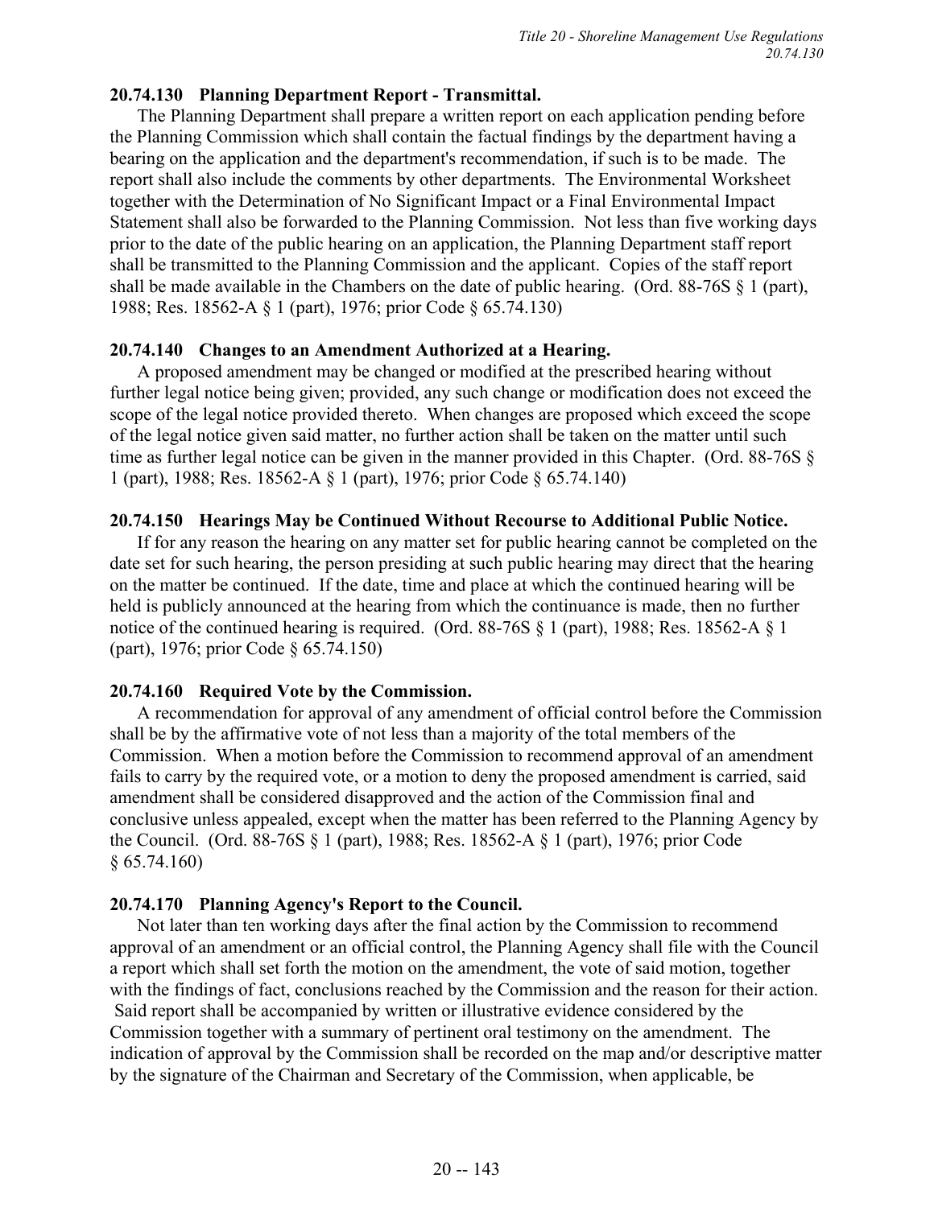**20.74.130 Planning Department Report - Transmittal.**

The Planning Department shall prepare a written report on each application pending before the Planning Commission which shall contain the factual findings by the department having a bearing on the application and the department's recommendation, if such is to be made. The report shall also include the comments by other departments. The Environmental Worksheet together with the Determination of No Significant Impact or a Final Environmental Impact Statement shall also be forwarded to the Planning Commission. Not less than five working days prior to the date of the public hearing on an application, the Planning Department staff report shall be transmitted to the Planning Commission and the applicant. Copies of the staff report shall be made available in the Chambers on the date of public hearing. (Ord. 88-76S § 1 (part), 1988; Res. 18562-A § 1 (part), 1976; prior Code § 65.74.130)

**20.74.140 Changes to an Amendment Authorized at a Hearing.**

A proposed amendment may be changed or modified at the prescribed hearing without further legal notice being given; provided, any such change or modification does not exceed the scope of the legal notice provided thereto. When changes are proposed which exceed the scope of the legal notice given said matter, no further action shall be taken on the matter until such time as further legal notice can be given in the manner provided in this Chapter. (Ord. 88-76S § 1 (part), 1988; Res. 18562-A § 1 (part), 1976; prior Code § 65.74.140)

**20.74.150 Hearings May be Continued Without Recourse to Additional Public Notice.**

If for any reason the hearing on any matter set for public hearing cannot be completed on the date set for such hearing, the person presiding at such public hearing may direct that the hearing on the matter be continued. If the date, time and place at which the continued hearing will be held is publicly announced at the hearing from which the continuance is made, then no further notice of the continued hearing is required. (Ord. 88-76S § 1 (part), 1988; Res. 18562-A § 1 (part), 1976; prior Code § 65.74.150)

**20.74.160 Required Vote by the Commission.**

A recommendation for approval of any amendment of official control before the Commission shall be by the affirmative vote of not less than a majority of the total members of the Commission. When a motion before the Commission to recommend approval of an amendment fails to carry by the required vote, or a motion to deny the proposed amendment is carried, said amendment shall be considered disapproved and the action of the Commission final and conclusive unless appealed, except when the matter has been referred to the Planning Agency by the Council. (Ord. 88-76S § 1 (part), 1988; Res. 18562-A § 1 (part), 1976; prior Code § 65.74.160)

**20.74.170 Planning Agency's Report to the Council.**

Not later than ten working days after the final action by the Commission to recommend approval of an amendment or an official control, the Planning Agency shall file with the Council a report which shall set forth the motion on the amendment, the vote of said motion, together with the findings of fact, conclusions reached by the Commission and the reason for their action. Said report shall be accompanied by written or illustrative evidence considered by the Commission together with a summary of pertinent oral testimony on the amendment. The indication of approval by the Commission shall be recorded on the map and/or descriptive matter by the signature of the Chairman and Secretary of the Commission, when applicable, be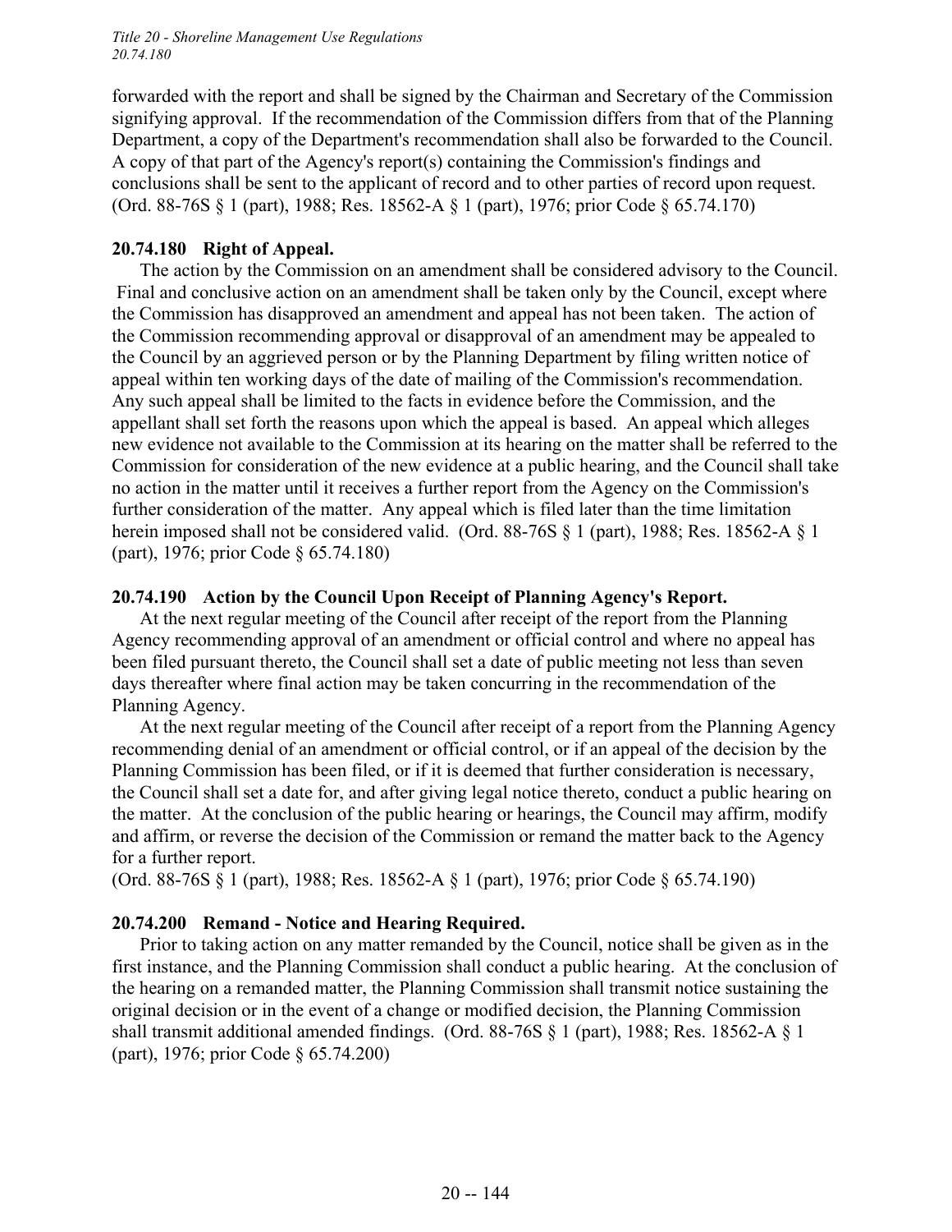forwarded with the report and shall be signed by the Chairman and Secretary of the Commission signifying approval. If the recommendation of the Commission differs from that of the Planning Department, a copy of the Department's recommendation shall also be forwarded to the Council. A copy of that part of the Agency's report(s) containing the Commission's findings and conclusions shall be sent to the applicant of record and to other parties of record upon request. (Ord. 88-76S § 1 (part), 1988; Res. 18562-A § 1 (part), 1976; prior Code § 65.74.170)

**20.74.180 Right of Appeal.**

The action by the Commission on an amendment shall be considered advisory to the Council. Final and conclusive action on an amendment shall be taken only by the Council, except where the Commission has disapproved an amendment and appeal has not been taken. The action of the Commission recommending approval or disapproval of an amendment may be appealed to the Council by an aggrieved person or by the Planning Department by filing written notice of appeal within ten working days of the date of mailing of the Commission's recommendation. Any such appeal shall be limited to the facts in evidence before the Commission, and the appellant shall set forth the reasons upon which the appeal is based. An appeal which alleges new evidence not available to the Commission at its hearing on the matter shall be referred to the Commission for consideration of the new evidence at a public hearing, and the Council shall take no action in the matter until it receives a further report from the Agency on the Commission's further consideration of the matter. Any appeal which is filed later than the time limitation herein imposed shall not be considered valid. (Ord. 88-76S § 1 (part), 1988; Res. 18562-A § 1 (part), 1976; prior Code § 65.74.180)

**20.74.190 Action by the Council Upon Receipt of Planning Agency's Report.**

At the next regular meeting of the Council after receipt of the report from the Planning Agency recommending approval of an amendment or official control and where no appeal has been filed pursuant thereto, the Council shall set a date of public meeting not less than seven days thereafter where final action may be taken concurring in the recommendation of the Planning Agency.

At the next regular meeting of the Council after receipt of a report from the Planning Agency recommending denial of an amendment or official control, or if an appeal of the decision by the Planning Commission has been filed, or if it is deemed that further consideration is necessary, the Council shall set a date for, and after giving legal notice thereto, conduct a public hearing on the matter. At the conclusion of the public hearing or hearings, the Council may affirm, modify and affirm, or reverse the decision of the Commission or remand the matter back to the Agency for a further report.

(Ord. 88-76S § 1 (part), 1988; Res. 18562-A § 1 (part), 1976; prior Code § 65.74.190)

**20.74.200 Remand - Notice and Hearing Required.**

Prior to taking action on any matter remanded by the Council, notice shall be given as in the first instance, and the Planning Commission shall conduct a public hearing. At the conclusion of the hearing on a remanded matter, the Planning Commission shall transmit notice sustaining the original decision or in the event of a change or modified decision, the Planning Commission shall transmit additional amended findings. (Ord. 88-76S § 1 (part), 1988; Res. 18562-A § 1 (part), 1976; prior Code § 65.74.200)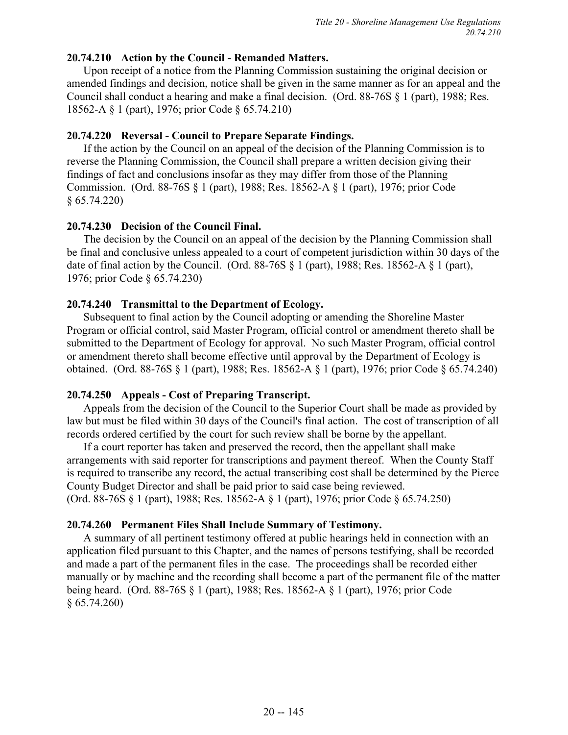### 20.74.210 Action by the Council - Remanded Matters.

Upon receipt of a notice from the Planning Commission sustaining the original decision or amended findings and decision, notice shall be given in the same manner as for an appeal and the Council shall conduct a hearing and make a final decision. (Ord. 88-76S § 1 (part), 1988; Res. 18562-A § 1 (part), 1976; prior Code § 65.74.210)

### 20.74.220 Reversal - Council to Prepare Separate Findings.

If the action by the Council on an appeal of the decision of the Planning Commission is to reverse the Planning Commission, the Council shall prepare a written decision giving their findings of fact and conclusions insofar as they may differ from those of the Planning Commission. (Ord. 88-76S § 1 (part), 1988; Res. 18562-A § 1 (part), 1976; prior Code § 65.74.220)

### 20.74.230 Decision of the Council Final.

The decision by the Council on an appeal of the decision by the Planning Commission shall be final and conclusive unless appealed to a court of competent jurisdiction within 30 days of the date of final action by the Council. (Ord. 88-76S § 1 (part), 1988; Res. 18562-A § 1 (part), 1976; prior Code § 65.74.230)

### 20.74.240 Transmittal to the Department of Ecology.

Subsequent to final action by the Council adopting or amending the Shoreline Master Program or official control, said Master Program, official control or amendment thereto shall be submitted to the Department of Ecology for approval. No such Master Program, official control or amendment thereto shall become effective until approval by the Department of Ecology is obtained. (Ord. 88-76S § 1 (part), 1988; Res. 18562-A § 1 (part), 1976; prior Code § 65.74.240)

### 20.74.250 Appeals - Cost of Preparing Transcript.

Appeals from the decision of the Council to the Superior Court shall be made as provided by law but must be filed within 30 days of the Council's final action. The cost of transcription of all records ordered certified by the court for such review shall be borne by the appellant.

If a court reporter has taken and preserved the record, then the appellant shall make arrangements with said reporter for transcriptions and payment thereof. When the County Staff is required to transcribe any record, the actual transcribing cost shall be determined by the Pierce County Budget Director and shall be paid prior to said case being reviewed.
(Ord. 88-76S § 1 (part), 1988; Res. 18562-A § 1 (part), 1976; prior Code § 65.74.250)

### 20.74.260 Permanent Files Shall Include Summary of Testimony.

A summary of all pertinent testimony offered at public hearings held in connection with an application filed pursuant to this Chapter, and the names of persons testifying, shall be recorded and made a part of the permanent files in the case. The proceedings shall be recorded either manually or by machine and the recording shall become a part of the permanent file of the matter being heard. (Ord. 88-76S § 1 (part), 1988; Res. 18562-A § 1 (part), 1976; prior Code § 65.74.260)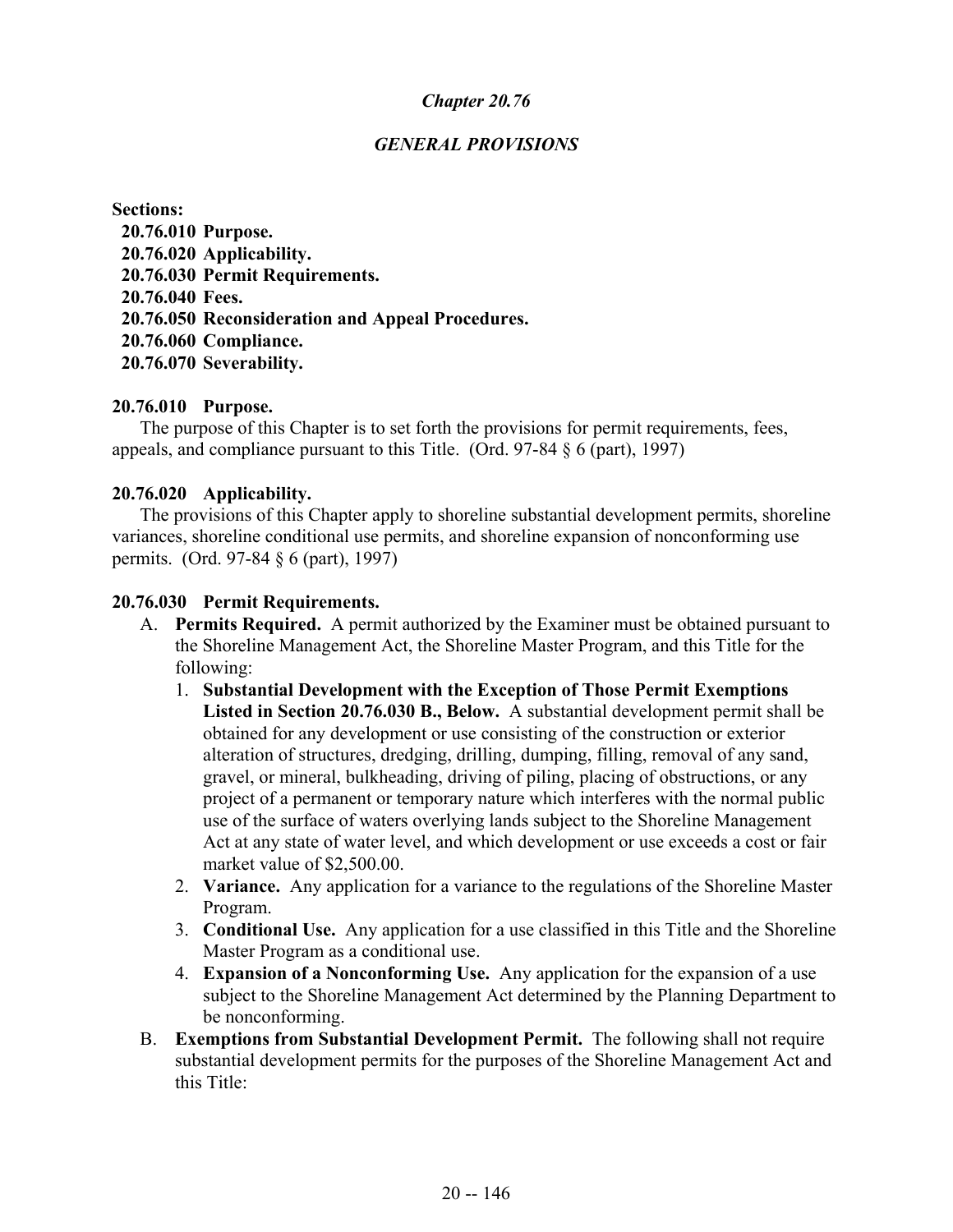# *Chapter 20.76*

## *GENERAL PROVISIONS*

**Sections:**

**20.76.010 Purpose.**
**20.76.020 Applicability.**
**20.76.030 Permit Requirements.**
**20.76.040 Fees.**
**20.76.050 Reconsideration and Appeal Procedures.**
**20.76.060 Compliance.**
**20.76.070 Severability.**

### 20.76.010 Purpose.

The purpose of this Chapter is to set forth the provisions for permit requirements, fees, appeals, and compliance pursuant to this Title. (Ord. 97-84 § 6 (part), 1997)

### 20.76.020 Applicability.

The provisions of this Chapter apply to shoreline substantial development permits, shoreline variances, shoreline conditional use permits, and shoreline expansion of nonconforming use permits. (Ord. 97-84 § 6 (part), 1997)

### 20.76.030 Permit Requirements.

A. **Permits Required.** A permit authorized by the Examiner must be obtained pursuant to the Shoreline Management Act, the Shoreline Master Program, and this Title for the following:

1. **Substantial Development with the Exception of Those Permit Exemptions Listed in Section 20.76.030 B., Below.** A substantial development permit shall be obtained for any development or use consisting of the construction or exterior alteration of structures, dredging, drilling, dumping, filling, removal of any sand, gravel, or mineral, bulkheading, driving of piling, placing of obstructions, or any project of a permanent or temporary nature which interferes with the normal public use of the surface of waters overlying lands subject to the Shoreline Management Act at any state of water level, and which development or use exceeds a cost or fair market value of $2,500.00.
2. **Variance.** Any application for a variance to the regulations of the Shoreline Master Program.
3. **Conditional Use.** Any application for a use classified in this Title and the Shoreline Master Program as a conditional use.
4. **Expansion of a Nonconforming Use.** Any application for the expansion of a use subject to the Shoreline Management Act determined by the Planning Department to be nonconforming.

B. **Exemptions from Substantial Development Permit.** The following shall not require substantial development permits for the purposes of the Shoreline Management Act and this Title: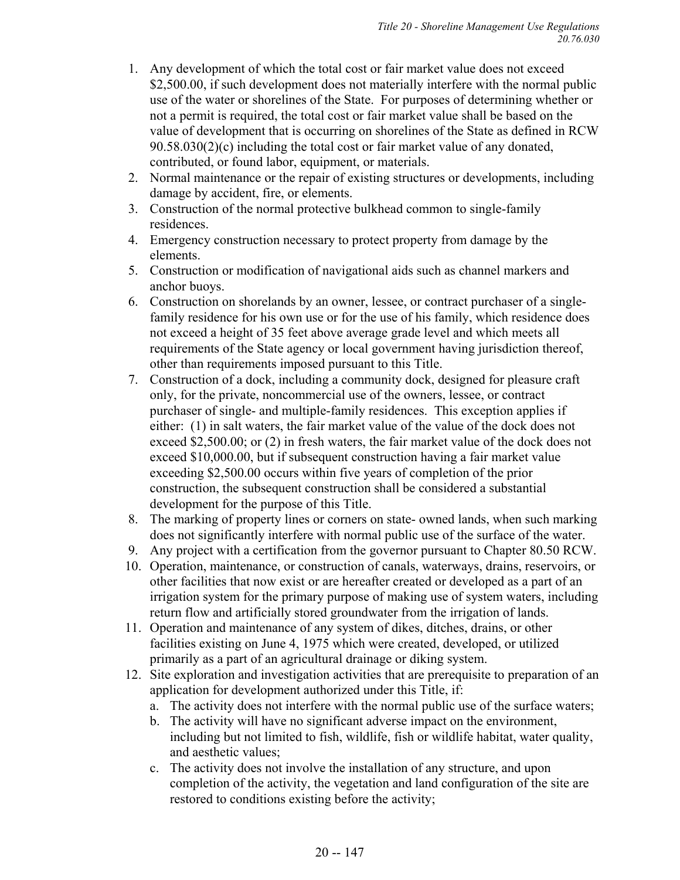1. Any development of which the total cost or fair market value does not exceed $2,500.00, if such development does not materially interfere with the normal public use of the water or shorelines of the State. For purposes of determining whether or not a permit is required, the total cost or fair market value shall be based on the value of development that is occurring on shorelines of the State as defined in RCW 90.58.030(2)(c) including the total cost or fair market value of any donated, contributed, or found labor, equipment, or materials.
2. Normal maintenance or the repair of existing structures or developments, including damage by accident, fire, or elements.
3. Construction of the normal protective bulkhead common to single-family residences.
4. Emergency construction necessary to protect property from damage by the elements.
5. Construction or modification of navigational aids such as channel markers and anchor buoys.
6. Construction on shorelands by an owner, lessee, or contract purchaser of a single-family residence for his own use or for the use of his family, which residence does not exceed a height of 35 feet above average grade level and which meets all requirements of the State agency or local government having jurisdiction thereof, other than requirements imposed pursuant to this Title.
7. Construction of a dock, including a community dock, designed for pleasure craft only, for the private, noncommercial use of the owners, lessee, or contract purchaser of single- and multiple-family residences. This exception applies if either: (1) in salt waters, the fair market value of the value of the dock does not exceed $2,500.00; or (2) in fresh waters, the fair market value of the dock does not exceed $10,000.00, but if subsequent construction having a fair market value exceeding $2,500.00 occurs within five years of completion of the prior construction, the subsequent construction shall be considered a substantial development for the purpose of this Title.
8. The marking of property lines or corners on state- owned lands, when such marking does not significantly interfere with normal public use of the surface of the water.
9. Any project with a certification from the governor pursuant to Chapter 80.50 RCW.
10. Operation, maintenance, or construction of canals, waterways, drains, reservoirs, or other facilities that now exist or are hereafter created or developed as a part of an irrigation system for the primary purpose of making use of system waters, including return flow and artificially stored groundwater from the irrigation of lands.
11. Operation and maintenance of any system of dikes, ditches, drains, or other facilities existing on June 4, 1975 which were created, developed, or utilized primarily as a part of an agricultural drainage or diking system.
12. Site exploration and investigation activities that are prerequisite to preparation of an application for development authorized under this Title, if:
    a. The activity does not interfere with the normal public use of the surface waters;
    b. The activity will have no significant adverse impact on the environment, including but not limited to fish, wildlife, fish or wildlife habitat, water quality, and aesthetic values;
    c. The activity does not involve the installation of any structure, and upon completion of the activity, the vegetation and land configuration of the site are restored to conditions existing before the activity;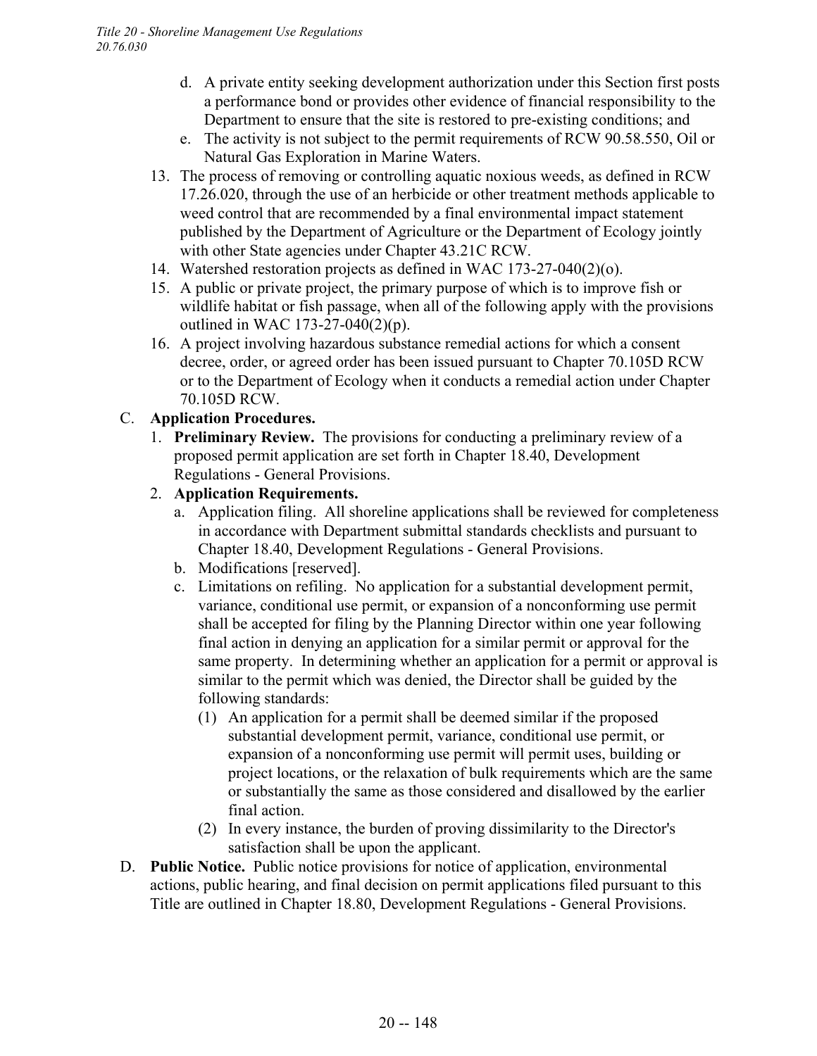d. A private entity seeking development authorization under this Section first posts a performance bond or provides other evidence of financial responsibility to the Department to ensure that the site is restored to pre-existing conditions; and
e. The activity is not subject to the permit requirements of RCW 90.58.550, Oil or Natural Gas Exploration in Marine Waters.

13. The process of removing or controlling aquatic noxious weeds, as defined in RCW 17.26.020, through the use of an herbicide or other treatment methods applicable to weed control that are recommended by a final environmental impact statement published by the Department of Agriculture or the Department of Ecology jointly with other State agencies under Chapter 43.21C RCW.
14. Watershed restoration projects as defined in WAC 173-27-040(2)(o).
15. A public or private project, the primary purpose of which is to improve fish or wildlife habitat or fish passage, when all of the following apply with the provisions outlined in WAC 173-27-040(2)(p).
16. A project involving hazardous substance remedial actions for which a consent decree, order, or agreed order has been issued pursuant to Chapter 70.105D RCW or to the Department of Ecology when it conducts a remedial action under Chapter 70.105D RCW.

C. **Application Procedures.**
   1. **Preliminary Review.** The provisions for conducting a preliminary review of a proposed permit application are set forth in Chapter 18.40, Development Regulations - General Provisions.
   2. **Application Requirements.**
      a. Application filing. All shoreline applications shall be reviewed for completeness in accordance with Department submittal standards checklists and pursuant to Chapter 18.40, Development Regulations - General Provisions.
      b. Modifications [reserved].
      c. Limitations on refiling. No application for a substantial development permit, variance, conditional use permit, or expansion of a nonconforming use permit shall be accepted for filing by the Planning Director within one year following final action in denying an application for a similar permit or approval for the same property. In determining whether an application for a permit or approval is similar to the permit which was denied, the Director shall be guided by the following standards:
         (1) An application for a permit shall be deemed similar if the proposed substantial development permit, variance, conditional use permit, or expansion of a nonconforming use permit will permit uses, building or project locations, or the relaxation of bulk requirements which are the same or substantially the same as those considered and disallowed by the earlier final action.
         (2) In every instance, the burden of proving dissimilarity to the Director's satisfaction shall be upon the applicant.

D. **Public Notice.** Public notice provisions for notice of application, environmental actions, public hearing, and final decision on permit applications filed pursuant to this Title are outlined in Chapter 18.80, Development Regulations - General Provisions.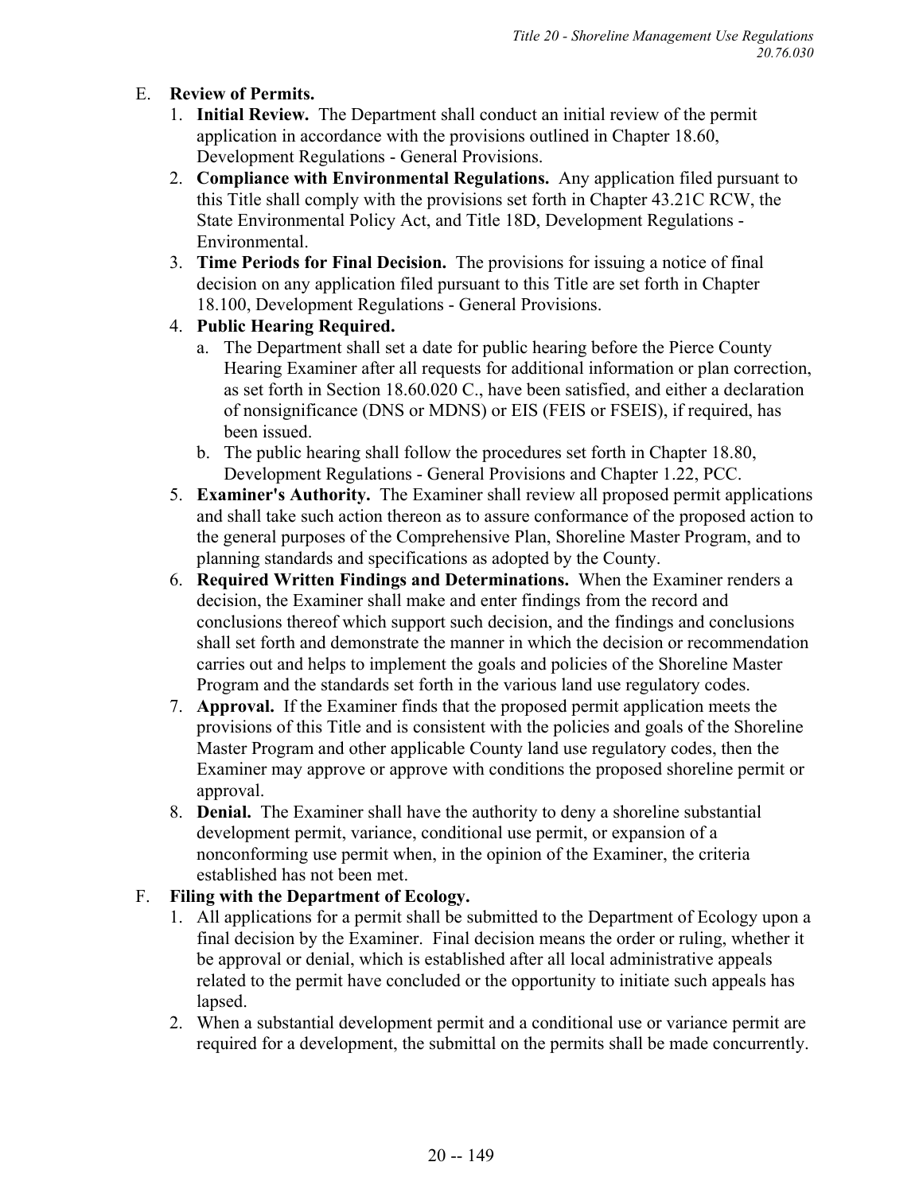E. **Review of Permits.**

1. **Initial Review.** The Department shall conduct an initial review of the permit application in accordance with the provisions outlined in Chapter 18.60, Development Regulations - General Provisions.
2. **Compliance with Environmental Regulations.** Any application filed pursuant to this Title shall comply with the provisions set forth in Chapter 43.21C RCW, the State Environmental Policy Act, and Title 18D, Development Regulations - Environmental.
3. **Time Periods for Final Decision.** The provisions for issuing a notice of final decision on any application filed pursuant to this Title are set forth in Chapter 18.100, Development Regulations - General Provisions.
4. **Public Hearing Required.**
   a. The Department shall set a date for public hearing before the Pierce County Hearing Examiner after all requests for additional information or plan correction, as set forth in Section 18.60.020 C., have been satisfied, and either a declaration of nonsignificance (DNS or MDNS) or EIS (FEIS or FSEIS), if required, has been issued.
   b. The public hearing shall follow the procedures set forth in Chapter 18.80, Development Regulations - General Provisions and Chapter 1.22, PCC.
5. **Examiner's Authority.** The Examiner shall review all proposed permit applications and shall take such action thereon as to assure conformance of the proposed action to the general purposes of the Comprehensive Plan, Shoreline Master Program, and to planning standards and specifications as adopted by the County.
6. **Required Written Findings and Determinations.** When the Examiner renders a decision, the Examiner shall make and enter findings from the record and conclusions thereof which support such decision, and the findings and conclusions shall set forth and demonstrate the manner in which the decision or recommendation carries out and helps to implement the goals and policies of the Shoreline Master Program and the standards set forth in the various land use regulatory codes.
7. **Approval.** If the Examiner finds that the proposed permit application meets the provisions of this Title and is consistent with the policies and goals of the Shoreline Master Program and other applicable County land use regulatory codes, then the Examiner may approve or approve with conditions the proposed shoreline permit or approval.
8. **Denial.** The Examiner shall have the authority to deny a shoreline substantial development permit, variance, conditional use permit, or expansion of a nonconforming use permit when, in the opinion of the Examiner, the criteria established has not been met.

F. **Filing with the Department of Ecology.**

1. All applications for a permit shall be submitted to the Department of Ecology upon a final decision by the Examiner. Final decision means the order or ruling, whether it be approval or denial, which is established after all local administrative appeals related to the permit have concluded or the opportunity to initiate such appeals has lapsed.
2. When a substantial development permit and a conditional use or variance permit are required for a development, the submittal on the permits shall be made concurrently.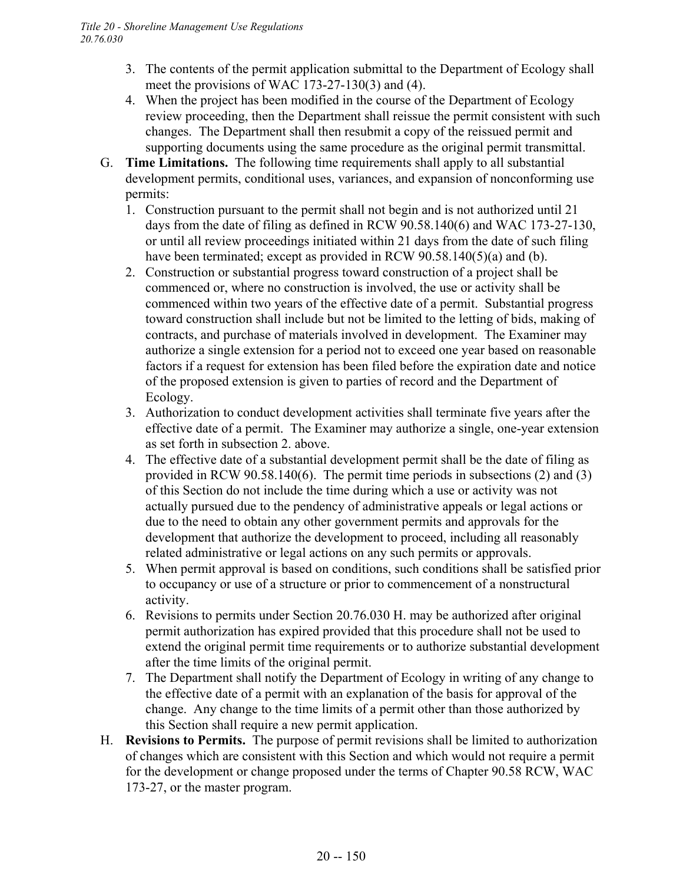3. The contents of the permit application submittal to the Department of Ecology shall meet the provisions of WAC 173-27-130(3) and (4).
4. When the project has been modified in the course of the Department of Ecology review proceeding, then the Department shall reissue the permit consistent with such changes. The Department shall then resubmit a copy of the reissued permit and supporting documents using the same procedure as the original permit transmittal.

G. **Time Limitations.** The following time requirements shall apply to all substantial development permits, conditional uses, variances, and expansion of nonconforming use permits:

1. Construction pursuant to the permit shall not begin and is not authorized until 21 days from the date of filing as defined in RCW 90.58.140(6) and WAC 173-27-130, or until all review proceedings initiated within 21 days from the date of such filing have been terminated; except as provided in RCW 90.58.140(5)(a) and (b).
2. Construction or substantial progress toward construction of a project shall be commenced or, where no construction is involved, the use or activity shall be commenced within two years of the effective date of a permit. Substantial progress toward construction shall include but not be limited to the letting of bids, making of contracts, and purchase of materials involved in development. The Examiner may authorize a single extension for a period not to exceed one year based on reasonable factors if a request for extension has been filed before the expiration date and notice of the proposed extension is given to parties of record and the Department of Ecology.
3. Authorization to conduct development activities shall terminate five years after the effective date of a permit. The Examiner may authorize a single, one-year extension as set forth in subsection 2. above.
4. The effective date of a substantial development permit shall be the date of filing as provided in RCW 90.58.140(6). The permit time periods in subsections (2) and (3) of this Section do not include the time during which a use or activity was not actually pursued due to the pendency of administrative appeals or legal actions or due to the need to obtain any other government permits and approvals for the development that authorize the development to proceed, including all reasonably related administrative or legal actions on any such permits or approvals.
5. When permit approval is based on conditions, such conditions shall be satisfied prior to occupancy or use of a structure or prior to commencement of a nonstructural activity.
6. Revisions to permits under Section 20.76.030 H. may be authorized after original permit authorization has expired provided that this procedure shall not be used to extend the original permit time requirements or to authorize substantial development after the time limits of the original permit.
7. The Department shall notify the Department of Ecology in writing of any change to the effective date of a permit with an explanation of the basis for approval of the change. Any change to the time limits of a permit other than those authorized by this Section shall require a new permit application.

H. **Revisions to Permits.** The purpose of permit revisions shall be limited to authorization of changes which are consistent with this Section and which would not require a permit for the development or change proposed under the terms of Chapter 90.58 RCW, WAC 173-27, or the master program.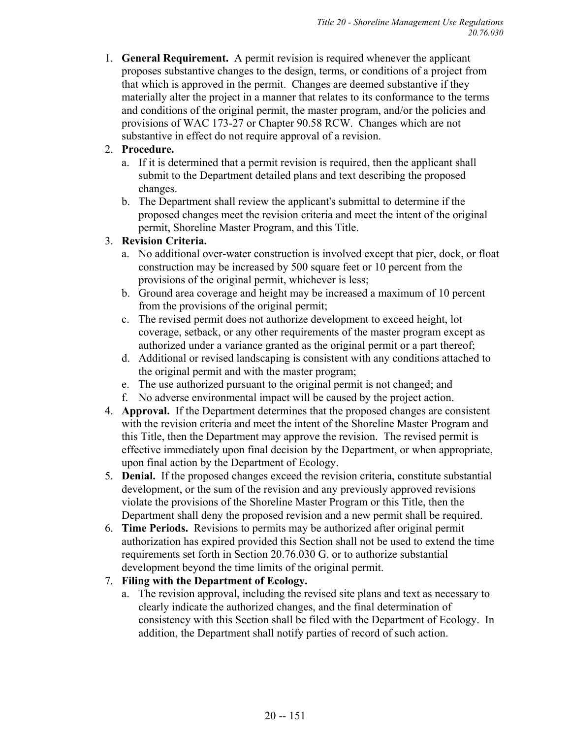1. **General Requirement.** A permit revision is required whenever the applicant proposes substantive changes to the design, terms, or conditions of a project from that which is approved in the permit. Changes are deemed substantive if they materially alter the project in a manner that relates to its conformance to the terms and conditions of the original permit, the master program, and/or the policies and provisions of WAC 173-27 or Chapter 90.58 RCW. Changes which are not substantive in effect do not require approval of a revision.
2. **Procedure.**
   a. If it is determined that a permit revision is required, then the applicant shall submit to the Department detailed plans and text describing the proposed changes.
   b. The Department shall review the applicant's submittal to determine if the proposed changes meet the revision criteria and meet the intent of the original permit, Shoreline Master Program, and this Title.
3. **Revision Criteria.**
   a. No additional over-water construction is involved except that pier, dock, or float construction may be increased by 500 square feet or 10 percent from the provisions of the original permit, whichever is less;
   b. Ground area coverage and height may be increased a maximum of 10 percent from the provisions of the original permit;
   c. The revised permit does not authorize development to exceed height, lot coverage, setback, or any other requirements of the master program except as authorized under a variance granted as the original permit or a part thereof;
   d. Additional or revised landscaping is consistent with any conditions attached to the original permit and with the master program;
   e. The use authorized pursuant to the original permit is not changed; and
   f. No adverse environmental impact will be caused by the project action.
4. **Approval.** If the Department determines that the proposed changes are consistent with the revision criteria and meet the intent of the Shoreline Master Program and this Title, then the Department may approve the revision. The revised permit is effective immediately upon final decision by the Department, or when appropriate, upon final action by the Department of Ecology.
5. **Denial.** If the proposed changes exceed the revision criteria, constitute substantial development, or the sum of the revision and any previously approved revisions violate the provisions of the Shoreline Master Program or this Title, then the Department shall deny the proposed revision and a new permit shall be required.
6. **Time Periods.** Revisions to permits may be authorized after original permit authorization has expired provided this Section shall not be used to extend the time requirements set forth in Section 20.76.030 G. or to authorize substantial development beyond the time limits of the original permit.
7. **Filing with the Department of Ecology.**
   a. The revision approval, including the revised site plans and text as necessary to clearly indicate the authorized changes, and the final determination of consistency with this Section shall be filed with the Department of Ecology. In addition, the Department shall notify parties of record of such action.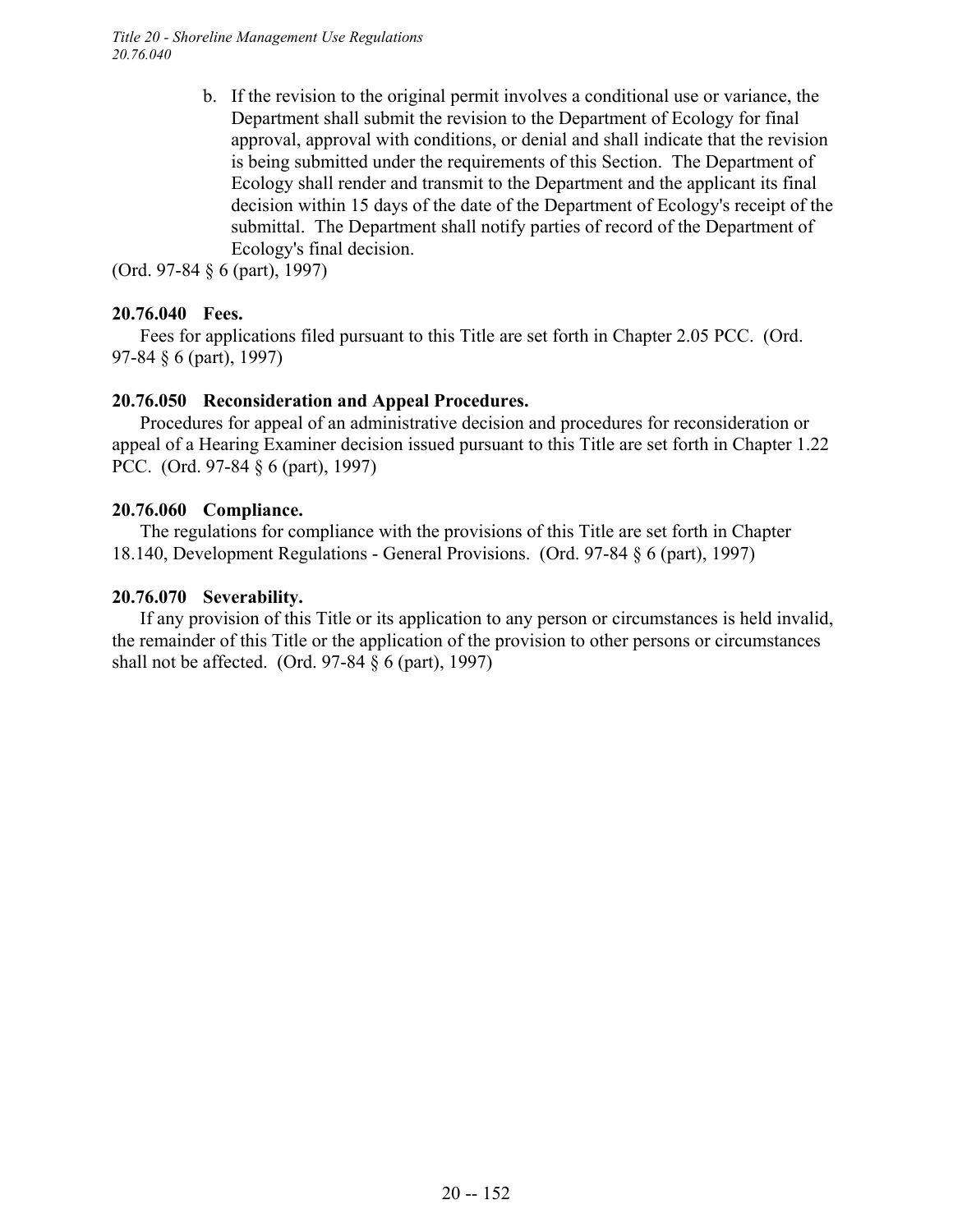b. If the revision to the original permit involves a conditional use or variance, the Department shall submit the revision to the Department of Ecology for final approval, approval with conditions, or denial and shall indicate that the revision is being submitted under the requirements of this Section. The Department of Ecology shall render and transmit to the Department and the applicant its final decision within 15 days of the date of the Department of Ecology's receipt of the submittal. The Department shall notify parties of record of the Department of Ecology's final decision.

(Ord. 97-84 § 6 (part), 1997)

**20.76.040 Fees.**

Fees for applications filed pursuant to this Title are set forth in Chapter 2.05 PCC. (Ord. 97-84 § 6 (part), 1997)

**20.76.050 Reconsideration and Appeal Procedures.**

Procedures for appeal of an administrative decision and procedures for reconsideration or appeal of a Hearing Examiner decision issued pursuant to this Title are set forth in Chapter 1.22 PCC. (Ord. 97-84 § 6 (part), 1997)

**20.76.060 Compliance.**

The regulations for compliance with the provisions of this Title are set forth in Chapter 18.140, Development Regulations - General Provisions. (Ord. 97-84 § 6 (part), 1997)

**20.76.070 Severability.**

If any provision of this Title or its application to any person or circumstances is held invalid, the remainder of this Title or the application of the provision to other persons or circumstances shall not be affected. (Ord. 97-84 § 6 (part), 1997)